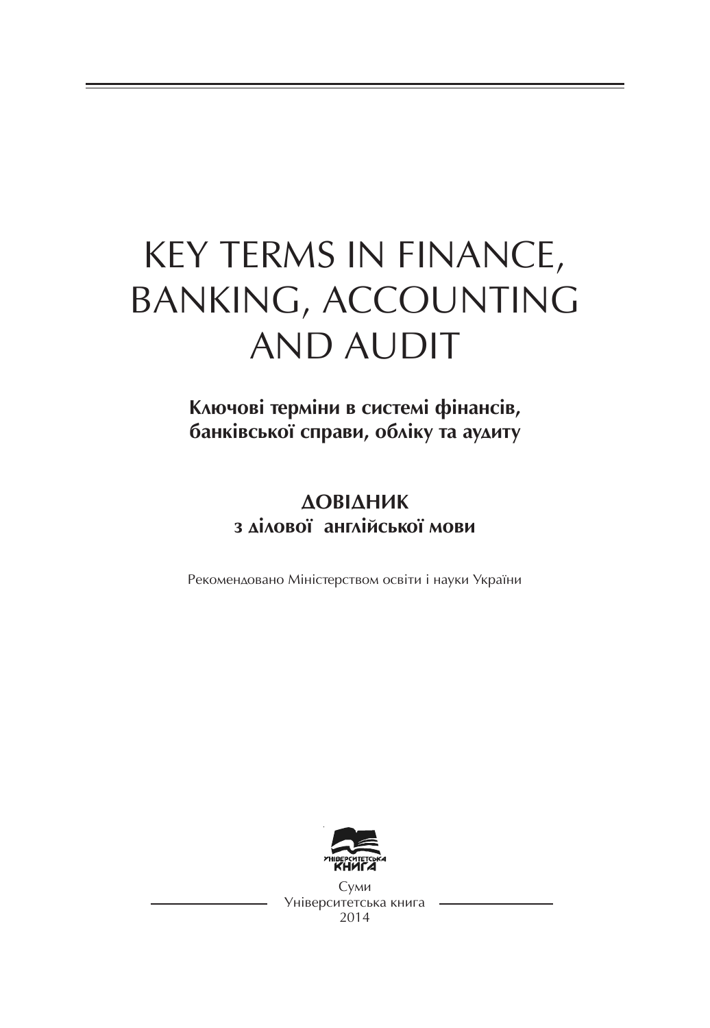# KEY TERMS IN FINANCE, BANKING, ACCOUNTING AND AUDIT

**Ключові терміни в системі фінансів, банківської справи, обліку та аудиту**

**ДОВІДНИК**
**з ділової англійської мови**

Рекомендовано Міністерством освіти і науки України

Суми
Університетська книга
2014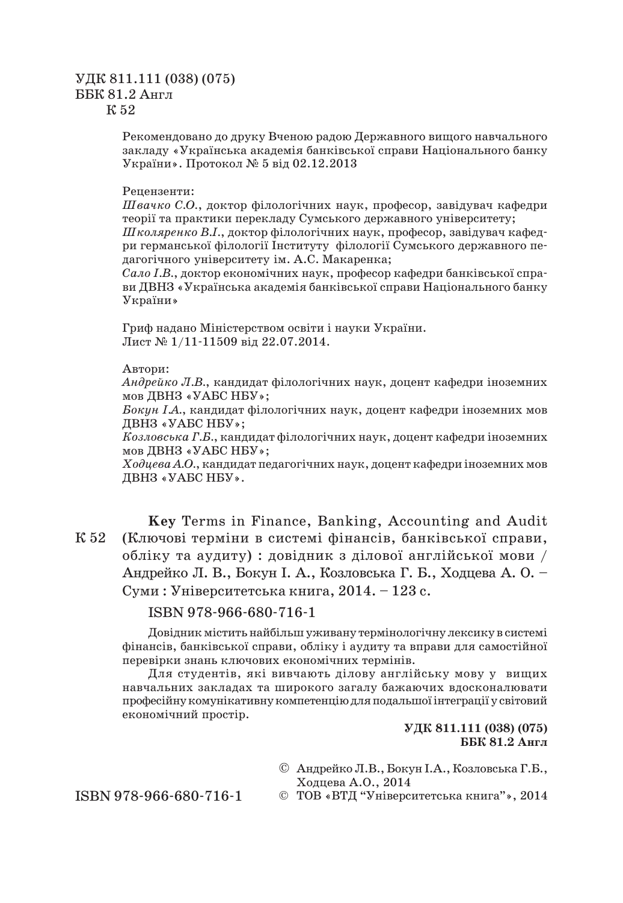УДК 811.111 (038) (075)
ББК 81.2 Англ
К 52

Рекомендовано до друку Вченою радою Державного вищого навчального закладу «Українська академія банківської справи Національного банку України». Протокол № 5 від 02.12.2013

Рецензенти:
*Швачко С.О.*, доктор філологічних наук, професор, завідувач кафедри теорії та практики перекладу Сумського державного університету;
*Школяренко В.І.*, доктор філологічних наук, професор, завідувач кафедри германської філології Інституту філології Сумського державного педагогічного університету ім. А.С. Макаренка;
*Сало І.В.*, доктор економічних наук, професор кафедри банківської справи ДВНЗ «Українська академія банківської справи Національного банку України»

Гриф надано Міністерством освіти і науки України.
Лист № 1/11-11509 від 22.07.2014.

Автори:
*Андрейко Л.В.*, кандидат філологічних наук, доцент кафедри іноземних мов ДВНЗ «УАБС НБУ»;
*Бокун І.А.*, кандидат філологічних наук, доцент кафедри іноземних мов ДВНЗ «УАБС НБУ»;
*Козловська Г.Б.*, кандидат філологічних наук, доцент кафедри іноземних мов ДВНЗ «УАБС НБУ»;
*Ходцева А.О.*, кандидат педагогічних наук, доцент кафедри іноземних мов ДВНЗ «УАБС НБУ».

К 52 **Key** Terms in Finance, Banking, Accounting and Audit (Ключові терміни в системі фінансів, банківської справи, обліку та аудиту) : довідник з ділової англійської мови / Андрейко Л. В., Бокун І. А., Козловська Г. Б., Ходцева А. О. – Суми : Університетська книга, 2014. – 123 с.

ISBN 978-966-680-716-1

Довідник містить найбільш уживану термінологічну лексику в системі фінансів, банківської справи, обліку і аудиту та вправи для самостійної перевірки знань ключових економічних термінів.

Для студентів, які вивчають ділову англійську мову у вищих навчальних закладах та широкого загалу бажаючих вдосконалювати професійну комунікативну компетенцію для подальшої інтеграції у світовий економічний простір.

**УДК 811.111 (038) (075)**
**ББК 81.2 Англ**

ISBN 978-966-680-716-1

© Андрейко Л.В., Бокун І.А., Козловська Г.Б., Ходцева А.О., 2014
© ТОВ «ВТД "Університетська книга"», 2014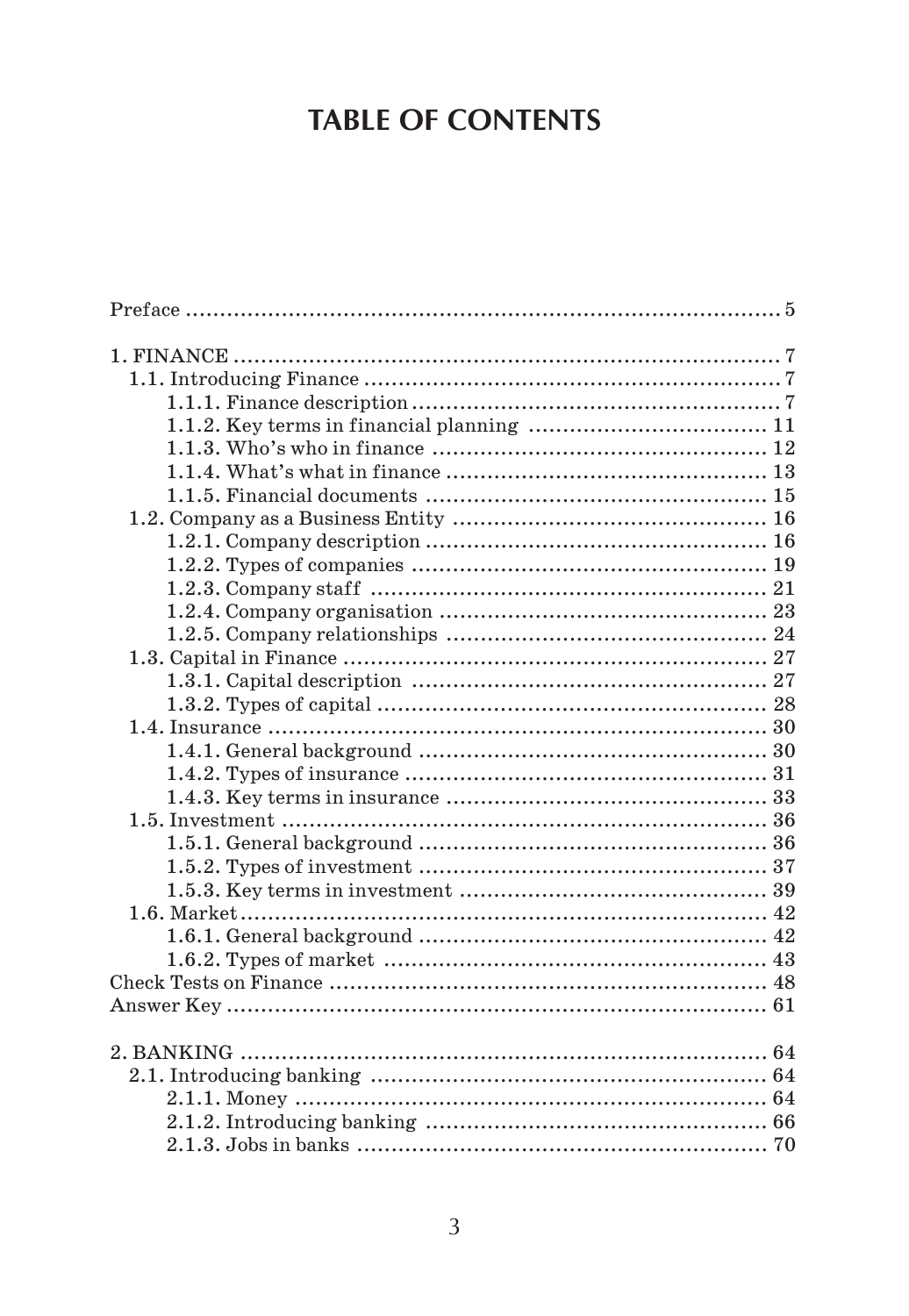# TABLE OF CONTENTS

Preface ........................................................................ 5

1. FINANCE ........................................................................ 7
   - 1.1. Introducing Finance ........................................................................ 7
     - 1.1.1. Finance description ........................................................................ 7
     - 1.1.2. Key terms in financial planning ........................................................................ 11
     - 1.1.3. Who's who in finance ........................................................................ 12
     - 1.1.4. What's what in finance ........................................................................ 13
     - 1.1.5. Financial documents ........................................................................ 15
   - 1.2. Company as a Business Entity ........................................................................ 16
     - 1.2.1. Company description ........................................................................ 16
     - 1.2.2. Types of companies ........................................................................ 19
     - 1.2.3. Company staff ........................................................................ 21
     - 1.2.4. Company organisation ........................................................................ 23
     - 1.2.5. Company relationships ........................................................................ 24
   - 1.3. Capital in Finance ........................................................................ 27
     - 1.3.1. Capital description ........................................................................ 27
     - 1.3.2. Types of capital ........................................................................ 28
   - 1.4. Insurance ........................................................................ 30
     - 1.4.1. General background ........................................................................ 30
     - 1.4.2. Types of insurance ........................................................................ 31
     - 1.4.3. Key terms in insurance ........................................................................ 33
   - 1.5. Investment ........................................................................ 36
     - 1.5.1. General background ........................................................................ 36
     - 1.5.2. Types of investment ........................................................................ 37
     - 1.5.3. Key terms in investment ........................................................................ 39
   - 1.6. Market ........................................................................ 42
     - 1.6.1. General background ........................................................................ 42
     - 1.6.2. Types of market ........................................................................ 43

Check Tests on Finance ........................................................................ 48

Answer Key ........................................................................ 61

2. BANKING ........................................................................ 64
   - 2.1. Introducing banking ........................................................................ 64
     - 2.1.1. Money ........................................................................ 64
     - 2.1.2. Introducing banking ........................................................................ 66
     - 2.1.3. Jobs in banks ........................................................................ 70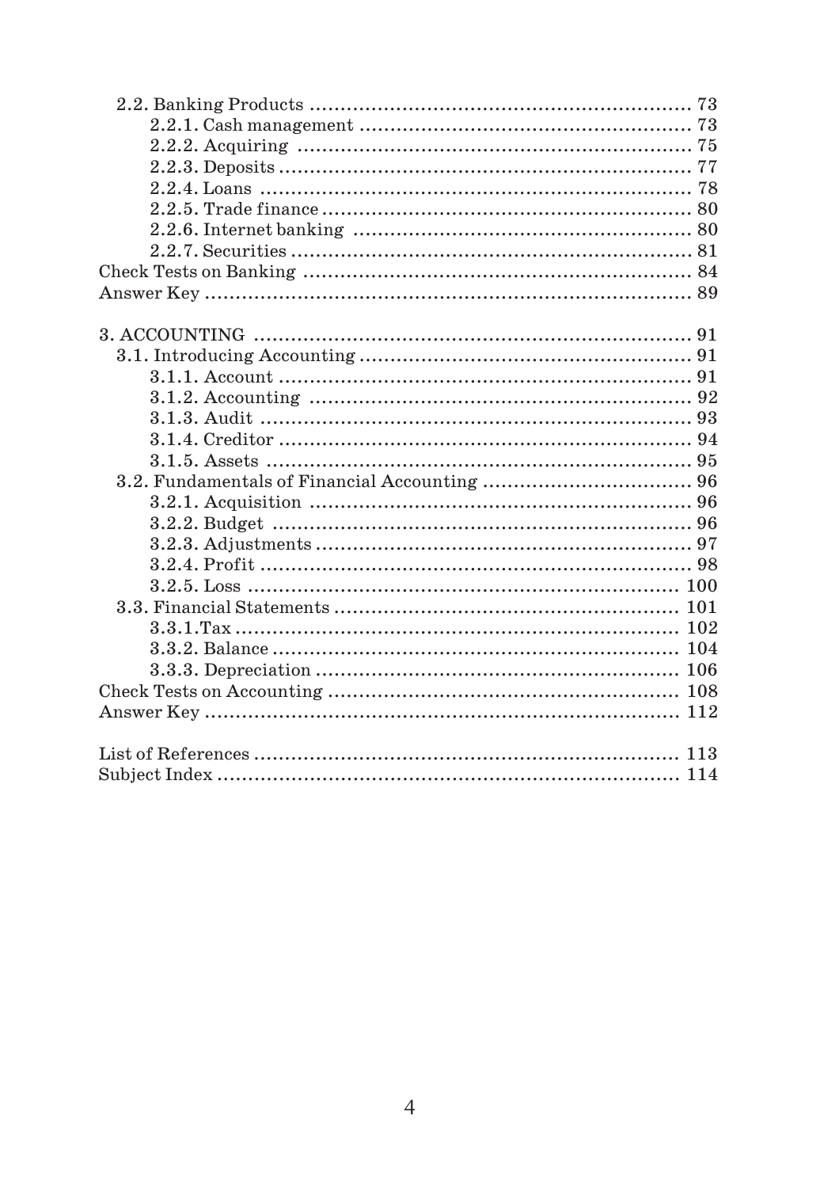2.2. Banking Products ............................................................. 73
2.2.1. Cash management ...................................................... 73
2.2.2. Acquiring ................................................................ 75
2.2.3. Deposits .................................................................. 77
2.2.4. Loans ...................................................................... 78
2.2.5. Trade finance ............................................................ 80
2.2.6. Internet banking ....................................................... 80
2.2.7. Securities ................................................................. 81
Check Tests on Banking ............................................................ 84
Answer Key .............................................................................. 89

3. ACCOUNTING ........................................................................ 91
3.1. Introducing Accounting ........................................................ 91
3.1.1. Account .................................................................... 91
3.1.2. Accounting ............................................................... 92
3.1.3. Audit ....................................................................... 93
3.1.4. Creditor ................................................................... 94
3.1.5. Assets ...................................................................... 95
3.2. Fundamentals of Financial Accounting .................................. 96
3.2.1. Acquisition ............................................................... 96
3.2.2. Budget ..................................................................... 96
3.2.3. Adjustments ............................................................. 97
3.2.4. Profit ....................................................................... 98
3.2.5. Loss ......................................................................... 100
3.3. Financial Statements ........................................................... 101
3.3.1.Tax ........................................................................... 102
3.3.2. Balance .................................................................... 104
3.3.3. Depreciation ............................................................. 106
Check Tests on Accounting ...................................................... 108
Answer Key .............................................................................. 112

List of References .................................................................... 113
Subject Index ............................................................................ 114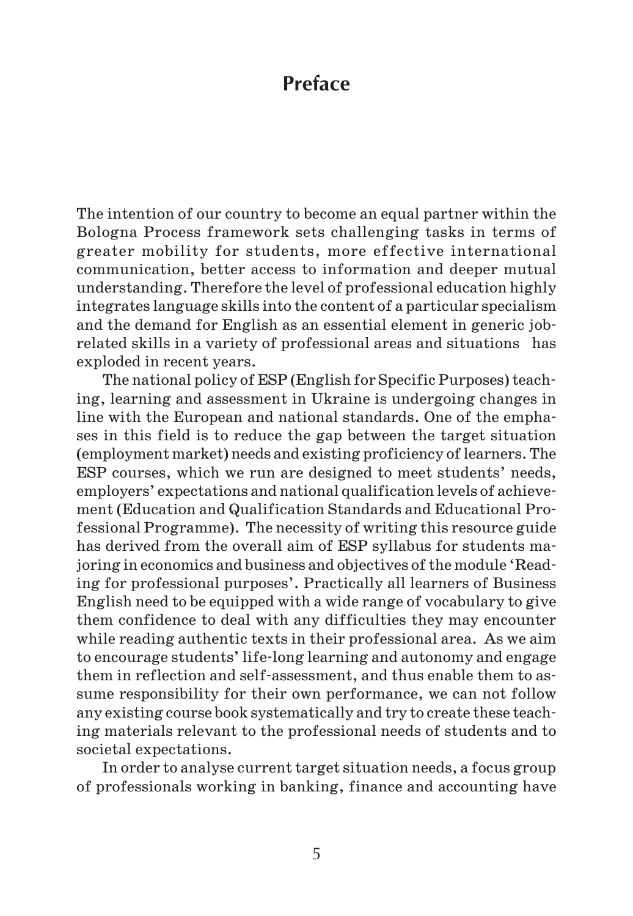# Preface

The intention of our country to become an equal partner within the Bologna Process framework sets challenging tasks in terms of greater mobility for students, more effective international communication, better access to information and deeper mutual understanding. Therefore the level of professional education highly integrates language skills into the content of a particular specialism and the demand for English as an essential element in generic job-related skills in a variety of professional areas and situations has exploded in recent years.

The national policy of ESP (English for Specific Purposes) teaching, learning and assessment in Ukraine is undergoing changes in line with the European and national standards. One of the emphases in this field is to reduce the gap between the target situation (employment market) needs and existing proficiency of learners. The ESP courses, which we run are designed to meet students' needs, employers' expectations and national qualification levels of achievement (Education and Qualification Standards and Educational Professional Programme). The necessity of writing this resource guide has derived from the overall aim of ESP syllabus for students majoring in economics and business and objectives of the module 'Reading for professional purposes'. Practically all learners of Business English need to be equipped with a wide range of vocabulary to give them confidence to deal with any difficulties they may encounter while reading authentic texts in their professional area. As we aim to encourage students' life-long learning and autonomy and engage them in reflection and self-assessment, and thus enable them to assume responsibility for their own performance, we can not follow any existing course book systematically and try to create these teaching materials relevant to the professional needs of students and to societal expectations.

In order to analyse current target situation needs, a focus group of professionals working in banking, finance and accounting have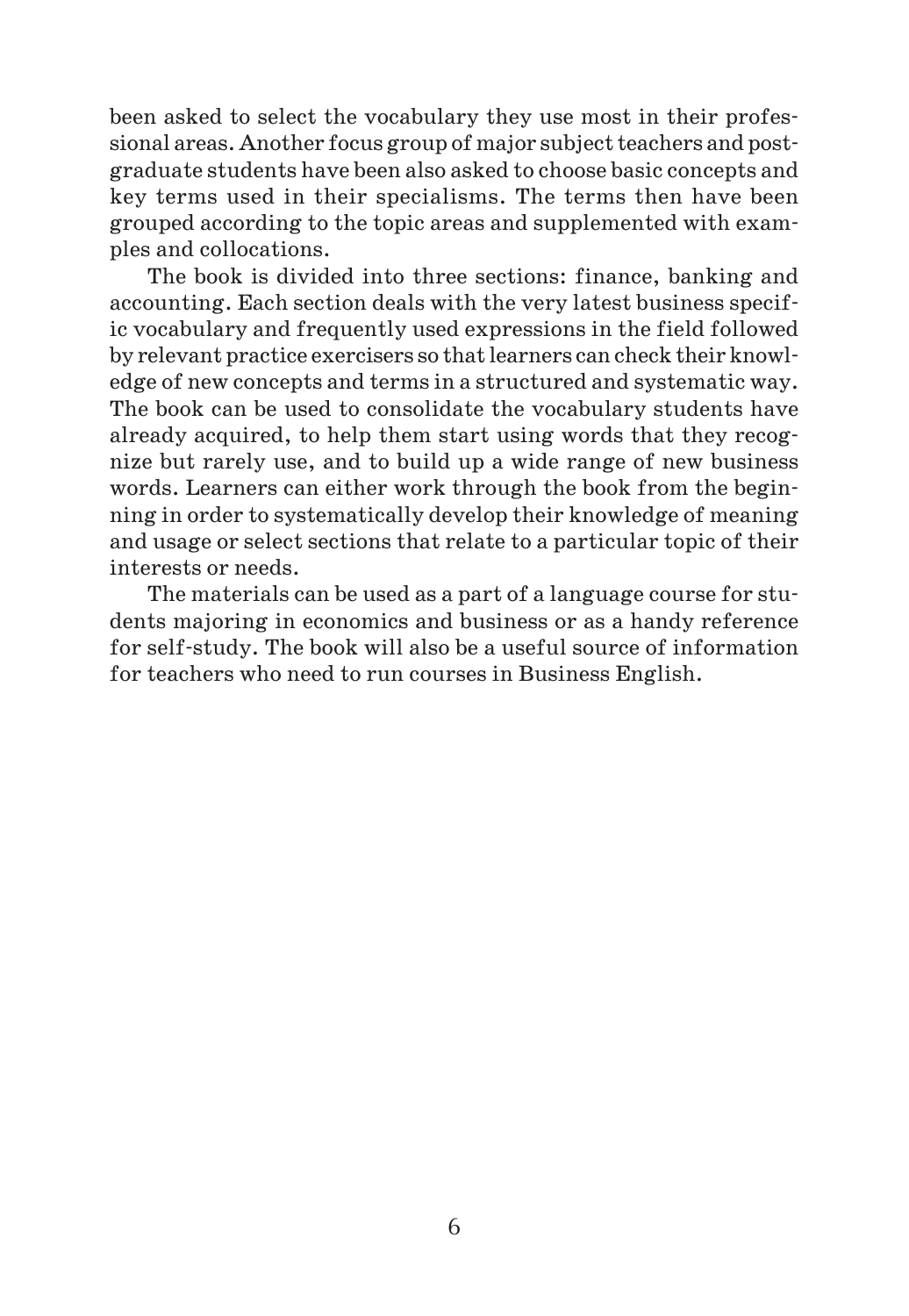been asked to select the vocabulary they use most in their professional areas. Another focus group of major subject teachers and postgraduate students have been also asked to choose basic concepts and key terms used in their specialisms. The terms then have been grouped according to the topic areas and supplemented with examples and collocations.

The book is divided into three sections: finance, banking and accounting. Each section deals with the very latest business specific vocabulary and frequently used expressions in the field followed by relevant practice exercisers so that learners can check their knowledge of new concepts and terms in a structured and systematic way. The book can be used to consolidate the vocabulary students have already acquired, to help them start using words that they recognize but rarely use, and to build up a wide range of new business words. Learners can either work through the book from the beginning in order to systematically develop their knowledge of meaning and usage or select sections that relate to a particular topic of their interests or needs.

The materials can be used as a part of a language course for students majoring in economics and business or as a handy reference for self-study. The book will also be a useful source of information for teachers who need to run courses in Business English.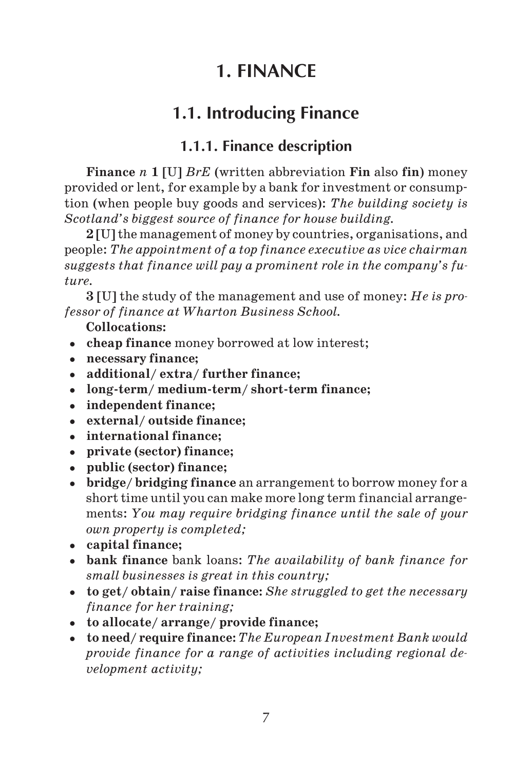# 1. FINANCE

## 1.1. Introducing Finance

### 1.1.1. Finance description

**Finance** *n* **1** [U] *BrE* (written abbreviation **Fin** also **fin**) money provided or lent, for example by a bank for investment or consumption (when people buy goods and services): *The building society is Scotland's biggest source of finance for house building.*

**2** [U] the management of money by countries, organisations, and people: *The appointment of a top finance executive as vice chairman suggests that finance will pay a prominent role in the company's future.*

**3** [U] the study of the management and use of money: *He is professor of finance at Wharton Business School.*

**Collocations:**

- **cheap finance** money borrowed at low interest;
- **necessary finance;**
- **additional/ extra/ further finance;**
- **long-term/ medium-term/ short-term finance;**
- **independent finance;**
- **external/ outside finance;**
- **international finance;**
- **private (sector) finance;**
- **public (sector) finance;**
- **bridge/ bridging finance** an arrangement to borrow money for a short time until you can make more long term financial arrangements: *You may require bridging finance until the sale of your own property is completed;*
- **capital finance;**
- **bank finance** bank loans: *The availability of bank finance for small businesses is great in this country;*
- **to get/ obtain/ raise finance:** *She struggled to get the necessary finance for her training;*
- **to allocate/ arrange/ provide finance;**
- **to need/ require finance:** *The European Investment Bank would provide finance for a range of activities including regional development activity;*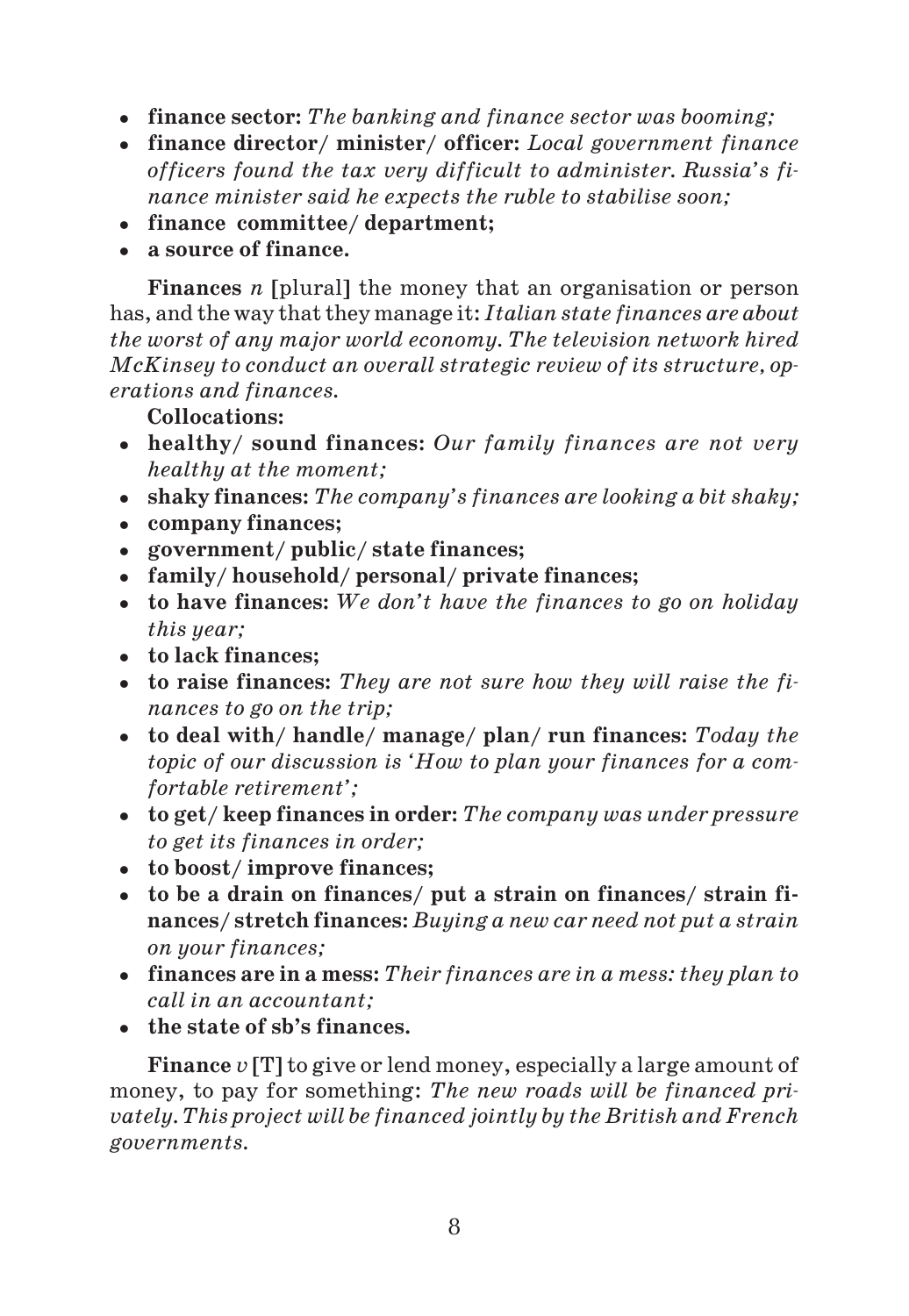- **finance sector:** *The banking and finance sector was booming;*
- **finance director/ minister/ officer:** *Local government finance officers found the tax very difficult to administer. Russia's finance minister said he expects the ruble to stabilise soon;*
- **finance committee/ department;**
- **a source of finance.**

**Finances** *n* [plural] the money that an organisation or person has, and the way that they manage it: *Italian state finances are about the worst of any major world economy. The television network hired McKinsey to conduct an overall strategic review of its structure, operations and finances.*

**Collocations:**

- **healthy/ sound finances:** *Our family finances are not very healthy at the moment;*
- **shaky finances:** *The company's finances are looking a bit shaky;*
- **company finances;**
- **government/ public/ state finances;**
- **family/ household/ personal/ private finances;**
- **to have finances:** *We don't have the finances to go on holiday this year;*
- **to lack finances;**
- **to raise finances:** *They are not sure how they will raise the finances to go on the trip;*
- **to deal with/ handle/ manage/ plan/ run finances:** *Today the topic of our discussion is 'How to plan your finances for a comfortable retirement';*
- **to get/ keep finances in order:** *The company was under pressure to get its finances in order;*
- **to boost/ improve finances;**
- **to be a drain on finances/ put a strain on finances/ strain finances/ stretch finances:** *Buying a new car need not put a strain on your finances;*
- **finances are in a mess:** *Their finances are in a mess: they plan to call in an accountant;*
- **the state of sb's finances.**

**Finance** *v* **[T]** to give or lend money, especially a large amount of money, to pay for something: *The new roads will be financed privately. This project will be financed jointly by the British and French governments.*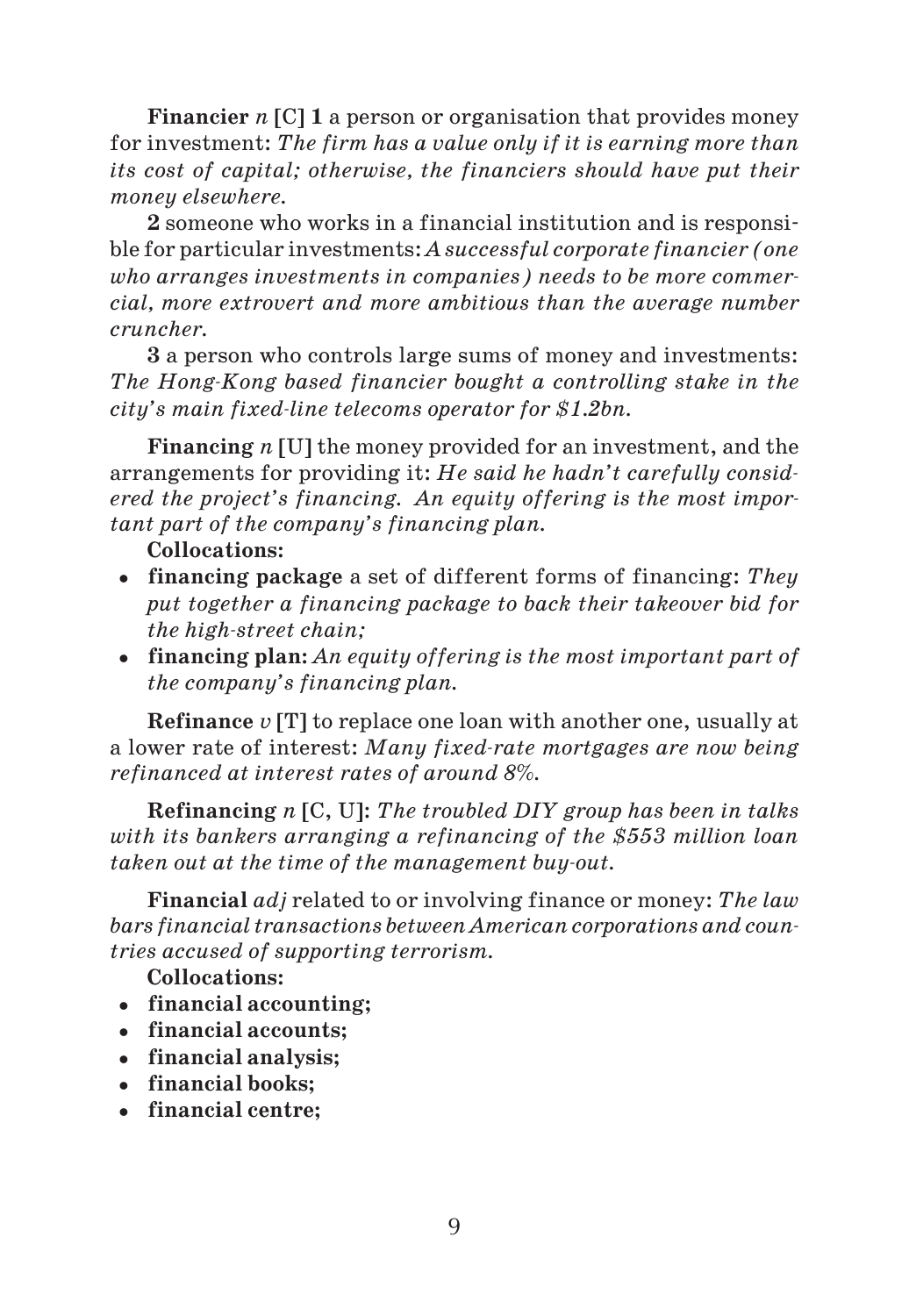**Financier** *n* [C] **1** a person or organisation that provides money for investment: *The firm has a value only if it is earning more than its cost of capital; otherwise, the financiers should have put their money elsewhere.*

**2** someone who works in a financial institution and is responsible for particular investments: *A successful corporate financier (one who arranges investments in companies) needs to be more commercial, more extrovert and more ambitious than the average number cruncher.*

**3** a person who controls large sums of money and investments: *The Hong-Kong based financier bought a controlling stake in the city's main fixed-line telecoms operator for $1.2bn.*

**Financing** *n* [U] the money provided for an investment, and the arrangements for providing it: *He said he hadn't carefully considered the project's financing. An equity offering is the most important part of the company's financing plan.*

**Collocations:**

- **financing package** a set of different forms of financing: *They put together a financing package to back their takeover bid for the high-street chain;*
- **financing plan:** *An equity offering is the most important part of the company's financing plan.*

**Refinance** *v* [T] to replace one loan with another one, usually at a lower rate of interest: *Many fixed-rate mortgages are now being refinanced at interest rates of around 8%.*

**Refinancing** *n* [C, U]: *The troubled DIY group has been in talks with its bankers arranging a refinancing of the $553 million loan taken out at the time of the management buy-out.*

**Financial** *adj* related to or involving finance or money: *The law bars financial transactions between American corporations and countries accused of supporting terrorism.*

**Collocations:**

- **financial accounting;**
- **financial accounts;**
- **financial analysis;**
- **financial books;**
- **financial centre;**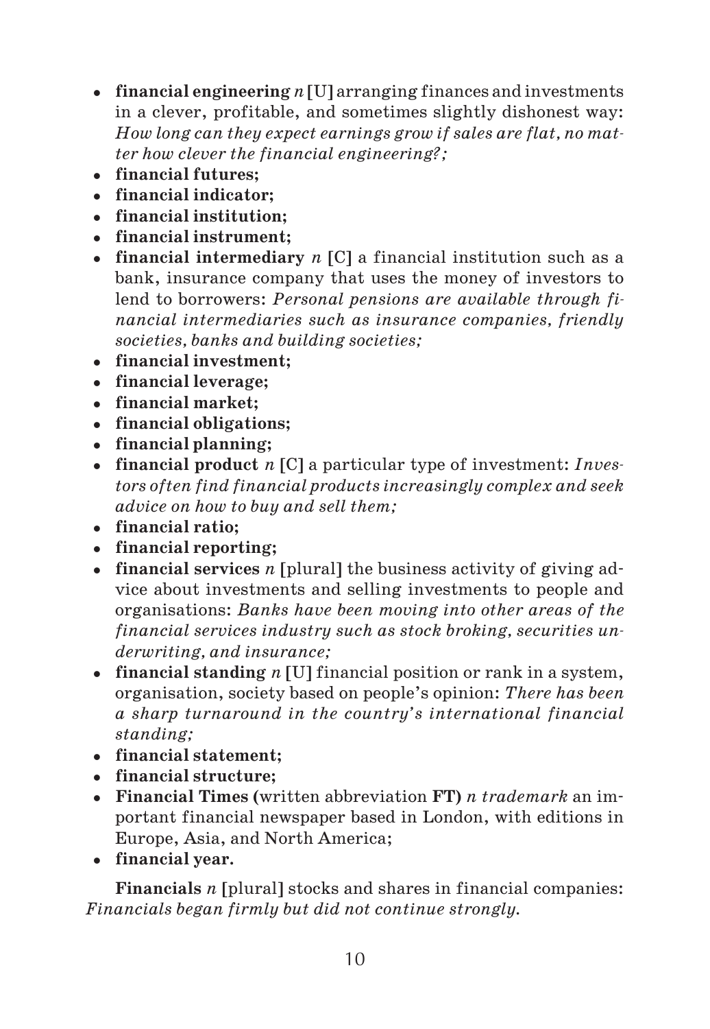- **financial engineering** *n* [U] arranging finances and investments in a clever, profitable, and sometimes slightly dishonest way: *How long can they expect earnings grow if sales are flat, no matter how clever the financial engineering?;*
- **financial futures;**
- **financial indicator;**
- **financial institution;**
- **financial instrument;**
- **financial intermediary** *n* [C] a financial institution such as a bank, insurance company that uses the money of investors to lend to borrowers: *Personal pensions are available through financial intermediaries such as insurance companies, friendly societies, banks and building societies;*
- **financial investment;**
- **financial leverage;**
- **financial market;**
- **financial obligations;**
- **financial planning;**
- **financial product** *n* [C] a particular type of investment: *Investors often find financial products increasingly complex and seek advice on how to buy and sell them;*
- **financial ratio;**
- **financial reporting;**
- **financial services** *n* [plural] the business activity of giving advice about investments and selling investments to people and organisations: *Banks have been moving into other areas of the financial services industry such as stock broking, securities underwriting, and insurance;*
- **financial standing** *n* [U] financial position or rank in a system, organisation, society based on people's opinion: *There has been a sharp turnaround in the country's international financial standing;*
- **financial statement;**
- **financial structure;**
- **Financial Times (**written abbreviation **FT)** *n trademark* an important financial newspaper based in London, with editions in Europe, Asia, and North America;
- **financial year.**

**Financials** *n* [plural] stocks and shares in financial companies: *Financials began firmly but did not continue strongly.*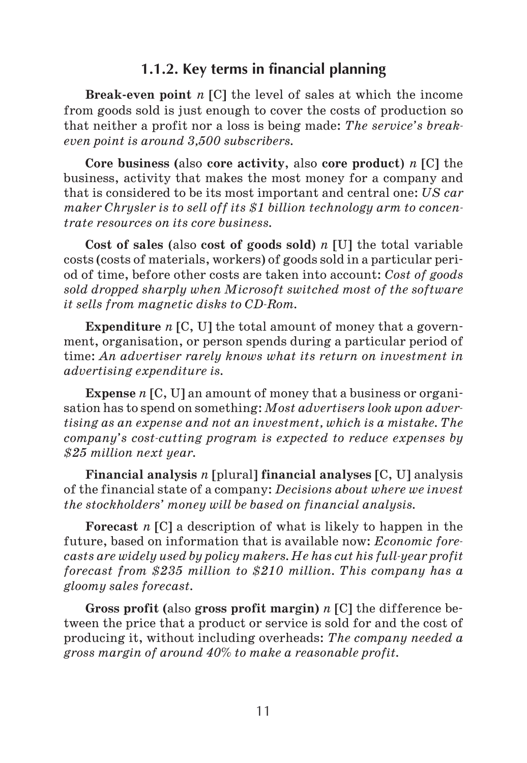### 1.1.2. Key terms in financial planning

**Break-even point** *n* **[C]** the level of sales at which the income from goods sold is just enough to cover the costs of production so that neither a profit nor a loss is being made: *The service's break-even point is around 3,500 subscribers.*

**Core business (**also **core activity**, also **core product)** *n* **[C]** the business, activity that makes the most money for a company and that is considered to be its most important and central one: *US car maker Chrysler is to sell off its $1 billion technology arm to concentrate resources on its core business.*

**Cost of sales (**also **cost of goods sold)** *n* **[U]** the total variable costs (costs of materials, workers) of goods sold in a particular period of time, before other costs are taken into account: *Cost of goods sold dropped sharply when Microsoft switched most of the software it sells from magnetic disks to CD-Rom.*

**Expenditure** *n* **[C, U]** the total amount of money that a government, organisation, or person spends during a particular period of time: *An advertiser rarely knows what its return on investment in advertising expenditure is.*

**Expense** *n* **[C, U]** an amount of money that a business or organisation has to spend on something: *Most advertisers look upon advertising as an expense and not an investment, which is a mistake. The company's cost-cutting program is expected to reduce expenses by $25 million next year.*

**Financial analysis** *n* **[**plural**] financial analyses [**C, U**]** analysis of the financial state of a company: *Decisions about where we invest the stockholders' money will be based on financial analysis.*

**Forecast** *n* **[C]** a description of what is likely to happen in the future, based on information that is available now: *Economic forecasts are widely used by policy makers. He has cut his full-year profit forecast from $235 million to $210 million. This company has a gloomy sales forecast.*

**Gross profit (**also **gross profit margin)** *n* **[C]** the difference between the price that a product or service is sold for and the cost of producing it, without including overheads: *The company needed a gross margin of around 40% to make a reasonable profit.*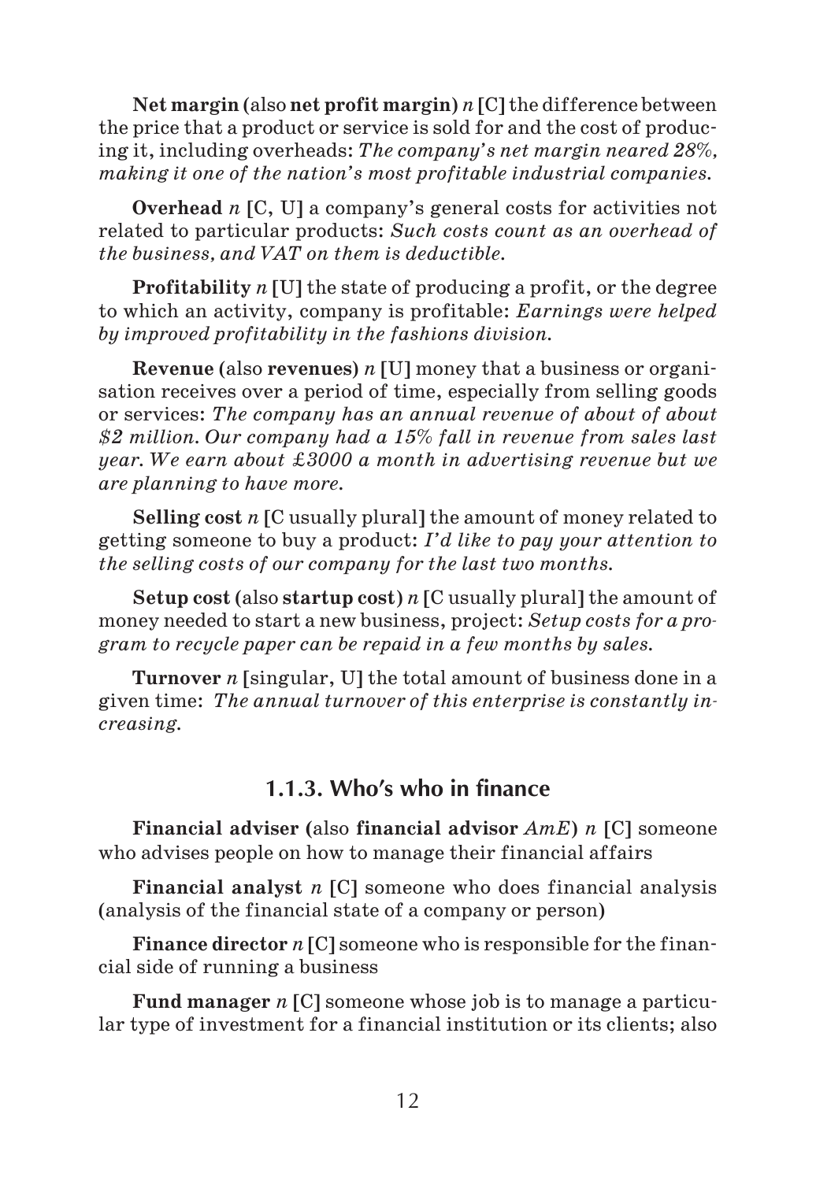**Net margin** (also **net profit margin**) *n* [C] the difference between the price that a product or service is sold for and the cost of producing it, including overheads: *The company's net margin neared 28%, making it one of the nation's most profitable industrial companies.*

**Overhead** *n* [C, U] a company's general costs for activities not related to particular products: *Such costs count as an overhead of the business, and VAT on them is deductible.*

**Profitability** *n* [U] the state of producing a profit, or the degree to which an activity, company is profitable: *Earnings were helped by improved profitability in the fashions division.*

**Revenue** (also **revenues**) *n* [U] money that a business or organisation receives over a period of time, especially from selling goods or services: *The company has an annual revenue of about of about $2 million. Our company had a 15% fall in revenue from sales last year. We earn about £3000 a month in advertising revenue but we are planning to have more.*

**Selling cost** *n* [C usually plural] the amount of money related to getting someone to buy a product: *I'd like to pay your attention to the selling costs of our company for the last two months.*

**Setup cost** (also **startup cost**) *n* [C usually plural] the amount of money needed to start a new business, project: *Setup costs for a program to recycle paper can be repaid in a few months by sales.*

**Turnover** *n* [singular, U] the total amount of business done in a given time: *The annual turnover of this enterprise is constantly increasing.*

### 1.1.3. Who's who in finance

**Financial adviser** (also **financial advisor** *AmE*) *n* [C] someone who advises people on how to manage their financial affairs

**Financial analyst** *n* [C] someone who does financial analysis (analysis of the financial state of a company or person)

**Finance director** *n* [C] someone who is responsible for the financial side of running a business

**Fund manager** *n* [C] someone whose job is to manage a particular type of investment for a financial institution or its clients; also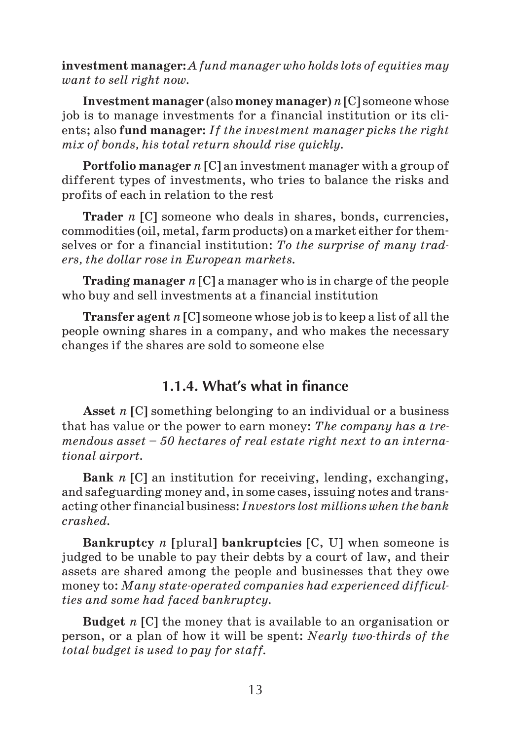**investment manager:** *A fund manager who holds lots of equities may want to sell right now.*

**Investment manager** (also **money manager**) *n* **[C]** someone whose job is to manage investments for a financial institution or its clients; also **fund manager:** *If the investment manager picks the right mix of bonds, his total return should rise quickly.*

**Portfolio manager** *n* **[C]** an investment manager with a group of different types of investments, who tries to balance the risks and profits of each in relation to the rest

**Trader** *n* **[C]** someone who deals in shares, bonds, currencies, commodities (oil, metal, farm products) on a market either for themselves or for a financial institution: *To the surprise of many traders, the dollar rose in European markets.*

**Trading manager** *n* **[C]** a manager who is in charge of the people who buy and sell investments at a financial institution

**Transfer agent** *n* **[C]** someone whose job is to keep a list of all the people owning shares in a company, and who makes the necessary changes if the shares are sold to someone else

### 1.1.4. What's what in finance

**Asset** *n* **[C]** something belonging to an individual or a business that has value or the power to earn money: *The company has a tremendous asset – 50 hectares of real estate right next to an international airport.*

**Bank** *n* **[C]** an institution for receiving, lending, exchanging, and safeguarding money and, in some cases, issuing notes and transacting other financial business: *Investors lost millions when the bank crashed.*

**Bankruptcy** *n* **[**plural**] bankruptcies [C, U]** when someone is judged to be unable to pay their debts by a court of law, and their assets are shared among the people and businesses that they owe money to: *Many state-operated companies had experienced difficulties and some had faced bankruptcy.*

**Budget** *n* **[C]** the money that is available to an organisation or person, or a plan of how it will be spent: *Nearly two-thirds of the total budget is used to pay for staff.*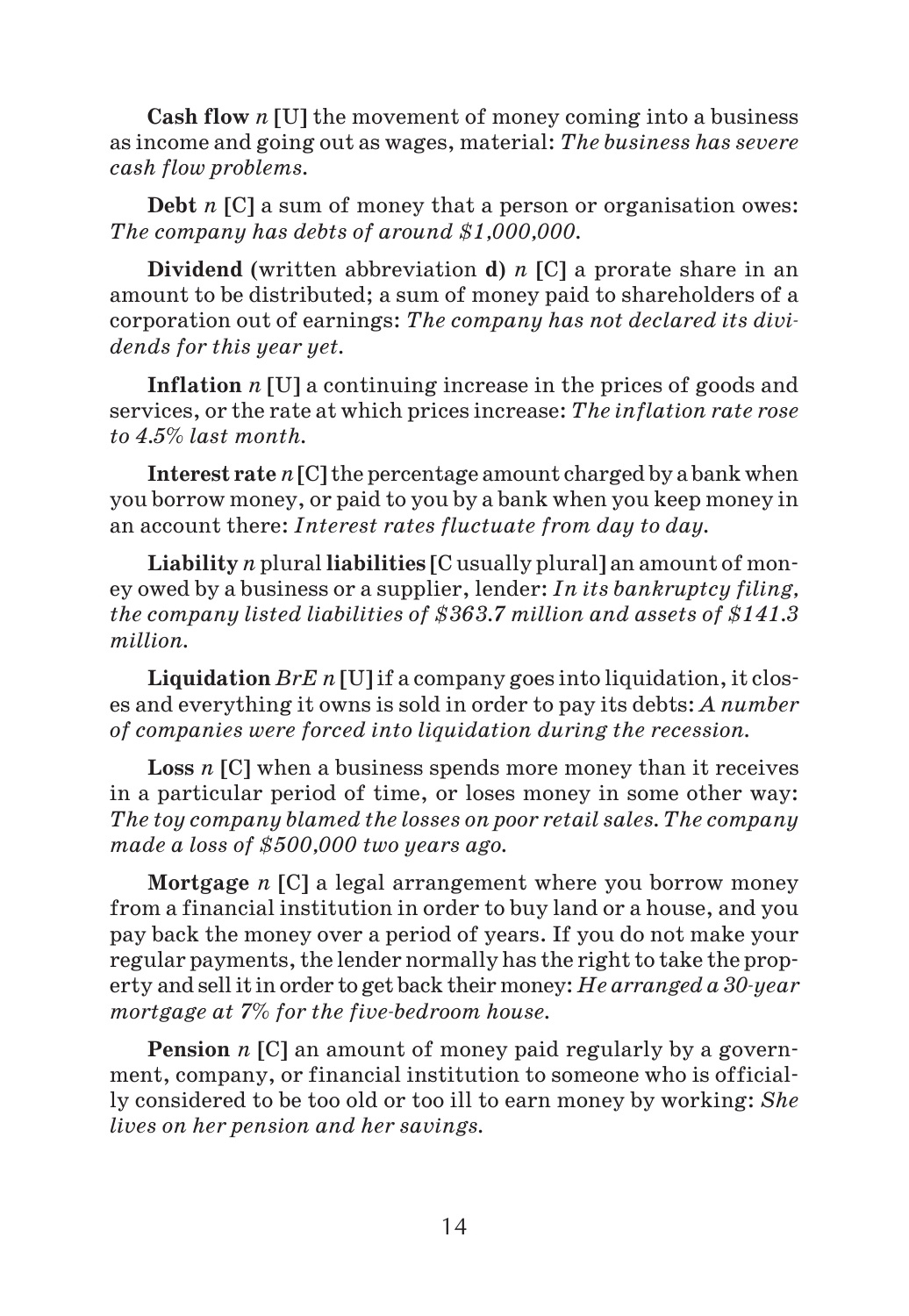**Cash flow** *n* **[U]** the movement of money coming into a business as income and going out as wages, material: *The business has severe cash flow problems.*

**Debt** *n* **[C]** a sum of money that a person or organisation owes: *The company has debts of around $1,000,000.*

**Dividend** (written abbreviation **d)** *n* **[C]** a prorate share in an amount to be distributed; a sum of money paid to shareholders of a corporation out of earnings: *The company has not declared its dividends for this year yet.*

**Inflation** *n* **[U]** a continuing increase in the prices of goods and services, or the rate at which prices increase: *The inflation rate rose to 4.5% last month.*

**Interest rate** *n* **[C]** the percentage amount charged by a bank when you borrow money, or paid to you by a bank when you keep money in an account there: *Interest rates fluctuate from day to day.*

**Liability** *n* plural **liabilities [**C usually plural**]** an amount of money owed by a business or a supplier, lender: *In its bankruptcy filing, the company listed liabilities of $363.7 million and assets of $141.3 million.*

**Liquidation** *BrE n* **[U]** if a company goes into liquidation, it closes and everything it owns is sold in order to pay its debts: *A number of companies were forced into liquidation during the recession.*

**Loss** *n* **[C]** when a business spends more money than it receives in a particular period of time, or loses money in some other way: *The toy company blamed the losses on poor retail sales. The company made a loss of $500,000 two years ago.*

**Mortgage** *n* **[C]** a legal arrangement where you borrow money from a financial institution in order to buy land or a house, and you pay back the money over a period of years. If you do not make your regular payments, the lender normally has the right to take the property and sell it in order to get back their money: *He arranged a 30-year mortgage at 7% for the five-bedroom house.*

**Pension** *n* **[C]** an amount of money paid regularly by a government, company, or financial institution to someone who is officially considered to be too old or too ill to earn money by working: *She lives on her pension and her savings.*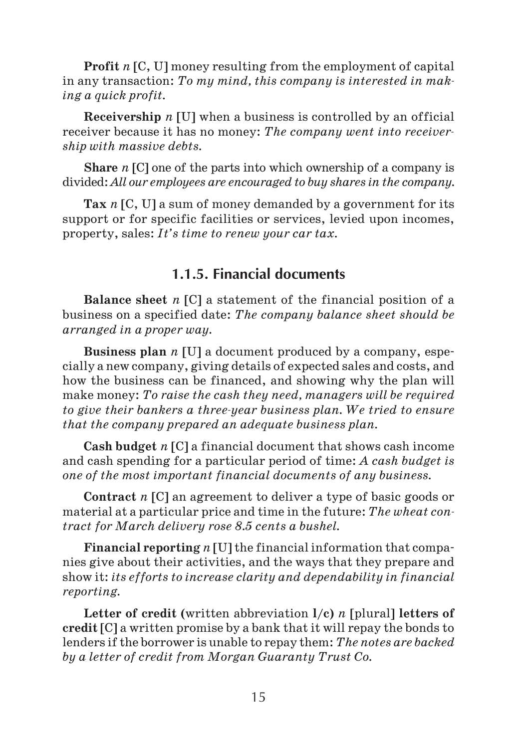**Profit** *n* [C, U] money resulting from the employment of capital in any transaction: *To my mind, this company is interested in making a quick profit.*

**Receivership** *n* [U] when a business is controlled by an official receiver because it has no money: *The company went into receivership with massive debts.*

**Share** *n* [C] one of the parts into which ownership of a company is divided: *All our employees are encouraged to buy shares in the company.*

**Tax** *n* [C, U] a sum of money demanded by a government for its support or for specific facilities or services, levied upon incomes, property, sales: *It's time to renew your car tax.*

### 1.1.5. Financial documents

**Balance sheet** *n* [C] a statement of the financial position of a business on a specified date: *The company balance sheet should be arranged in a proper way.*

**Business plan** *n* [U] a document produced by a company, especially a new company, giving details of expected sales and costs, and how the business can be financed, and showing why the plan will make money: *To raise the cash they need, managers will be required to give their bankers a three-year business plan. We tried to ensure that the company prepared an adequate business plan.*

**Cash budget** *n* [C] a financial document that shows cash income and cash spending for a particular period of time: *A cash budget is one of the most important financial documents of any business.*

**Contract** *n* [C] an agreement to deliver a type of basic goods or material at a particular price and time in the future: *The wheat contract for March delivery rose 8.5 cents a bushel.*

**Financial reporting** *n* [U] the financial information that companies give about their activities, and the ways that they prepare and show it: *its efforts to increase clarity and dependability in financial reporting.*

**Letter of credit** (written abbreviation **l/c**) *n* [plural] **letters of credit** [C] a written promise by a bank that it will repay the bonds to lenders if the borrower is unable to repay them: *The notes are backed by a letter of credit from Morgan Guaranty Trust Co.*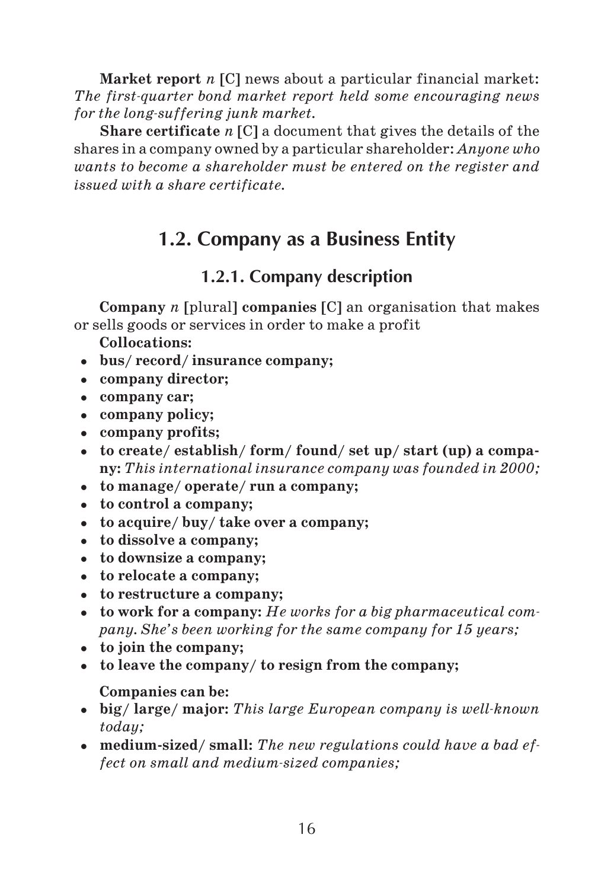**Market report** *n* **[C]** news about a particular financial market: *The first-quarter bond market report held some encouraging news for the long-suffering junk market.*

**Share certificate** *n* **[C]** a document that gives the details of the shares in a company owned by a particular shareholder: *Anyone who wants to become a shareholder must be entered on the register and issued with a share certificate.*

## 1.2. Company as a Business Entity

### 1.2.1. Company description

**Company** *n* **[**plural**] companies [C]** an organisation that makes or sells goods or services in order to make a profit

**Collocations:**

- **bus/ record/ insurance company;**
- **company director;**
- **company car;**
- **company policy;**
- **company profits;**
- **to create/ establish/ form/ found/ set up/ start (up) a company:** *This international insurance company was founded in 2000;*
- **to manage/ operate/ run a company;**
- **to control a company;**
- **to acquire/ buy/ take over a company;**
- **to dissolve a company;**
- **to downsize a company;**
- **to relocate a company;**
- **to restructure a company;**
- **to work for a company:** *He works for a big pharmaceutical company. She's been working for the same company for 15 years;*
- **to join the company;**
- **to leave the company/ to resign from the company;**

**Companies can be:**

- **big/ large/ major:** *This large European company is well-known today;*
- **medium-sized/ small:** *The new regulations could have a bad effect on small and medium-sized companies;*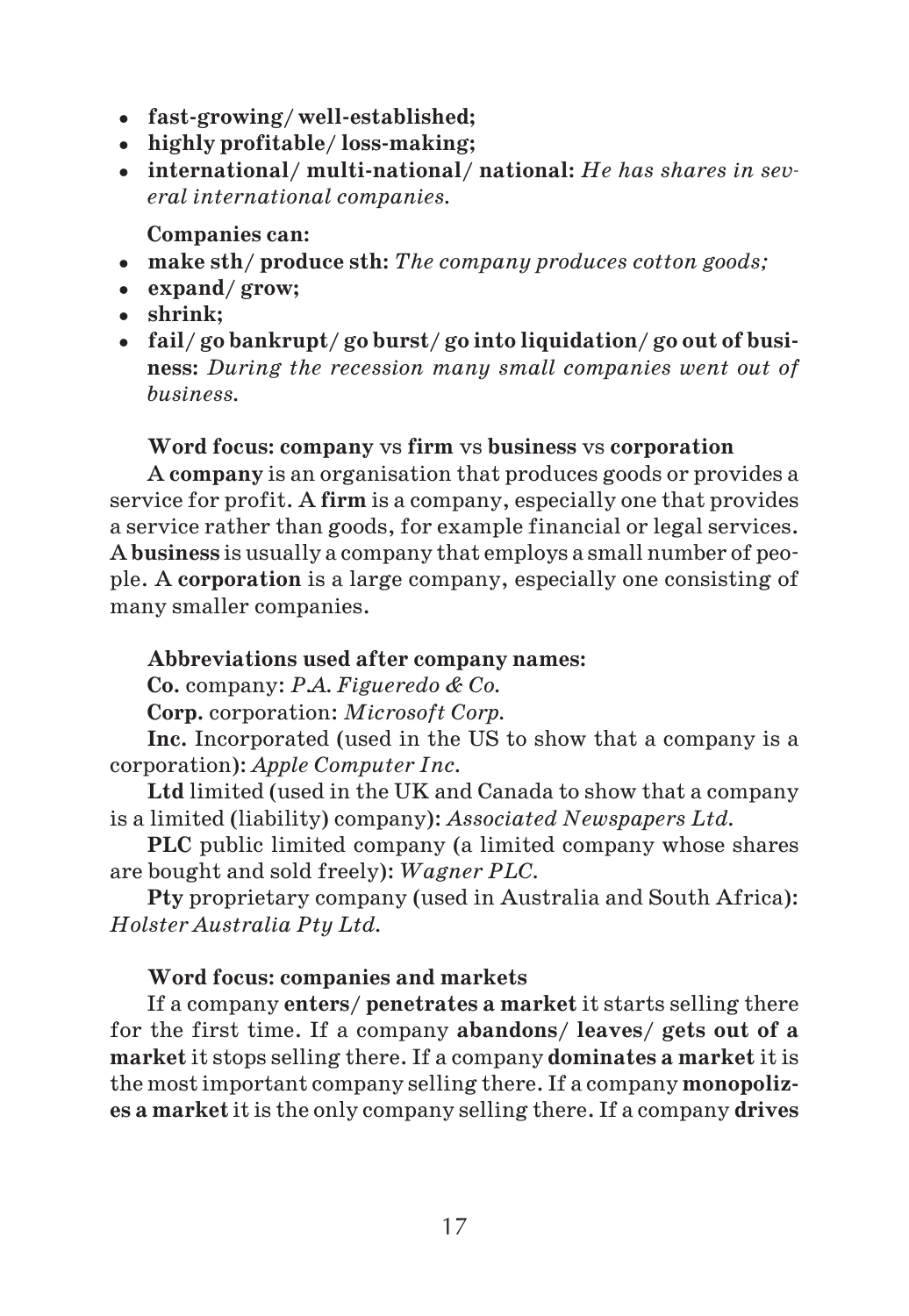- **fast-growing/ well-established;**
- **highly profitable/ loss-making;**
- **international/ multi-national/ national:** *He has shares in several international companies.*

**Companies can:**

- **make sth/ produce sth:** *The company produces cotton goods;*
- **expand/ grow;**
- **shrink;**
- **fail/ go bankrupt/ go burst/ go into liquidation/ go out of business:** *During the recession many small companies went out of business.*

**Word focus: company** vs **firm** vs **business** vs **corporation**

A **company** is an organisation that produces goods or provides a service for profit. A **firm** is a company, especially one that provides a service rather than goods, for example financial or legal services. A **business** is usually a company that employs a small number of people. A **corporation** is a large company, especially one consisting of many smaller companies.

**Abbreviations used after company names:**

**Co.** company: *P.A. Figueredo & Co.*

**Corp.** corporation: *Microsoft Corp.*

**Inc.** Incorporated (used in the US to show that a company is a corporation): *Apple Computer Inc.*

**Ltd** limited (used in the UK and Canada to show that a company is a limited (liability) company): *Associated Newspapers Ltd.*

**PLC** public limited company (a limited company whose shares are bought and sold freely): *Wagner PLC.*

**Pty** proprietary company (used in Australia and South Africa): *Holster Australia Pty Ltd.*

**Word focus: companies and markets**

If a company **enters/ penetrates a market** it starts selling there for the first time. If a company **abandons/ leaves/ gets out of a market** it stops selling there. If a company **dominates a market** it is the most important company selling there. If a company **monopolizes a market** it is the only company selling there. If a company **drives**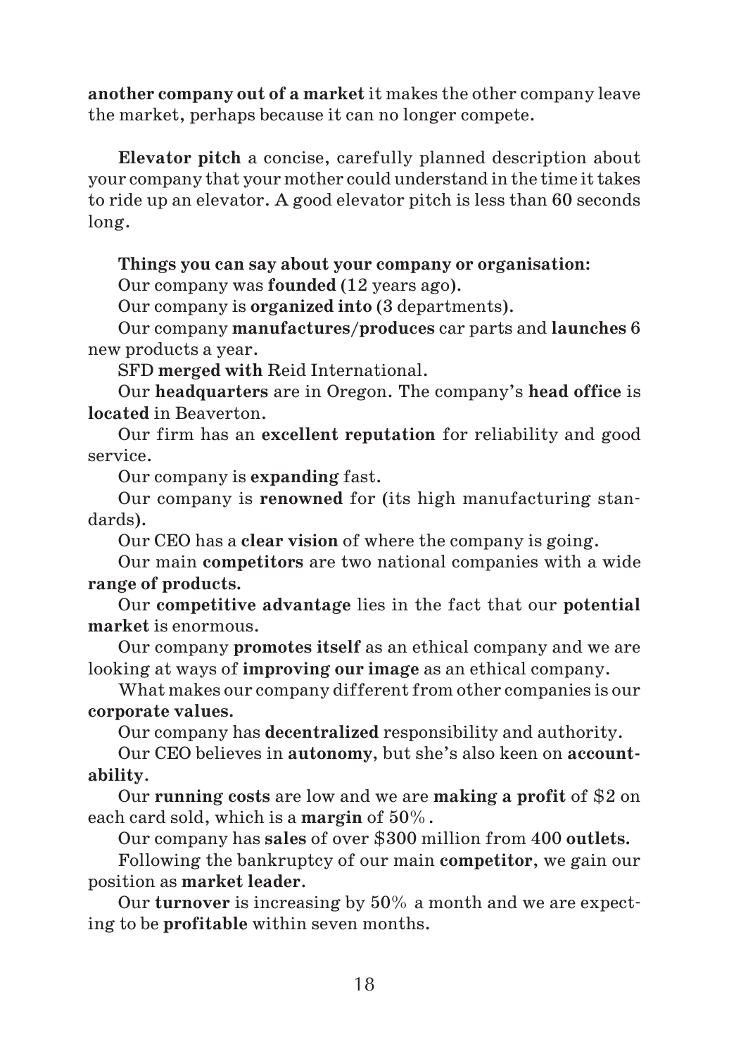**another company out of a market** it makes the other company leave the market, perhaps because it can no longer compete.

**Elevator pitch** a concise, carefully planned description about your company that your mother could understand in the time it takes to ride up an elevator. A good elevator pitch is less than 60 seconds long.

**Things you can say about your company or organisation:**

Our company was **founded** (12 years ago).

Our company is **organized into** (3 departments).

Our company **manufactures/produces** car parts and **launches** 6 new products a year.

SFD **merged with** Reid International.

Our **headquarters** are in Oregon. The company's **head office** is **located** in Beaverton.

Our firm has an **excellent reputation** for reliability and good service.

Our company is **expanding** fast.

Our company is **renowned** for (its high manufacturing standards).

Our CEO has a **clear vision** of where the company is going.

Our main **competitors** are two national companies with a wide **range of products.**

Our **competitive advantage** lies in the fact that our **potential market** is enormous.

Our company **promotes itself** as an ethical company and we are looking at ways of **improving our image** as an ethical company.

What makes our company different from other companies is our **corporate values.**

Our company has **decentralized** responsibility and authority.

Our CEO believes in **autonomy**, but she's also keen on **accountability**.

Our **running costs** are low and we are **making a profit** of $2 on each card sold, which is a **margin** of 50%.

Our company has **sales** of over $300 million from 400 **outlets.**

Following the bankruptcy of our main **competitor**, we gain our position as **market leader**.

Our **turnover** is increasing by 50% a month and we are expecting to be **profitable** within seven months.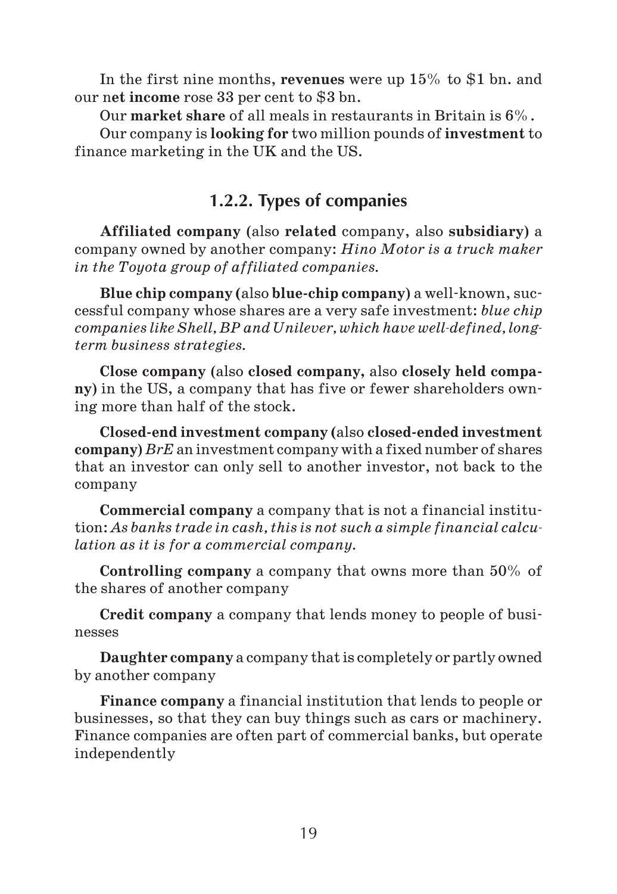In the first nine months, **revenues** were up 15% to $1 bn. and our n**et income** rose 33 per cent to $3 bn.

Our **market share** of all meals in restaurants in Britain is 6%.

Our company is **looking for** two million pounds of **investment** to finance marketing in the UK and the US.

### 1.2.2. Types of companies

**Affiliated company** (also **related** company, also **subsidiary**) a company owned by another company: *Hino Motor is a truck maker in the Toyota group of affiliated companies.*

**Blue chip company** (also **blue-chip company**) a well-known, successful company whose shares are a very safe investment: *blue chip companies like Shell, BP and Unilever, which have well-defined, long-term business strategies.*

**Close company** (also **closed company,** also **closely held company**) in the US, a company that has five or fewer shareholders owning more than half of the stock.

**Closed-end investment company** (also **closed-ended investment company**) *BrE* an investment company with a fixed number of shares that an investor can only sell to another investor, not back to the company

**Commercial company** a company that is not a financial institution: *As banks trade in cash, this is not such a simple financial calculation as it is for a commercial company.*

**Controlling company** a company that owns more than 50% of the shares of another company

**Credit company** a company that lends money to people of businesses

**Daughter company** a company that is completely or partly owned by another company

**Finance company** a financial institution that lends to people or businesses, so that they can buy things such as cars or machinery. Finance companies are often part of commercial banks, but operate independently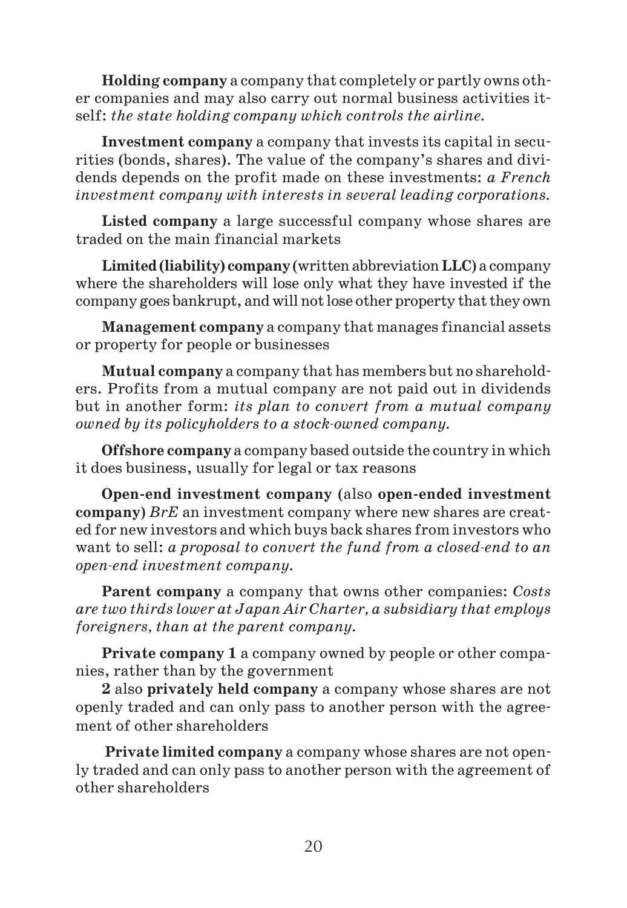**Holding company** a company that completely or partly owns other companies and may also carry out normal business activities itself: *the state holding company which controls the airline.*

**Investment company** a company that invests its capital in securities (bonds, shares). The value of the company's shares and dividends depends on the profit made on these investments: *a French investment company with interests in several leading corporations.*

**Listed company** a large successful company whose shares are traded on the main financial markets

**Limited (liability) company** (written abbreviation **LLC**) a company where the shareholders will lose only what they have invested if the company goes bankrupt, and will not lose other property that they own

**Management company** a company that manages financial assets or property for people or businesses

**Mutual company** a company that has members but no shareholders. Profits from a mutual company are not paid out in dividends but in another form: *its plan to convert from a mutual company owned by its policyholders to a stock-owned company.*

**Offshore company** a company based outside the country in which it does business, usually for legal or tax reasons

**Open-end investment company** (also **open-ended investment company**) *BrE* an investment company where new shares are created for new investors and which buys back shares from investors who want to sell: *a proposal to convert the fund from a closed-end to an open-end investment company.*

**Parent company** a company that owns other companies: *Costs are two thirds lower at Japan Air Charter, a subsidiary that employs foreigners, than at the parent company.*

**Private company 1** a company owned by people or other companies, rather than by the government

**2** also **privately held company** a company whose shares are not openly traded and can only pass to another person with the agreement of other shareholders

**Private limited company** a company whose shares are not openly traded and can only pass to another person with the agreement of other shareholders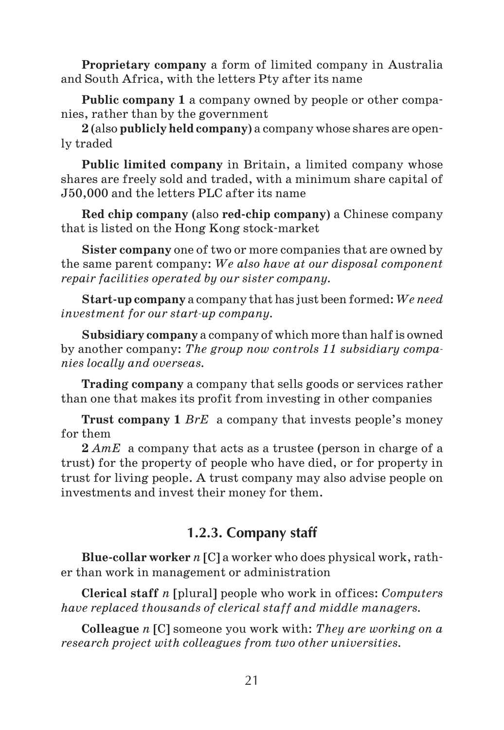**Proprietary company** a form of limited company in Australia and South Africa, with the letters Pty after its name

**Public company 1** a company owned by people or other companies, rather than by the government

**2** (also **publicly held company**) a company whose shares are openly traded

**Public limited company** in Britain, a limited company whose shares are freely sold and traded, with a minimum share capital of J50,000 and the letters PLC after its name

**Red chip company** (also **red-chip company**) a Chinese company that is listed on the Hong Kong stock-market

**Sister company** one of two or more companies that are owned by the same parent company: *We also have at our disposal component repair facilities operated by our sister company.*

**Start-up company** a company that has just been formed: *We need investment for our start-up company.*

**Subsidiary company** a company of which more than half is owned by another company: *The group now controls 11 subsidiary companies locally and overseas.*

**Trading company** a company that sells goods or services rather than one that makes its profit from investing in other companies

**Trust company 1** *BrE* a company that invests people's money for them

**2** *AmE* a company that acts as a trustee (person in charge of a trust) for the property of people who have died, or for property in trust for living people. A trust company may also advise people on investments and invest their money for them.

### 1.2.3. Company staff

**Blue-collar worker** *n* [C] a worker who does physical work, rather than work in management or administration

**Clerical staff** *n* [plural] people who work in offices: *Computers have replaced thousands of clerical staff and middle managers.*

**Colleague** *n* [C] someone you work with: *They are working on a research project with colleagues from two other universities.*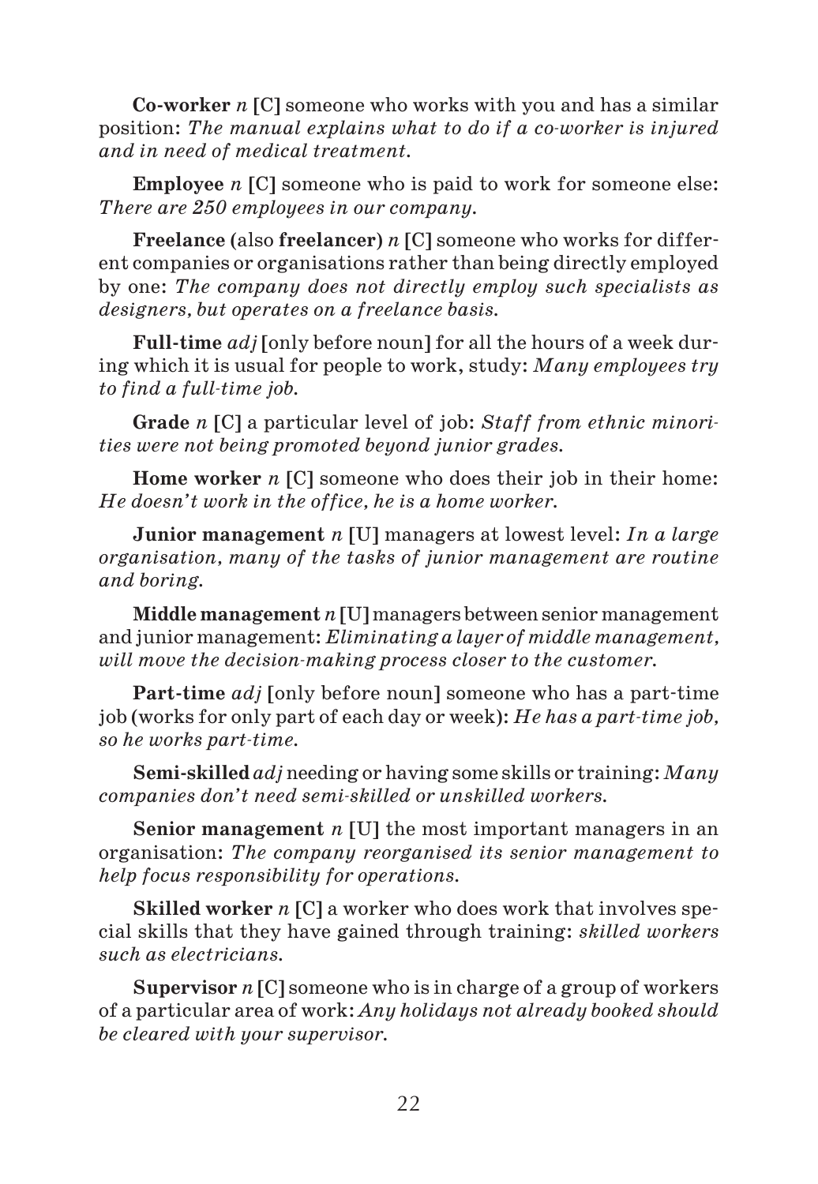**Co-worker** *n* [C] someone who works with you and has a similar position: *The manual explains what to do if a co-worker is injured and in need of medical treatment.*

**Employee** *n* [C] someone who is paid to work for someone else: *There are 250 employees in our company.*

**Freelance** (also **freelancer**) *n* [C] someone who works for different companies or organisations rather than being directly employed by one: *The company does not directly employ such specialists as designers, but operates on a freelance basis.*

**Full-time** *adj* [only before noun] for all the hours of a week during which it is usual for people to work, study: *Many employees try to find a full-time job.*

**Grade** *n* [C] a particular level of job: *Staff from ethnic minorities were not being promoted beyond junior grades.*

**Home worker** *n* [C] someone who does their job in their home: *He doesn't work in the office, he is a home worker.*

**Junior management** *n* [U] managers at lowest level: *In a large organisation, many of the tasks of junior management are routine and boring.*

**Middle management** *n* [U] managers between senior management and junior management: *Eliminating a layer of middle management, will move the decision-making process closer to the customer.*

**Part-time** *adj* [only before noun] someone who has a part-time job (works for only part of each day or week): *He has a part-time job, so he works part-time.*

**Semi-skilled** *adj* needing or having some skills or training: *Many companies don't need semi-skilled or unskilled workers.*

**Senior management** *n* [U] the most important managers in an organisation: *The company reorganised its senior management to help focus responsibility for operations.*

**Skilled worker** *n* [C] a worker who does work that involves special skills that they have gained through training: *skilled workers such as electricians.*

**Supervisor** *n* [C] someone who is in charge of a group of workers of a particular area of work: *Any holidays not already booked should be cleared with your supervisor.*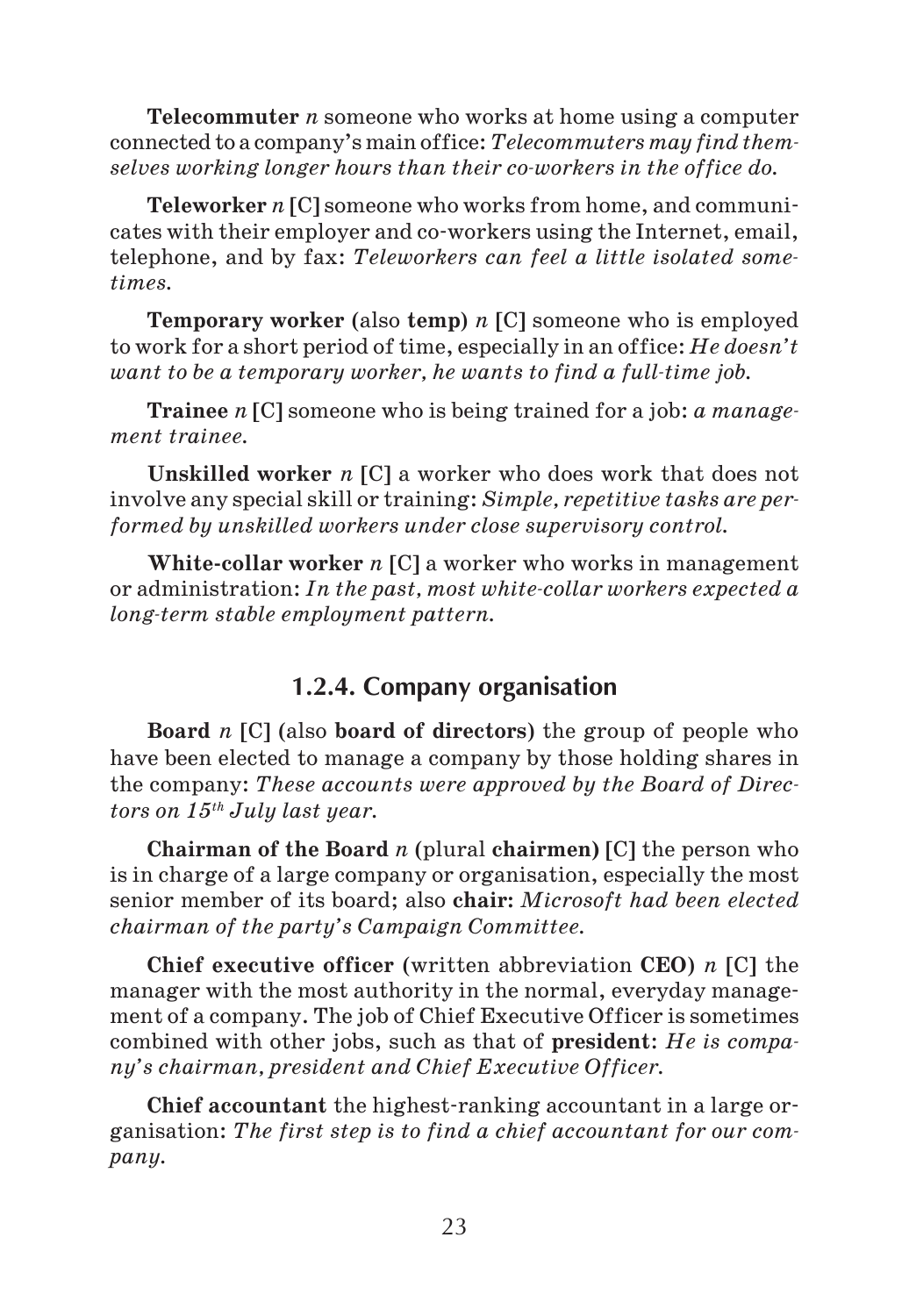**Telecommuter** *n* someone who works at home using a computer connected to a company's main office: *Telecommuters may find themselves working longer hours than their co-workers in the office do.*

**Teleworker** *n* **[C]** someone who works from home, and communicates with their employer and co-workers using the Internet, email, telephone, and by fax: *Teleworkers can feel a little isolated sometimes.*

**Temporary worker** (also **temp**) *n* **[C]** someone who is employed to work for a short period of time, especially in an office: *He doesn't want to be a temporary worker, he wants to find a full-time job.*

**Trainee** *n* **[C]** someone who is being trained for a job: *a management trainee.*

**Unskilled worker** *n* **[C]** a worker who does work that does not involve any special skill or training: *Simple, repetitive tasks are performed by unskilled workers under close supervisory control.*

**White-collar worker** *n* **[C]** a worker who works in management or administration: *In the past, most white-collar workers expected a long-term stable employment pattern.*

### 1.2.4. Company organisation

**Board** *n* **[C]** (also **board of directors**) the group of people who have been elected to manage a company by those holding shares in the company: *These accounts were approved by the Board of Directors on 15th July last year.*

**Chairman of the Board** *n* (plural **chairmen**) **[C]** the person who is in charge of a large company or organisation, especially the most senior member of its board; also **chair**: *Microsoft had been elected chairman of the party's Campaign Committee.*

**Chief executive officer** (written abbreviation **CEO**) *n* **[C]** the manager with the most authority in the normal, everyday management of a company. The job of Chief Executive Officer is sometimes combined with other jobs, such as that of **president**: *He is company's chairman, president and Chief Executive Officer.*

**Chief accountant** the highest-ranking accountant in a large organisation: *The first step is to find a chief accountant for our company.*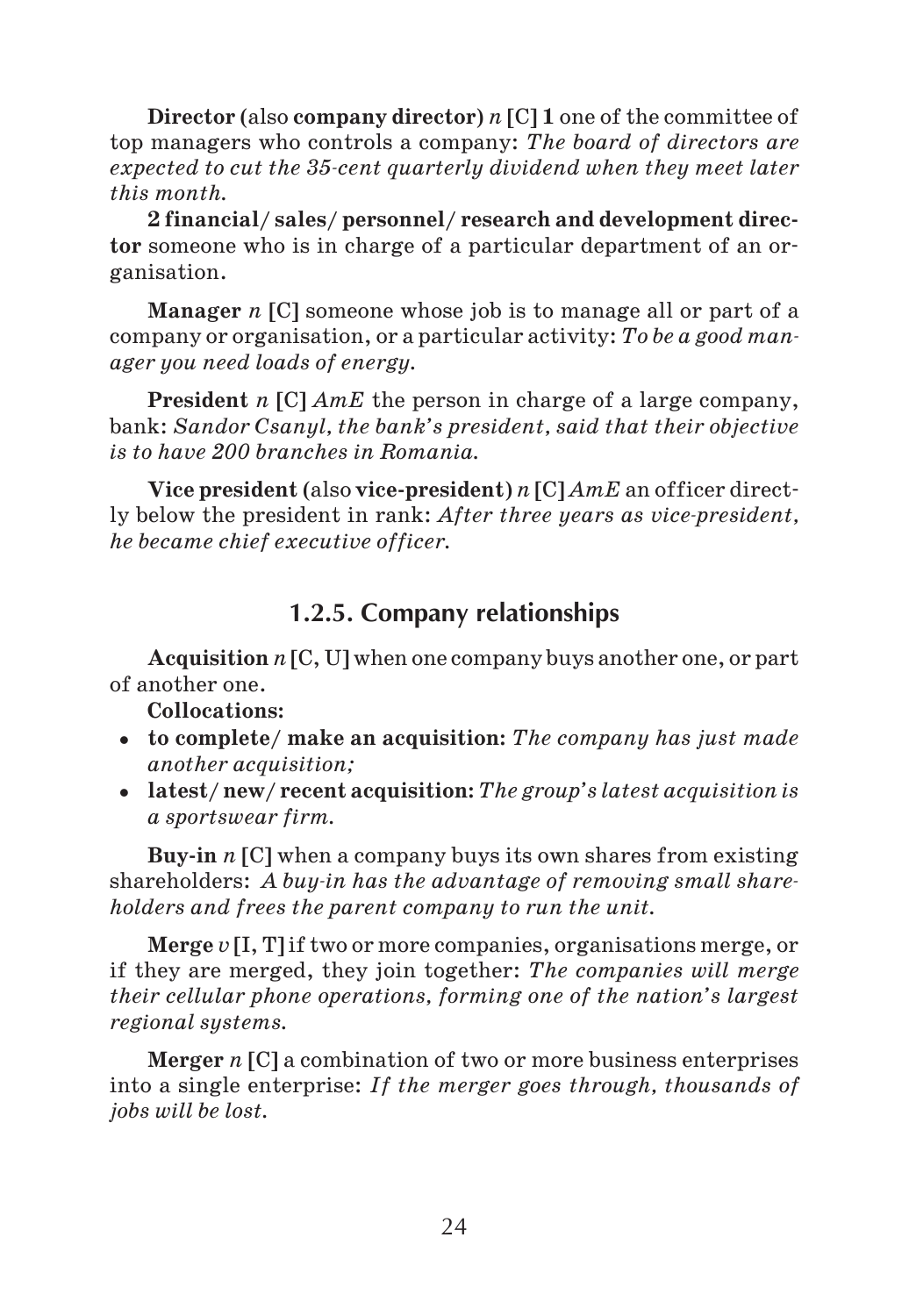**Director** (also **company director**) *n* **[C] 1** one of the committee of top managers who controls a company: *The board of directors are expected to cut the 35-cent quarterly dividend when they meet later this month.*

**2 financial/ sales/ personnel/ research and development director** someone who is in charge of a particular department of an organisation.

**Manager** *n* **[C]** someone whose job is to manage all or part of a company or organisation, or a particular activity: *To be a good manager you need loads of energy.*

**President** *n* **[C]** *AmE* the person in charge of a large company, bank: *Sandor Csanyl, the bank's president, said that their objective is to have 200 branches in Romania.*

**Vice president** (also **vice-president**) *n* **[C]** *AmE* an officer directly below the president in rank: *After three years as vice-president, he became chief executive officer.*

## 1.2.5. Company relationships

**Acquisition** *n* **[C, U]** when one company buys another one, or part of another one.

**Collocations:**

- **to complete/ make an acquisition:** *The company has just made another acquisition;*
- **latest/ new/ recent acquisition:** *The group's latest acquisition is a sportswear firm.*

**Buy-in** *n* **[C]** when a company buys its own shares from existing shareholders: *A buy-in has the advantage of removing small shareholders and frees the parent company to run the unit.*

**Merge** *v* **[I, T]** if two or more companies, organisations merge, or if they are merged, they join together: *The companies will merge their cellular phone operations, forming one of the nation's largest regional systems.*

**Merger** *n* **[C]** a combination of two or more business enterprises into a single enterprise: *If the merger goes through, thousands of jobs will be lost.*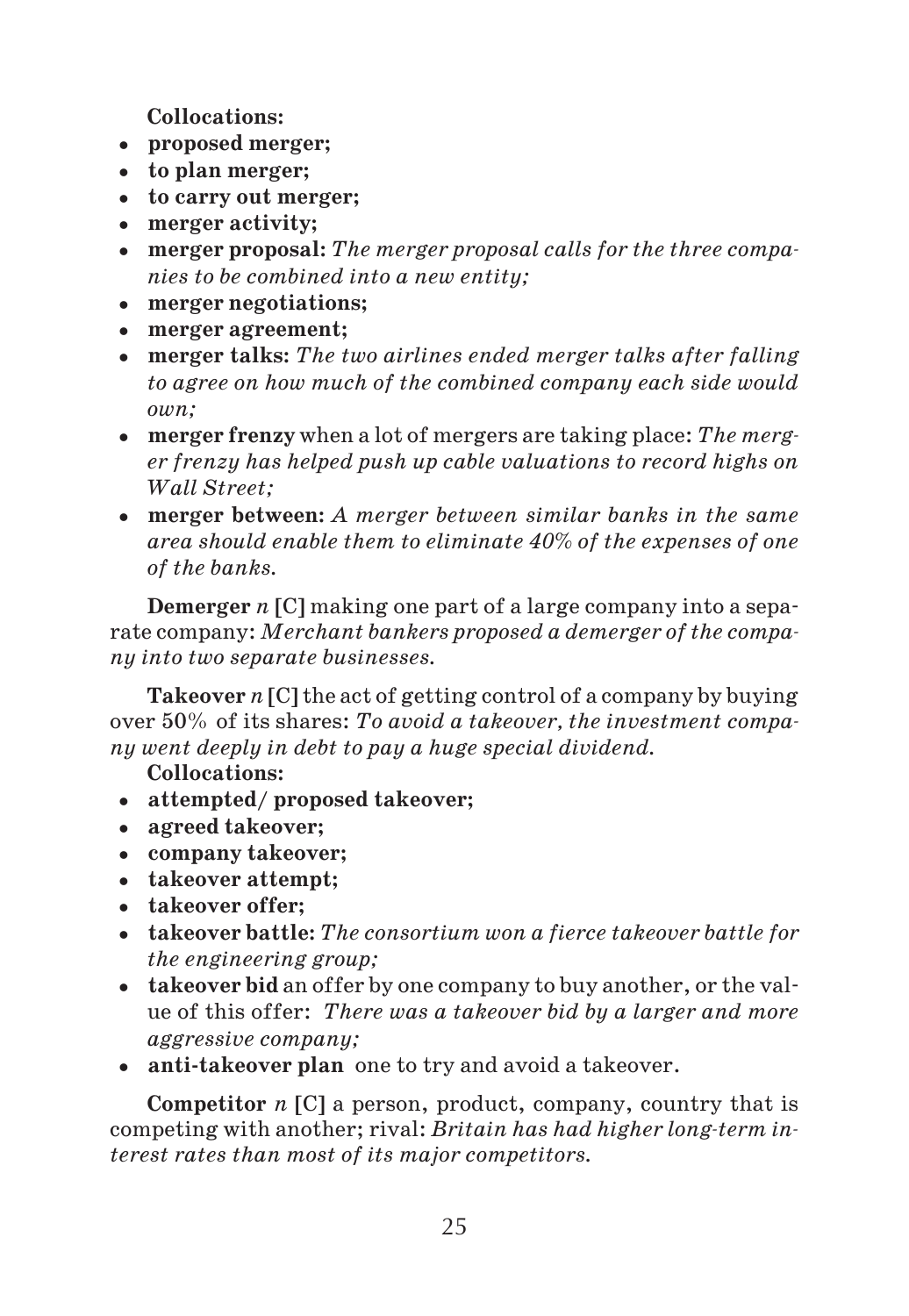**Collocations:**

- **proposed merger;**
- **to plan merger;**
- **to carry out merger;**
- **merger activity;**
- **merger proposal:** *The merger proposal calls for the three companies to be combined into a new entity;*
- **merger negotiations;**
- **merger agreement;**
- **merger talks:** *The two airlines ended merger talks after falling to agree on how much of the combined company each side would own;*
- **merger frenzy** when a lot of mergers are taking place: *The merger frenzy has helped push up cable valuations to record highs on Wall Street;*
- **merger between:** *A merger between similar banks in the same area should enable them to eliminate 40% of the expenses of one of the banks.*

**Demerger** *n* [C] making one part of a large company into a separate company: *Merchant bankers proposed a demerger of the company into two separate businesses.*

**Takeover** *n* [C] the act of getting control of a company by buying over 50% of its shares: *To avoid a takeover, the investment company went deeply in debt to pay a huge special dividend.*

**Collocations:**

- **attempted/ proposed takeover;**
- **agreed takeover;**
- **company takeover;**
- **takeover attempt;**
- **takeover offer;**
- **takeover battle:** *The consortium won a fierce takeover battle for the engineering group;*
- **takeover bid** an offer by one company to buy another, or the value of this offer: *There was a takeover bid by a larger and more aggressive company;*
- **anti-takeover plan** one to try and avoid a takeover.

**Competitor** *n* [C] a person, product, company, country that is competing with another; rival: *Britain has had higher long-term interest rates than most of its major competitors.*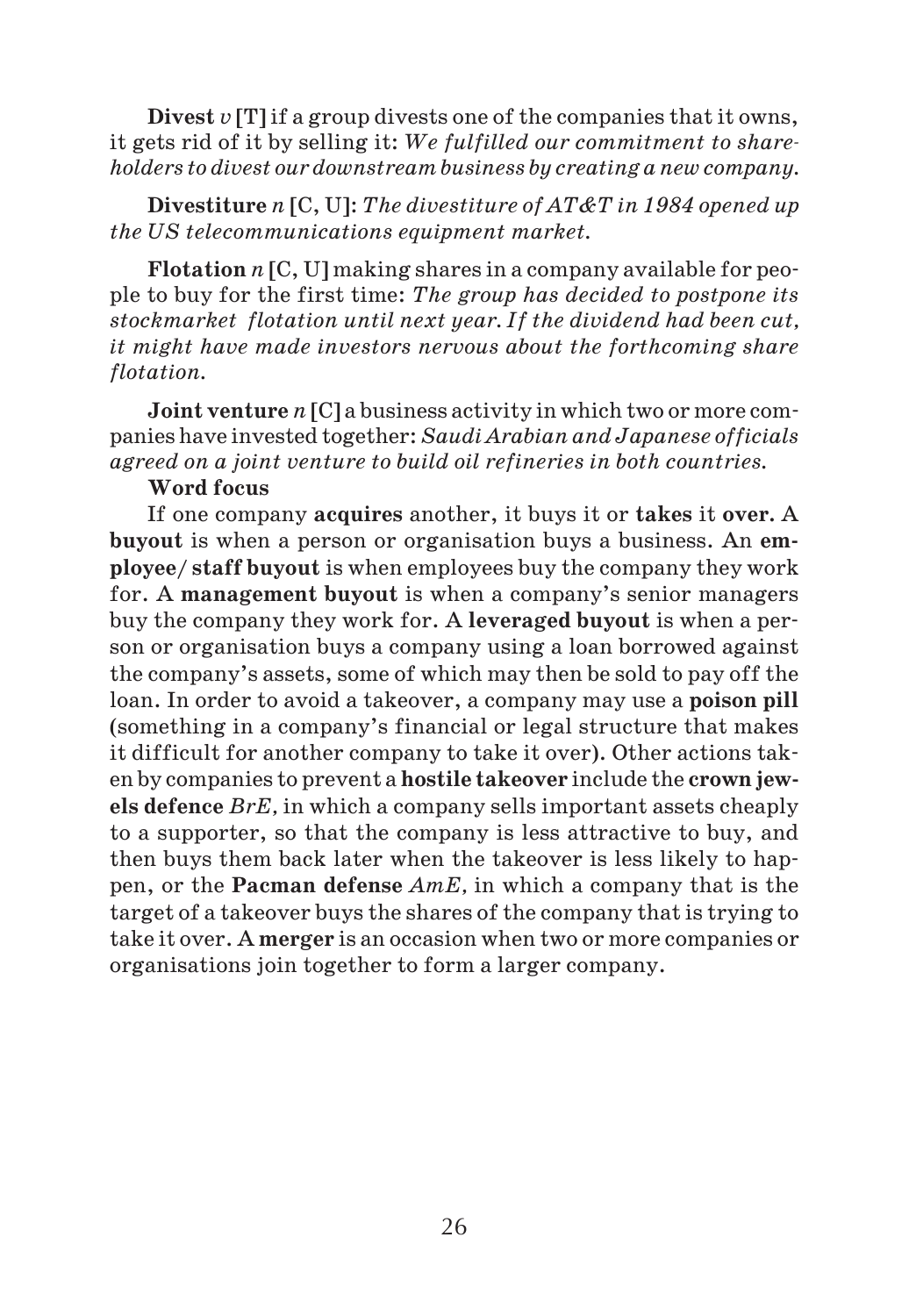**Divest** *v* **[T]** if a group divests one of the companies that it owns, it gets rid of it by selling it: *We fulfilled our commitment to shareholders to divest our downstream business by creating a new company.*

**Divestiture** *n* **[C, U]:** *The divestiture of AT&T in 1984 opened up the US telecommunications equipment market.*

**Flotation** *n* **[C, U]** making shares in a company available for people to buy for the first time: *The group has decided to postpone its stockmarket flotation until next year. If the dividend had been cut, it might have made investors nervous about the forthcoming share flotation.*

**Joint venture** *n* **[C]** a business activity in which two or more companies have invested together: *Saudi Arabian and Japanese officials agreed on a joint venture to build oil refineries in both countries.*

**Word focus**

If one company **acquires** another, it buys it or **takes** it **over.** A **buyout** is when a person or organisation buys a business. An **employee/ staff buyout** is when employees buy the company they work for. A **management buyout** is when a company's senior managers buy the company they work for. A **leveraged buyout** is when a person or organisation buys a company using a loan borrowed against the company's assets, some of which may then be sold to pay off the loan. In order to avoid a takeover, a company may use a **poison pill** (something in a company's financial or legal structure that makes it difficult for another company to take it over). Other actions taken by companies to prevent a **hostile takeover** include the **crown jewels defence** *BrE,* in which a company sells important assets cheaply to a supporter, so that the company is less attractive to buy, and then buys them back later when the takeover is less likely to happen, or the **Pacman defense** *AmE,* in which a company that is the target of a takeover buys the shares of the company that is trying to take it over. A **merger** is an occasion when two or more companies or organisations join together to form a larger company.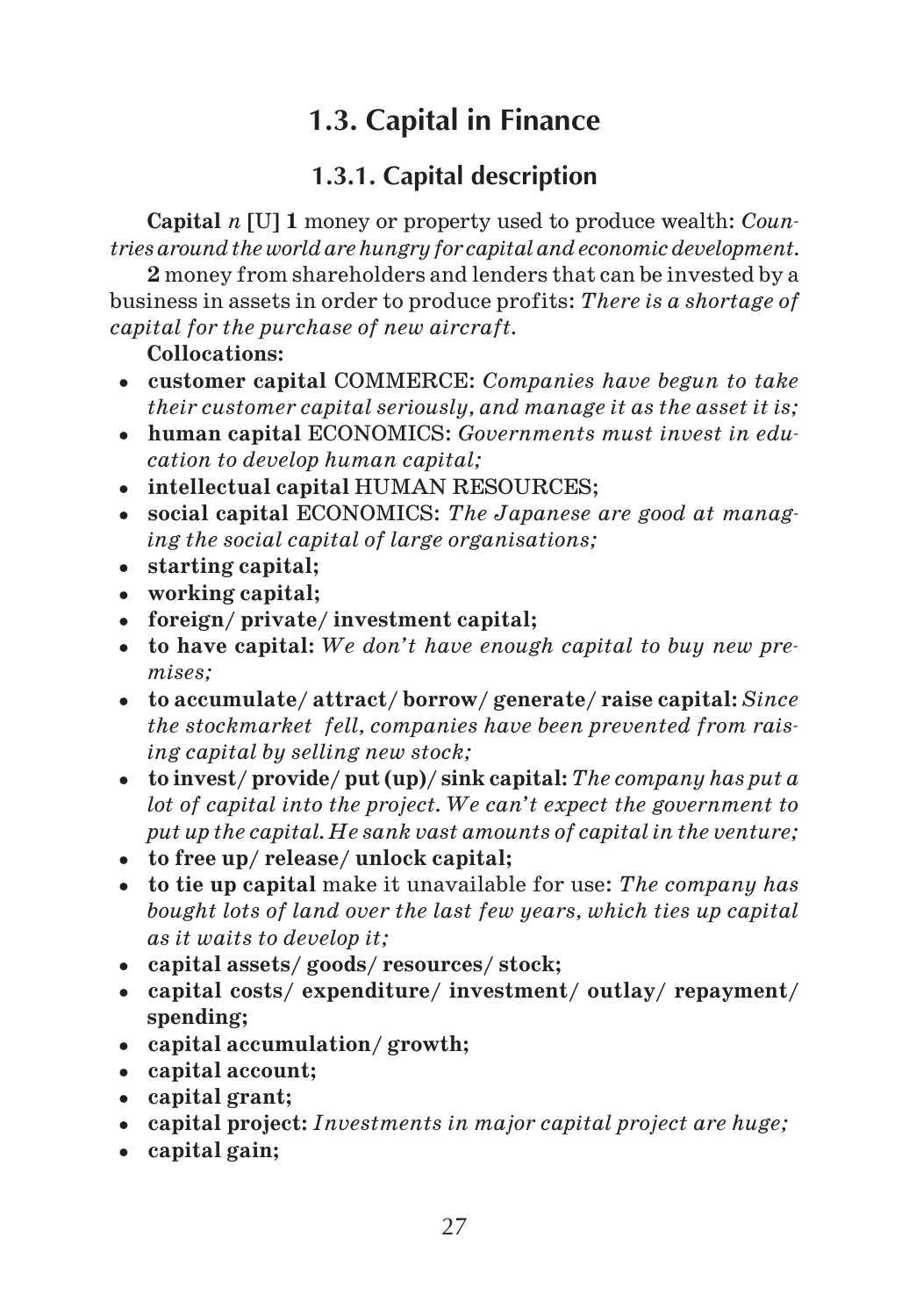## 1.3. Capital in Finance

### 1.3.1. Capital description

**Capital** *n* **[U]** **1** money or property used to produce wealth: *Countries around the world are hungry for capital and economic development.*

**2** money from shareholders and lenders that can be invested by a business in assets in order to produce profits: *There is a shortage of capital for the purchase of new aircraft.*

**Collocations:**

- **customer capital** COMMERCE: *Companies have begun to take their customer capital seriously, and manage it as the asset it is;*
- **human capital** ECONOMICS: *Governments must invest in education to develop human capital;*
- **intellectual capital** HUMAN RESOURCES;
- **social capital** ECONOMICS: *The Japanese are good at managing the social capital of large organisations;*
- **starting capital;**
- **working capital;**
- **foreign/ private/ investment capital;**
- **to have capital:** *We don't have enough capital to buy new premises;*
- **to accumulate/ attract/ borrow/ generate/ raise capital:** *Since the stockmarket fell, companies have been prevented from raising capital by selling new stock;*
- **to invest/ provide/ put (up)/ sink capital:** *The company has put a lot of capital into the project. We can't expect the government to put up the capital. He sank vast amounts of capital in the venture;*
- **to free up/ release/ unlock capital;**
- **to tie up capital** make it unavailable for use: *The company has bought lots of land over the last few years, which ties up capital as it waits to develop it;*
- **capital assets/ goods/ resources/ stock;**
- **capital costs/ expenditure/ investment/ outlay/ repayment/ spending;**
- **capital accumulation/ growth;**
- **capital account;**
- **capital grant;**
- **capital project:** *Investments in major capital project are huge;*
- **capital gain;**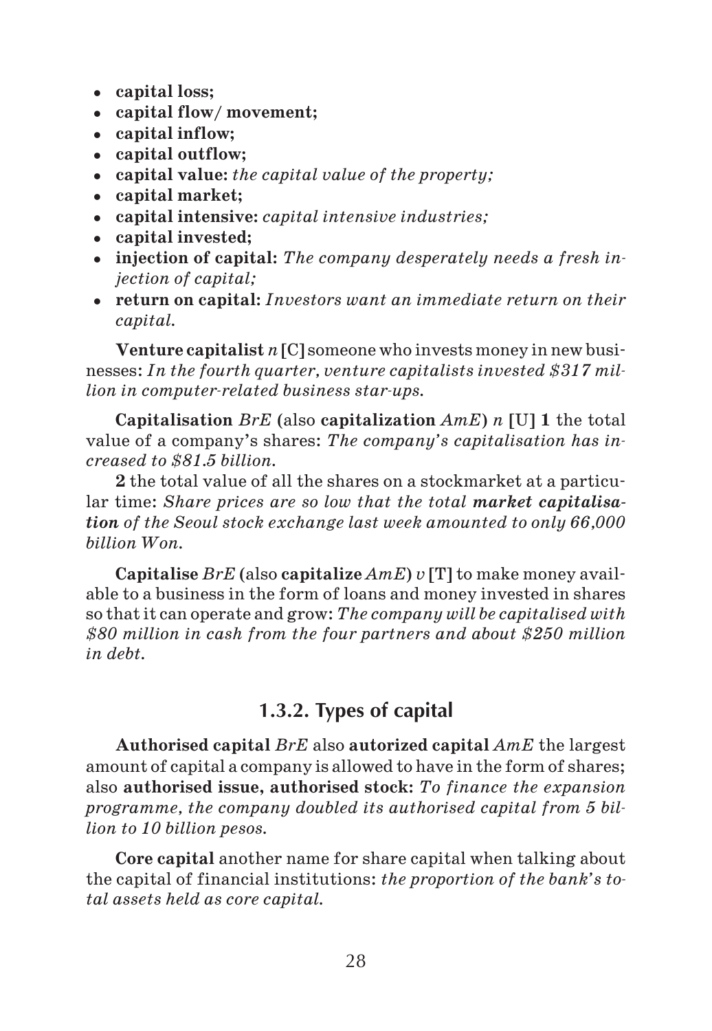- **capital loss;**
- **capital flow/ movement;**
- **capital inflow;**
- **capital outflow;**
- **capital value:** *the capital value of the property;*
- **capital market;**
- **capital intensive:** *capital intensive industries;*
- **capital invested;**
- **injection of capital:** *The company desperately needs a fresh injection of capital;*
- **return on capital:** *Investors want an immediate return on their capital.*

**Venture capitalist** *n* **[C]** someone who invests money in new businesses: *In the fourth quarter, venture capitalists invested $317 million in computer-related business star-ups.*

**Capitalisation** *BrE* (also **capitalization** *AmE*) *n* **[U] 1** the total value of a company's shares: *The company's capitalisation has increased to $81.5 billion.*

**2** the total value of all the shares on a stockmarket at a particular time: *Share prices are so low that the total* ***market capitalisation*** *of the Seoul stock exchange last week amounted to only 66,000 billion Won.*

**Capitalise** *BrE* (also **capitalize** *AmE*) *v* **[T]** to make money available to a business in the form of loans and money invested in shares so that it can operate and grow: *The company will be capitalised with $80 million in cash from the four partners and about $250 million in debt.*

### 1.3.2. Types of capital

**Authorised capital** *BrE* also **autorized capital** *AmE* the largest amount of capital a company is allowed to have in the form of shares; also **authorised issue, authorised stock:** *To finance the expansion programme, the company doubled its authorised capital from 5 billion to 10 billion pesos.*

**Core capital** another name for share capital when talking about the capital of financial institutions: *the proportion of the bank's total assets held as core capital.*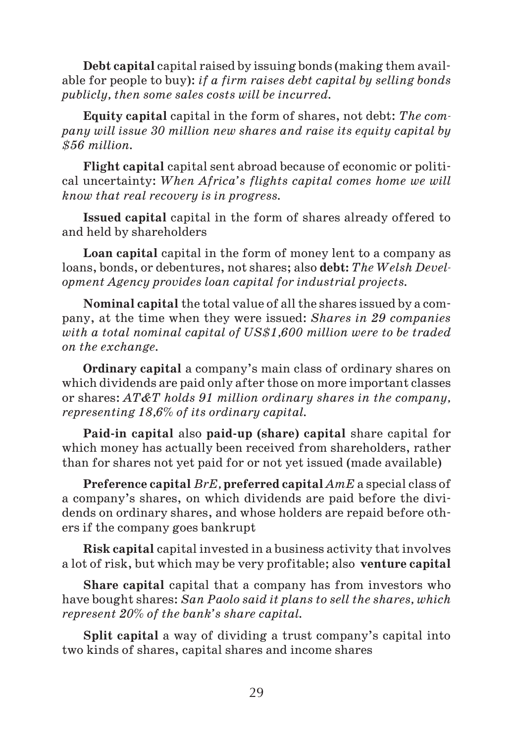**Debt capital** capital raised by issuing bonds (making them available for people to buy): *if a firm raises debt capital by selling bonds publicly, then some sales costs will be incurred.*

**Equity capital** capital in the form of shares, not debt: *The company will issue 30 million new shares and raise its equity capital by $56 million.*

**Flight capital** capital sent abroad because of economic or political uncertainty: *When Africa's flights capital comes home we will know that real recovery is in progress.*

**Issued capital** capital in the form of shares already offered to and held by shareholders

**Loan capital** capital in the form of money lent to a company as loans, bonds, or debentures, not shares; also **debt:** *The Welsh Development Agency provides loan capital for industrial projects.*

**Nominal capital** the total value of all the shares issued by a company, at the time when they were issued: *Shares in 29 companies with a total nominal capital of US$1,600 million were to be traded on the exchange.*

**Ordinary capital** a company's main class of ordinary shares on which dividends are paid only after those on more important classes or shares: *AT&T holds 91 million ordinary shares in the company, representing 18,6% of its ordinary capital.*

**Paid-in capital** also **paid-up (share) capital** share capital for which money has actually been received from shareholders, rather than for shares not yet paid for or not yet issued (made available)

**Preference capital** *BrE,* **preferred capital** *AmE* a special class of a company's shares, on which dividends are paid before the dividends on ordinary shares, and whose holders are repaid before others if the company goes bankrupt

**Risk capital** capital invested in a business activity that involves a lot of risk, but which may be very profitable; also **venture capital**

**Share capital** capital that a company has from investors who have bought shares: *San Paolo said it plans to sell the shares, which represent 20% of the bank's share capital.*

**Split capital** a way of dividing a trust company's capital into two kinds of shares, capital shares and income shares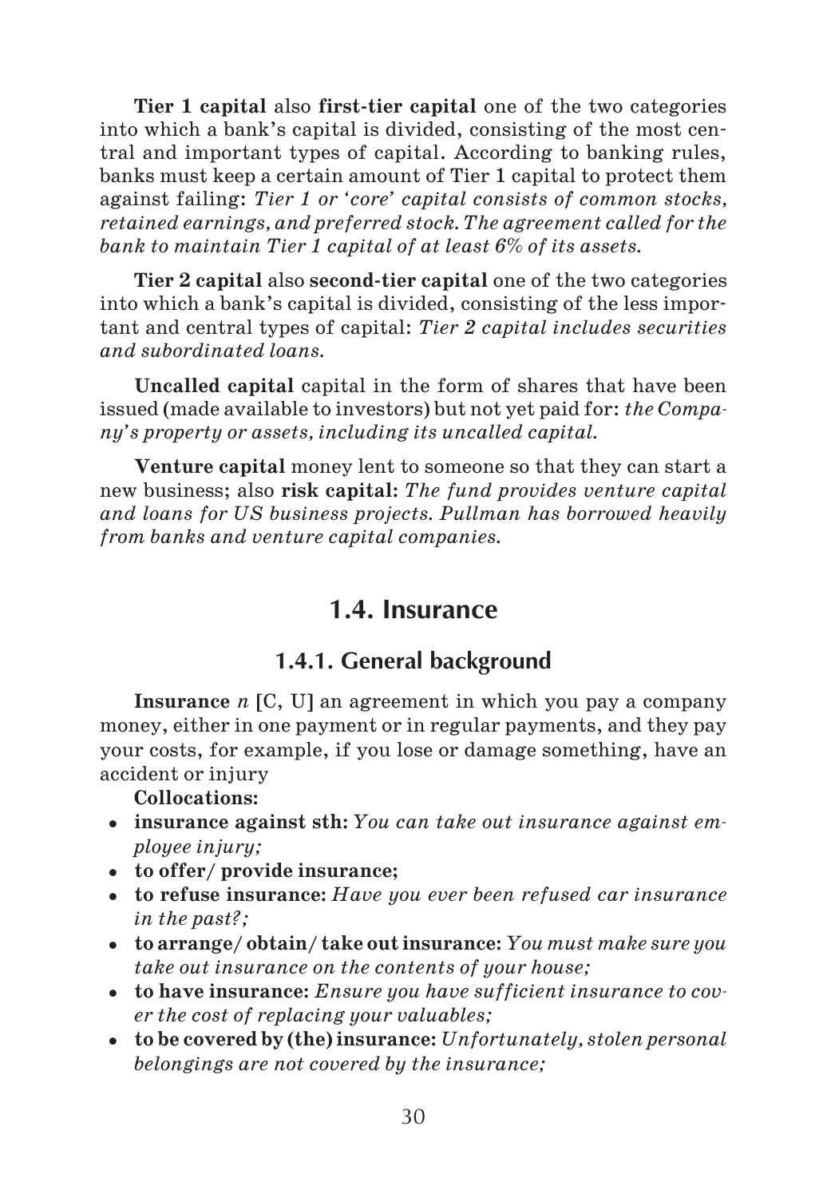**Tier 1 capital** also **first-tier capital** one of the two categories into which a bank's capital is divided, consisting of the most central and important types of capital. According to banking rules, banks must keep a certain amount of Tier 1 capital to protect them against failing: *Tier 1 or 'core' capital consists of common stocks, retained earnings, and preferred stock. The agreement called for the bank to maintain Tier 1 capital of at least 6% of its assets.*

**Tier 2 capital** also **second-tier capital** one of the two categories into which a bank's capital is divided, consisting of the less important and central types of capital: *Tier 2 capital includes securities and subordinated loans.*

**Uncalled capital** capital in the form of shares that have been issued (made available to investors) but not yet paid for: *the Company's property or assets, including its uncalled capital.*

**Venture capital** money lent to someone so that they can start a new business; also **risk capital:** *The fund provides venture capital and loans for US business projects. Pullman has borrowed heavily from banks and venture capital companies.*

## 1.4. Insurance

### 1.4.1. General background

**Insurance** *n* [C, U] an agreement in which you pay a company money, either in one payment or in regular payments, and they pay your costs, for example, if you lose or damage something, have an accident or injury

**Collocations:**

- **insurance against sth:** *You can take out insurance against employee injury;*
- **to offer/ provide insurance;**
- **to refuse insurance:** *Have you ever been refused car insurance in the past?;*
- **to arrange/ obtain/ take out insurance:** *You must make sure you take out insurance on the contents of your house;*
- **to have insurance:** *Ensure you have sufficient insurance to cover the cost of replacing your valuables;*
- **to be covered by (the) insurance:** *Unfortunately, stolen personal belongings are not covered by the insurance;*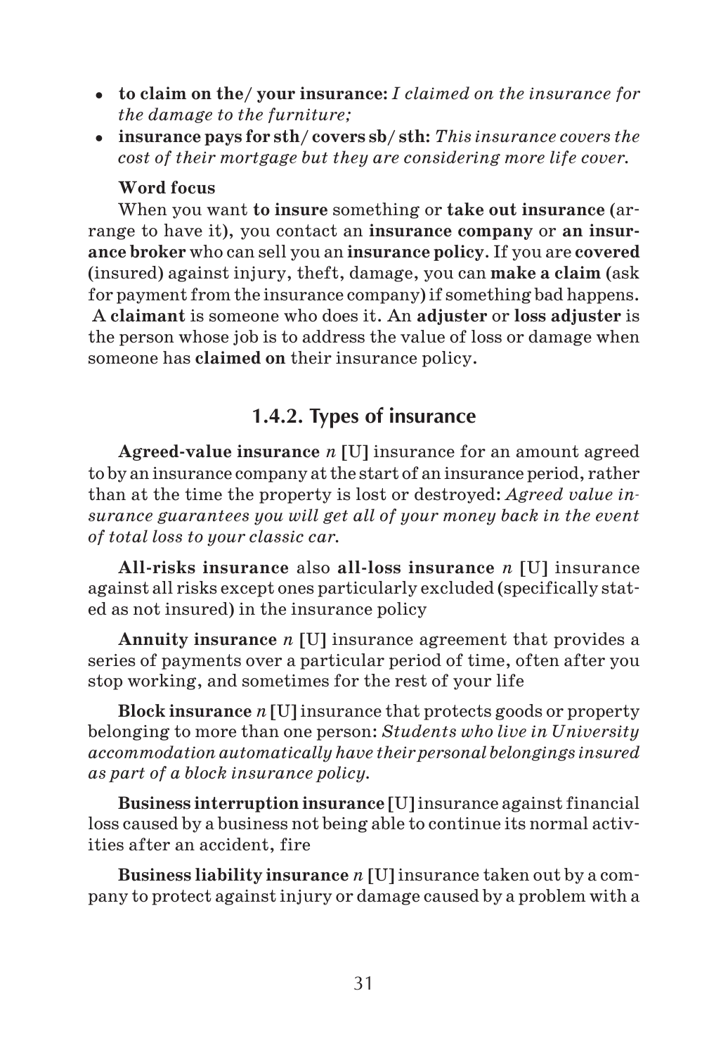- **to claim on the/ your insurance:** *I claimed on the insurance for the damage to the furniture;*
- **insurance pays for sth/ covers sb/ sth:** *This insurance covers the cost of their mortgage but they are considering more life cover.*

**Word focus**

When you want **to insure** something or **take out insurance** (arrange to have it), you contact an **insurance company** or **an insurance broker** who can sell you an **insurance policy**. If you are **covered** (insured) against injury, theft, damage, you can **make a claim** (ask for payment from the insurance company) if something bad happens. A **claimant** is someone who does it. An **adjuster** or **loss adjuster** is the person whose job is to address the value of loss or damage when someone has **claimed on** their insurance policy.

### 1.4.2. Types of insurance

**Agreed-value insurance** *n* [U] insurance for an amount agreed to by an insurance company at the start of an insurance period, rather than at the time the property is lost or destroyed: *Agreed value insurance guarantees you will get all of your money back in the event of total loss to your classic car.*

**All-risks insurance** also **all-loss insurance** *n* [U] insurance against all risks except ones particularly excluded (specifically stated as not insured) in the insurance policy

**Annuity insurance** *n* [U] insurance agreement that provides a series of payments over a particular period of time, often after you stop working, and sometimes for the rest of your life

**Block insurance** *n* [U] insurance that protects goods or property belonging to more than one person: *Students who live in University accommodation automatically have their personal belongings insured as part of a block insurance policy.*

**Business interruption insurance** [U] insurance against financial loss caused by a business not being able to continue its normal activities after an accident, fire

**Business liability insurance** *n* [U] insurance taken out by a company to protect against injury or damage caused by a problem with a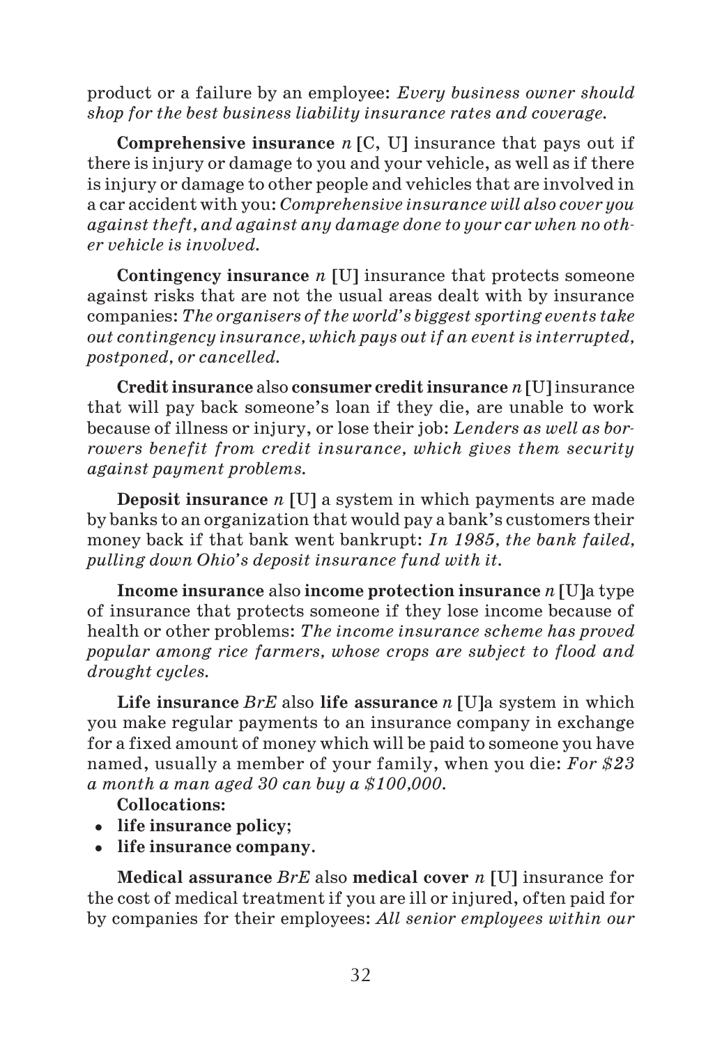product or a failure by an employee: *Every business owner should shop for the best business liability insurance rates and coverage.*

**Comprehensive insurance** *n* **[**C, U**]** insurance that pays out if there is injury or damage to you and your vehicle, as well as if there is injury or damage to other people and vehicles that are involved in a car accident with you: *Comprehensive insurance will also cover you against theft, and against any damage done to your car when no other vehicle is involved.*

**Contingency insurance** *n* **[**U**]** insurance that protects someone against risks that are not the usual areas dealt with by insurance companies: *The organisers of the world's biggest sporting events take out contingency insurance, which pays out if an event is interrupted, postponed, or cancelled.*

**Credit insurance** also **consumer credit insurance** *n* **[**U**]** insurance that will pay back someone's loan if they die, are unable to work because of illness or injury, or lose their job: *Lenders as well as borrowers benefit from credit insurance, which gives them security against payment problems.*

**Deposit insurance** *n* **[**U**]** a system in which payments are made by banks to an organization that would pay a bank's customers their money back if that bank went bankrupt: *In 1985, the bank failed, pulling down Ohio's deposit insurance fund with it.*

**Income insurance** also **income protection insurance** *n* **[**U**]**a type of insurance that protects someone if they lose income because of health or other problems: *The income insurance scheme has proved popular among rice farmers, whose crops are subject to flood and drought cycles.*

**Life insurance** *BrE* also **life assurance** *n* **[**U**]**a system in which you make regular payments to an insurance company in exchange for a fixed amount of money which will be paid to someone you have named, usually a member of your family, when you die: *For $23 a month a man aged 30 can buy a $100,000.*

**Collocations:**

- **life insurance policy;**
- **life insurance company.**

**Medical assurance** *BrE* also **medical cover** *n* **[**U**]** insurance for the cost of medical treatment if you are ill or injured, often paid for by companies for their employees: *All senior employees within our*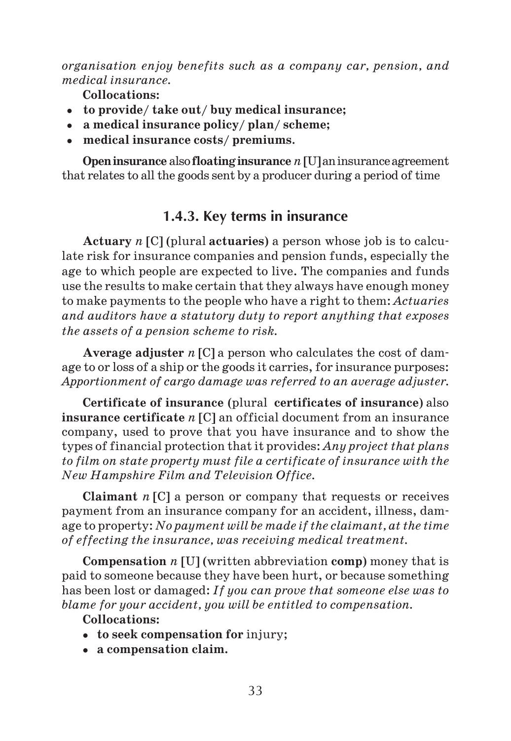*organisation enjoy benefits such as a company car, pension, and medical insurance.*

**Collocations:**

- **to provide/ take out/ buy medical insurance;**
- **a medical insurance policy/ plan/ scheme;**
- **medical insurance costs/ premiums.**

**Open insurance** also **floating insurance** *n* **[U]** an insurance agreement that relates to all the goods sent by a producer during a period of time

### 1.4.3. Key terms in insurance

**Actuary** *n* **[C]** (plural **actuaries**) a person whose job is to calculate risk for insurance companies and pension funds, especially the age to which people are expected to live. The companies and funds use the results to make certain that they always have enough money to make payments to the people who have a right to them: *Actuaries and auditors have a statutory duty to report anything that exposes the assets of a pension scheme to risk.*

**Average adjuster** *n* **[C]** a person who calculates the cost of damage to or loss of a ship or the goods it carries, for insurance purposes: *Apportionment of cargo damage was referred to an average adjuster.*

**Certificate of insurance** (plural **certificates of insurance**) also **insurance certificate** *n* **[C]** an official document from an insurance company, used to prove that you have insurance and to show the types of financial protection that it provides: *Any project that plans to film on state property must file a certificate of insurance with the New Hampshire Film and Television Office.*

**Claimant** *n* **[C]** a person or company that requests or receives payment from an insurance company for an accident, illness, damage to property: *No payment will be made if the claimant, at the time of effecting the insurance, was receiving medical treatment.*

**Compensation** *n* **[U]** (written abbreviation **comp**) money that is paid to someone because they have been hurt, or because something has been lost or damaged: *If you can prove that someone else was to blame for your accident, you will be entitled to compensation.*

**Collocations:**

- **to seek compensation for** injury;
- **a compensation claim.**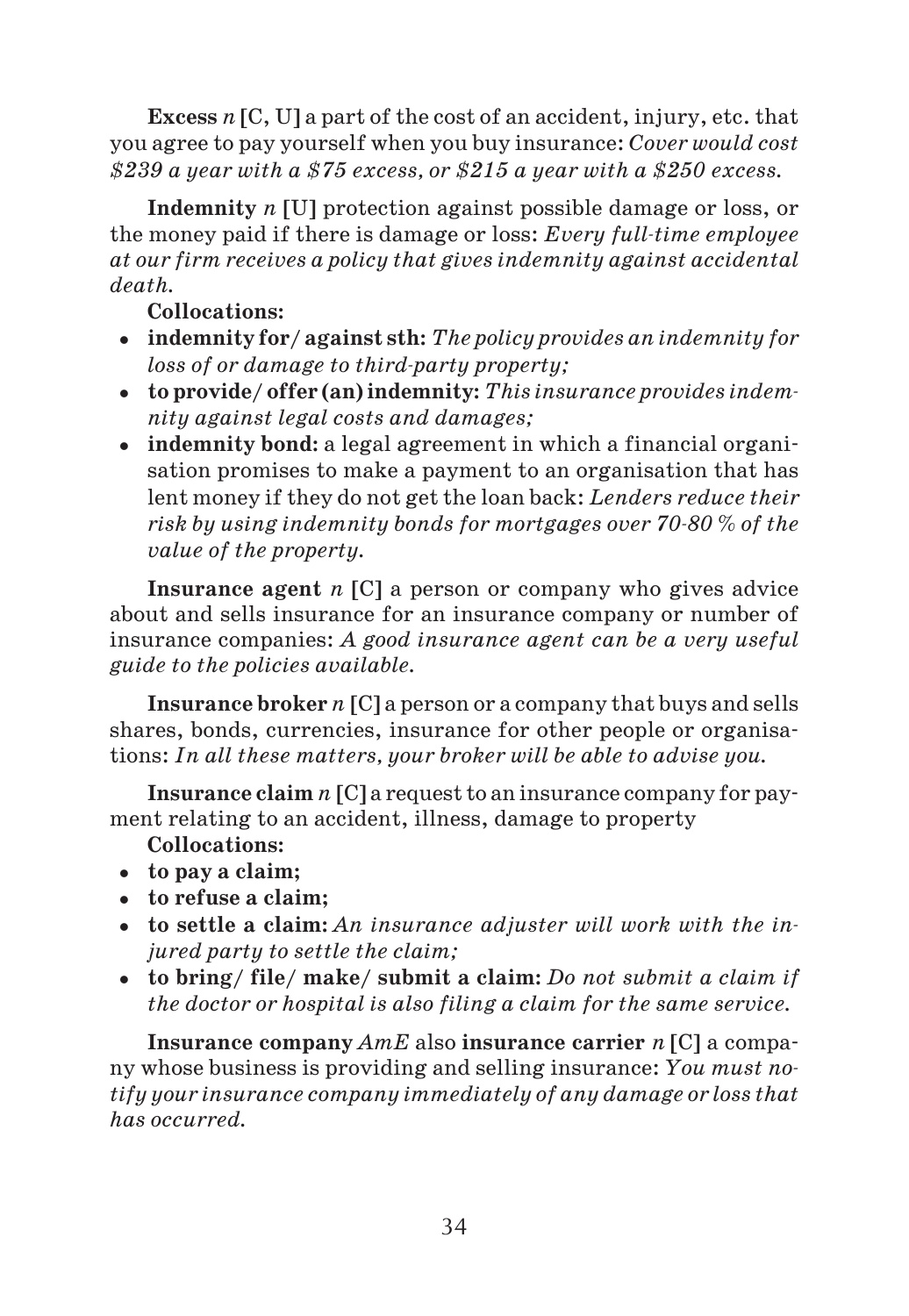**Excess** *n* **[C, U]** a part of the cost of an accident, injury, etc. that you agree to pay yourself when you buy insurance: *Cover would cost $239 a year with a $75 excess, or $215 a year with a $250 excess.*

**Indemnity** *n* **[U]** protection against possible damage or loss, or the money paid if there is damage or loss: *Every full-time employee at our firm receives a policy that gives indemnity against accidental death.*

**Collocations:**

- **indemnity for/ against sth:** *The policy provides an indemnity for loss of or damage to third-party property;*
- **to provide/ offer (an) indemnity:** *This insurance provides indemnity against legal costs and damages;*
- **indemnity bond:** a legal agreement in which a financial organisation promises to make a payment to an organisation that has lent money if they do not get the loan back: *Lenders reduce their risk by using indemnity bonds for mortgages over 70-80 % of the value of the property.*

**Insurance agent** *n* **[C]** a person or company who gives advice about and sells insurance for an insurance company or number of insurance companies: *A good insurance agent can be a very useful guide to the policies available.*

**Insurance broker** *n* **[C]** a person or a company that buys and sells shares, bonds, currencies, insurance for other people or organisations: *In all these matters, your broker will be able to advise you.*

**Insurance claim** *n* **[C]** a request to an insurance company for payment relating to an accident, illness, damage to property

**Collocations:**

- **to pay a claim;**
- **to refuse a claim;**
- **to settle a claim:** *An insurance adjuster will work with the injured party to settle the claim;*
- **to bring/ file/ make/ submit a claim:** *Do not submit a claim if the doctor or hospital is also filing a claim for the same service.*

**Insurance company** *AmE* also **insurance carrier** *n* **[C]** a company whose business is providing and selling insurance: *You must notify your insurance company immediately of any damage or loss that has occurred.*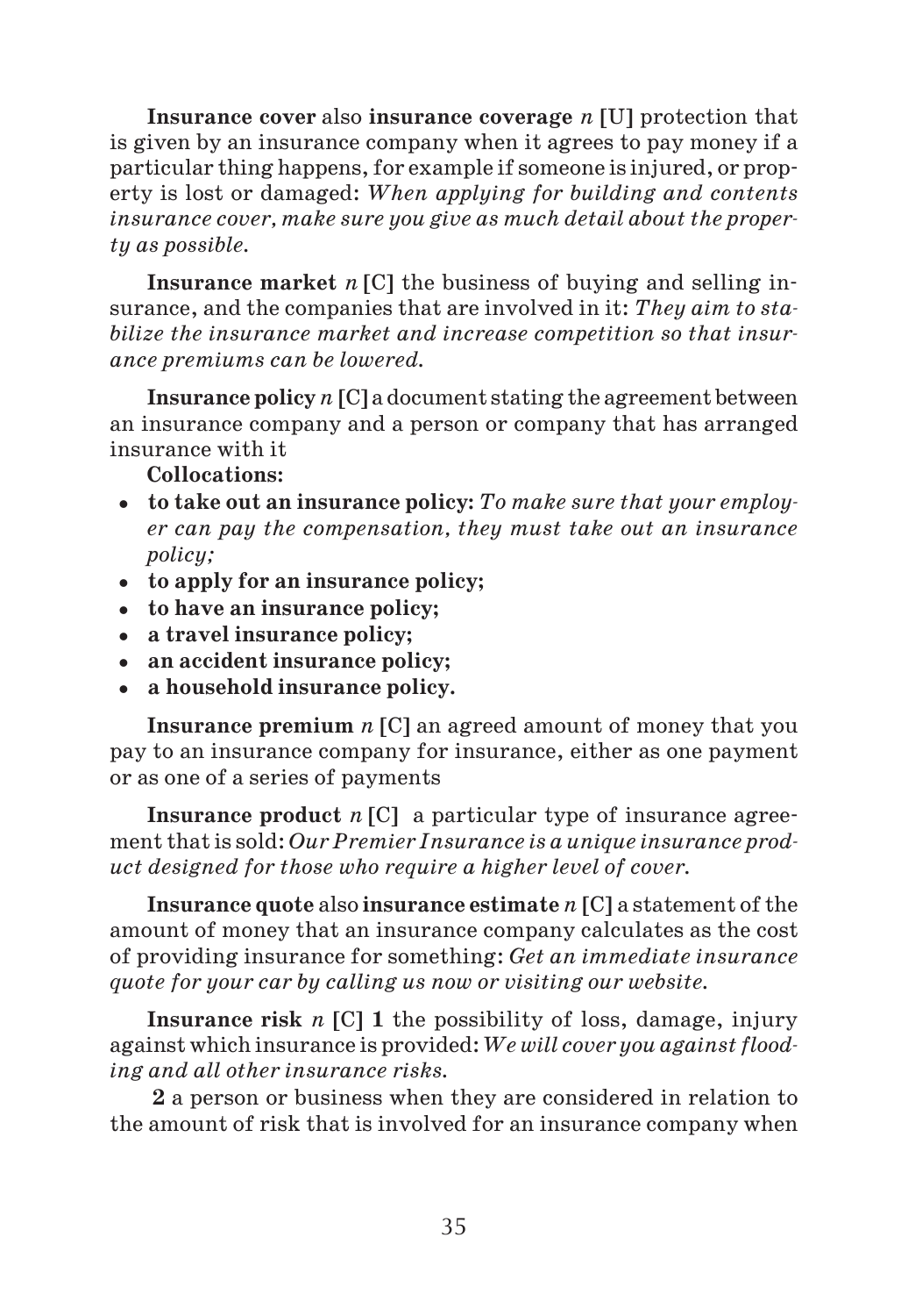**Insurance cover** also **insurance coverage** *n* **[U]** protection that is given by an insurance company when it agrees to pay money if a particular thing happens, for example if someone is injured, or property is lost or damaged: *When applying for building and contents insurance cover, make sure you give as much detail about the property as possible.*

**Insurance market** *n* **[C]** the business of buying and selling insurance, and the companies that are involved in it: *They aim to stabilize the insurance market and increase competition so that insurance premiums can be lowered.*

**Insurance policy** *n* **[C]** a document stating the agreement between an insurance company and a person or company that has arranged insurance with it

**Collocations:**

- **to take out an insurance policy:** *To make sure that your employer can pay the compensation, they must take out an insurance policy;*
- **to apply for an insurance policy;**
- **to have an insurance policy;**
- **a travel insurance policy;**
- **an accident insurance policy;**
- **a household insurance policy.**

**Insurance premium** *n* **[C]** an agreed amount of money that you pay to an insurance company for insurance, either as one payment or as one of a series of payments

**Insurance product** *n* **[C]** a particular type of insurance agreement that is sold: *Our Premier Insurance is a unique insurance product designed for those who require a higher level of cover.*

**Insurance quote** also **insurance estimate** *n* **[C]** a statement of the amount of money that an insurance company calculates as the cost of providing insurance for something: *Get an immediate insurance quote for your car by calling us now or visiting our website.*

**Insurance risk** *n* **[C] 1** the possibility of loss, damage, injury against which insurance is provided: *We will cover you against flooding and all other insurance risks.*

**2** a person or business when they are considered in relation to the amount of risk that is involved for an insurance company when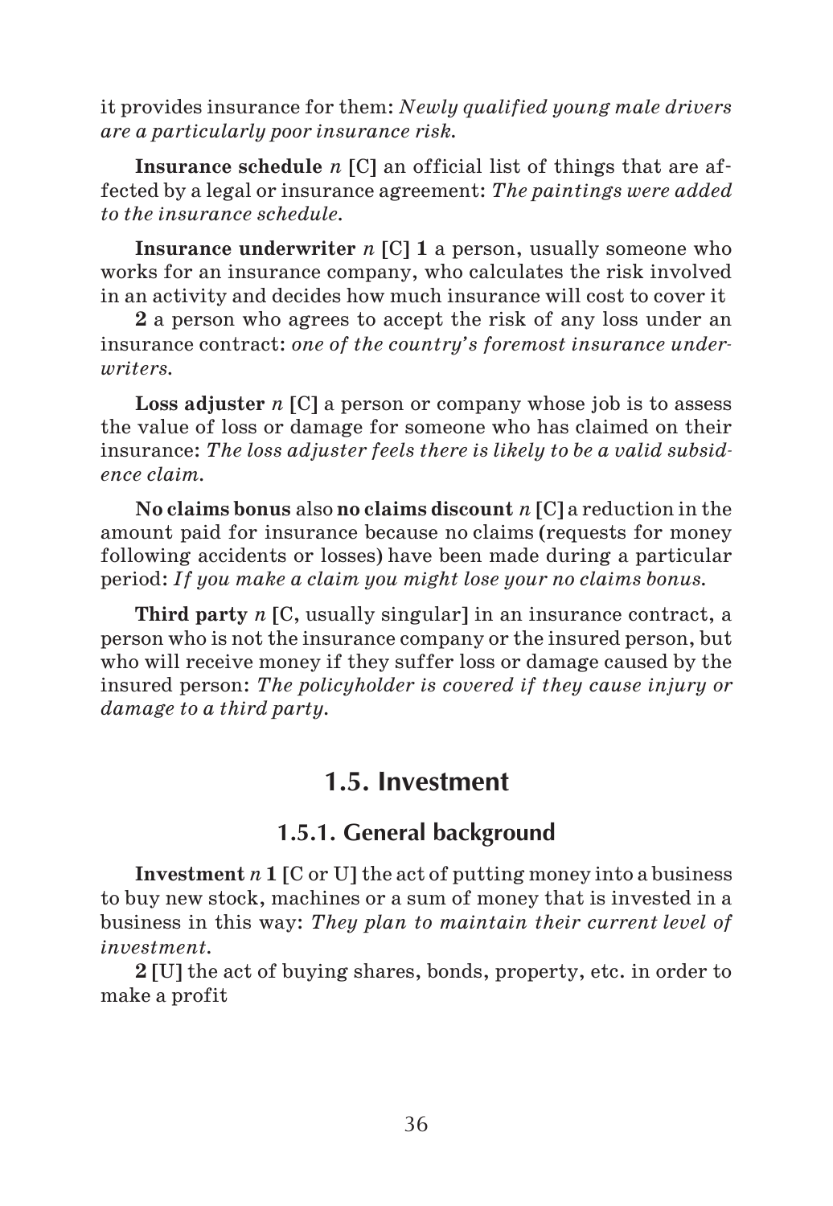it provides insurance for them: *Newly qualified young male drivers are a particularly poor insurance risk.*

**Insurance schedule** *n* [C] an official list of things that are affected by a legal or insurance agreement: *The paintings were added to the insurance schedule.*

**Insurance underwriter** *n* [C] **1** a person, usually someone who works for an insurance company, who calculates the risk involved in an activity and decides how much insurance will cost to cover it

**2** a person who agrees to accept the risk of any loss under an insurance contract: *one of the country's foremost insurance underwriters.*

**Loss adjuster** *n* [C] a person or company whose job is to assess the value of loss or damage for someone who has claimed on their insurance: *The loss adjuster feels there is likely to be a valid subsidence claim.*

**No claims bonus** also **no claims discount** *n* [C] a reduction in the amount paid for insurance because no claims (requests for money following accidents or losses) have been made during a particular period: *If you make a claim you might lose your no claims bonus.*

**Third party** *n* [C, usually singular] in an insurance contract, a person who is not the insurance company or the insured person, but who will receive money if they suffer loss or damage caused by the insured person: *The policyholder is covered if they cause injury or damage to a third party.*

## 1.5. Investment

### 1.5.1. General background

**Investment** *n* **1** [C or U] the act of putting money into a business to buy new stock, machines or a sum of money that is invested in a business in this way: *They plan to maintain their current level of investment.*

**2** [U] the act of buying shares, bonds, property, etc. in order to make a profit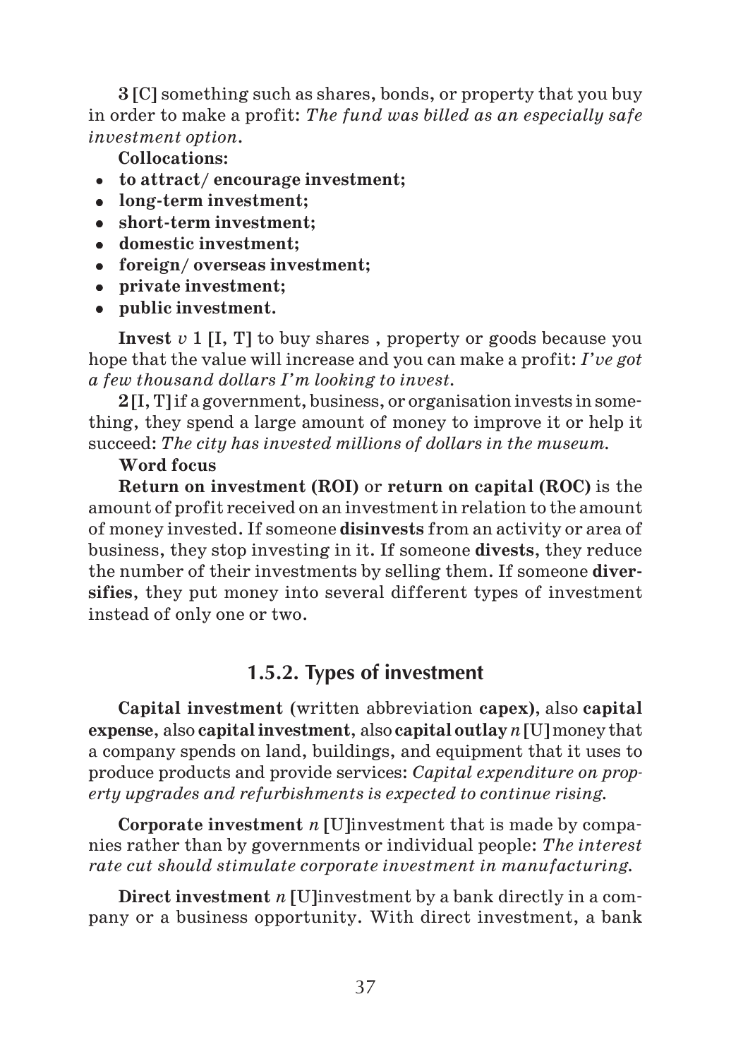**3 [C]** something such as shares, bonds, or property that you buy in order to make a profit: *The fund was billed as an especially safe investment option.*

**Collocations:**

- **to attract/ encourage investment;**
- **long-term investment;**
- **short-term investment;**
- **domestic investment;**
- **foreign/ overseas investment;**
- **private investment;**
- **public investment.**

**Invest** *v* **1 [I, T]** to buy shares , property or goods because you hope that the value will increase and you can make a profit: *I've got a few thousand dollars I'm looking to invest.*

**2 [I, T]** if a government, business, or organisation invests in something, they spend a large amount of money to improve it or help it succeed: *The city has invested millions of dollars in the museum.*

**Word focus**

**Return on investment (ROI)** or **return on capital (ROC)** is the amount of profit received on an investment in relation to the amount of money invested. If someone **disinvests** from an activity or area of business, they stop investing in it. If someone **divests**, they reduce the number of their investments by selling them. If someone **diversifies**, they put money into several different types of investment instead of only one or two.

## 1.5.2. Types of investment

**Capital investment** (written abbreviation **capex**), also **capital expense**, also **capital investment**, also **capital outlay** *n* **[U]** money that a company spends on land, buildings, and equipment that it uses to produce products and provide services: *Capital expenditure on property upgrades and refurbishments is expected to continue rising.*

**Corporate investment** *n* **[U]**investment that is made by companies rather than by governments or individual people: *The interest rate cut should stimulate corporate investment in manufacturing.*

**Direct investment** *n* **[U]**investment by a bank directly in a company or a business opportunity. With direct investment, a bank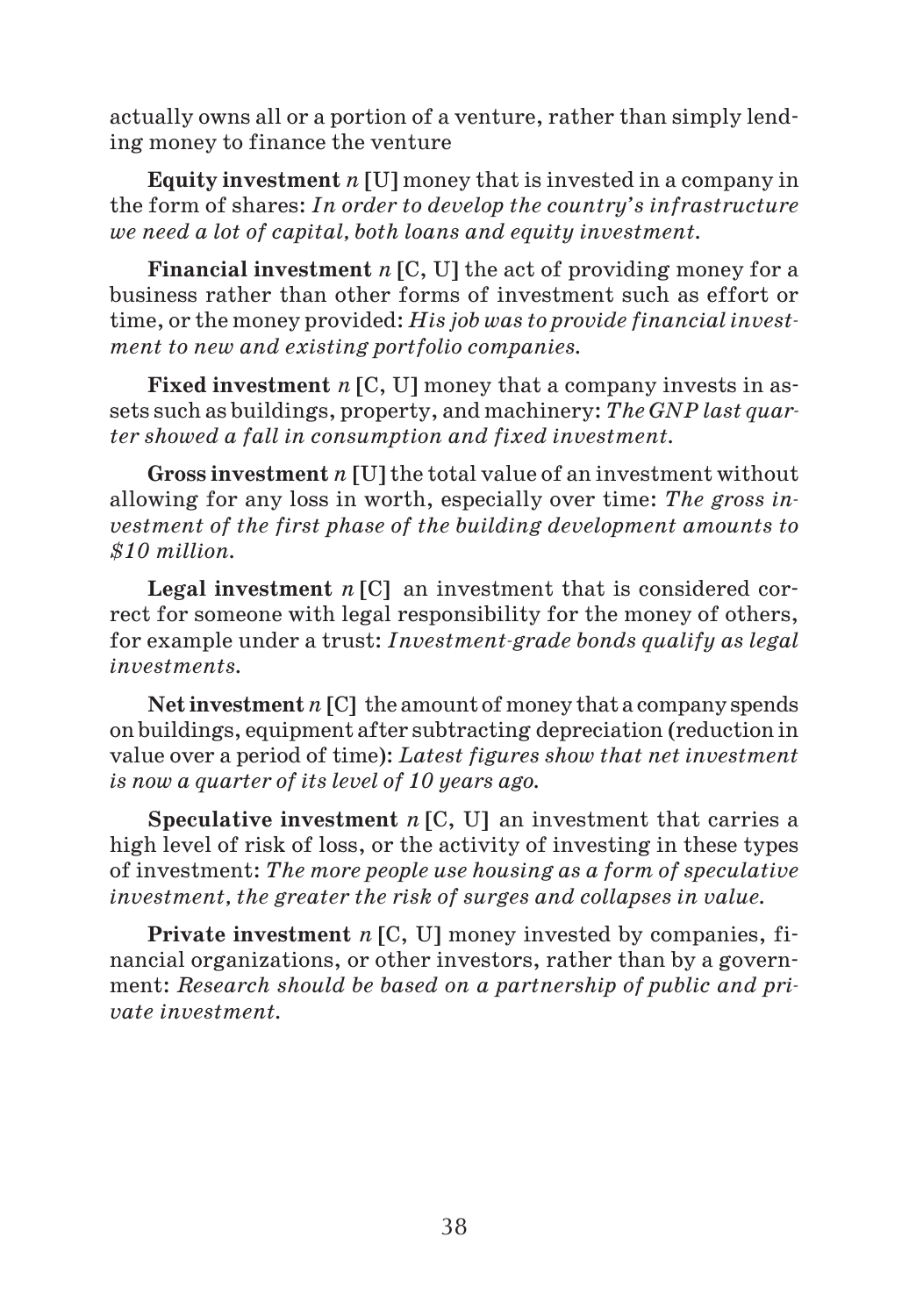actually owns all or a portion of a venture, rather than simply lending money to finance the venture

**Equity investment** *n* **[U]** money that is invested in a company in the form of shares: *In order to develop the country's infrastructure we need a lot of capital, both loans and equity investment.*

**Financial investment** *n* **[C, U]** the act of providing money for a business rather than other forms of investment such as effort or time, or the money provided: *His job was to provide financial investment to new and existing portfolio companies.*

**Fixed investment** *n* **[C, U]** money that a company invests in assets such as buildings, property, and machinery: *The GNP last quarter showed a fall in consumption and fixed investment.*

**Gross investment** *n* **[U]** the total value of an investment without allowing for any loss in worth, especially over time: *The gross investment of the first phase of the building development amounts to $10 million.*

**Legal investment** *n* **[C]** an investment that is considered correct for someone with legal responsibility for the money of others, for example under a trust: *Investment-grade bonds qualify as legal investments.*

**Net investment** *n* **[C]** the amount of money that a company spends on buildings, equipment after subtracting depreciation (reduction in value over a period of time): *Latest figures show that net investment is now a quarter of its level of 10 years ago.*

**Speculative investment** *n* **[C, U]** an investment that carries a high level of risk of loss, or the activity of investing in these types of investment: *The more people use housing as a form of speculative investment, the greater the risk of surges and collapses in value.*

**Private investment** *n* **[C, U]** money invested by companies, financial organizations, or other investors, rather than by a government: *Research should be based on a partnership of public and private investment.*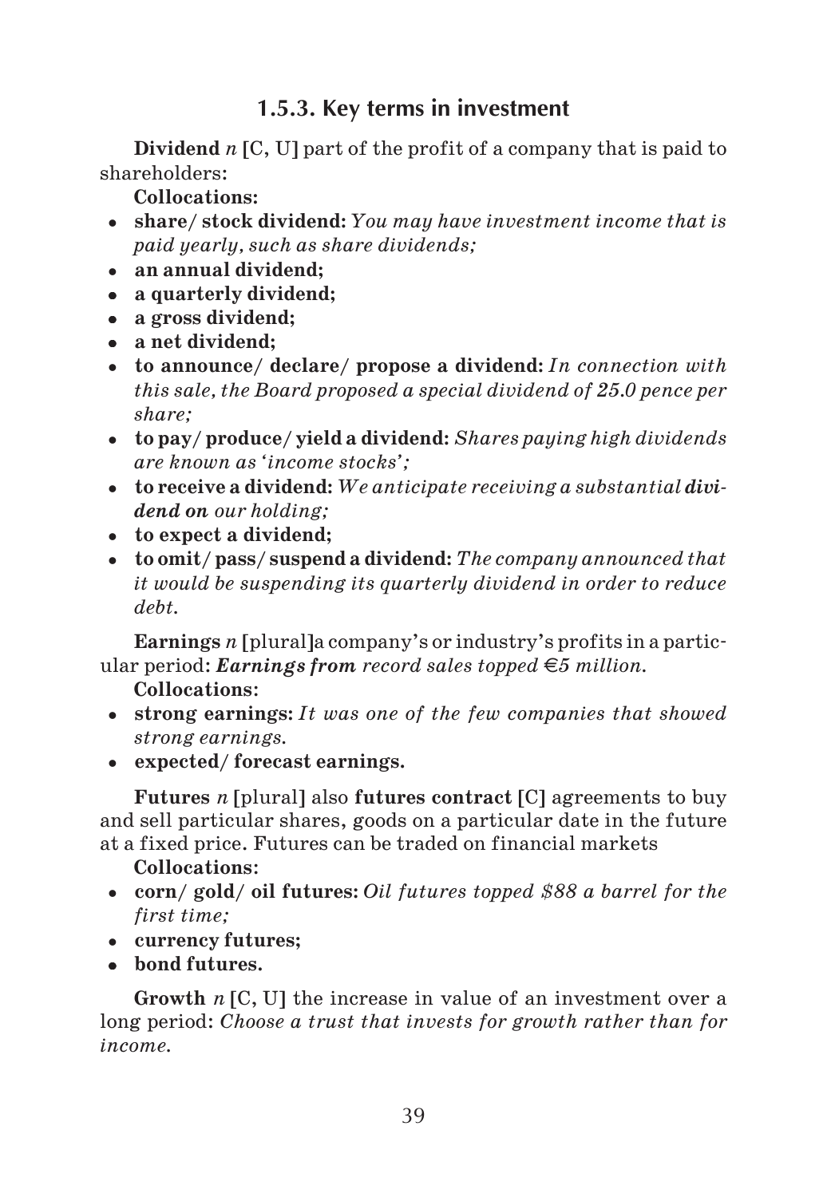### 1.5.3. Key terms in investment

**Dividend** *n* **[**C, U**]** part of the profit of a company that is paid to shareholders:

**Collocations:**

- **share/ stock dividend:** *You may have investment income that is paid yearly, such as share dividends;*
- **an annual dividend;**
- **a quarterly dividend;**
- **a gross dividend;**
- **a net dividend;**
- **to announce/ declare/ propose a dividend:** *In connection with this sale, the Board proposed a special dividend of 25.0 pence per share;*
- **to pay/ produce/ yield a dividend:** *Shares paying high dividends are known as 'income stocks';*
- **to receive a dividend:** *We anticipate receiving a substantial* ***dividend on*** *our holding;*
- **to expect a dividend;**
- **to omit/ pass/ suspend a dividend:** *The company announced that it would be suspending its quarterly dividend in order to reduce debt.*

**Earnings** *n* **[**plural**]**a company's or industry's profits in a particular period: ***Earnings from*** *record sales topped €5 million.*

**Collocations:**

- **strong earnings:** *It was one of the few companies that showed strong earnings.*
- **expected/ forecast earnings.**

**Futures** *n* **[**plural**]** also **futures contract [**C**]** agreements to buy and sell particular shares, goods on a particular date in the future at a fixed price. Futures can be traded on financial markets

**Collocations:**

- **corn/ gold/ oil futures:** *Oil futures topped $88 a barrel for the first time;*
- **currency futures;**
- **bond futures.**

**Growth** *n* **[**C, U**]** the increase in value of an investment over a long period: *Choose a trust that invests for growth rather than for income.*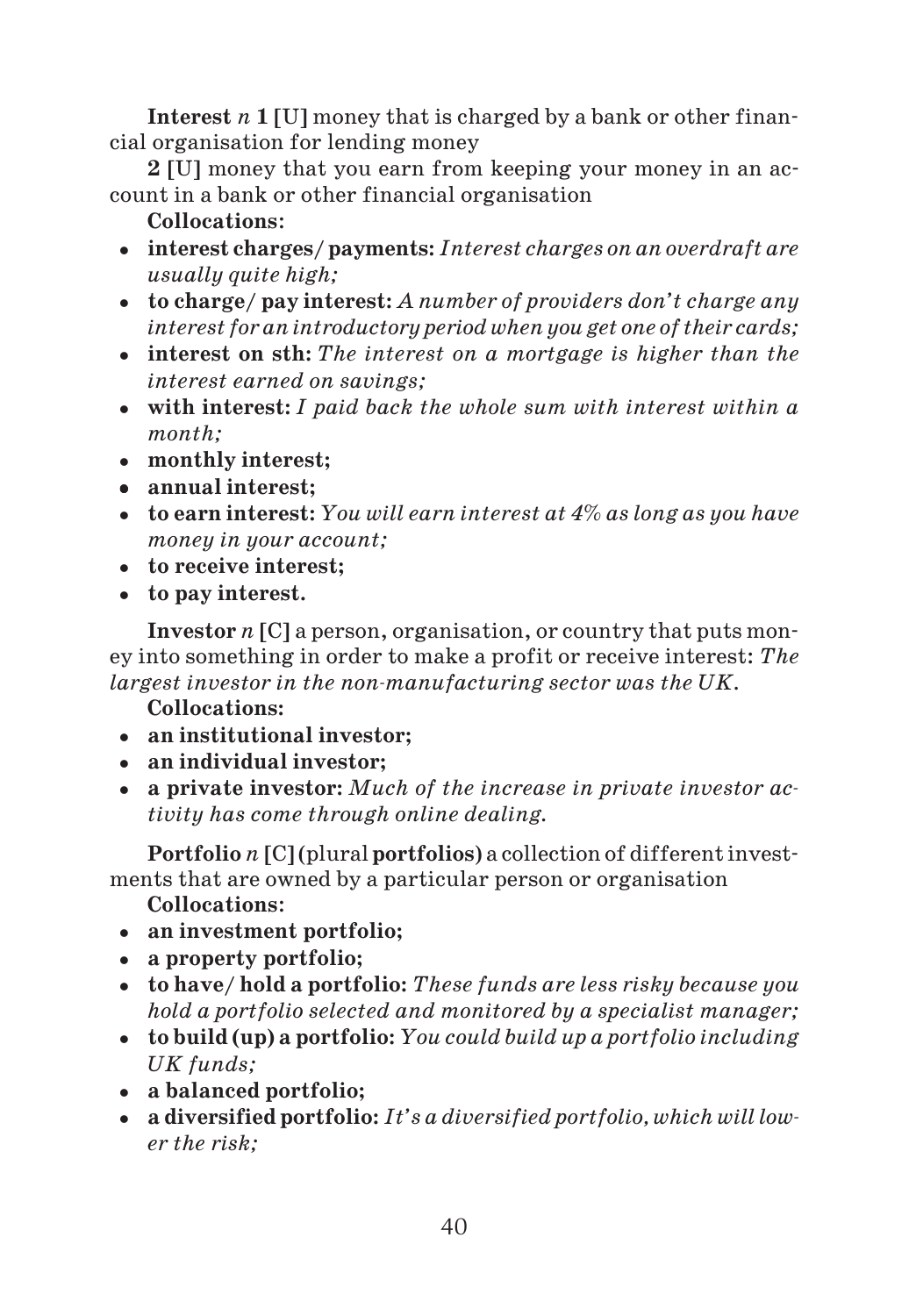**Interest** *n* **1 [U]** money that is charged by a bank or other financial organisation for lending money

**2 [U]** money that you earn from keeping your money in an account in a bank or other financial organisation

**Collocations:**

- **interest charges/ payments:** *Interest charges on an overdraft are usually quite high;*
- **to charge/ pay interest:** *A number of providers don't charge any interest for an introductory period when you get one of their cards;*
- **interest on sth:** *The interest on a mortgage is higher than the interest earned on savings;*
- **with interest:** *I paid back the whole sum with interest within a month;*
- **monthly interest;**
- **annual interest;**
- **to earn interest:** *You will earn interest at 4% as long as you have money in your account;*
- **to receive interest;**
- **to pay interest.**

**Investor** *n* **[C]** a person, organisation, or country that puts money into something in order to make a profit or receive interest: *The largest investor in the non-manufacturing sector was the UK.*

**Collocations:**

- **an institutional investor;**
- **an individual investor;**
- **a private investor:** *Much of the increase in private investor activity has come through online dealing.*

**Portfolio** *n* **[C]** (plural **portfolios**) a collection of different investments that are owned by a particular person or organisation

**Collocations:**

- **an investment portfolio;**
- **a property portfolio;**
- **to have/ hold a portfolio:** *These funds are less risky because you hold a portfolio selected and monitored by a specialist manager;*
- **to build (up) a portfolio:** *You could build up a portfolio including UK funds;*
- **a balanced portfolio;**
- **a diversified portfolio:** *It's a diversified portfolio, which will lower the risk;*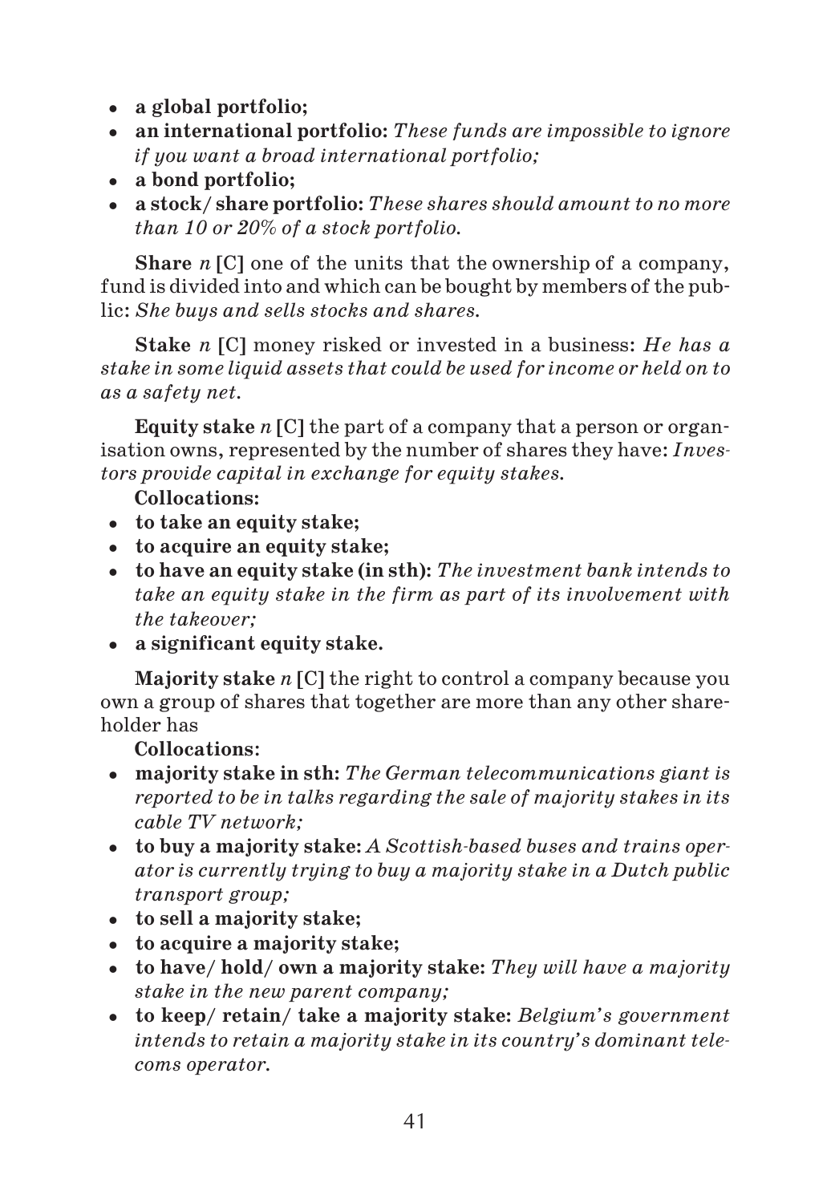- **a global portfolio;**
- **an international portfolio:** *These funds are impossible to ignore if you want a broad international portfolio;*
- **a bond portfolio;**
- **a stock/ share portfolio:** *These shares should amount to no more than 10 or 20% of a stock portfolio.*

**Share** *n* **[C]** one of the units that the ownership of a company, fund is divided into and which can be bought by members of the public: *She buys and sells stocks and shares.*

**Stake** *n* **[C]** money risked or invested in a business: *He has a stake in some liquid assets that could be used for income or held on to as a safety net.*

**Equity stake** *n* **[C]** the part of a company that a person or organisation owns, represented by the number of shares they have: *Investors provide capital in exchange for equity stakes.*

**Collocations:**

- **to take an equity stake;**
- **to acquire an equity stake;**
- **to have an equity stake (in sth):** *The investment bank intends to take an equity stake in the firm as part of its involvement with the takeover;*
- **a significant equity stake.**

**Majority stake** *n* **[C]** the right to control a company because you own a group of shares that together are more than any other shareholder has

**Collocations:**

- **majority stake in sth:** *The German telecommunications giant is reported to be in talks regarding the sale of majority stakes in its cable TV network;*
- **to buy a majority stake:** *A Scottish-based buses and trains operator is currently trying to buy a majority stake in a Dutch public transport group;*
- **to sell a majority stake;**
- **to acquire a majority stake;**
- **to have/ hold/ own a majority stake:** *They will have a majority stake in the new parent company;*
- **to keep/ retain/ take a majority stake:** *Belgium's government intends to retain a majority stake in its country's dominant telecoms operator.*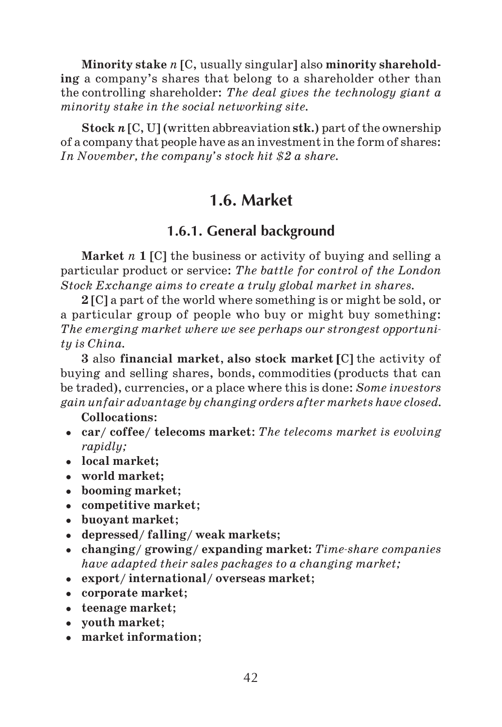**Minority stake** *n* [C, usually singular] also **minority shareholding** a company's shares that belong to a shareholder other than the controlling shareholder: *The deal gives the technology giant a minority stake in the social networking site.*

**Stock** ***n*** [C, U] (written abbreaviation **stk.**) part of the ownership of a company that people have as an investment in the form of shares: *In November, the company's stock hit $2 a share.*

## 1.6. Market

### 1.6.1. General background

**Market** *n* **1** [C] the business or activity of buying and selling a particular product or service: *The battle for control of the London Stock Exchange aims to create a truly global market in shares.*

**2** [C] a part of the world where something is or might be sold, or a particular group of people who buy or might buy something: *The emerging market where we see perhaps our strongest opportunity is China.*

**3** also **financial market, also stock market** [C] the activity of buying and selling shares, bonds, commodities (products that can be traded), currencies, or a place where this is done: *Some investors gain unfair advantage by changing orders after markets have closed.*

**Collocations:**

- **car/ coffee/ telecoms market**: *The telecoms market is evolving rapidly;*
- **local market;**
- **world market;**
- **booming market;**
- **competitive market;**
- **buoyant market;**
- **depressed/ falling/ weak markets;**
- **changing/ growing/ expanding market:** *Time-share companies have adapted their sales packages to a changing market;*
- **export/ international/ overseas market;**
- **corporate market;**
- **teenage market;**
- **youth market;**
- **market information;**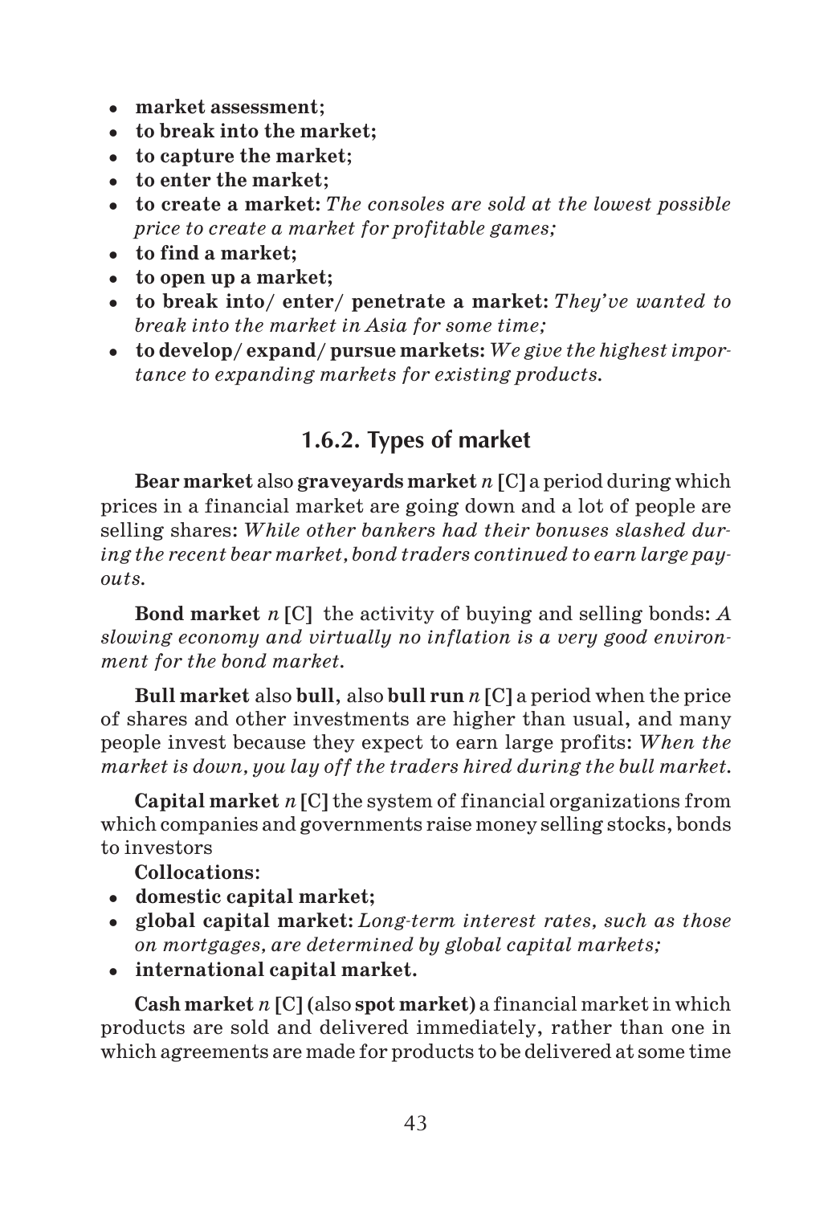- **market assessment;**
- **to break into the market;**
- **to capture the market;**
- **to enter the market;**
- **to create a market:** *The consoles are sold at the lowest possible price to create a market for profitable games;*
- **to find a market;**
- **to open up a market;**
- **to break into/ enter/ penetrate a market:** *They've wanted to break into the market in Asia for some time;*
- **to develop/ expand/ pursue markets:** *We give the highest importance to expanding markets for existing products.*

## 1.6.2. Types of market

**Bear market** also **graveyards market** *n* [C] a period during which prices in a financial market are going down and a lot of people are selling shares: *While other bankers had their bonuses slashed during the recent bear market, bond traders continued to earn large payouts.*

**Bond market** *n* [C] the activity of buying and selling bonds: *A slowing economy and virtually no inflation is a very good environment for the bond market.*

**Bull market** also **bull**, also **bull run** *n* [C] a period when the price of shares and other investments are higher than usual, and many people invest because they expect to earn large profits: *When the market is down, you lay off the traders hired during the bull market.*

**Capital market** *n* [C] the system of financial organizations from which companies and governments raise money selling stocks, bonds to investors

**Collocations:**

- **domestic capital market;**
- **global capital market:** *Long-term interest rates, such as those on mortgages, are determined by global capital markets;*
- **international capital market.**

**Cash market** *n* [C] (also **spot market**) a financial market in which products are sold and delivered immediately, rather than one in which agreements are made for products to be delivered at some time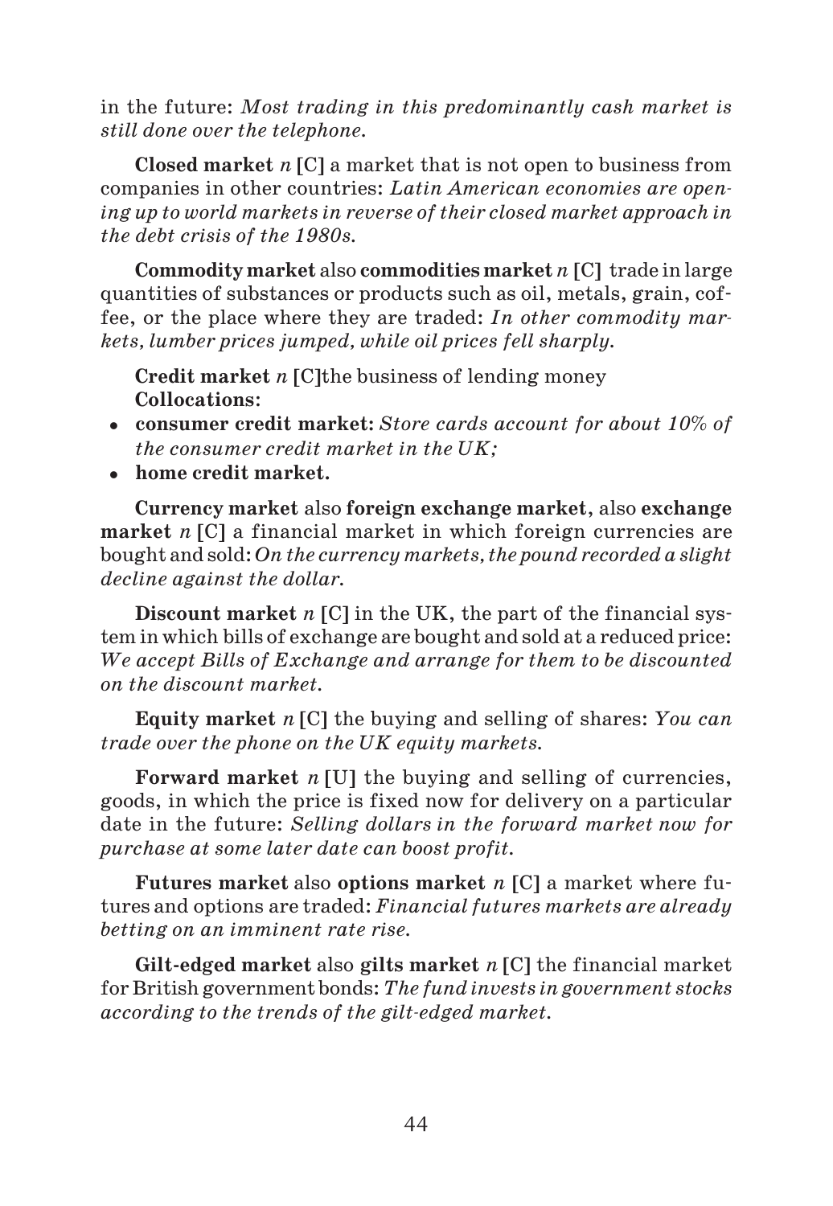in the future: *Most trading in this predominantly cash market is still done over the telephone.*

**Closed market** *n* **[C]** a market that is not open to business from companies in other countries: *Latin American economies are opening up to world markets in reverse of their closed market approach in the debt crisis of the 1980s.*

**Commodity market** also **commodities market** *n* **[C]** trade in large quantities of substances or products such as oil, metals, grain, coffee, or the place where they are traded: *In other commodity markets, lumber prices jumped, while oil prices fell sharply.*

**Credit market** *n* **[C]**the business of lending money
**Collocations:**

- **consumer credit market:** *Store cards account for about 10% of the consumer credit market in the UK;*
- **home credit market.**

**Currency market** also **foreign exchange market**, also **exchange market** *n* **[C]** a financial market in which foreign currencies are bought and sold: *On the currency markets, the pound recorded a slight decline against the dollar.*

**Discount market** *n* **[C]** in the UK, the part of the financial system in which bills of exchange are bought and sold at a reduced price: *We accept Bills of Exchange and arrange for them to be discounted on the discount market.*

**Equity market** *n* **[C]** the buying and selling of shares: *You can trade over the phone on the UK equity markets.*

**Forward market** *n* **[U]** the buying and selling of currencies, goods, in which the price is fixed now for delivery on a particular date in the future: *Selling dollars in the forward market now for purchase at some later date can boost profit.*

**Futures market** also **options market** *n* **[C]** a market where futures and options are traded: *Financial futures markets are already betting on an imminent rate rise.*

**Gilt-edged market** also **gilts market** *n* **[C]** the financial market for British government bonds: *The fund invests in government stocks according to the trends of the gilt-edged market.*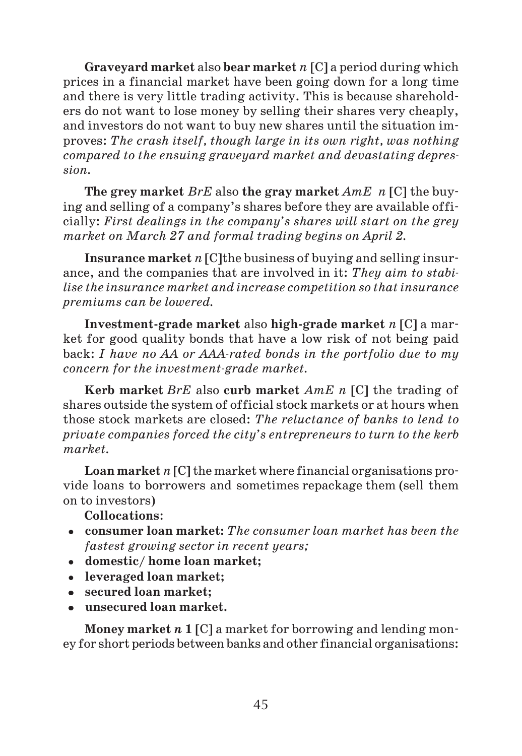**Graveyard market** also **bear market** *n* [C] a period during which prices in a financial market have been going down for a long time and there is very little trading activity. This is because shareholders do not want to lose money by selling their shares very cheaply, and investors do not want to buy new shares until the situation improves: *The crash itself, though large in its own right, was nothing compared to the ensuing graveyard market and devastating depression.*

**The grey market** *BrE* also **the gray market** *AmE n* [C] the buying and selling of a company's shares before they are available officially: *First dealings in the company's shares will start on the grey market on March 27 and formal trading begins on April 2.*

**Insurance market** *n* [C]the business of buying and selling insurance, and the companies that are involved in it: *They aim to stabilise the insurance market and increase competition so that insurance premiums can be lowered.*

**Investment-grade market** also **high-grade market** *n* [C] a market for good quality bonds that have a low risk of not being paid back: *I have no AA or AAA-rated bonds in the portfolio due to my concern for the investment-grade market.*

**Kerb market** *BrE* also **curb market** *AmE n* [C] the trading of shares outside the system of official stock markets or at hours when those stock markets are closed: *The reluctance of banks to lend to private companies forced the city's entrepreneurs to turn to the kerb market.*

**Loan market** *n* [C] the market where financial organisations provide loans to borrowers and sometimes repackage them (sell them on to investors)

**Collocations**:

- **consumer loan market:** *The consumer loan market has been the fastest growing sector in recent years;*
- **domestic/ home loan market;**
- **leveraged loan market;**
- **secured loan market;**
- **unsecured loan market.**

**Money market** *n* **1** [C] a market for borrowing and lending money for short periods between banks and other financial organisations: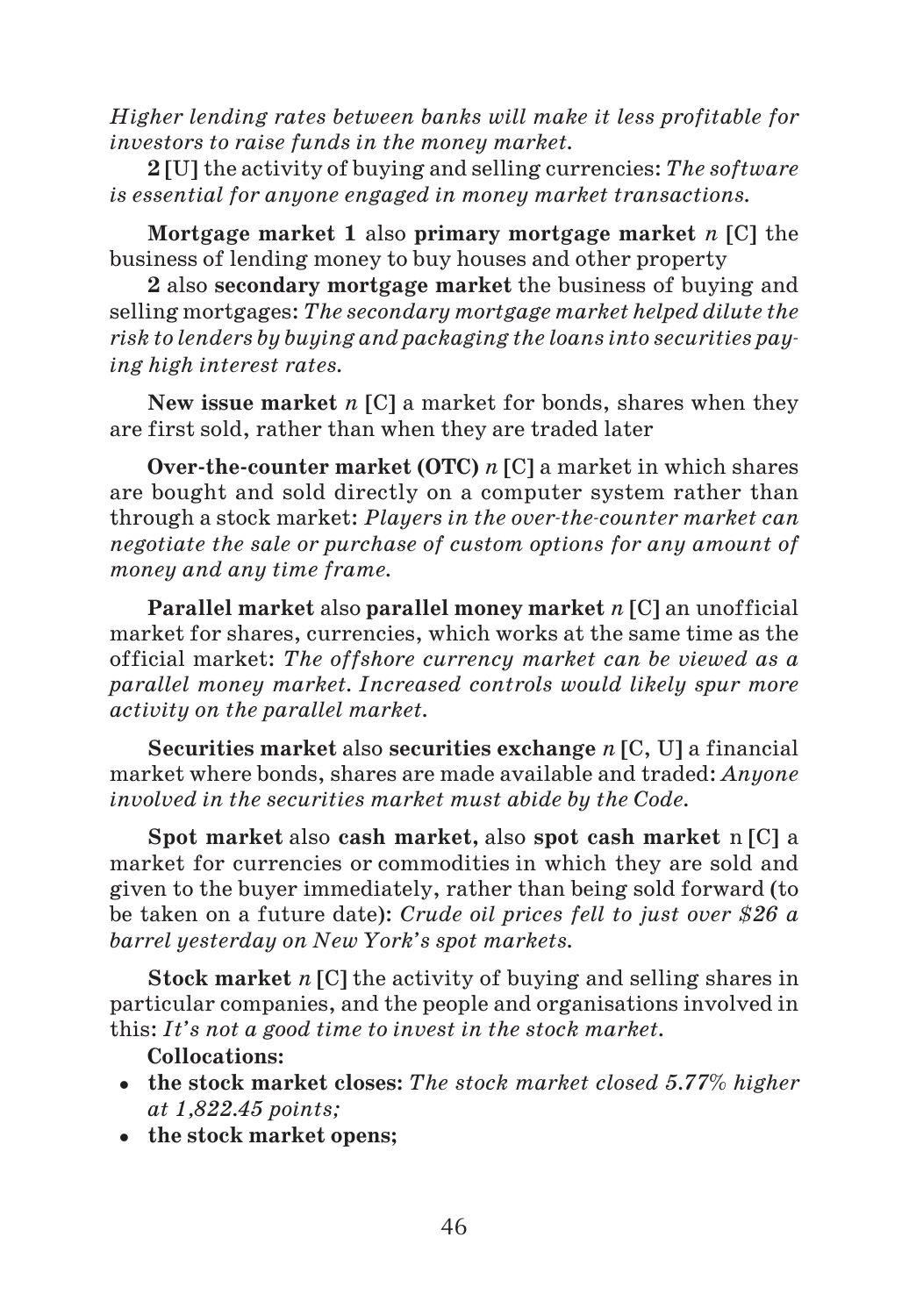*Higher lending rates between banks will make it less profitable for investors to raise funds in the money market.*

**2** [U] the activity of buying and selling currencies: *The software is essential for anyone engaged in money market transactions.*

**Mortgage market 1** also **primary mortgage market** *n* [C] the business of lending money to buy houses and other property

**2** also **secondary mortgage market** the business of buying and selling mortgages: *The secondary mortgage market helped dilute the risk to lenders by buying and packaging the loans into securities paying high interest rates.*

**New issue market** *n* [C] a market for bonds, shares when they are first sold, rather than when they are traded later

**Over-the-counter market (OTC)** *n* [C] a market in which shares are bought and sold directly on a computer system rather than through a stock market: *Players in the over-the-counter market can negotiate the sale or purchase of custom options for any amount of money and any time frame.*

**Parallel market** also **parallel money market** *n* [C] an unofficial market for shares, currencies, which works at the same time as the official market: *The offshore currency market can be viewed as a parallel money market. Increased controls would likely spur more activity on the parallel market.*

**Securities market** also **securities exchange** *n* [C, U] a financial market where bonds, shares are made available and traded: *Anyone involved in the securities market must abide by the Code.*

**Spot market** also **cash market,** also **spot cash market** n [C] a market for currencies or commodities in which they are sold and given to the buyer immediately, rather than being sold forward (to be taken on a future date): *Crude oil prices fell to just over $26 a barrel yesterday on New York's spot markets.*

**Stock market** *n* [C] the activity of buying and selling shares in particular companies, and the people and organisations involved in this: *It's not a good time to invest in the stock market.*

**Collocations:**

- **the stock market closes:** *The stock market closed 5.77% higher at 1,822.45 points;*
- **the stock market opens;**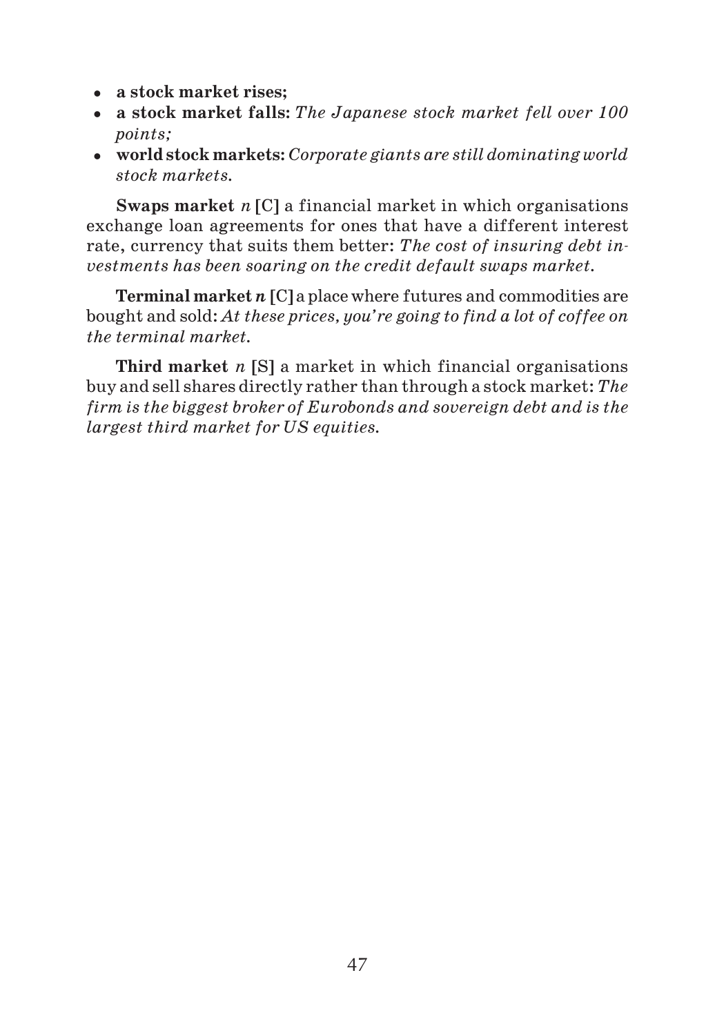- **a stock market rises;**
- **a stock market falls:** *The Japanese stock market fell over 100 points;*
- **world stock markets:** *Corporate giants are still dominating world stock markets.*

**Swaps market** *n* [C] a financial market in which organisations exchange loan agreements for ones that have a different interest rate, currency that suits them better: *The cost of insuring debt investments has been soaring on the credit default swaps market.*

**Terminal market** ***n*** [C] a place where futures and commodities are bought and sold: *At these prices, you're going to find a lot of coffee on the terminal market.*

**Third market** *n* [S] a market in which financial organisations buy and sell shares directly rather than through a stock market: *The firm is the biggest broker of Eurobonds and sovereign debt and is the largest third market for US equities.*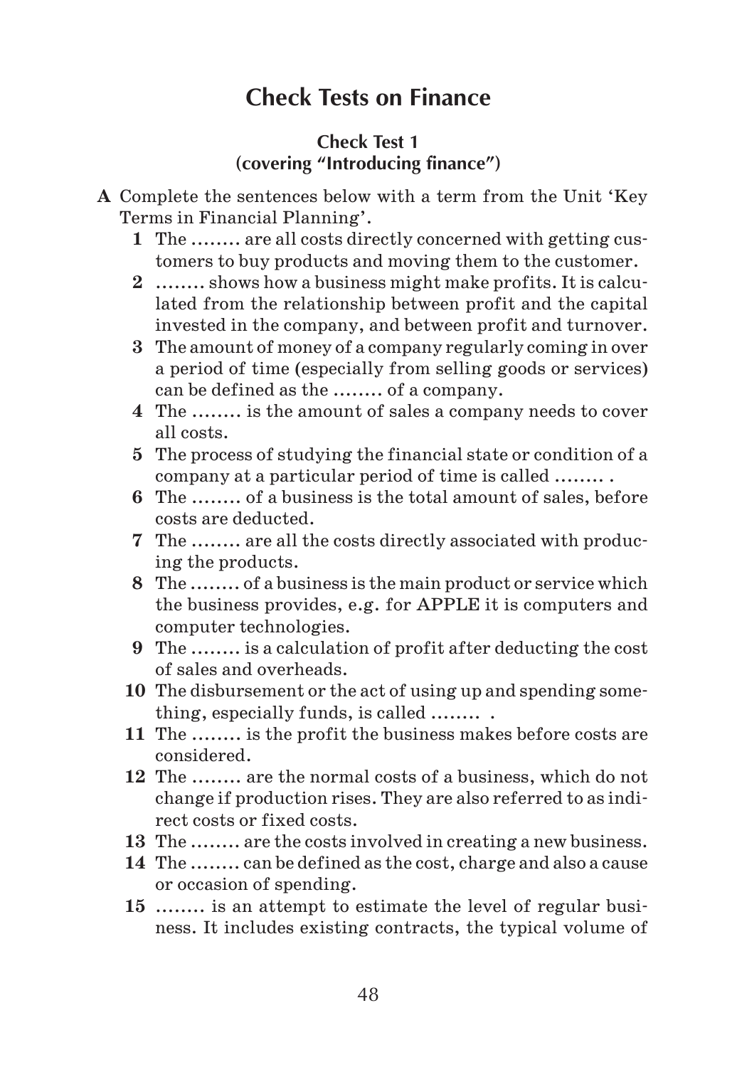# Check Tests on Finance

## Check Test 1
### (covering "Introducing finance")

**A** Complete the sentences below with a term from the Unit 'Key Terms in Financial Planning'.

**1** The ........ are all costs directly concerned with getting customers to buy products and moving them to the customer.

**2** ........ shows how a business might make profits. It is calculated from the relationship between profit and the capital invested in the company, and between profit and turnover.

**3** The amount of money of a company regularly coming in over a period of time (especially from selling goods or services) can be defined as the ........ of a company.

**4** The ........ is the amount of sales a company needs to cover all costs.

**5** The process of studying the financial state or condition of a company at a particular period of time is called ........ .

**6** The ........ of a business is the total amount of sales, before costs are deducted.

**7** The ........ are all the costs directly associated with producing the products.

**8** The ........ of a business is the main product or service which the business provides, e.g. for APPLE it is computers and computer technologies.

**9** The ........ is a calculation of profit after deducting the cost of sales and overheads.

**10** The disbursement or the act of using up and spending something, especially funds, is called ........ .

**11** The ........ is the profit the business makes before costs are considered.

**12** The ........ are the normal costs of a business, which do not change if production rises. They are also referred to as indirect costs or fixed costs.

**13** The ........ are the costs involved in creating a new business.

**14** The ........ can be defined as the cost, charge and also a cause or occasion of spending.

**15** ........ is an attempt to estimate the level of regular business. It includes existing contracts, the typical volume of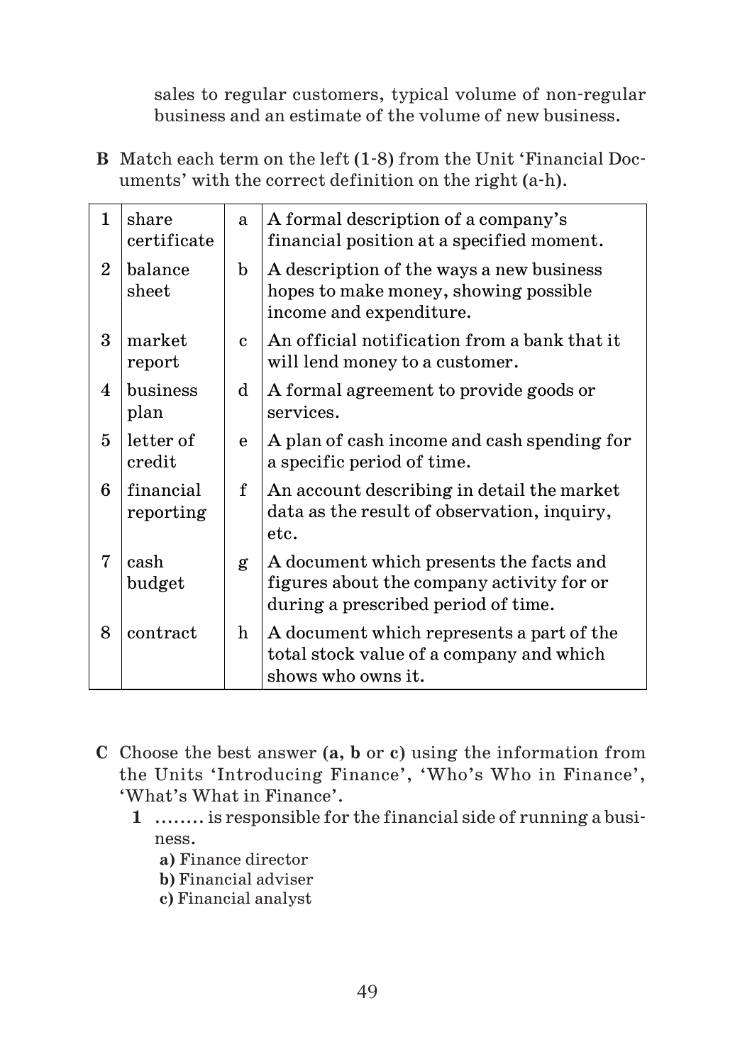sales to regular customers, typical volume of non-regular business and an estimate of the volume of new business.

**B** Match each term on the left (1-8) from the Unit 'Financial Documents' with the correct definition on the right (a-h).

| | | | |
|---|---|---|---|
| 1 | share certificate | a | A formal description of a company's financial position at a specified moment. |
| 2 | balance sheet | b | A description of the ways a new business hopes to make money, showing possible income and expenditure. |
| 3 | market report | c | An official notification from a bank that it will lend money to a customer. |
| 4 | business plan | d | A formal agreement to provide goods or services. |
| 5 | letter of credit | e | A plan of cash income and cash spending for a specific period of time. |
| 6 | financial reporting | f | An account describing in detail the market data as the result of observation, inquiry, etc. |
| 7 | cash budget | g | A document which presents the facts and figures about the company activity for or during a prescribed period of time. |
| 8 | contract | h | A document which represents a part of the total stock value of a company and which shows who owns it. |

**C** Choose the best answer (**a, b** or **c**) using the information from the Units 'Introducing Finance', 'Who's Who in Finance', 'What's What in Finance'.

**1** ........ is responsible for the financial side of running a business.

**a)** Finance director
**b)** Financial adviser
**c)** Financial analyst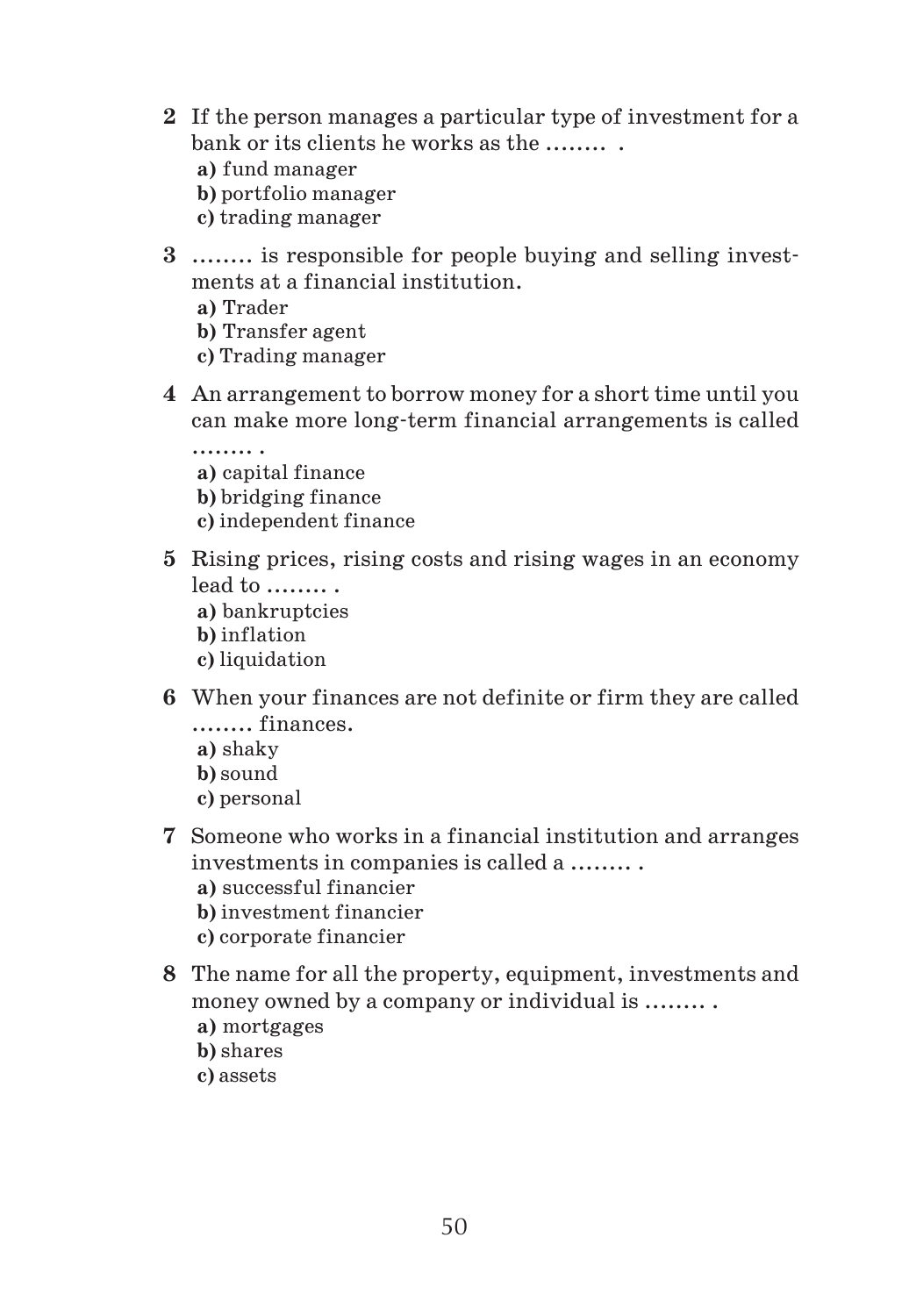2 If the person manages a particular type of investment for a bank or its clients he works as the …….. .
   a) fund manager
   b) portfolio manager
   c) trading manager

3 …….. is responsible for people buying and selling investments at a financial institution.
   a) Trader
   b) Transfer agent
   c) Trading manager

4 An arrangement to borrow money for a short time until you can make more long-term financial arrangements is called …….. .
   a) capital finance
   b) bridging finance
   c) independent finance

5 Rising prices, rising costs and rising wages in an economy lead to …….. .
   a) bankruptcies
   b) inflation
   c) liquidation

6 When your finances are not definite or firm they are called …….. finances.
   a) shaky
   b) sound
   c) personal

7 Someone who works in a financial institution and arranges investments in companies is called a …….. .
   a) successful financier
   b) investment financier
   c) corporate financier

8 The name for all the property, equipment, investments and money owned by a company or individual is …….. .
   a) mortgages
   b) shares
   c) assets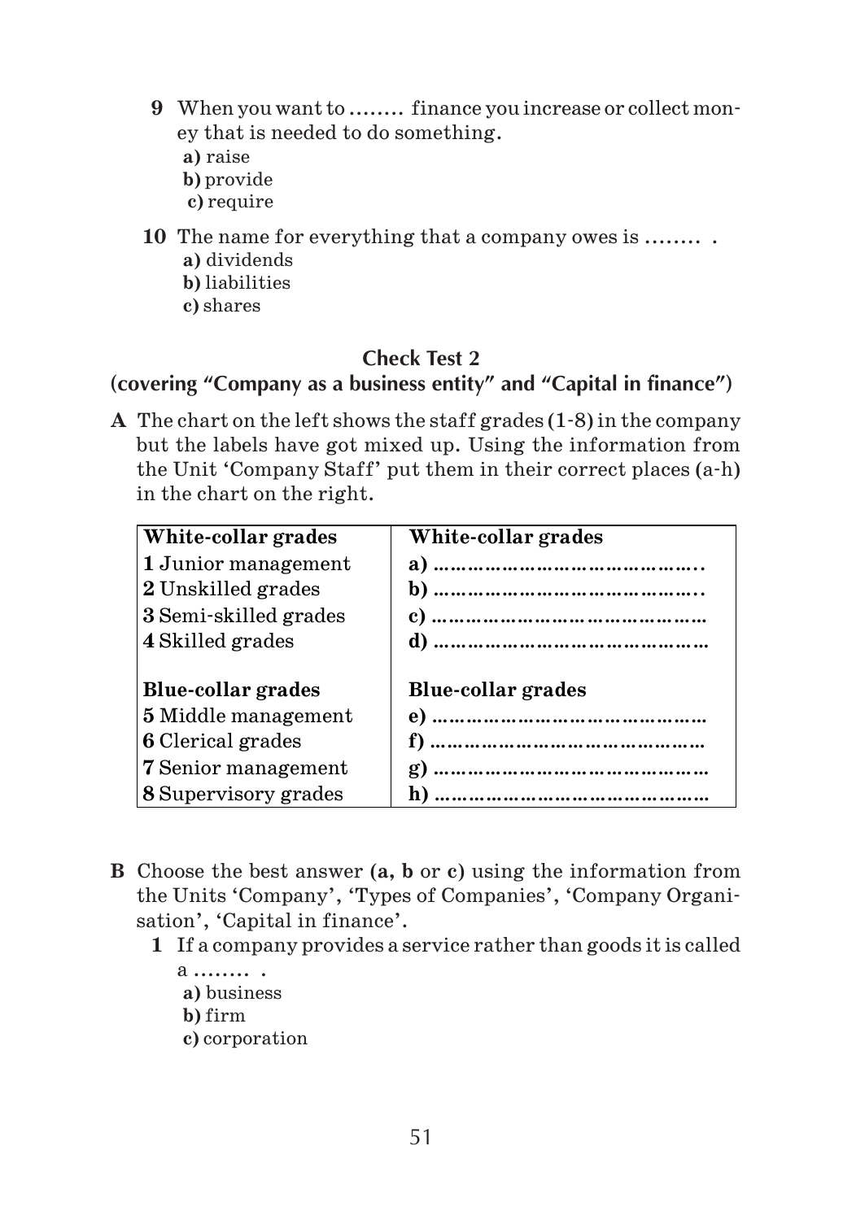**9** When you want to …….. finance you increase or collect money that is needed to do something.

**a)** raise
**b)** provide
**c)** require

**10** The name for everything that a company owes is …….. .

**a)** dividends
**b)** liabilities
**c)** shares

## Check Test 2

### (covering "Company as a business entity" and "Capital in finance")

**A** The chart on the left shows the staff grades (1-8) in the company but the labels have got mixed up. Using the information from the Unit 'Company Staff' put them in their correct places (a-h) in the chart on the right.

| White-collar grades | White-collar grades |
|---|---|
| **1** Junior management | **a)** ……………………………………. |
| **2** Unskilled grades | **b)** ……………………………………. |
| **3** Semi-skilled grades | **c)** ……………………………………. |
| **4** Skilled grades | **d)** ……………………………………. |
| **Blue-collar grades** | **Blue-collar grades** |
| **5** Middle management | **e)** ……………………………………. |
| **6** Clerical grades | **f)** ……………………………………. |
| **7** Senior management | **g)** ……………………………………. |
| **8** Supervisory grades | **h)** ……………………………………. |

**B** Choose the best answer (**a, b** or **c**) using the information from the Units 'Company', 'Types of Companies', 'Company Organisation', 'Capital in finance'.

**1** If a company provides a service rather than goods it is called a …….. .

**a)** business
**b)** firm
**c)** corporation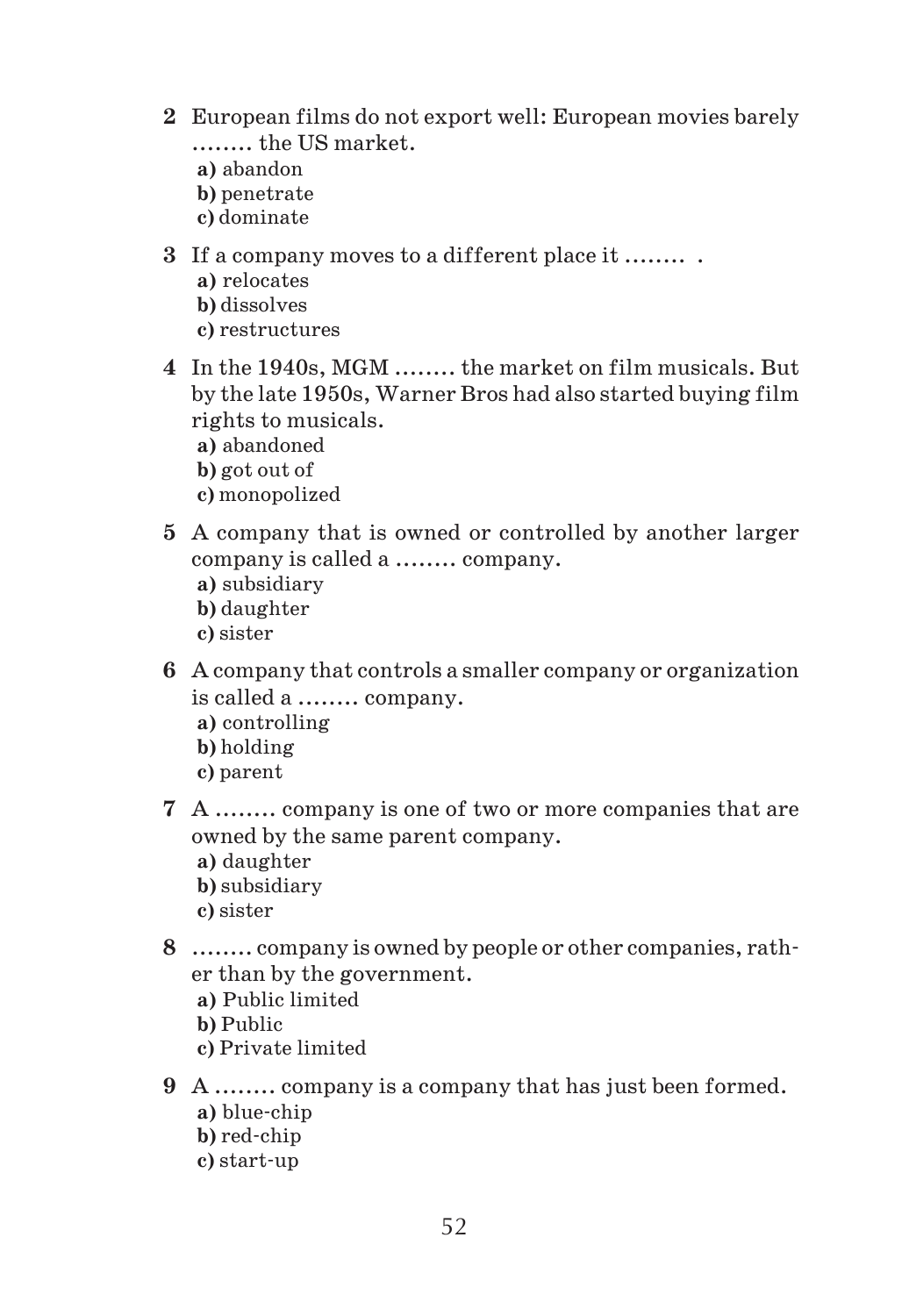**2** European films do not export well: European movies barely ........ the US market.

**a)** abandon
**b)** penetrate
**c)** dominate

**3** If a company moves to a different place it ........ .

**a)** relocates
**b)** dissolves
**c)** restructures

**4** In the 1940s, MGM ........ the market on film musicals. But by the late 1950s, Warner Bros had also started buying film rights to musicals.

**a)** abandoned
**b)** got out of
**c)** monopolized

**5** A company that is owned or controlled by another larger company is called a ........ company.

**a)** subsidiary
**b)** daughter
**c)** sister

**6** A company that controls a smaller company or organization is called a ........ company.

**a)** controlling
**b)** holding
**c)** parent

**7** A ........ company is one of two or more companies that are owned by the same parent company.

**a)** daughter
**b)** subsidiary
**c)** sister

**8** ........ company is owned by people or other companies, rather than by the government.

**a)** Public limited
**b)** Public
**c)** Private limited

**9** A ........ company is a company that has just been formed.

**a)** blue-chip
**b)** red-chip
**c)** start-up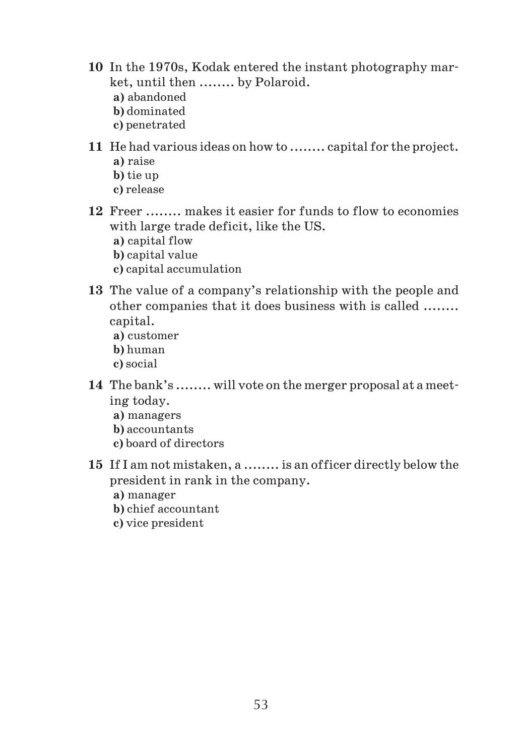**10** In the 1970s, Kodak entered the instant photography market, until then …….. by Polaroid.

**a)** abandoned
**b)** dominated
**c)** penetrated

**11** He had various ideas on how to …….. capital for the project.

**a)** raise
**b)** tie up
**c)** release

**12** Freer …….. makes it easier for funds to flow to economies with large trade deficit, like the US.

**a)** capital flow
**b)** capital value
**c)** capital accumulation

**13** The value of a company's relationship with the people and other companies that it does business with is called …….. capital.

**a)** customer
**b)** human
**c)** social

**14** The bank's …….. will vote on the merger proposal at a meeting today.

**a)** managers
**b)** accountants
**c)** board of directors

**15** If I am not mistaken, a …….. is an officer directly below the president in rank in the company.

**a)** manager
**b)** chief accountant
**c)** vice president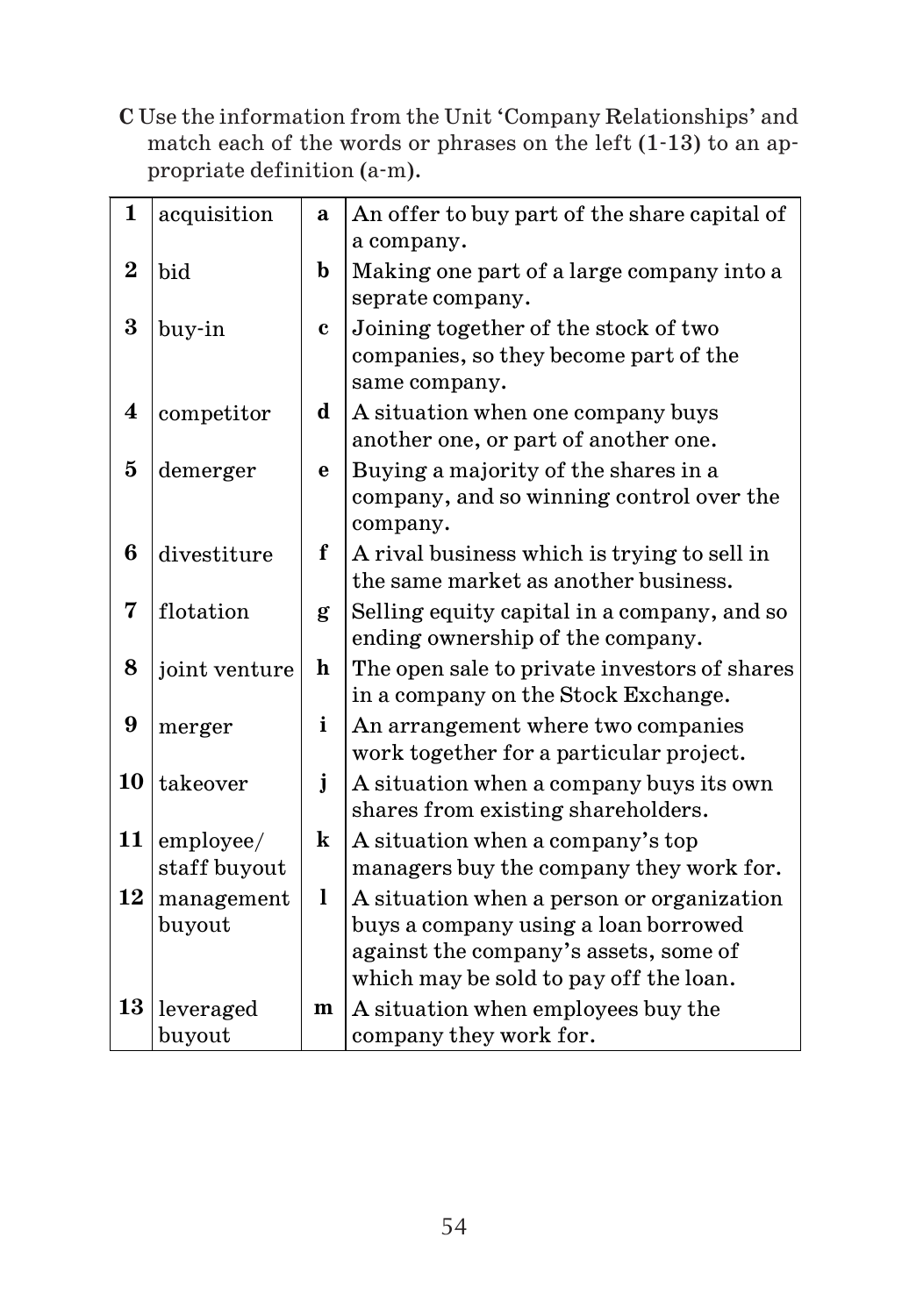**C** Use the information from the Unit 'Company Relationships' and match each of the words or phrases on the left **(1-13)** to an appropriate definition (a-m).

| | | | |
|---|---|---|---|
| **1** | acquisition | **a** | An offer to buy part of the share capital of a company. |
| **2** | bid | **b** | Making one part of a large company into a seprate company. |
| **3** | buy-in | **c** | Joining together of the stock of two companies, so they become part of the same company. |
| **4** | competitor | **d** | A situation when one company buys another one, or part of another one. |
| **5** | demerger | **e** | Buying a majority of the shares in a company, and so winning control over the company. |
| **6** | divestiture | **f** | A rival business which is trying to sell in the same market as another business. |
| **7** | flotation | **g** | Selling equity capital in a company, and so ending ownership of the company. |
| **8** | joint venture | **h** | The open sale to private investors of shares in a company on the Stock Exchange. |
| **9** | merger | **i** | An arrangement where two companies work together for a particular project. |
| **10** | takeover | **j** | A situation when a company buys its own shares from existing shareholders. |
| **11** | employee/ staff buyout | **k** | A situation when a company's top managers buy the company they work for. |
| **12** | management buyout | **l** | A situation when a person or organization buys a company using a loan borrowed against the company's assets, some of which may be sold to pay off the loan. |
| **13** | leveraged buyout | **m** | A situation when employees buy the company they work for. |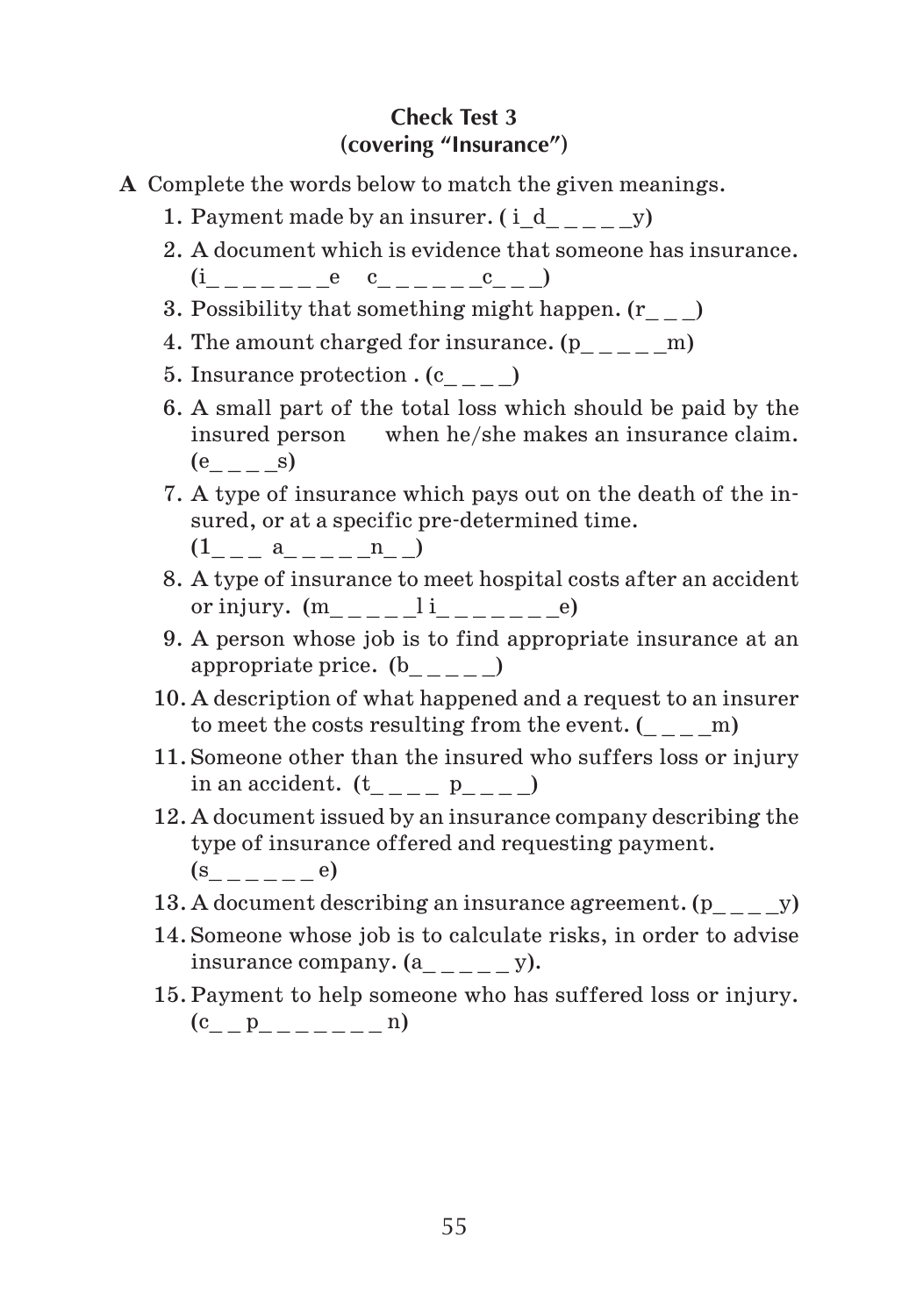**Check Test 3**
**(covering "Insurance")**

**A** Complete the words below to match the given meanings.

1. Payment made by an insurer. ( i_d_ _ _ _ _y)
2. A document which is evidence that someone has insurance. (i_ _ _ _ _ _ _e  c_ _ _ _ _ _c_ _ _)
3. Possibility that something might happen. (r_ _ _)
4. The amount charged for insurance. (p_ _ _ _ _m)
5. Insurance protection . (c_ _ _ _)
6. A small part of the total loss which should be paid by the insured person when he/she makes an insurance claim. (e_ _ _ _s)
7. A type of insurance which pays out on the death of the insured, or at a specific pre-determined time. (1_ _ _  a_ _ _ _ _n_ _)
8. A type of insurance to meet hospital costs after an accident or injury. (m_ _ _ _ _l i_ _ _ _ _ _ _e)
9. A person whose job is to find appropriate insurance at an appropriate price. (b_ _ _ _ _)
10. A description of what happened and a request to an insurer to meet the costs resulting from the event. (_ _ _ _m)
11. Someone other than the insured who suffers loss or injury in an accident. (t_ _ _ _  p_ _ _ _)
12. A document issued by an insurance company describing the type of insurance offered and requesting payment. (s_ _ _ _ _ _ e)
13. A document describing an insurance agreement. (p_ _ _ _y)
14. Someone whose job is to calculate risks, in order to advise insurance company. (a_ _ _ _ _ y).
15. Payment to help someone who has suffered loss or injury. (c_ _ p_ _ _ _ _ _ _ n)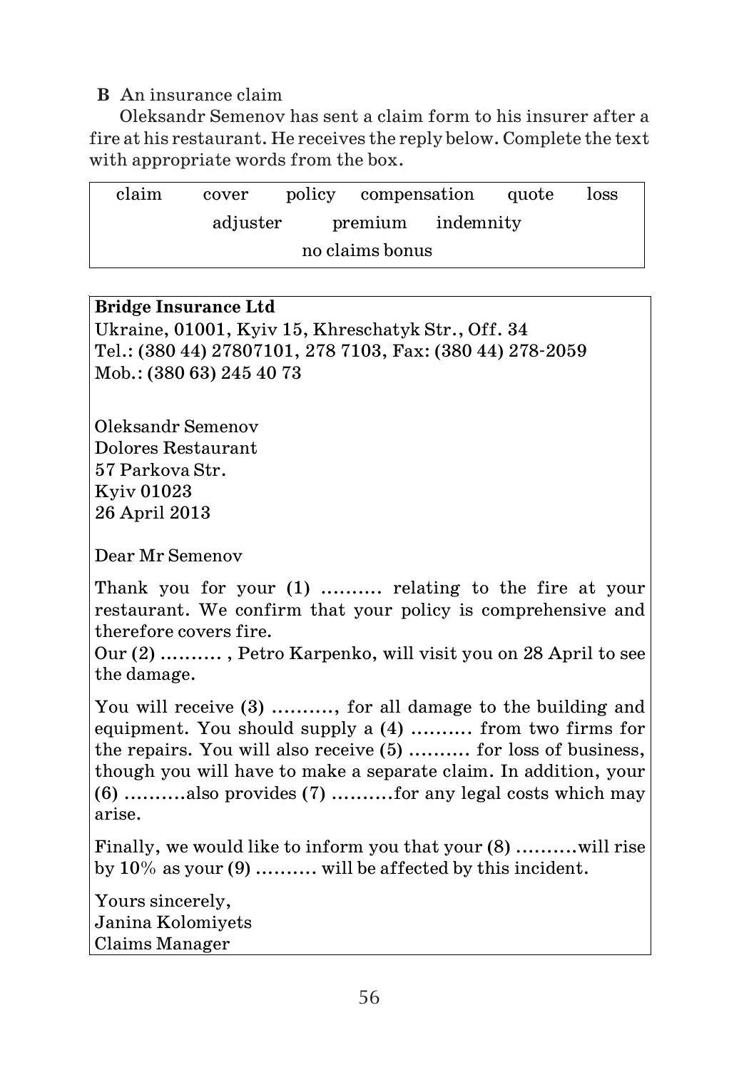**B** An insurance claim

Oleksandr Semenov has sent a claim form to his insurer after a fire at his restaurant. He receives the reply below. Complete the text with appropriate words from the box.

| claim | cover | policy | compensation | quote | loss |
|---|---|---|---|---|---|
| adjuster | premium | indemnity | no claims bonus | | |

**Bridge Insurance Ltd**
Ukraine, 01001, Kyiv 15, Khreschatyk Str., Off. 34
Tel.: (380 44) 27807101, 278 7103, Fax: (380 44) 278-2059
Mob.: (380 63) 245 40 73

Oleksandr Semenov
Dolores Restaurant
57 Parkova Str.
Kyiv 01023
26 April 2013

Dear Mr Semenov

Thank you for your **(1)** .......... relating to the fire at your restaurant. We confirm that your policy is comprehensive and therefore covers fire.
Our **(2)** .......... , Petro Karpenko, will visit you on 28 April to see the damage.

You will receive **(3)** .........., for all damage to the building and equipment. You should supply a **(4)** .......... from two firms for the repairs. You will also receive **(5)** .......... for loss of business, though you will have to make a separate claim. In addition, your **(6)** ..........also provides **(7)** ..........for any legal costs which may arise.

Finally, we would like to inform you that your **(8)** ..........will rise by 10% as your **(9)** .......... will be affected by this incident.

Yours sincerely,
Janina Kolomiyets
Claims Manager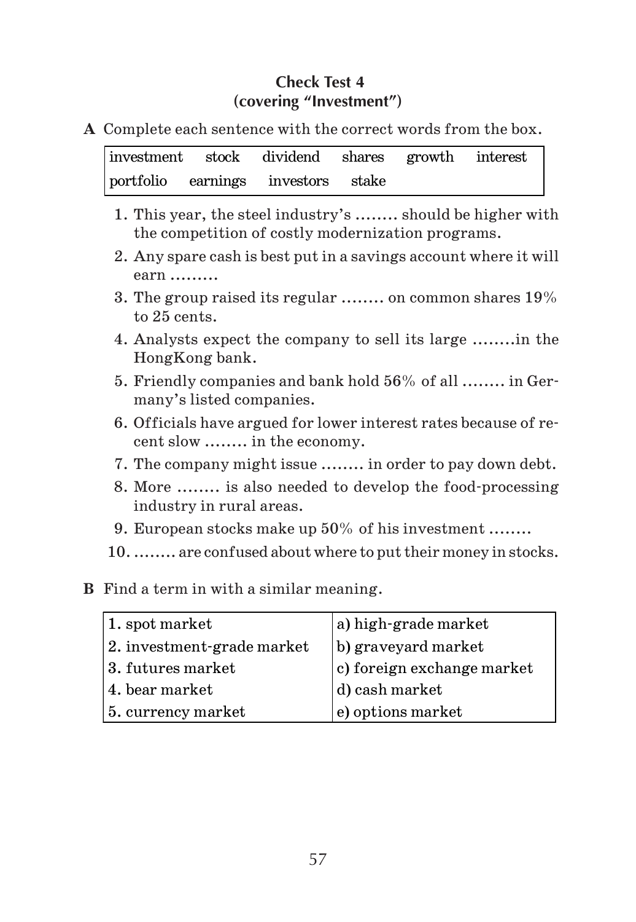## Check Test 4
### (covering "Investment")

**A** Complete each sentence with the correct words from the box.

| investment | stock | dividend | shares | growth | interest |
|---|---|---|---|---|---|
| portfolio | earnings | investors | stake | | |

1. This year, the steel industry's ........ should be higher with the competition of costly modernization programs.
2. Any spare cash is best put in a savings account where it will earn .........
3. The group raised its regular ........ on common shares 19% to 25 cents.
4. Analysts expect the company to sell its large ........in the HongKong bank.
5. Friendly companies and bank hold 56% of all ........ in Germany's listed companies.
6. Officials have argued for lower interest rates because of recent slow ........ in the economy.
7. The company might issue ........ in order to pay down debt.
8. More ........ is also needed to develop the food-processing industry in rural areas.
9. European stocks make up 50% of his investment ........
10. ........ are confused about where to put their money in stocks.

**B** Find a term in with a similar meaning.

| | |
|---|---|
| 1. spot market | a) high-grade market |
| 2. investment-grade market | b) graveyard market |
| 3. futures market | c) foreign exchange market |
| 4. bear market | d) cash market |
| 5. currency market | e) options market |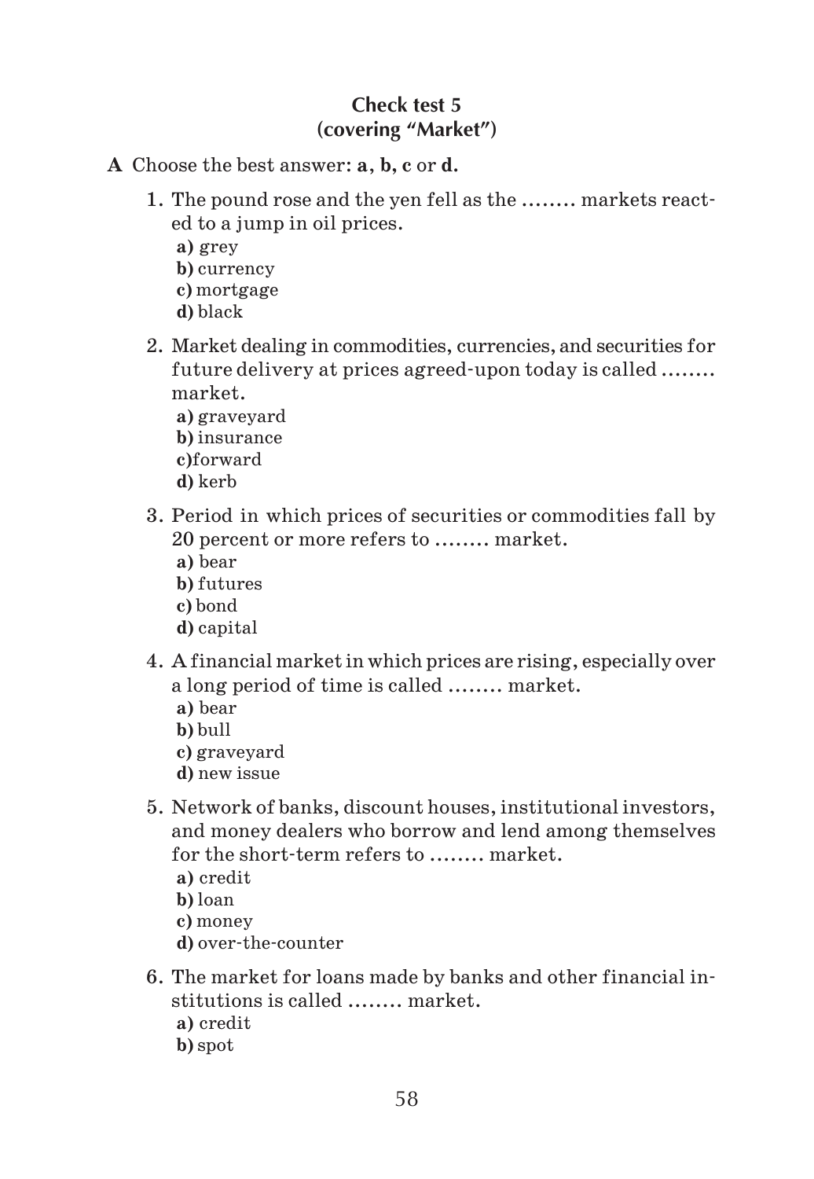## Check test 5
## (covering "Market")

**A** Choose the best answer: **a**, **b**, **c** or **d**.

1. The pound rose and the yen fell as the ........ markets reacted to a jump in oil prices.
   **a)** grey
   **b)** currency
   **c)** mortgage
   **d)** black

2. Market dealing in commodities, currencies, and securities for future delivery at prices agreed-upon today is called ........ market.
   **a)** graveyard
   **b)** insurance
   **c)**forward
   **d)** kerb

3. Period in which prices of securities or commodities fall by 20 percent or more refers to ........ market.
   **a)** bear
   **b)** futures
   **c)** bond
   **d)** capital

4. A financial market in which prices are rising, especially over a long period of time is called ........ market.
   **a)** bear
   **b)** bull
   **c)** graveyard
   **d)** new issue

5. Network of banks, discount houses, institutional investors, and money dealers who borrow and lend among themselves for the short-term refers to ........ market.
   **a)** credit
   **b)** loan
   **c)** money
   **d)** over-the-counter

6. The market for loans made by banks and other financial institutions is called ........ market.
   **a)** credit
   **b)** spot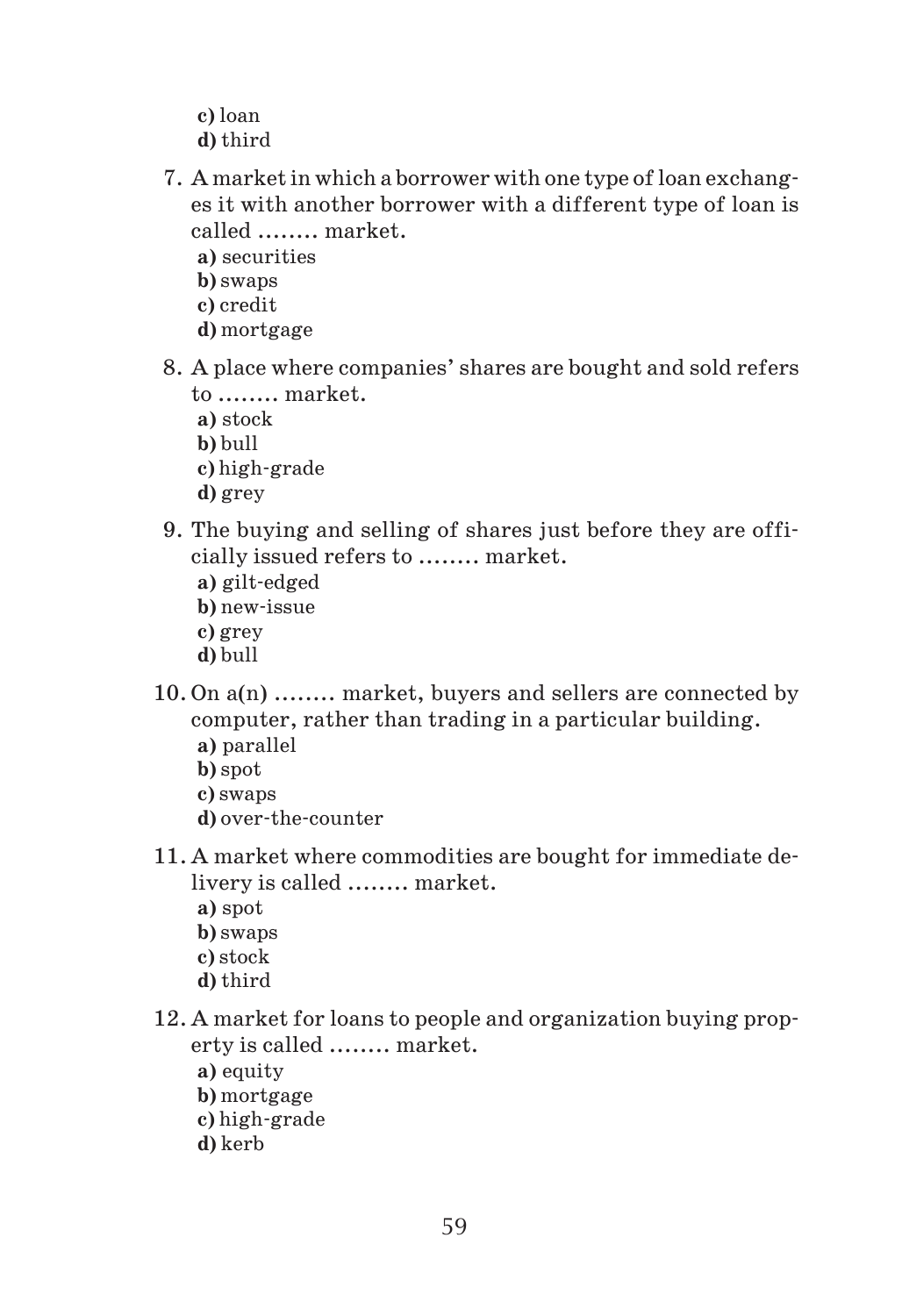**c)** loan
**d)** third

7. A market in which a borrower with one type of loan exchanges it with another borrower with a different type of loan is called …….. market.
   **a)** securities
   **b)** swaps
   **c)** credit
   **d)** mortgage

8. A place where companies' shares are bought and sold refers to …….. market.
   **a)** stock
   **b)** bull
   **c)** high-grade
   **d)** grey

9. The buying and selling of shares just before they are officially issued refers to …….. market.
   **a)** gilt-edged
   **b)** new-issue
   **c)** grey
   **d)** bull

10. On a(n) …….. market, buyers and sellers are connected by computer, rather than trading in a particular building.
    **a)** parallel
    **b)** spot
    **c)** swaps
    **d)** over-the-counter

11. A market where commodities are bought for immediate delivery is called …….. market.
    **a)** spot
    **b)** swaps
    **c)** stock
    **d)** third

12. A market for loans to people and organization buying property is called …….. market.
    **a)** equity
    **b)** mortgage
    **c)** high-grade
    **d)** kerb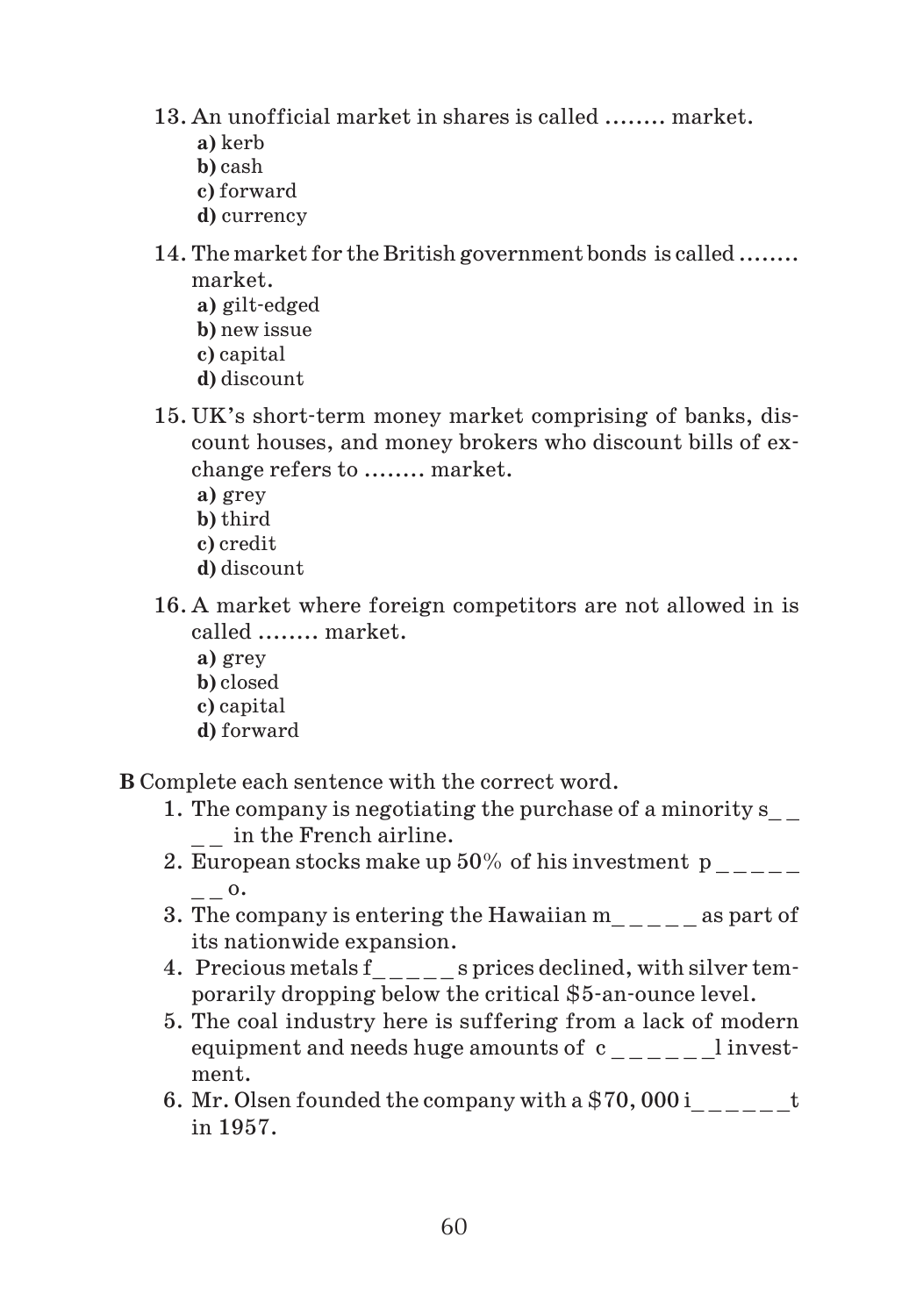13. An unofficial market in shares is called …….. market.
    **a)** kerb
    **b)** cash
    **c)** forward
    **d)** currency

14. The market for the British government bonds is called …….. market.
    **a)** gilt-edged
    **b)** new issue
    **c)** capital
    **d)** discount

15. UK's short-term money market comprising of banks, discount houses, and money brokers who discount bills of exchange refers to …….. market.
    **a)** grey
    **b)** third
    **c)** credit
    **d)** discount

16. A market where foreign competitors are not allowed in is called …….. market.
    **a)** grey
    **b)** closed
    **c)** capital
    **d)** forward

**B** Complete each sentence with the correct word.

1. The company is negotiating the purchase of a minority s_ _ _ _ in the French airline.
2. European stocks make up 50% of his investment p _ _ _ _ _ _ _ o.
3. The company is entering the Hawaiian m_ _ _ _ _ as part of its nationwide expansion.
4. Precious metals f_ _ _ _ _ s prices declined, with silver temporarily dropping below the critical $5-an-ounce level.
5. The coal industry here is suffering from a lack of modern equipment and needs huge amounts of c _ _ _ _ _ _l investment.
6. Mr. Olsen founded the company with a $70, 000 i_ _ _ _ _ _t in 1957.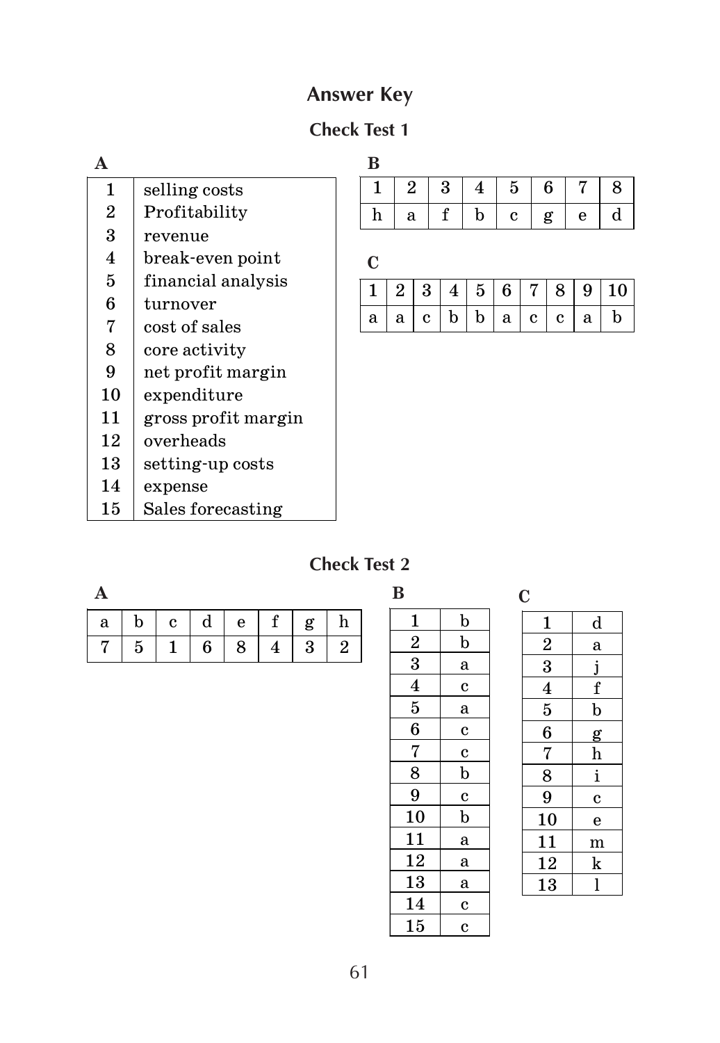# Answer Key

## Check Test 1

**A**

| | |
|---|---|
| 1 | selling costs |
| 2 | Profitability |
| 3 | revenue |
| 4 | break-even point |
| 5 | financial analysis |
| 6 | turnover |
| 7 | cost of sales |
| 8 | core activity |
| 9 | net profit margin |
| 10 | expenditure |
| 11 | gross profit margin |
| 12 | overheads |
| 13 | setting-up costs |
| 14 | expense |
| 15 | Sales forecasting |

**B**

| 1 | 2 | 3 | 4 | 5 | 6 | 7 | 8 |
|---|---|---|---|---|---|---|---|
| h | a | f | b | c | g | e | d |

**C**

| 1 | 2 | 3 | 4 | 5 | 6 | 7 | 8 | 9 | 10 |
|---|---|---|---|---|---|---|---|---|---|
| a | a | c | b | b | a | c | c | a | b |

## Check Test 2

**A**

| a | b | c | d | e | f | g | h |
|---|---|---|---|---|---|---|---|
| 7 | 5 | 1 | 6 | 8 | 4 | 3 | 2 |

**B**

| | |
|---|---|
| 1 | b |
| 2 | b |
| 3 | a |
| 4 | c |
| 5 | a |
| 6 | c |
| 7 | c |
| 8 | b |
| 9 | c |
| 10 | b |
| 11 | a |
| 12 | a |
| 13 | a |
| 14 | c |
| 15 | c |

**C**

| | |
|---|---|
| 1 | d |
| 2 | a |
| 3 | j |
| 4 | f |
| 5 | b |
| 6 | g |
| 7 | h |
| 8 | i |
| 9 | c |
| 10 | e |
| 11 | m |
| 12 | k |
| 13 | l |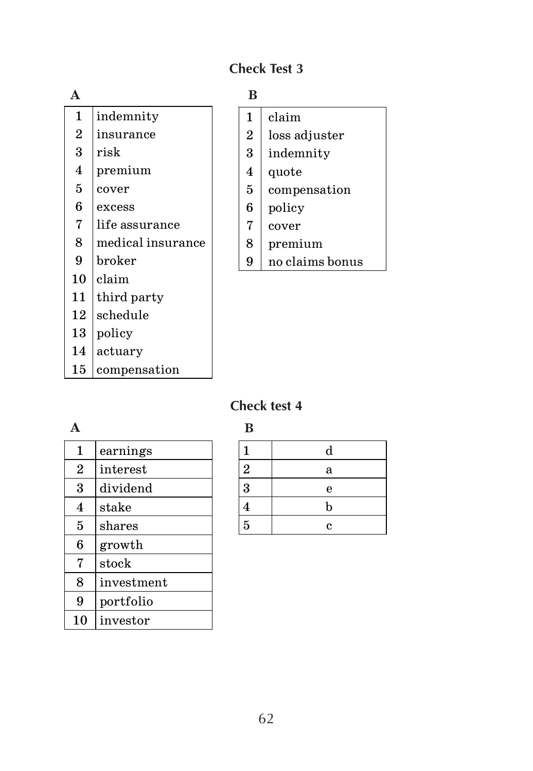## Check Test 3

**A**

| | |
|---|---|
| 1 | indemnity |
| 2 | insurance |
| 3 | risk |
| 4 | premium |
| 5 | cover |
| 6 | excess |
| 7 | life assurance |
| 8 | medical insurance |
| 9 | broker |
| 10 | claim |
| 11 | third party |
| 12 | schedule |
| 13 | policy |
| 14 | actuary |
| 15 | compensation |

**B**

| | |
|---|---|
| 1 | claim |
| 2 | loss adjuster |
| 3 | indemnity |
| 4 | quote |
| 5 | compensation |
| 6 | policy |
| 7 | cover |
| 8 | premium |
| 9 | no claims bonus |

## Check test 4

**A**

| | |
|---|---|
| 1 | earnings |
| 2 | interest |
| 3 | dividend |
| 4 | stake |
| 5 | shares |
| 6 | growth |
| 7 | stock |
| 8 | investment |
| 9 | portfolio |
| 10 | investor |

**B**

| | |
|---|---|
| 1 | d |
| 2 | a |
| 3 | e |
| 4 | b |
| 5 | c |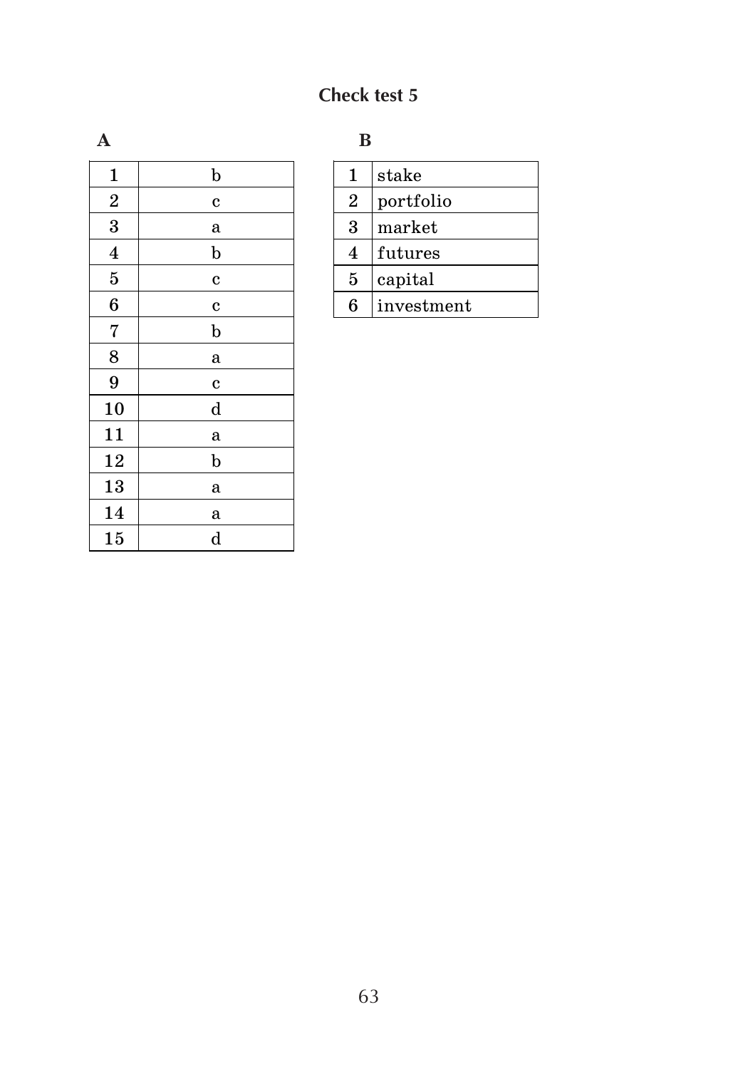## Check test 5

**A**

| | |
|---|---|
| 1 | b |
| 2 | c |
| 3 | a |
| 4 | b |
| 5 | c |
| 6 | c |
| 7 | b |
| 8 | a |
| 9 | c |
| 10 | d |
| 11 | a |
| 12 | b |
| 13 | a |
| 14 | a |
| 15 | d |

**B**

| | |
|---|---|
| 1 | stake |
| 2 | portfolio |
| 3 | market |
| 4 | futures |
| 5 | capital |
| 6 | investment |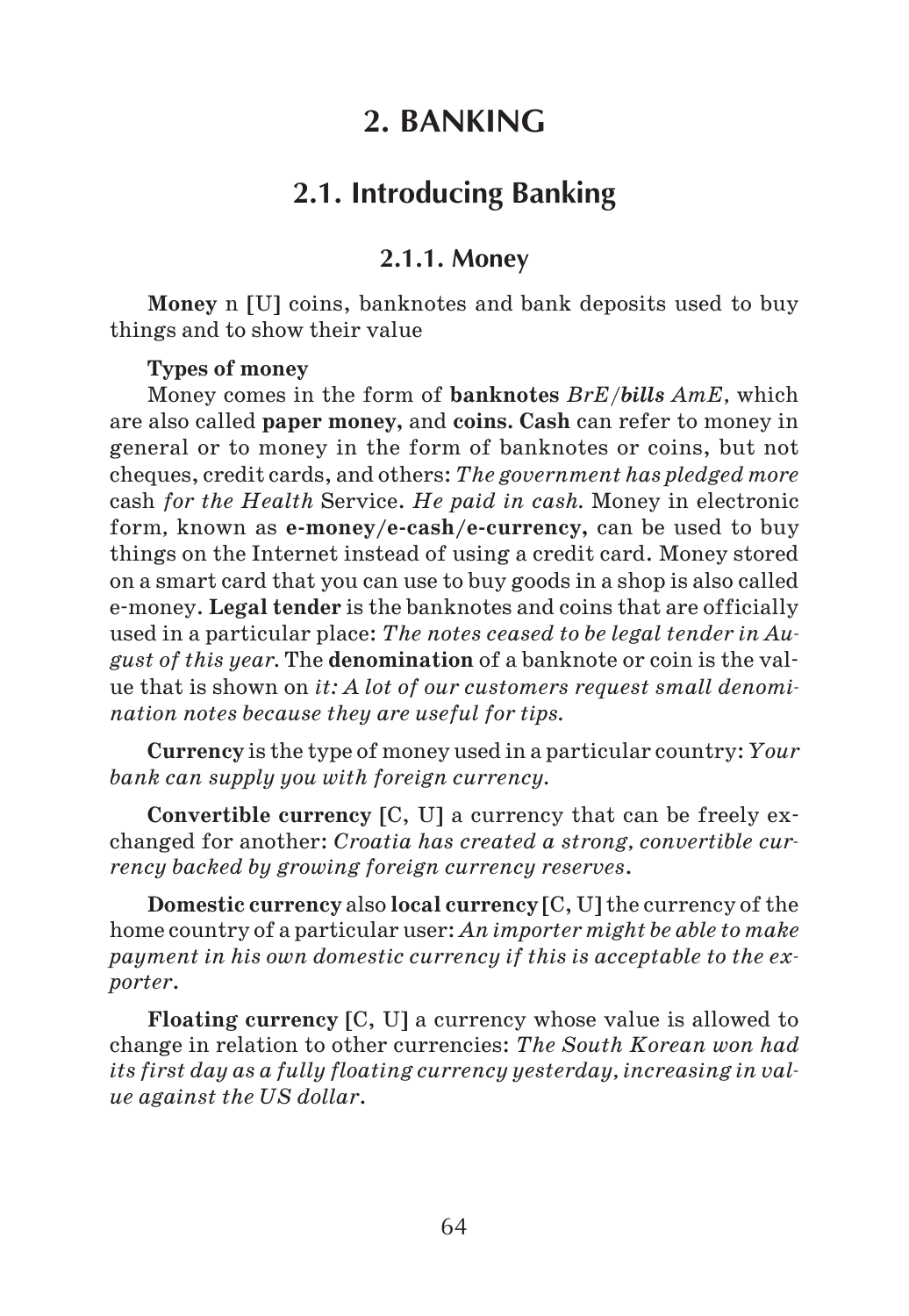# 2. BANKING

## 2.1. Introducing Banking

### 2.1.1. Money

**Money** n **[U]** coins, banknotes and bank deposits used to buy things and to show their value

**Types of money**

Money comes in the form of **banknotes** *BrE*/***bills*** *AmE*, which are also called **paper money,** and **coins. Cash** can refer to money in general or to money in the form of banknotes or coins, but not cheques, credit cards, and others: *The government has pledged more* cash *for the Health* Service. *He paid in cash.* Money in electronic form, known as **e-money/e-cash/e-currency,** can be used to buy things on the Internet instead of using a credit card. Money stored on a smart card that you can use to buy goods in a shop is also called e-money. **Legal tender** is the banknotes and coins that are officially used in a particular place: *The notes ceased to be legal tender in August of this year.* The **denomination** of a banknote or coin is the value that is shown on *it: A lot of our customers request small denomination notes because they are useful for tips.*

**Currency** is the type of money used in a particular country: *Your bank can supply you with foreign currency.*

**Convertible currency** [C, U] a currency that can be freely exchanged for another: *Croatia has created a strong, convertible currency backed by growing foreign currency reserves.*

**Domestic currency** also **local currency** [C, U] the currency of the home country of a particular user: *An importer might be able to make payment in his own domestic currency if this is acceptable to the exporter.*

**Floating currency** [C, U] a currency whose value is allowed to change in relation to other currencies: *The South Korean won had its first day as a fully floating currency yesterday, increasing in value against the US dollar.*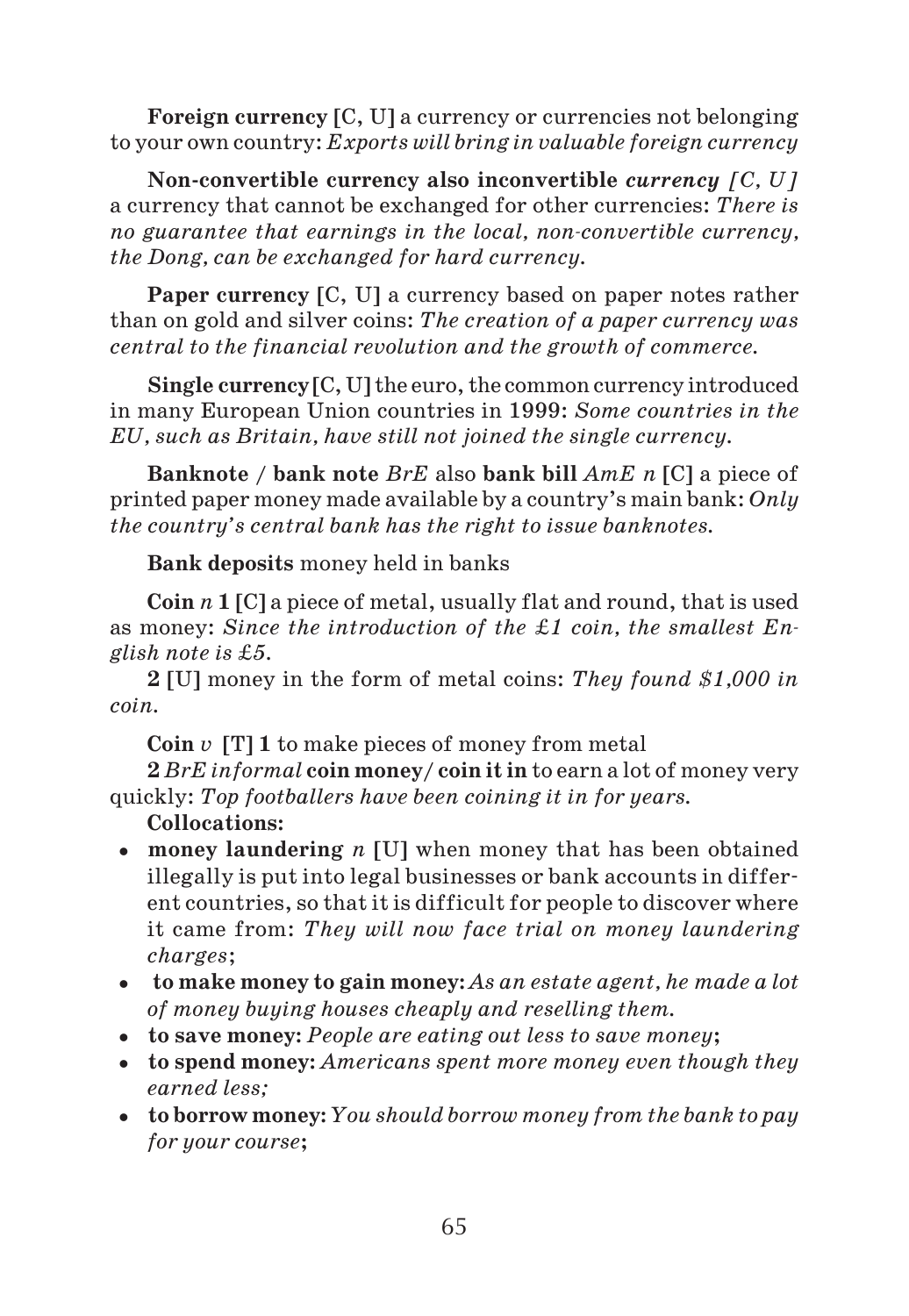**Foreign currency** [C, U] a currency or currencies not belonging to your own country: *Exports will bring in valuable foreign currency*

**Non-convertible currency also inconvertible** *currency [C, U]* a currency that cannot be exchanged for other currencies: *There is no guarantee that earnings in the local, non-convertible currency, the Dong, can be exchanged for hard currency.*

**Paper currency** [C, U] a currency based on paper notes rather than on gold and silver coins: *The creation of a paper currency was central to the financial revolution and the growth of commerce.*

**Single currency** [C, U] the euro, the common currency introduced in many European Union countries in 1999: *Some countries in the EU, such as Britain, have still not joined the single currency.*

**Banknote / bank note** *BrE* also **bank bill** *AmE n* [C] a piece of printed paper money made available by a country's main bank: *Only the country's central bank has the right to issue banknotes.*

**Bank deposits** money held in banks

**Coin** *n* **1** [C] a piece of metal, usually flat and round, that is used as money: *Since the introduction of the £1 coin, the smallest English note is £5.*

**2** [U] money in the form of metal coins: *They found $1,000 in coin.*

**Coin** *v* **[T] 1** to make pieces of money from metal

**2** *BrE informal* **coin money/ coin it in** to earn a lot of money very quickly: *Top footballers have been coining it in for years.*

**Collocations:**

- **money laundering** *n* [U] when money that has been obtained illegally is put into legal businesses or bank accounts in different countries, so that it is difficult for people to discover where it came from: *They will now face trial on money laundering charges*;
- **to make money to gain money:** *As an estate agent, he made a lot of money buying houses cheaply and reselling them.*
- **to save money:** *People are eating out less to save money*;
- **to spend money:** *Americans spent more money even though they earned less;*
- **to borrow money:** *You should borrow money from the bank to pay for your course*;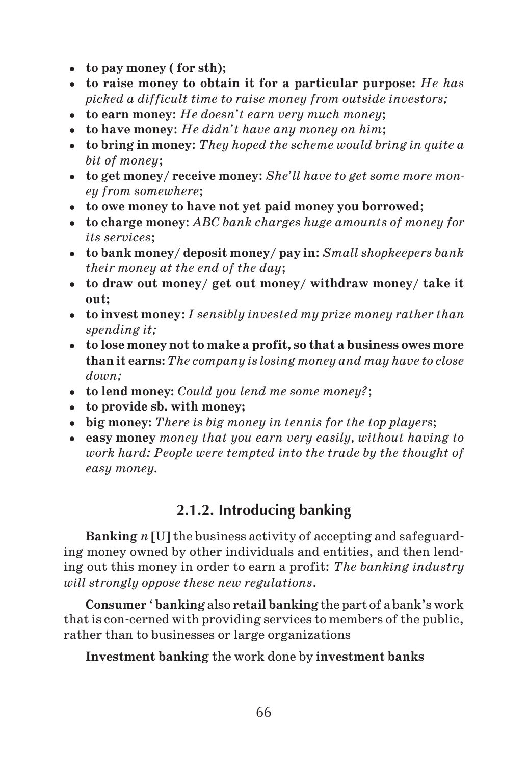- **to pay money ( for sth);**
- **to raise money to obtain it for a particular purpose:** *He has picked a difficult time to raise money from outside investors;*
- **to earn money**: *He doesn't earn very much money*;
- **to have money**: *He didn't have any money on him*;
- **to bring in money**: *They hoped the scheme would bring in quite a bit of money*;
- **to get money/ receive money**: *She'll have to get some more money from somewhere*;
- **to owe money to have not yet paid money you borrowed;**
- **to charge money**: *ABC bank charges huge amounts of money for its services*;
- **to bank money/ deposit money/ pay in**: *Small shopkeepers bank their money at the end of the day*;
- **to draw out money/ get out money/ withdraw money/ take it out;**
- **to invest money**: *I sensibly invested my prize money rather than spending it;*
- **to lose money not to make a profit, so that a business owes more than it earns:** *The company is losing money and may have to close down;*
- **to lend money:** *Could you lend me some money?*;
- **to provide sb. with money;**
- **big money:** *There is big money in tennis for the top players*;
- **easy money** *money that you earn very easily, without having to work hard: People were tempted into the trade by the thought of easy money.*

## 2.1.2. Introducing banking

**Banking** *n* **[U]** the business activity of accepting and safeguarding money owned by other individuals and entities, and then lending out this money in order to earn a profit: *The banking industry will strongly oppose these new regulations*.

**Consumer ' banking** also **retail banking** the part of a bank's work that is con-cerned with providing services to members of the public, rather than to businesses or large organizations

**Investment banking** the work done by **investment banks**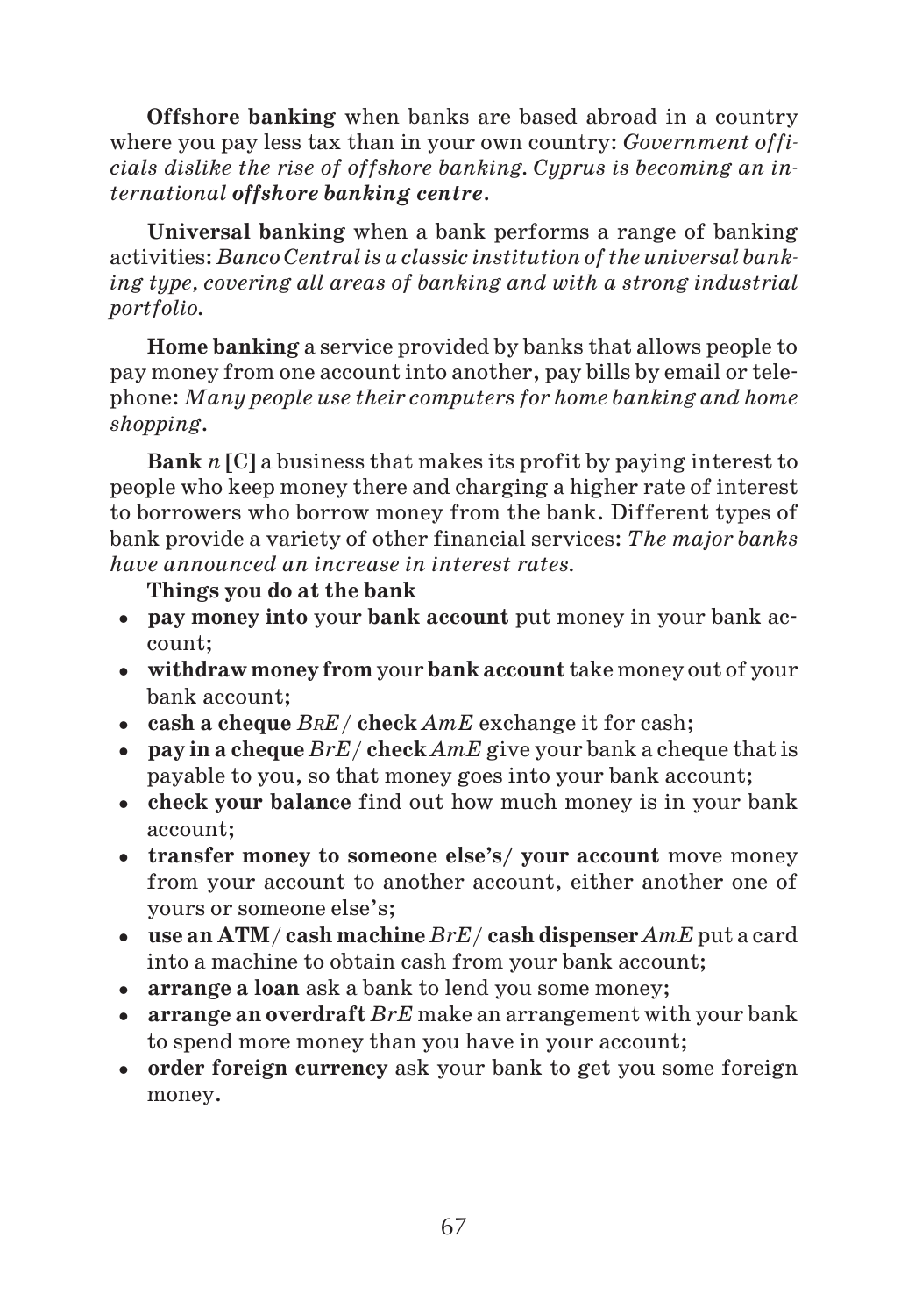**Offshore banking** when banks are based abroad in a country where you pay less tax than in your own country: *Government officials dislike the rise of offshore banking. Cyprus is becoming an international **offshore banking centre**.*

**Universal banking** when a bank performs a range of banking activities: *Banco Central is a classic institution of the universal banking type, covering all areas of banking and with a strong industrial portfolio.*

**Home banking** a service provided by banks that allows people to pay money from one account into another, pay bills by email or telephone: *Many people use their computers for home banking and home shopping.*

**Bank** *n* **[C]** a business that makes its profit by paying interest to people who keep money there and charging a higher rate of interest to borrowers who borrow money from the bank. Different types of bank provide a variety of other financial services: *The major banks have announced an increase in interest rates.*

**Things you do at the bank**

- **pay money into** your **bank account** put money in your bank account;
- **withdraw money from** your **bank account** take money out of your bank account;
- **cash a cheque** *BrE*/ **check** *AmE* exchange it for cash;
- **pay in a cheque** *BrE*/ **check** *AmE* give your bank a cheque that is payable to you, so that money goes into your bank account;
- **check your balance** find out how much money is in your bank account;
- **transfer money to someone else's/ your account** move money from your account to another account, either another one of yours or someone else's;
- **use an ATM**/ **cash machine** *BrE*/ **cash dispenser** *AmE* put a card into a machine to obtain cash from your bank account;
- **arrange a loan** ask a bank to lend you some money;
- **arrange an overdraft** *BrE* make an arrangement with your bank to spend more money than you have in your account;
- **order foreign currency** ask your bank to get you some foreign money.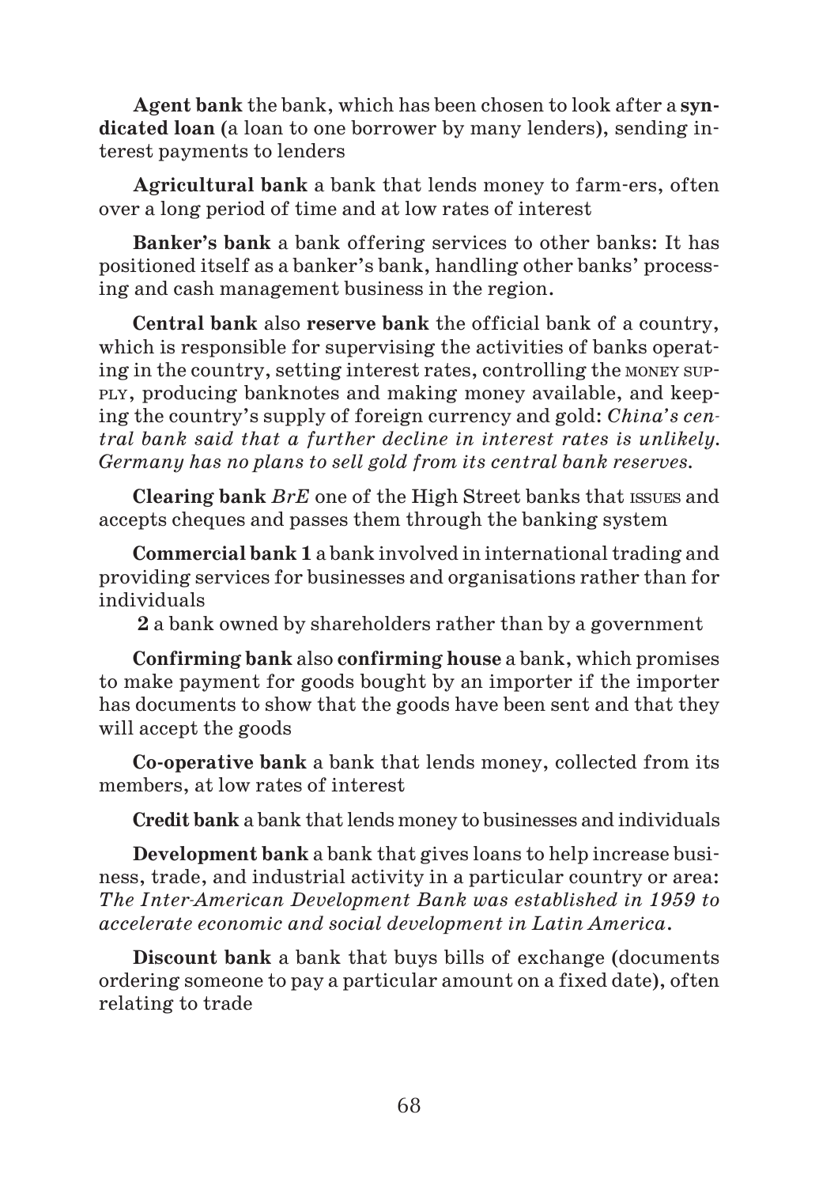**Agent bank** the bank, which has been chosen to look after a **syndicated loan** (a loan to one borrower by many lenders), sending interest payments to lenders

**Agricultural bank** a bank that lends money to farm-ers, often over a long period of time and at low rates of interest

**Banker's bank** a bank offering services to other banks: It has positioned itself as a banker's bank, handling other banks' processing and cash management business in the region.

**Central bank** also **reserve bank** the official bank of a country, which is responsible for supervising the activities of banks operating in the country, setting interest rates, controlling the MONEY SUPPLY, producing banknotes and making money available, and keeping the country's supply of foreign currency and gold: *China's central bank said that a further decline in interest rates is unlikely. Germany has no plans to sell gold from its central bank reserves.*

**Clearing bank** *BrE* one of the High Street banks that ISSUES and accepts cheques and passes them through the banking system

**Commercial bank 1** a bank involved in international trading and providing services for businesses and organisations rather than for individuals

**2** a bank owned by shareholders rather than by a government

**Confirming bank** also **confirming house** a bank, which promises to make payment for goods bought by an importer if the importer has documents to show that the goods have been sent and that they will accept the goods

**Co-operative bank** a bank that lends money, collected from its members, at low rates of interest

**Credit bank** a bank that lends money to businesses and individuals

**Development bank** a bank that gives loans to help increase business, trade, and industrial activity in a particular country or area: *The Inter-American Development Bank was established in 1959 to accelerate economic and social development in Latin America.*

**Discount bank** a bank that buys bills of exchange (documents ordering someone to pay a particular amount on a fixed date), often relating to trade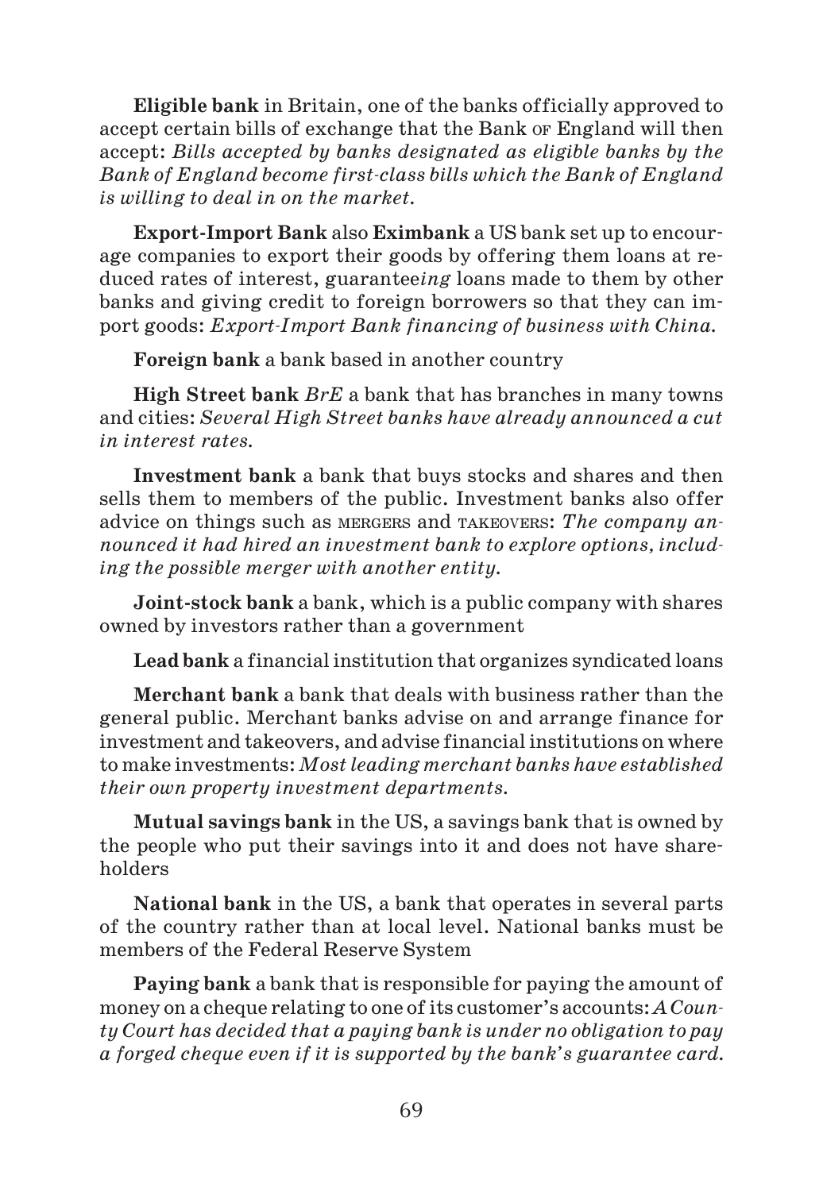**Eligible bank** in Britain, one of the banks officially approved to accept certain bills of exchange that the Bank OF England will then accept: *Bills accepted by banks designated as eligible banks by the Bank of England become first-class bills which the Bank of England is willing to deal in on the market.*

**Export-Import Bank** also **Eximbank** a US bank set up to encourage companies to export their goods by offering them loans at reduced rates of interest, guarantee*ing* loans made to them by other banks and giving credit to foreign borrowers so that they can import goods: *Export-Import Bank financing of business with China.*

**Foreign bank** a bank based in another country

**High Street bank** *BrE* a bank that has branches in many towns and cities: *Several High Street banks have already announced a cut in interest rates.*

**Investment bank** a bank that buys stocks and shares and then sells them to members of the public. Investment banks also offer advice on things such as MERGERS and TAKEOVERS: *The company announced it had hired an investment bank to explore options, including the possible merger with another entity.*

**Joint-stock bank** a bank, which is a public company with shares owned by investors rather than a government

**Lead bank** a financial institution that organizes syndicated loans

**Merchant bank** a bank that deals with business rather than the general public. Merchant banks advise on and arrange finance for investment and takeovers, and advise financial institutions on where to make investments: *Most leading merchant banks have established their own property investment departments.*

**Mutual savings bank** in the US, a savings bank that is owned by the people who put their savings into it and does not have shareholders

**National bank** in the US, a bank that operates in several parts of the country rather than at local level. National banks must be members of the Federal Reserve System

**Paying bank** a bank that is responsible for paying the amount of money on a cheque relating to one of its customer's accounts: *A County Court has decided that a paying bank is under no obligation to pay a forged cheque even if it is supported by the bank's guarantee card.*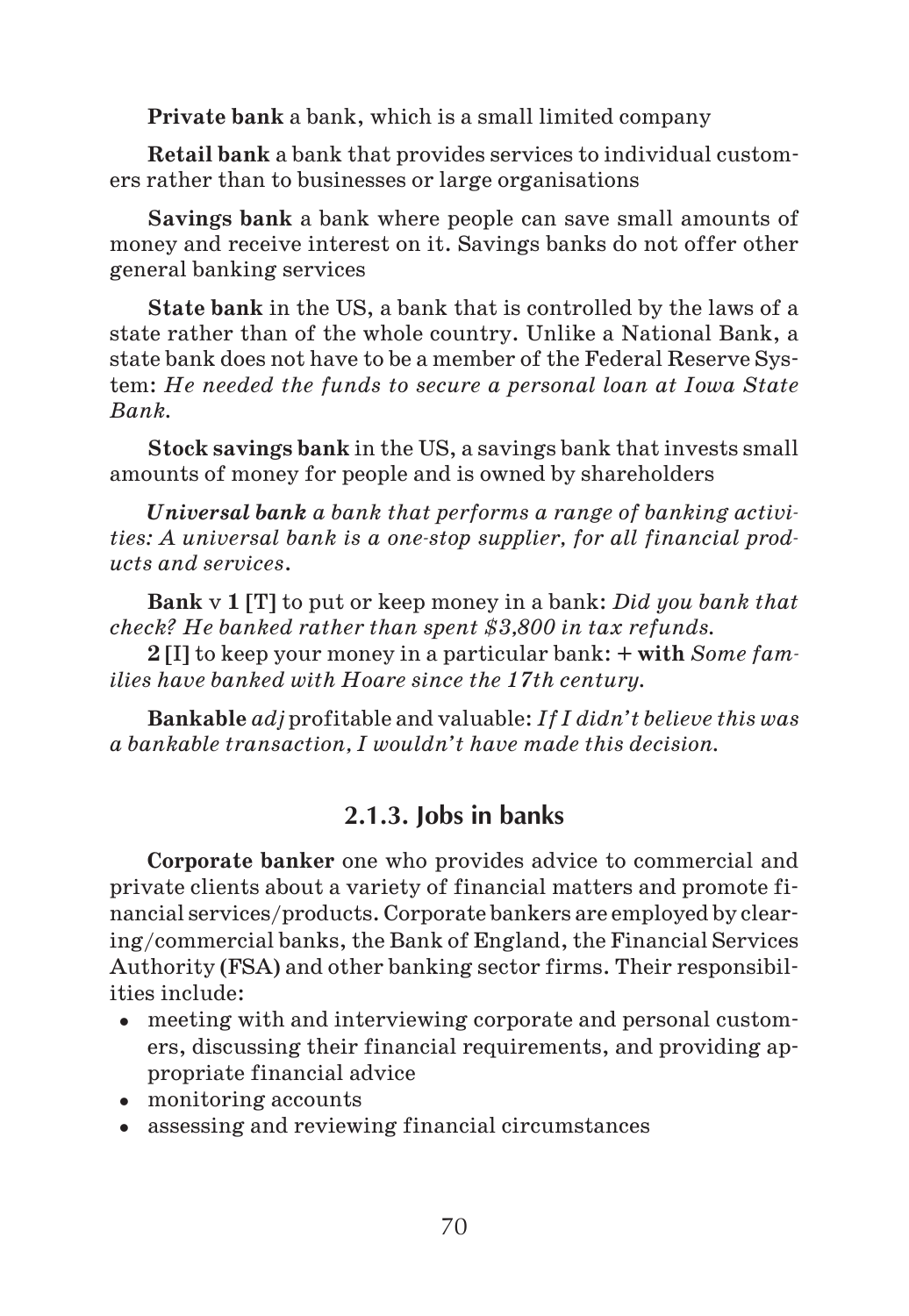**Private bank** a bank, which is a small limited company

**Retail bank** a bank that provides services to individual customers rather than to businesses or large organisations

**Savings bank** a bank where people can save small amounts of money and receive interest on it. Savings banks do not offer other general banking services

**State bank** in the US, a bank that is controlled by the laws of a state rather than of the whole country. Unlike a National Bank, a state bank does not have to be a member of the Federal Reserve System: *He needed the funds to secure a personal loan at Iowa State Bank.*

**Stock savings bank** in the US, a savings bank that invests small amounts of money for people and is owned by shareholders

***Universal bank*** *a bank that performs a range of banking activities: A universal bank is a one-stop supplier, for all financial products and services.*

**Bank** v **1 [T]** to put or keep money in a bank: *Did you bank that check? He banked rather than spent $3,800 in tax refunds.*

**2 [I]** to keep your money in a particular bank: **+ with** *Some families have banked with Hoare since the 17th century.*

**Bankable** *adj* profitable and valuable: *If I didn't believe this was a bankable transaction, I wouldn't have made this decision.*

### 2.1.3. Jobs in banks

**Corporate banker** one who provides advice to commercial and private clients about a variety of financial matters and promote financial services/products. Corporate bankers are employed by clearing/commercial banks, the Bank of England, the Financial Services Authority (FSA) and other banking sector firms. Their responsibilities include:

- meeting with and interviewing corporate and personal customers, discussing their financial requirements, and providing appropriate financial advice
- monitoring accounts
- assessing and reviewing financial circumstances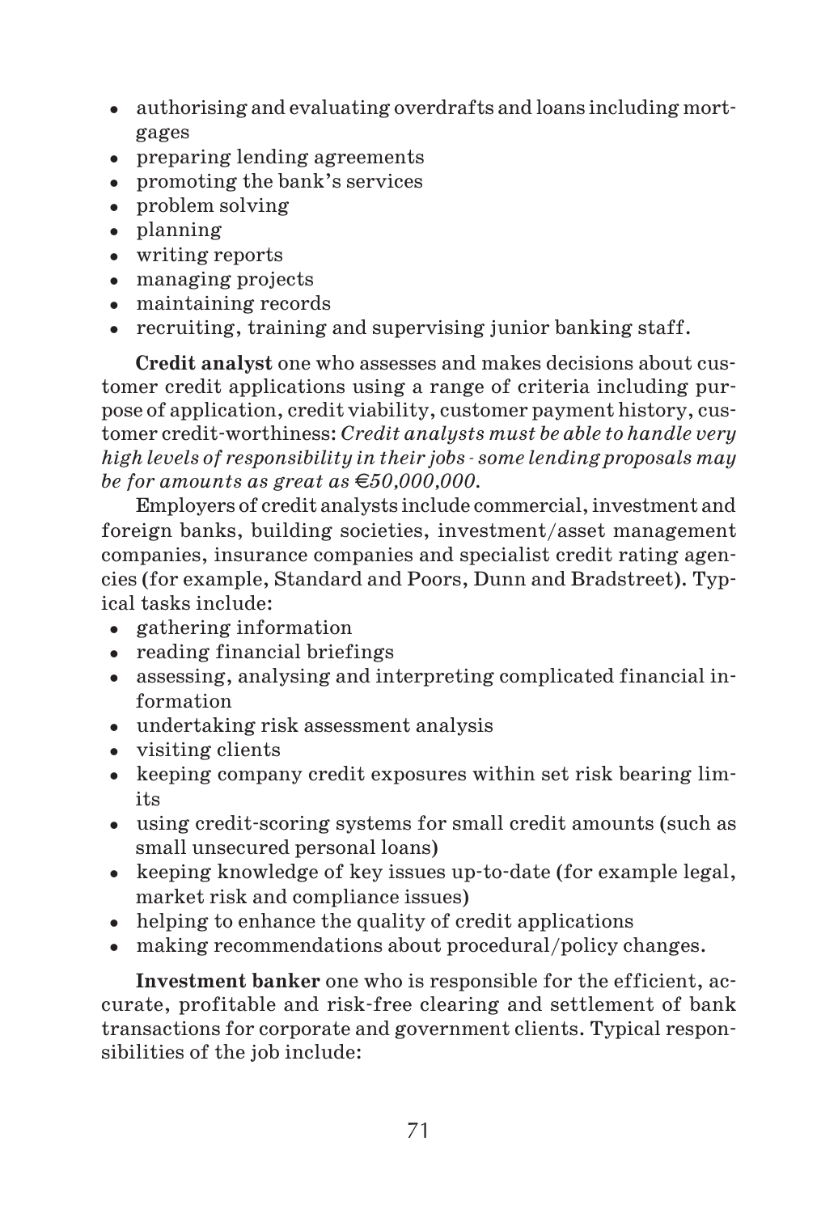- authorising and evaluating overdrafts and loans including mortgages
- preparing lending agreements
- promoting the bank's services
- problem solving
- planning
- writing reports
- managing projects
- maintaining records
- recruiting, training and supervising junior banking staff.

**Credit analyst** one who assesses and makes decisions about customer credit applications using a range of criteria including purpose of application, credit viability, customer payment history, customer credit-worthiness: *Credit analysts must be able to handle very high levels of responsibility in their jobs - some lending proposals may be for amounts as great as €50,000,000.*

Employers of credit analysts include commercial, investment and foreign banks, building societies, investment/asset management companies, insurance companies and specialist credit rating agencies (for example, Standard and Poors, Dunn and Bradstreet). Typical tasks include:

- gathering information
- reading financial briefings
- assessing, analysing and interpreting complicated financial information
- undertaking risk assessment analysis
- visiting clients
- keeping company credit exposures within set risk bearing limits
- using credit-scoring systems for small credit amounts (such as small unsecured personal loans)
- keeping knowledge of key issues up-to-date (for example legal, market risk and compliance issues)
- helping to enhance the quality of credit applications
- making recommendations about procedural/policy changes.

**Investment banker** one who is responsible for the efficient, accurate, profitable and risk-free clearing and settlement of bank transactions for corporate and government clients. Typical responsibilities of the job include: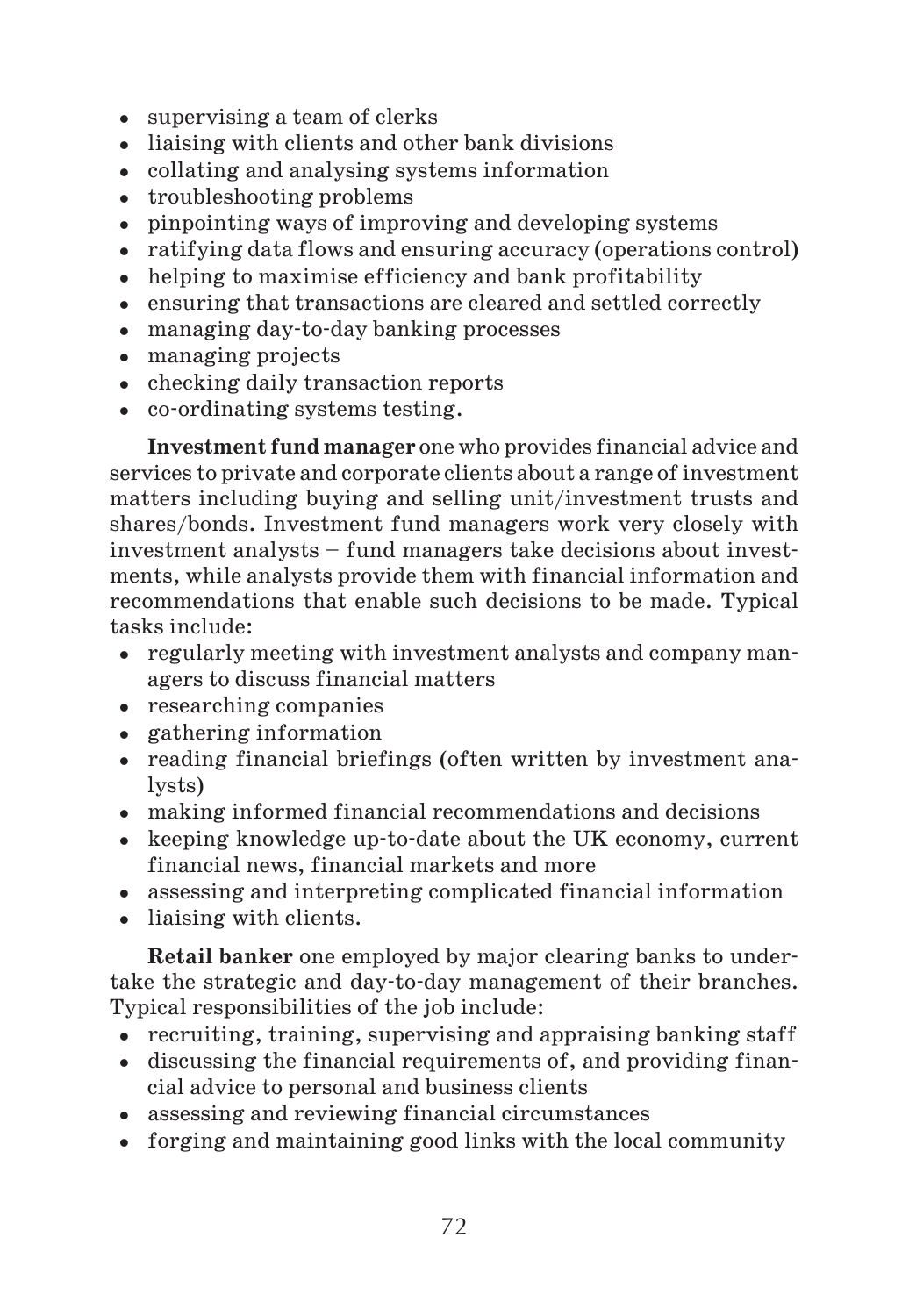- supervising a team of clerks
- liaising with clients and other bank divisions
- collating and analysing systems information
- troubleshooting problems
- pinpointing ways of improving and developing systems
- ratifying data flows and ensuring accuracy (operations control)
- helping to maximise efficiency and bank profitability
- ensuring that transactions are cleared and settled correctly
- managing day-to-day banking processes
- managing projects
- checking daily transaction reports
- co-ordinating systems testing.

**Investment fund manager** one who provides financial advice and services to private and corporate clients about a range of investment matters including buying and selling unit/investment trusts and shares/bonds. Investment fund managers work very closely with investment analysts – fund managers take decisions about investments, while analysts provide them with financial information and recommendations that enable such decisions to be made. Typical tasks include:

- regularly meeting with investment analysts and company managers to discuss financial matters
- researching companies
- gathering information
- reading financial briefings (often written by investment analysts)
- making informed financial recommendations and decisions
- keeping knowledge up-to-date about the UK economy, current financial news, financial markets and more
- assessing and interpreting complicated financial information
- liaising with clients.

**Retail banker** one employed by major clearing banks to undertake the strategic and day-to-day management of their branches. Typical responsibilities of the job include:

- recruiting, training, supervising and appraising banking staff
- discussing the financial requirements of, and providing financial advice to personal and business clients
- assessing and reviewing financial circumstances
- forging and maintaining good links with the local community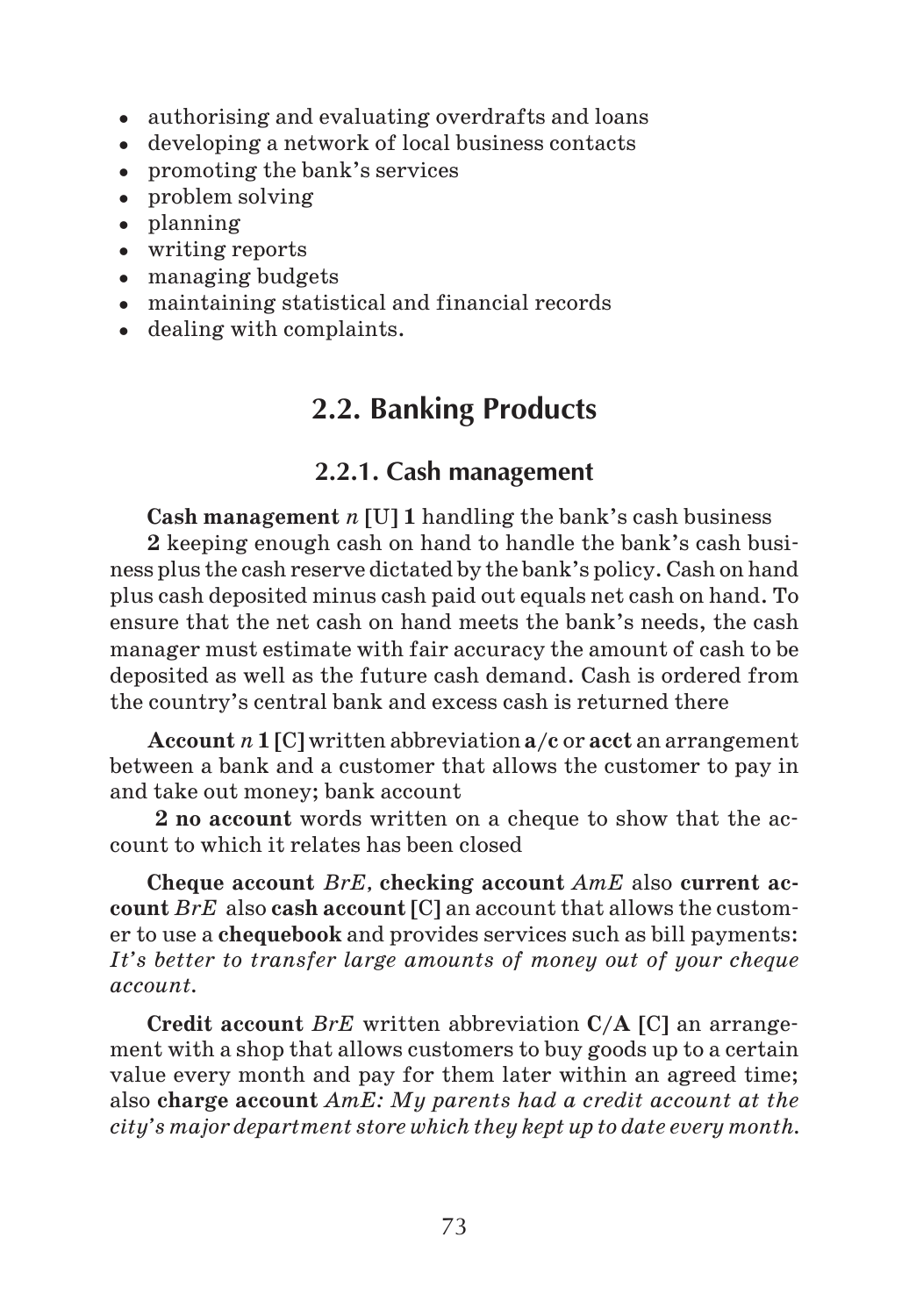- authorising and evaluating overdrafts and loans
- developing a network of local business contacts
- promoting the bank's services
- problem solving
- planning
- writing reports
- managing budgets
- maintaining statistical and financial records
- dealing with complaints.

## 2.2. Banking Products

### 2.2.1. Cash management

**Cash management** *n* **[U] 1** handling the bank's cash business

**2** keeping enough cash on hand to handle the bank's cash business plus the cash reserve dictated by the bank's policy. Cash on hand plus cash deposited minus cash paid out equals net cash on hand. To ensure that the net cash on hand meets the bank's needs, the cash manager must estimate with fair accuracy the amount of cash to be deposited as well as the future cash demand. Cash is ordered from the country's central bank and excess cash is returned there

**Account** *n* **1 [C]** written abbreviation **a/c** or **acct** an arrangement between a bank and a customer that allows the customer to pay in and take out money; bank account

**2 no account** words written on a cheque to show that the account to which it relates has been closed

**Cheque account** *BrE*, **checking account** *AmE* also **current account** *BrE* also **cash account [C]** an account that allows the customer to use a **chequebook** and provides services such as bill payments: *It's better to transfer large amounts of money out of your cheque account.*

**Credit account** *BrE* written abbreviation **C/A [C]** an arrangement with a shop that allows customers to buy goods up to a certain value every month and pay for them later within an agreed time; also **charge account** *AmE: My parents had a credit account at the city's major department store which they kept up to date every month.*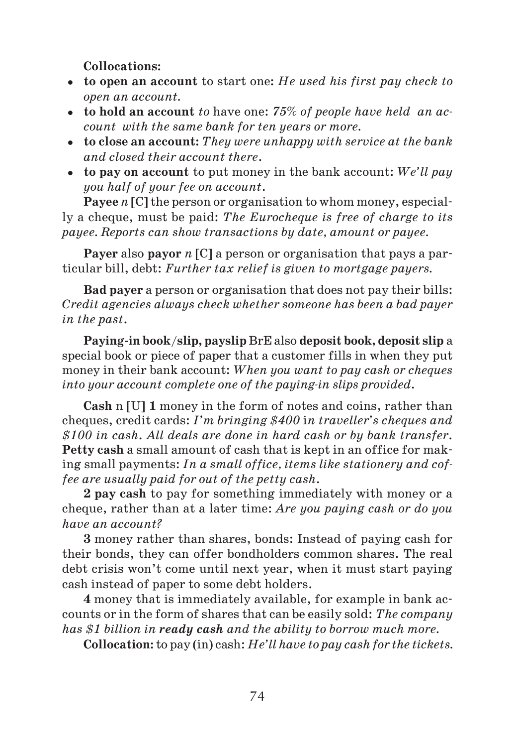**Collocations:**

- **to open an account** to start one: *He used his first pay check to open an account.*
- **to hold an account** *to* have one: *75% of people have held an account with the same bank for ten years or more.*
- **to close an account:** *They were unhappy with service at the bank and closed their account there.*
- **to pay on account** to put money in the bank account: *We'll pay you half of your fee on account.*

**Payee** *n* **[C]** the person or organisation to whom money, especially a cheque, must be paid: *The Eurocheque is free of charge to its payee. Reports can show transactions by date, amount or payee.*

**Payer** also **payor** *n* **[C]** a person or organisation that pays a particular bill, debt: *Further tax relief is given to mortgage payers.*

**Bad payer** a person or organisation that does not pay their bills: *Credit agencies always check whether someone has been a bad payer in the past.*

**Paying-in book/slip, payslip** BrE also **deposit book, deposit slip** a special book or piece of paper that a customer fills in when they put money in their bank account: *When you want to pay cash or cheques into your account complete one of the paying-in slips provided.*

**Cash** n **[U] 1** money in the form of notes and coins, rather than cheques, credit cards: *I'm bringing $400 in traveller's cheques and $100 in cash. All deals are done in hard cash or by bank transfer.* **Petty cash** a small amount of cash that is kept in an office for making small payments: *In a small office, items like stationery and coffee are usually paid for out of the petty cash.*

**2 pay cash** to pay for something immediately with money or a cheque, rather than at a later time: *Are you paying cash or do you have an account?*

**3** money rather than shares, bonds: Instead of paying cash for their bonds, they can offer bondholders common shares. The real debt crisis won't come until next year, when it must start paying cash instead of paper to some debt holders.

**4** money that is immediately available, for example in bank accounts or in the form of shares that can be easily sold: *The company has $1 billion in* ***ready cash*** *and the ability to borrow much more.*

**Collocation:** to pay (in) cash: *He'll have to pay cash for the tickets.*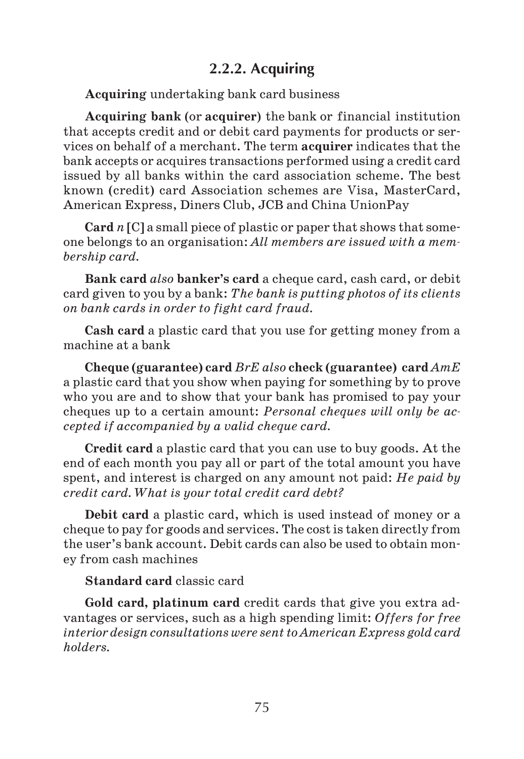### 2.2.2. Acquiring

**Acquiring** undertaking bank card business

**Acquiring bank** (or **acquirer**) the bank or financial institution that accepts credit and or debit card payments for products or services on behalf of a merchant. The term **acquirer** indicates that the bank accepts or acquires transactions performed using a credit card issued by all banks within the card association scheme. The best known (credit) card Association schemes are Visa, MasterCard, American Express, Diners Club, JCB and China UnionPay

**Card** *n* [C] a small piece of plastic or paper that shows that someone belongs to an organisation: *All members are issued with a membership card.*

**Bank card** *also* **banker's card** a cheque card, cash card, or debit card given to you by a bank: *The bank is putting photos of its clients on bank cards in order to fight card fraud.*

**Cash card** a plastic card that you use for getting money from a machine at a bank

**Cheque (guarantee) card** *BrE also* **check (guarantee) card** *AmE* a plastic card that you show when paying for something by to prove who you are and to show that your bank has promised to pay your cheques up to a certain amount: *Personal cheques will only be accepted if accompanied by a valid cheque card.*

**Credit card** a plastic card that you can use to buy goods. At the end of each month you pay all or part of the total amount you have spent, and interest is charged on any amount not paid: *He paid by credit card. What is your total credit card debt?*

**Debit card** a plastic card, which is used instead of money or a cheque to pay for goods and services. The cost is taken directly from the user's bank account. Debit cards can also be used to obtain money from cash machines

**Standard card** classic card

**Gold card, platinum card** credit cards that give you extra advantages or services, such as a high spending limit: *Offers for free interior design consultations were sent to American Express gold card holders.*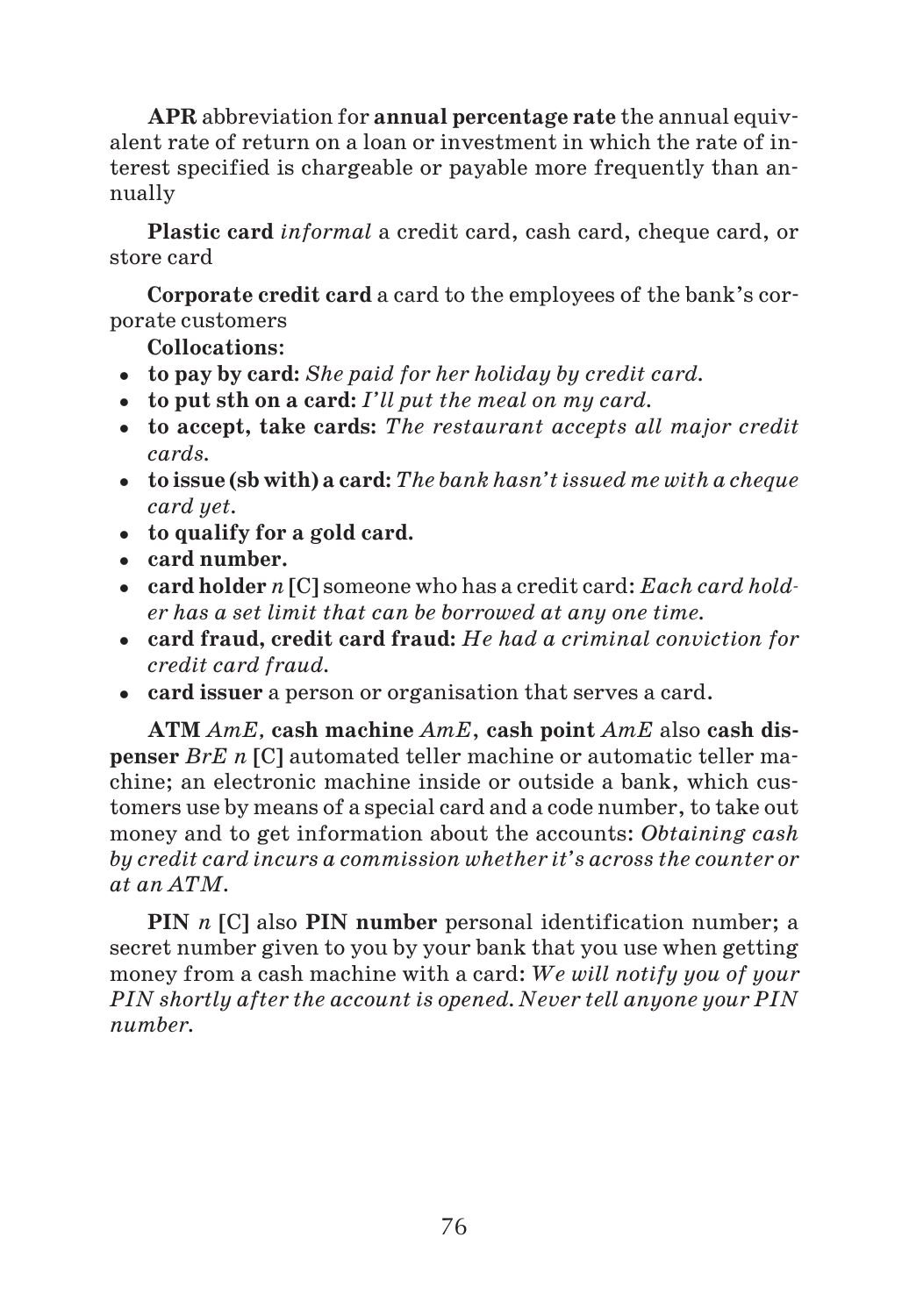**APR** abbreviation for **annual percentage rate** the annual equivalent rate of return on a loan or investment in which the rate of interest specified is chargeable or payable more frequently than annually

**Plastic card** *informal* a credit card, cash card, cheque card, or store card

**Corporate credit card** a card to the employees of the bank's corporate customers

**Collocations:**

- **to pay by card:** *She paid for her holiday by credit card.*
- **to put sth on a card:** *I'll put the meal on my card.*
- **to accept, take cards:** *The restaurant accepts all major credit cards.*
- **to issue (sb with) a card:** *The bank hasn't issued me with a cheque card yet.*
- **to qualify for a gold card.**
- **card number.**
- **card holder** *n* **[C]** someone who has a credit card: *Each card holder has a set limit that can be borrowed at any one time.*
- **card fraud, credit card fraud:** *He had a criminal conviction for credit card fraud.*
- **card issuer** a person or organisation that serves a card.

**ATM** *AmE*, **cash machine** *AmE*, **cash point** *AmE* also **cash dispenser** *BrE n* **[C]** automated teller machine or automatic teller machine; an electronic machine inside or outside a bank, which customers use by means of a special card and a code number, to take out money and to get information about the accounts: *Obtaining cash by credit card incurs a commission whether it's across the counter or at an ATM.*

**PIN** *n* **[C]** also **PIN number** personal identification number; a secret number given to you by your bank that you use when getting money from a cash machine with a card: *We will notify you of your PIN shortly after the account is opened. Never tell anyone your PIN number.*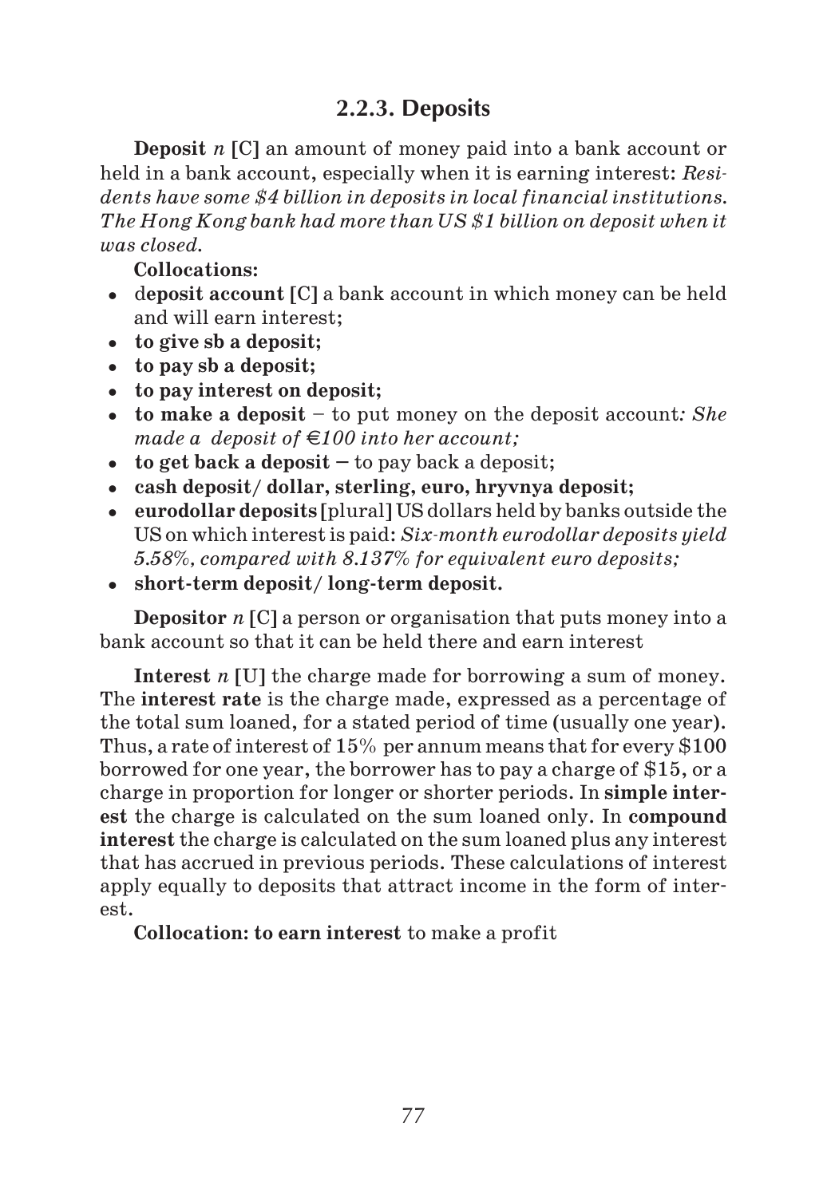## 2.2.3. Deposits

**Deposit** *n* **[C]** an amount of money paid into a bank account or held in a bank account, especially when it is earning interest: *Residents have some $4 billion in deposits in local financial institutions. The Hong Kong bank had more than US $1 billion on deposit when it was closed.*

**Collocations:**

- d**eposit account [C]** a bank account in which money can be held and will earn interest;
- **to give sb a deposit;**
- **to pay sb a deposit;**
- **to pay interest on deposit;**
- **to make a deposit** – to put money on the deposit account*: She made a deposit of €100 into her account;*
- **to get back a deposit** – to pay back a deposit;
- **cash deposit/ dollar, sterling, euro, hryvnya deposit;**
- **eurodollar deposits** [plural] US dollars held by banks outside the US on which interest is paid: *Six-month eurodollar deposits yield 5.58%, compared with 8.137% for equivalent euro deposits;*
- **short-term deposit/ long-term deposit.**

**Depositor** *n* **[C]** a person or organisation that puts money into a bank account so that it can be held there and earn interest

**Interest** *n* **[U]** the charge made for borrowing a sum of money. The **interest rate** is the charge made, expressed as a percentage of the total sum loaned, for a stated period of time (usually one year). Thus, a rate of interest of 15% per annum means that for every $100 borrowed for one year, the borrower has to pay a charge of $15, or a charge in proportion for longer or shorter periods. In **simple interest** the charge is calculated on the sum loaned only. In **compound interest** the charge is calculated on the sum loaned plus any interest that has accrued in previous periods. These calculations of interest apply equally to deposits that attract income in the form of interest.

**Collocation: to earn interest** to make a profit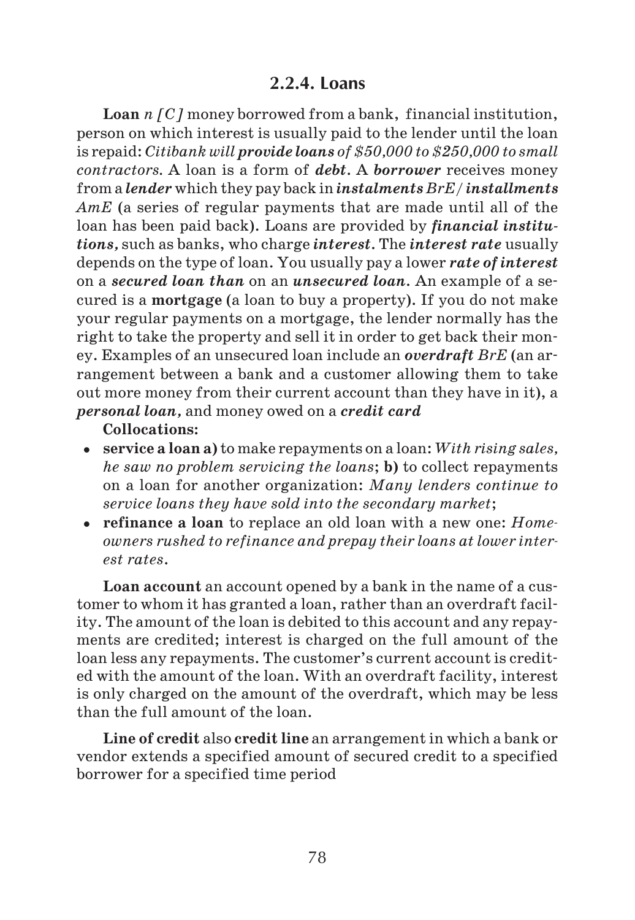### 2.2.4. Loans

**Loan** *n [C]* money borrowed from a bank, financial institution, person on which interest is usually paid to the lender until the loan is repaid: *Citibank will **provide loans** of $50,000 to $250,000 to small contractors.* A loan is a form of ***debt***. A ***borrower*** receives money from a ***lender*** which they pay back in ***instalments*** *BrE* / ***installments*** *AmE* (a series of regular payments that are made until all of the loan has been paid back). Loans are provided by ***financial institutions,*** such as banks, who charge ***interest***. The ***interest rate*** usually depends on the type of loan. You usually pay a lower ***rate of interest*** on a ***secured loan than*** on an ***unsecured loan***. An example of a secured is a **mortgage** (a loan to buy a property). If you do not make your regular payments on a mortgage, the lender normally has the right to take the property and sell it in order to get back their money. Examples of an unsecured loan include an ***overdraft*** *BrE* (an arrangement between a bank and a customer allowing them to take out more money from their current account than they have in it), a ***personal loan,*** and money owed on a ***credit card***

**Collocations:**

- **service a loan a)** to make repayments on a loan: *With rising sales, he saw no problem servicing the loans*; **b)** to collect repayments on a loan for another organization: *Many lenders continue to service loans they have sold into the secondary market*;
- **refinance a loan** to replace an old loan with a new one: *Homeowners rushed to refinance and prepay their loans at lower interest rates*.

**Loan account** an account opened by a bank in the name of a customer to whom it has granted a loan, rather than an overdraft facility. The amount of the loan is debited to this account and any repayments are credited; interest is charged on the full amount of the loan less any repayments. The customer's current account is credited with the amount of the loan. With an overdraft facility, interest is only charged on the amount of the overdraft, which may be less than the full amount of the loan.

**Line of credit** also **credit line** an arrangement in which a bank or vendor extends a specified amount of secured credit to a specified borrower for a specified time period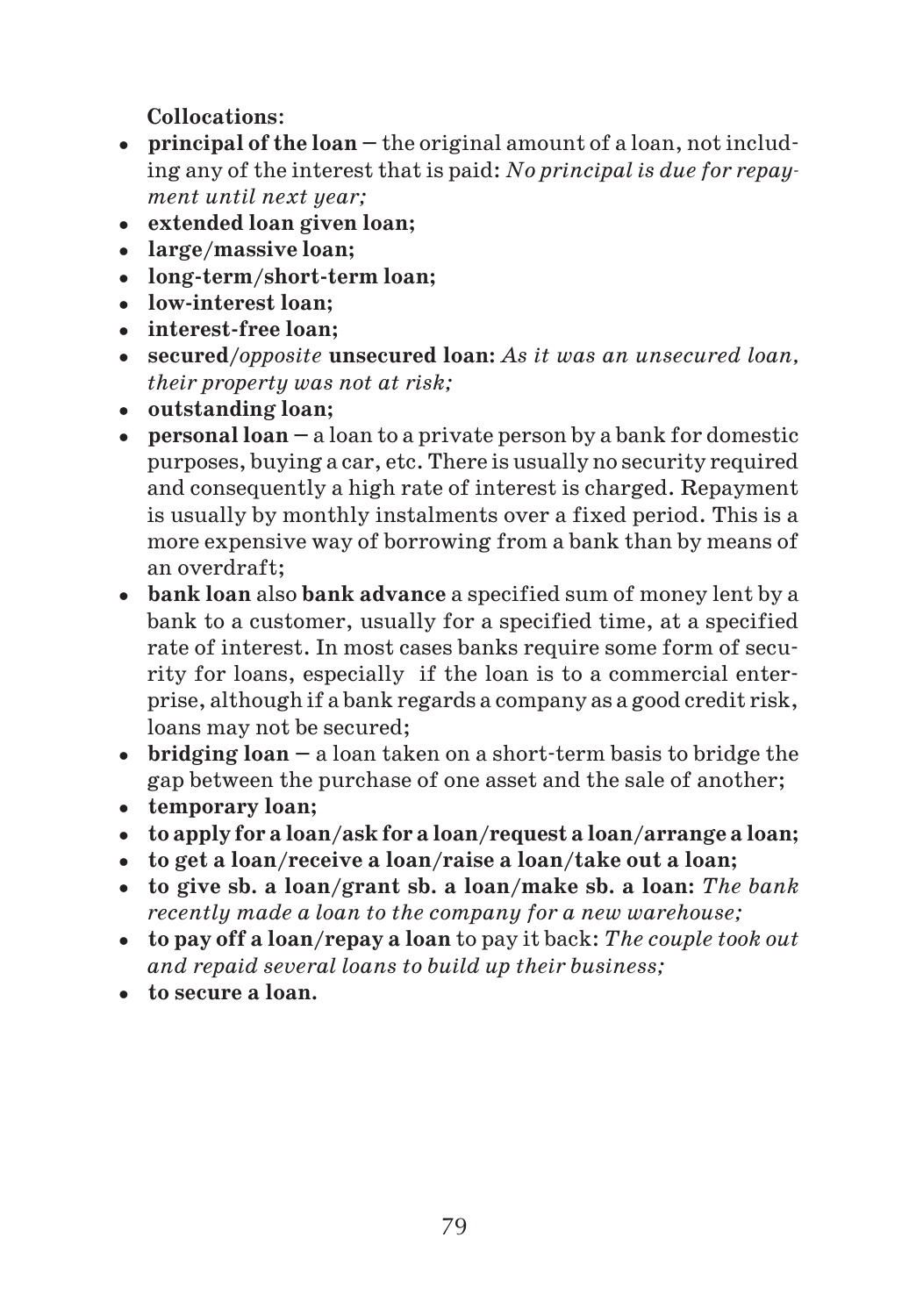**Collocations:**

- **principal of the loan** – the original amount of a loan, not including any of the interest that is paid: *No principal is due for repayment until next year;*
- **extended loan given loan;**
- **large/massive loan;**
- **long-term/short-term loan;**
- **low-interest loan;**
- **interest-free loan;**
- **secured**/*opposite* **unsecured loan:** *As it was an unsecured loan, their property was not at risk;*
- **outstanding loan;**
- **personal loan** – a loan to a private person by a bank for domestic purposes, buying a car, etc. There is usually no security required and consequently a high rate of interest is charged. Repayment is usually by monthly instalments over a fixed period. This is a more expensive way of borrowing from a bank than by means of an overdraft;
- **bank loan** also **bank advance** a specified sum of money lent by a bank to a customer, usually for a specified time, at a specified rate of interest. In most cases banks require some form of security for loans, especially if the loan is to a commercial enterprise, although if a bank regards a company as a good credit risk, loans may not be secured;
- **bridging loan** – a loan taken on a short-term basis to bridge the gap between the purchase of one asset and the sale of another;
- **temporary loan;**
- **to apply for a loan/ask for a loan/request a loan/arrange a loan;**
- **to get a loan/receive a loan/raise a loan/take out a loan;**
- **to give sb. a loan/grant sb. a loan/make sb. a loan:** *The bank recently made a loan to the company for a new warehouse;*
- **to pay off a loan/repay a loan** to pay it back: *The couple took out and repaid several loans to build up their business;*
- **to secure a loan.**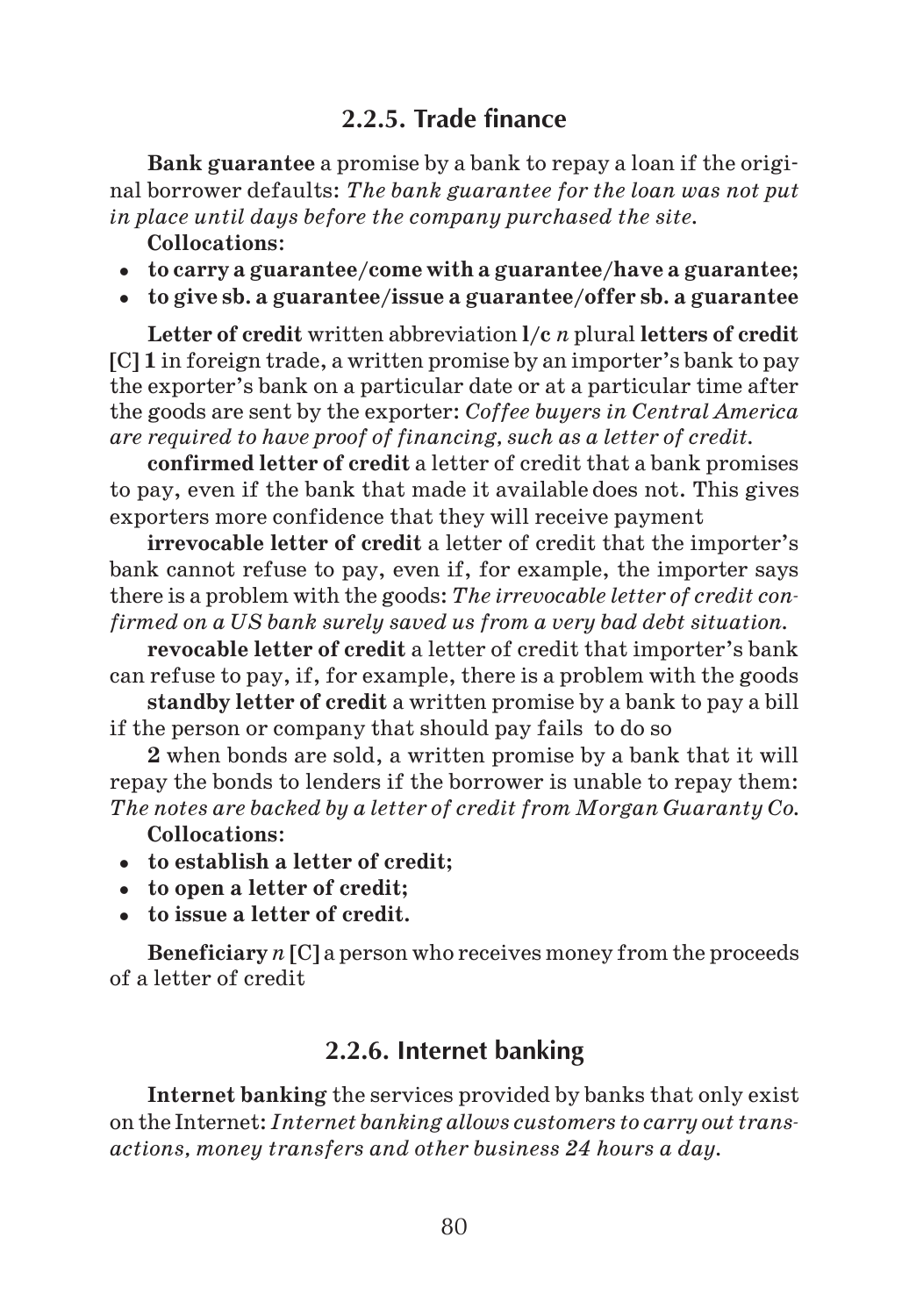### 2.2.5. Trade finance

**Bank guarantee** a promise by a bank to repay a loan if the original borrower defaults: *The bank guarantee for the loan was not put in place until days before the company purchased the site.*

**Collocations:**

- **to carry a guarantee/come with a guarantee/have a guarantee;**
- **to give sb. a guarantee/issue a guarantee/offer sb. a guarantee**

**Letter of credit** written abbreviation **l/c** *n* plural **letters of credit** **[C]** **1** in foreign trade, a written promise by an importer's bank to pay the exporter's bank on a particular date or at a particular time after the goods are sent by the exporter: *Coffee buyers in Central America are required to have proof of financing, such as a letter of credit.*

**confirmed letter of credit** a letter of credit that a bank promises to pay, even if the bank that made it available does not. This gives exporters more confidence that they will receive payment

**irrevocable letter of credit** a letter of credit that the importer's bank cannot refuse to pay, even if, for example, the importer says there is a problem with the goods: *The irrevocable letter of credit confirmed on a US bank surely saved us from a very bad debt situation.*

**revocable letter of credit** a letter of credit that importer's bank can refuse to pay, if, for example, there is a problem with the goods

**standby letter of credit** a written promise by a bank to pay a bill if the person or company that should pay fails to do so

**2** when bonds are sold, a written promise by a bank that it will repay the bonds to lenders if the borrower is unable to repay them: *The notes are backed by a letter of credit from Morgan Guaranty Co.*

**Collocations:**

- **to establish a letter of credit;**
- **to open a letter of credit;**
- **to issue a letter of credit.**

**Beneficiary** *n* **[C]** a person who receives money from the proceeds of a letter of credit

### 2.2.6. Internet banking

**Internet banking** the services provided by banks that only exist on the Internet: *Internet banking allows customers to carry out transactions, money transfers and other business 24 hours a day.*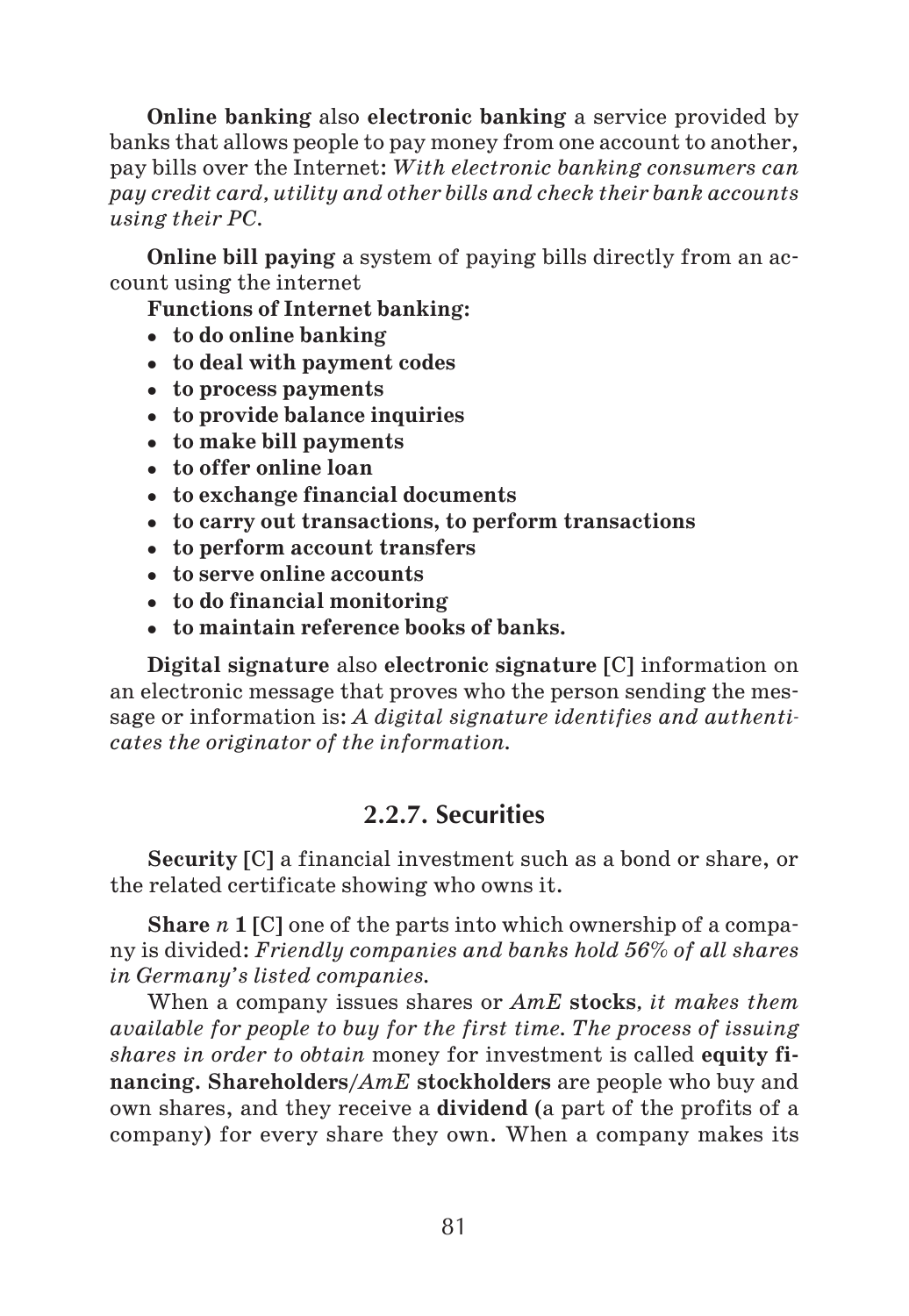**Online banking** also **electronic banking** a service provided by banks that allows people to pay money from one account to another, pay bills over the Internet: *With electronic banking consumers can pay credit card, utility and other bills and check their bank accounts using their PC.*

**Online bill paying** a system of paying bills directly from an account using the internet

**Functions of Internet banking:**

- **to do online banking**
- **to deal with payment codes**
- **to process payments**
- **to provide balance inquiries**
- **to make bill payments**
- **to offer online loan**
- **to exchange financial documents**
- **to carry out transactions, to perform transactions**
- **to perform account transfers**
- **to serve online accounts**
- **to do financial monitoring**
- **to maintain reference books of banks.**

**Digital signature** also **electronic signature** [C] information on an electronic message that proves who the person sending the message or information is: *A digital signature identifies and authenticates the originator of the information.*

## 2.2.7. Securities

**Security** [C] a financial investment such as a bond or share, or the related certificate showing who owns it.

**Share** *n* **1** [C] one of the parts into which ownership of a company is divided: *Friendly companies and banks hold 56% of all shares in Germany's listed companies.*

When a company issues shares or *AmE* **stocks**, *it makes them available for people to buy for the first time. The process of issuing shares in order to obtain* money for investment is called **equity financing. Shareholders**/*AmE* **stockholders** are people who buy and own shares, and they receive a **dividend** (a part of the profits of a company) for every share they own. When a company makes its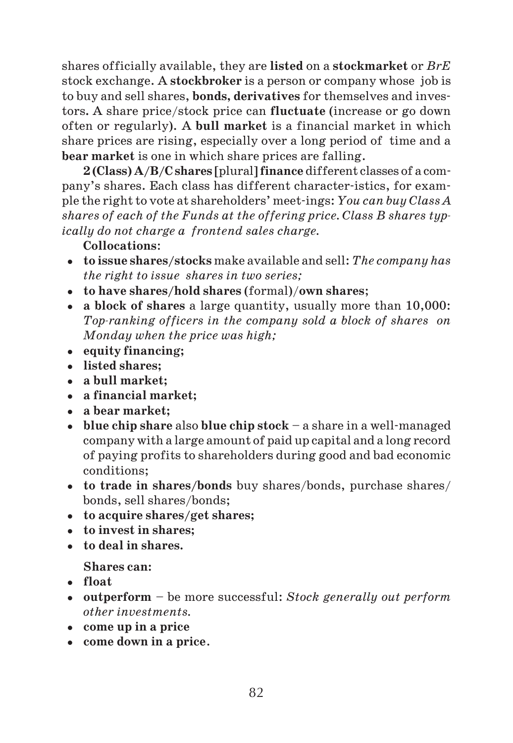shares officially available, they are **listed** on a **stockmarket** or *BrE* stock exchange. A **stockbroker** is a person or company whose job is to buy and sell shares, **bonds, derivatives** for themselves and investors. A share price/stock price can **fluctuate** (increase or go down often or regularly). A **bull market** is a financial market in which share prices are rising, especially over a long period of time and a **bear market** is one in which share prices are falling.

**2 (Class) A/B/C shares** [plural] **finance** different classes of a company's shares. Each class has different character-istics, for example the right to vote at shareholders' meet-ings: *You can buy Class A shares of each of the Funds at the offering price. Class B shares typically do not charge a frontend sales charge.*

**Collocations:**

- **to issue shares/stocks** make available and sell: *The company has the right to issue shares in two series;*
- **to have shares/hold shares** (formal)/**own shares;**
- **a block of shares** a large quantity, usually more than 10,000: *Top-ranking officers in the company sold a block of shares on Monday when the price was high;*
- **equity financing;**
- **listed shares;**
- **a bull market;**
- **a financial market;**
- **a bear market;**
- **blue chip share** also **blue chip stock** – a share in a well-managed company with a large amount of paid up capital and a long record of paying profits to shareholders during good and bad economic conditions;
- **to trade in shares/bonds** buy shares/bonds, purchase shares/bonds, sell shares/bonds;
- **to acquire shares/get shares;**
- **to invest in shares;**
- **to deal in shares.**

**Shares can:**

- **float**
- **outperform** – be more successful: *Stock generally out perform other investments.*
- **come up in a price**
- **come down in a price**.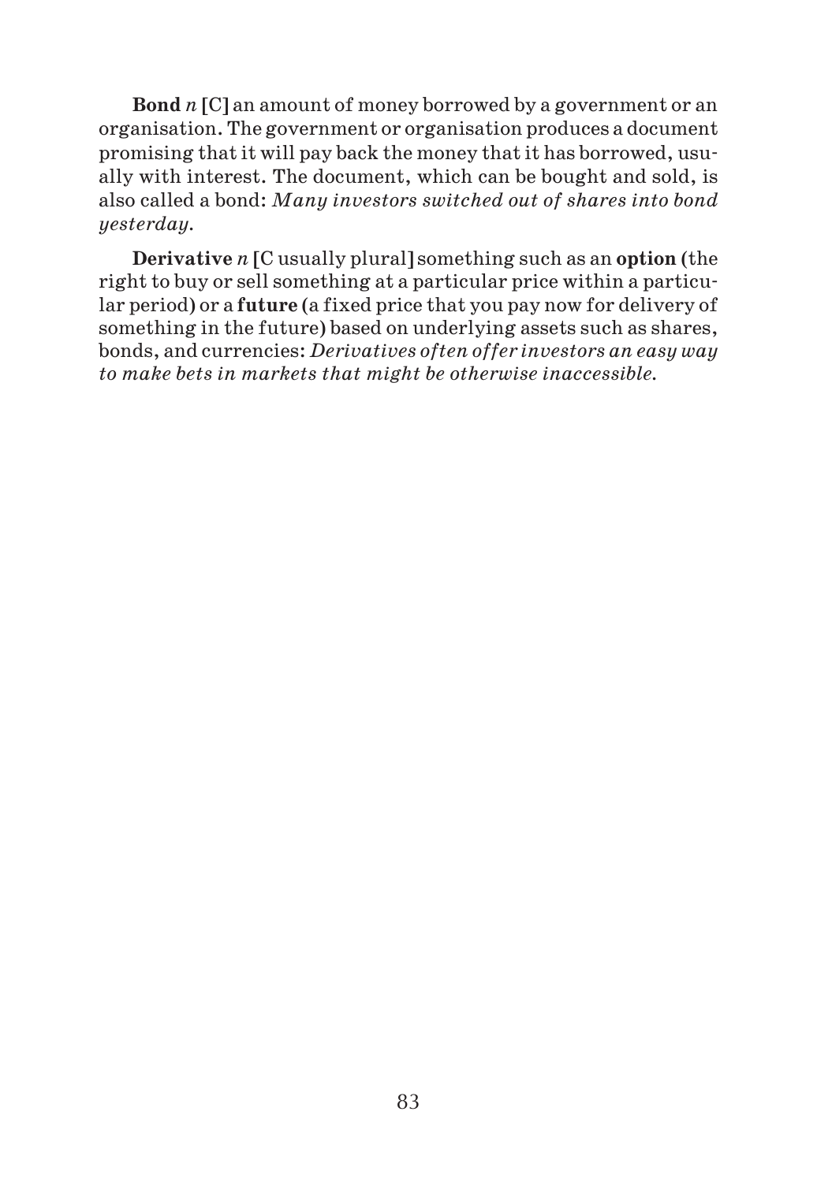**Bond** *n* [C] an amount of money borrowed by a government or an organisation. The government or organisation produces a document promising that it will pay back the money that it has borrowed, usually with interest. The document, which can be bought and sold, is also called a bond: *Many investors switched out of shares into bond yesterday.*

**Derivative** *n* [C usually plural] something such as an **option** (the right to buy or sell something at a particular price within a particular period) or a **future** (a fixed price that you pay now for delivery of something in the future) based on underlying assets such as shares, bonds, and currencies: *Derivatives often offer investors an easy way to make bets in markets that might be otherwise inaccessible.*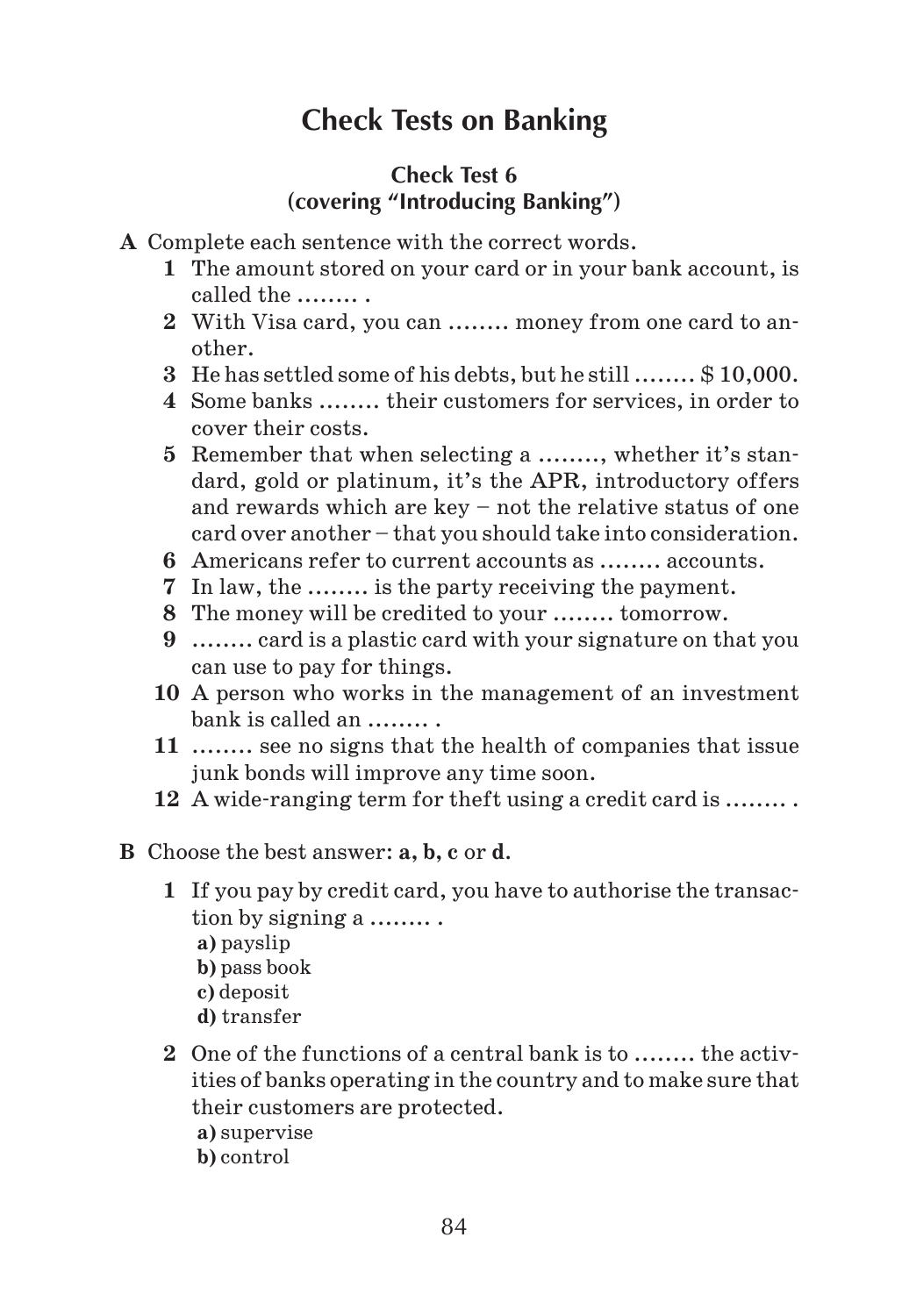# Check Tests on Banking

## Check Test 6
## (covering "Introducing Banking")

**A** Complete each sentence with the correct words.

**1** The amount stored on your card or in your bank account, is called the ........ .

**2** With Visa card, you can ........ money from one card to another.

**3** He has settled some of his debts, but he still ........ $ 10,000.

**4** Some banks ........ their customers for services, in order to cover their costs.

**5** Remember that when selecting a ........, whether it's standard, gold or platinum, it's the APR, introductory offers and rewards which are key – not the relative status of one card over another – that you should take into consideration.

**6** Americans refer to current accounts as ........ accounts.

**7** In law, the ........ is the party receiving the payment.

**8** The money will be credited to your ........ tomorrow.

**9** ........ card is a plastic card with your signature on that you can use to pay for things.

**10** A person who works in the management of an investment bank is called an ........ .

**11** ........ see no signs that the health of companies that issue junk bonds will improve any time soon.

**12** A wide-ranging term for theft using a credit card is ........ .

**B** Choose the best answer: **a, b, c** or **d**.

**1** If you pay by credit card, you have to authorise the transaction by signing a ........ .

**a)** payslip
**b)** pass book
**c)** deposit
**d)** transfer

**2** One of the functions of a central bank is to ........ the activities of banks operating in the country and to make sure that their customers are protected.

**a)** supervise
**b)** control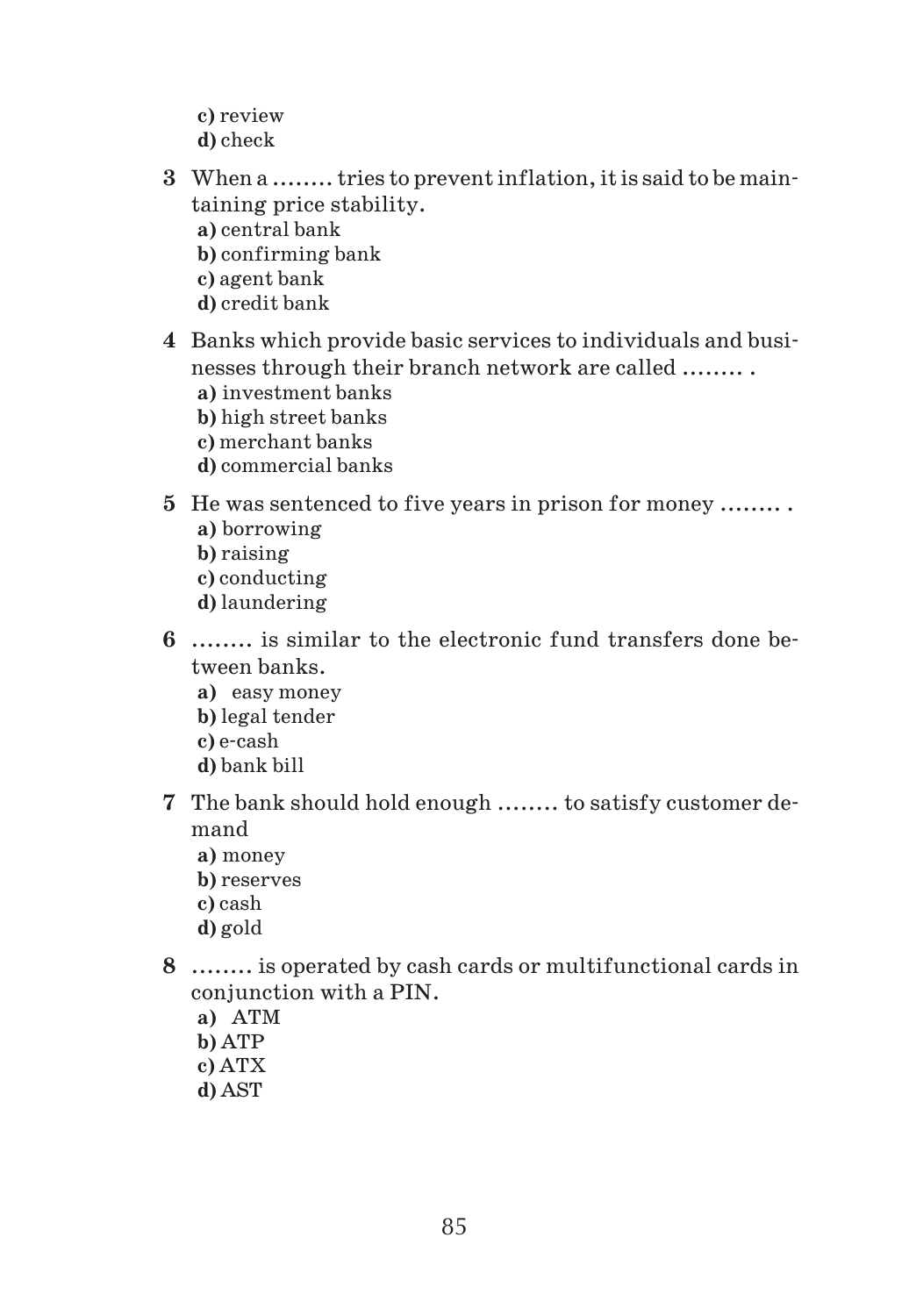c) review
d) check

3 When a ........ tries to prevent inflation, it is said to be maintaining price stability.
   a) central bank
   b) confirming bank
   c) agent bank
   d) credit bank

4 Banks which provide basic services to individuals and businesses through their branch network are called ........ .
   a) investment banks
   b) high street banks
   c) merchant banks
   d) commercial banks

5 He was sentenced to five years in prison for money ........ .
   a) borrowing
   b) raising
   c) conducting
   d) laundering

6 ........ is similar to the electronic fund transfers done between banks.
   a) easy money
   b) legal tender
   c) e-cash
   d) bank bill

7 The bank should hold enough ........ to satisfy customer demand
   a) money
   b) reserves
   c) cash
   d) gold

8 ........ is operated by cash cards or multifunctional cards in conjunction with a PIN.
   a) ATM
   b) ATP
   c) ATX
   d) AST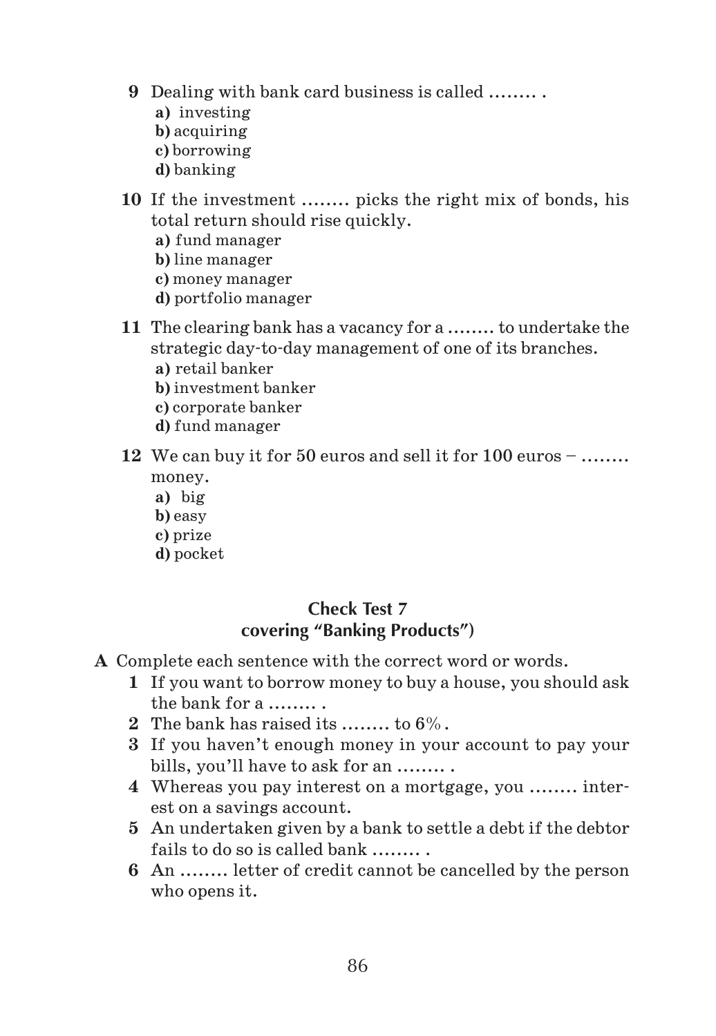**9** Dealing with bank card business is called ........ .

**a)** investing
**b)** acquiring
**c)** borrowing
**d)** banking

**10** If the investment ........ picks the right mix of bonds, his total return should rise quickly.

**a)** fund manager
**b)** line manager
**c)** money manager
**d)** portfolio manager

**11** The clearing bank has a vacancy for a ........ to undertake the strategic day-to-day management of one of its branches.

**a)** retail banker
**b)** investment banker
**c)** corporate banker
**d)** fund manager

**12** We can buy it for 50 euros and sell it for 100 euros – ........ money.

**a)** big
**b)** easy
**c)** prize
**d)** pocket

## Check Test 7
## covering "Banking Products")

**A** Complete each sentence with the correct word or words.

**1** If you want to borrow money to buy a house, you should ask the bank for a ........ .

**2** The bank has raised its ........ to 6%.

**3** If you haven't enough money in your account to pay your bills, you'll have to ask for an ........ .

**4** Whereas you pay interest on a mortgage, you ........ interest on a savings account.

**5** An undertaken given by a bank to settle a debt if the debtor fails to do so is called bank ........ .

**6** An ........ letter of credit cannot be cancelled by the person who opens it.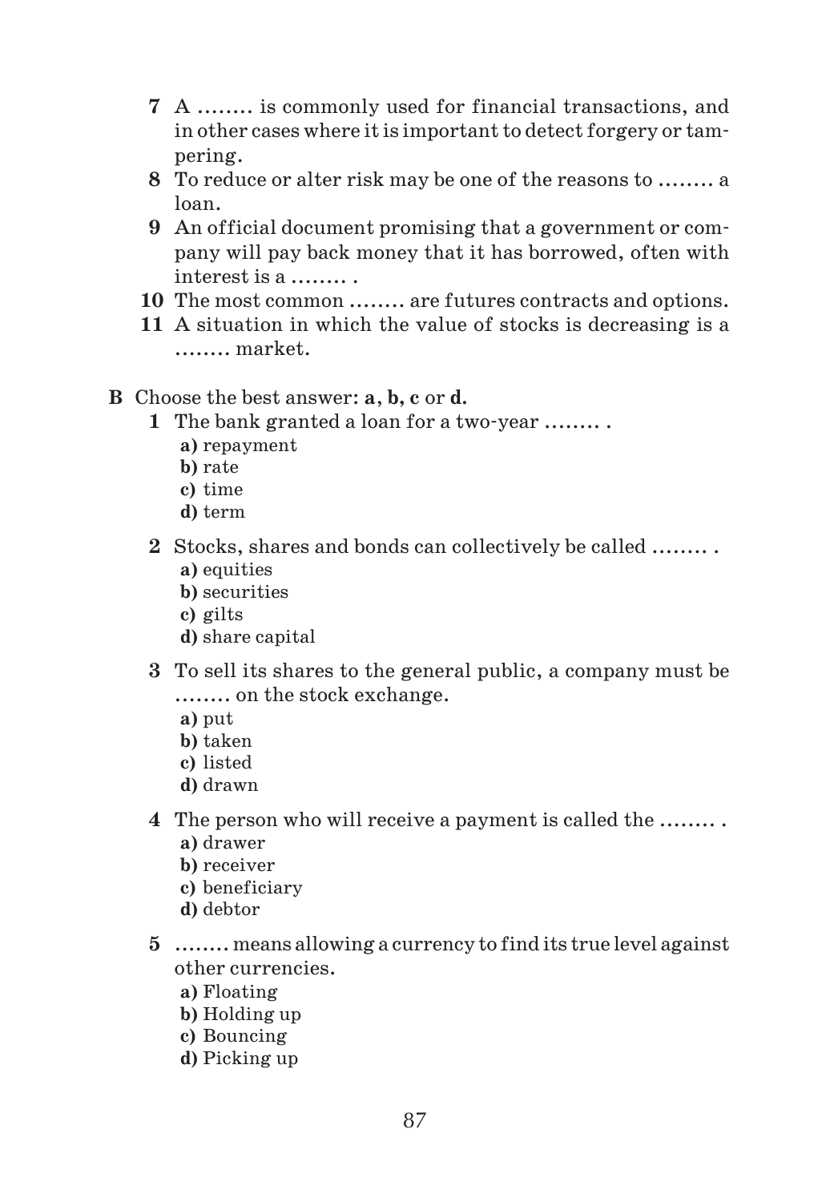7 A …….. is commonly used for financial transactions, and in other cases where it is important to detect forgery or tampering.

8 To reduce or alter risk may be one of the reasons to …….. a loan.

9 An official document promising that a government or company will pay back money that it has borrowed, often with interest is a …….. .

10 The most common …….. are futures contracts and options.

11 A situation in which the value of stocks is decreasing is a …….. market.

**B** Choose the best answer: **a**, **b**, **c** or **d**.

**1** The bank granted a loan for a two-year …….. .
- **a)** repayment
- **b)** rate
- **c)** time
- **d)** term

**2** Stocks, shares and bonds can collectively be called …….. .
- **a)** equities
- **b)** securities
- **c)** gilts
- **d)** share capital

**3** To sell its shares to the general public, a company must be …….. on the stock exchange.
- **a)** put
- **b)** taken
- **c)** listed
- **d)** drawn

**4** The person who will receive a payment is called the …….. .
- **a)** drawer
- **b)** receiver
- **c)** beneficiary
- **d)** debtor

**5** …….. means allowing a currency to find its true level against other currencies.
- **a)** Floating
- **b)** Holding up
- **c)** Bouncing
- **d)** Picking up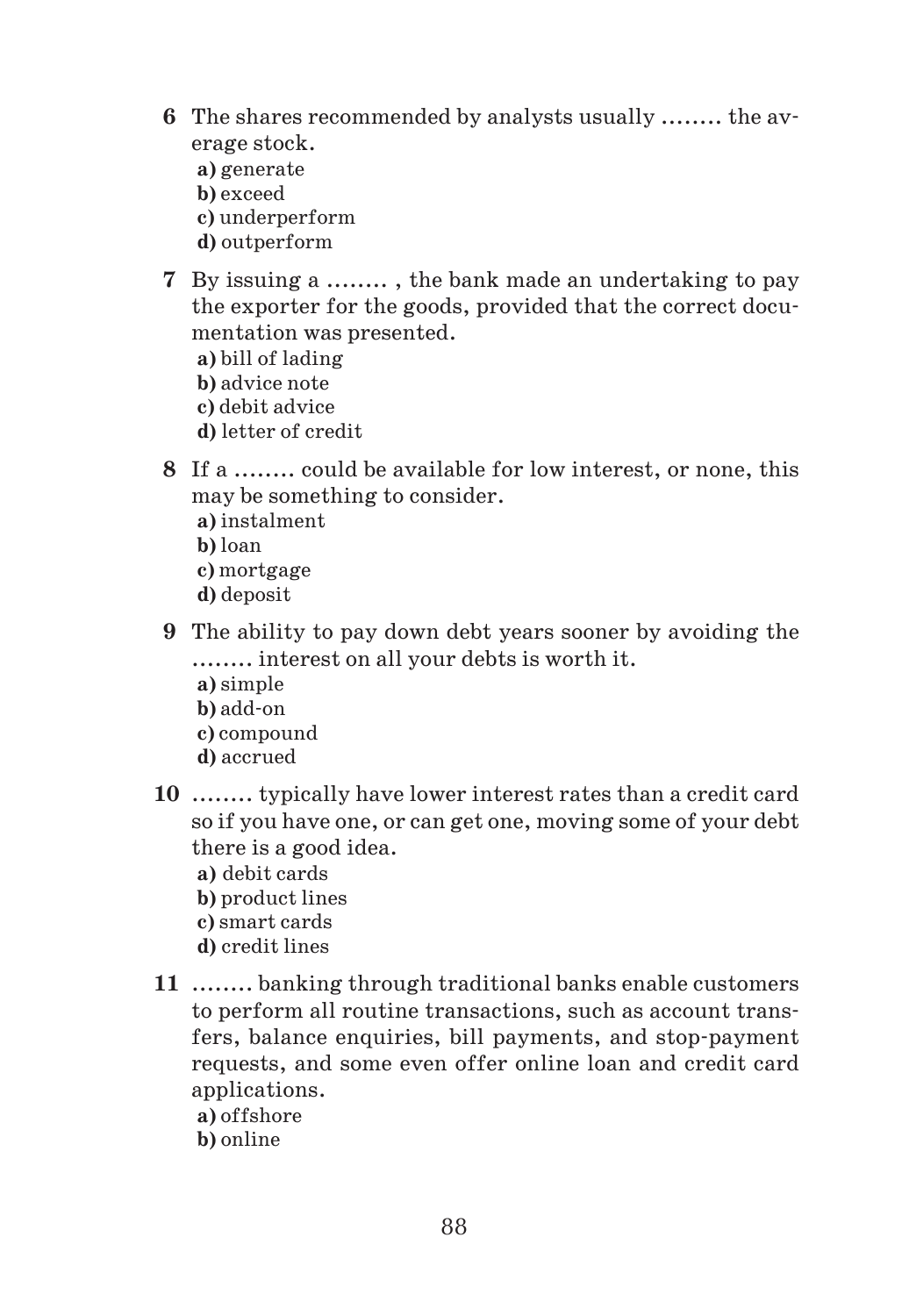**6** The shares recommended by analysts usually …….. the average stock.

**a)** generate
**b)** exceed
**c)** underperform
**d)** outperform

**7** By issuing a …….. , the bank made an undertaking to pay the exporter for the goods, provided that the correct documentation was presented.

**a)** bill of lading
**b)** advice note
**c)** debit advice
**d)** letter of credit

**8** If a …….. could be available for low interest, or none, this may be something to consider.

**a)** instalment
**b)** loan
**c)** mortgage
**d)** deposit

**9** The ability to pay down debt years sooner by avoiding the …….. interest on all your debts is worth it.

**a)** simple
**b)** add-on
**c)** compound
**d)** accrued

**10** …….. typically have lower interest rates than a credit card so if you have one, or can get one, moving some of your debt there is a good idea.

**a)** debit cards
**b)** product lines
**c)** smart cards
**d)** credit lines

**11** …….. banking through traditional banks enable customers to perform all routine transactions, such as account transfers, balance enquiries, bill payments, and stop-payment requests, and some even offer online loan and credit card applications.

**a)** offshore
**b)** online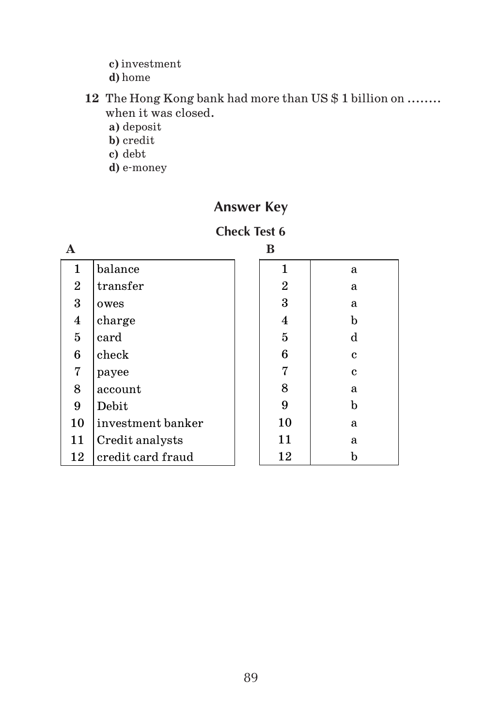c) investment
d) home

**12** The Hong Kong bank had more than US $ 1 billion on ........ when it was closed.
a) deposit
b) credit
c) debt
d) e-money

## Answer Key

### Check Test 6

**A**

| | |
|---|---|
| 1 | balance |
| 2 | transfer |
| 3 | owes |
| 4 | charge |
| 5 | card |
| 6 | check |
| 7 | payee |
| 8 | account |
| 9 | Debit |
| 10 | investment banker |
| 11 | Credit analysts |
| 12 | credit card fraud |

**B**

| | |
|---|---|
| 1 | a |
| 2 | a |
| 3 | a |
| 4 | b |
| 5 | d |
| 6 | c |
| 7 | c |
| 8 | a |
| 9 | b |
| 10 | a |
| 11 | a |
| 12 | b |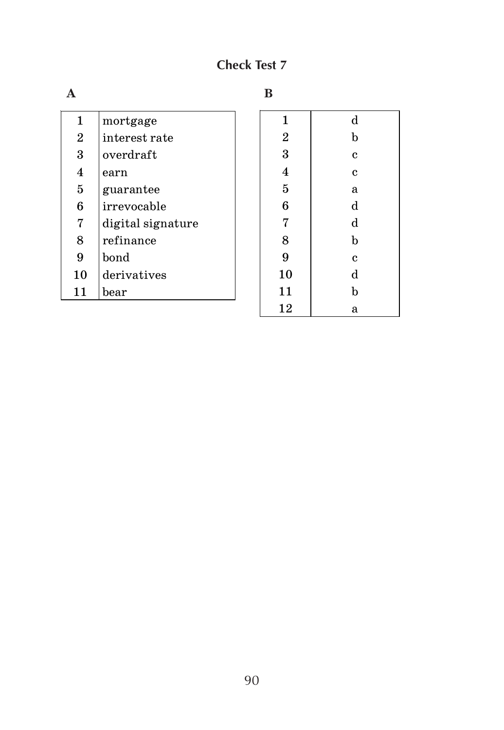# Check Test 7

**A**

| | |
|---|---|
| 1 | mortgage |
| 2 | interest rate |
| 3 | overdraft |
| 4 | earn |
| 5 | guarantee |
| 6 | irrevocable |
| 7 | digital signature |
| 8 | refinance |
| 9 | bond |
| 10 | derivatives |
| 11 | bear |

**B**

| | |
|---|---|
| 1 | d |
| 2 | b |
| 3 | c |
| 4 | c |
| 5 | a |
| 6 | d |
| 7 | d |
| 8 | b |
| 9 | c |
| 10 | d |
| 11 | b |
| 12 | a |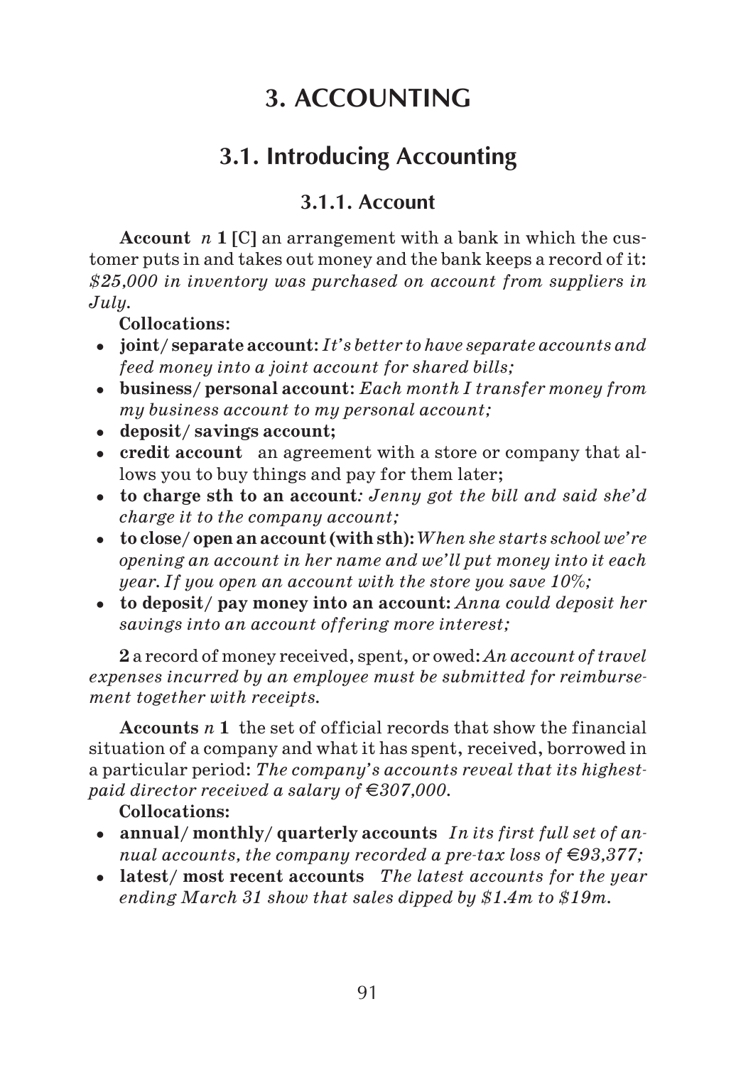# 3. ACCOUNTING

## 3.1. Introducing Accounting

### 3.1.1. Account

**Account** *n* **1** [C] an arrangement with a bank in which the customer puts in and takes out money and the bank keeps a record of it: *$25,000 in inventory was purchased on account from suppliers in July.*

**Collocations:**

- **joint/ separate account**: *It's better to have separate accounts and feed money into a joint account for shared bills;*
- **business/ personal account**: *Each month I transfer money from my business account to my personal account;*
- **deposit/ savings account;**
- **credit account** an agreement with a store or company that allows you to buy things and pay for them later;
- **to charge sth to an account**: *Jenny got the bill and said she'd charge it to the company account;*
- **to close/ open an account (with sth):** *When she starts school we're opening an account in her name and we'll put money into it each year. If you open an account with the store you save 10%;*
- **to deposit/ pay money into an account:** *Anna could deposit her savings into an account offering more interest;*

**2** a record of money received, spent, or owed: *An account of travel expenses incurred by an employee must be submitted for reimbursement together with receipts.*

**Accounts** *n* **1** the set of official records that show the financial situation of a company and what it has spent, received, borrowed in a particular period: *The company's accounts reveal that its highest-paid director received a salary of €307,000.*

**Collocations:**

- **annual/ monthly/ quarterly accounts** *In its first full set of annual accounts, the company recorded a pre-tax loss of €93,377;*
- **latest/ most recent accounts** *The latest accounts for the year ending March 31 show that sales dipped by $1.4m to $19m.*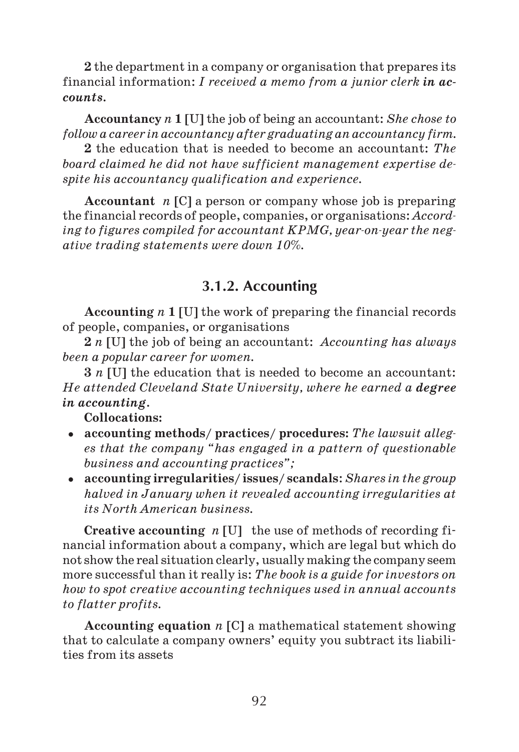**2** the department in a company or organisation that prepares its financial information: *I received a memo from a junior clerk* ***in accounts****.*

**Accountancy** *n* **1 [U]** the job of being an accountant: *She chose to follow a career in accountancy after graduating an accountancy firm.*

**2** the education that is needed to become an accountant: *The board claimed he did not have sufficient management expertise despite his accountancy qualification and experience.*

**Accountant** *n* **[C]** a person or company whose job is preparing the financial records of people, companies, or organisations: *According to figures compiled for accountant KPMG, year-on-year the negative trading statements were down 10%.*

### 3.1.2. Accounting

**Accounting** *n* **1 [U]** the work of preparing the financial records of people, companies, or organisations

**2** *n* **[U]** the job of being an accountant: *Accounting has always been a popular career for women.*

**3** *n* **[U]** the education that is needed to become an accountant: *He attended Cleveland State University, where he earned* ***a degree in accounting****.*

**Collocations:**

- **accounting methods/ practices/ procedures:** *The lawsuit alleges that the company "has engaged in a pattern of questionable business and accounting practices";*
- **accounting irregularities/ issues/ scandals**: *Shares in the group halved in January when it revealed accounting irregularities at its North American business.*

**Creative accounting** *n* **[U]** the use of methods of recording financial information about a company, which are legal but which do not show the real situation clearly, usually making the company seem more successful than it really is: *The book is a guide for investors on how to spot creative accounting techniques used in annual accounts to flatter profits.*

**Accounting equation** *n* **[C]** a mathematical statement showing that to calculate a company owners' equity you subtract its liabilities from its assets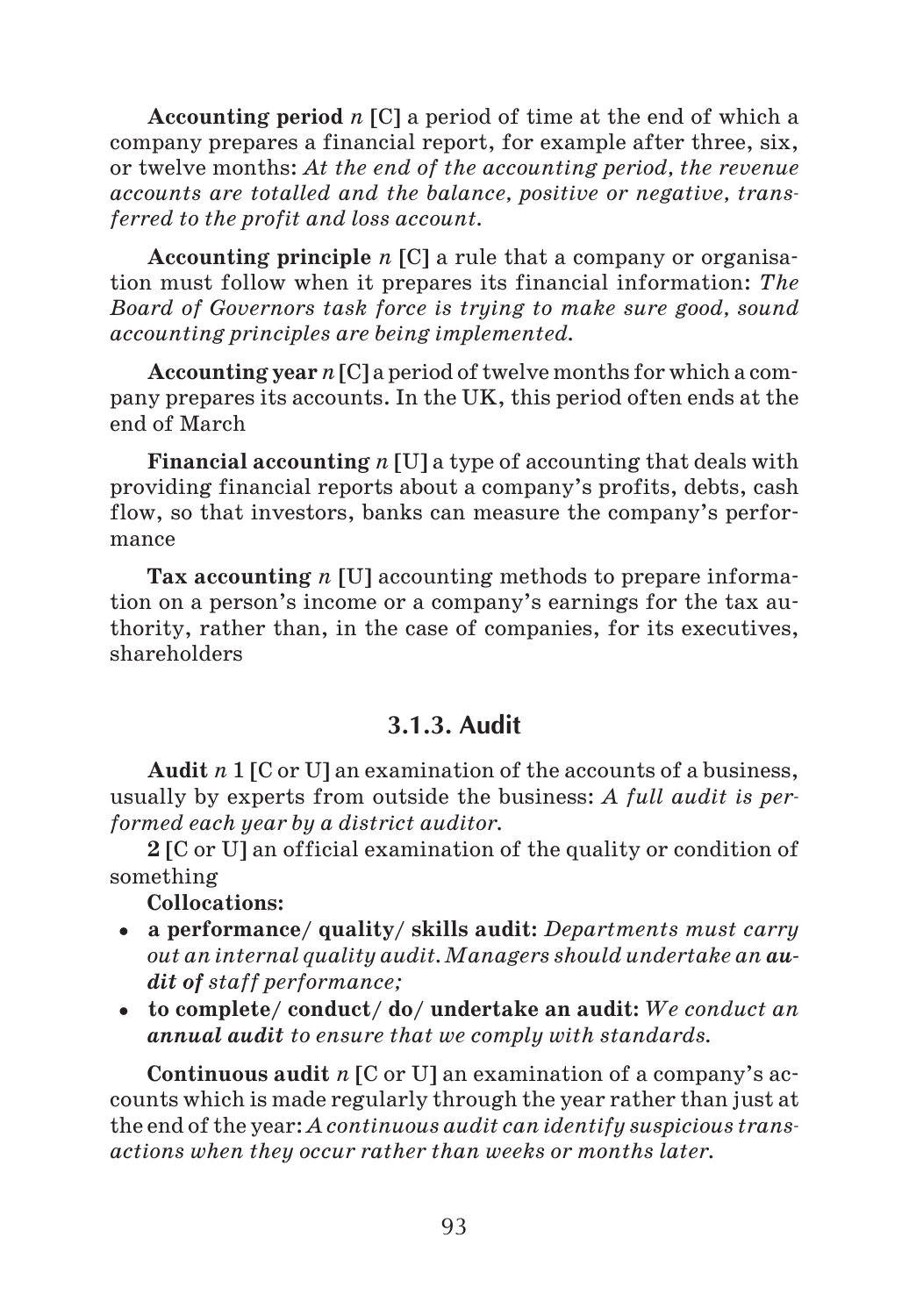**Accounting period** *n* [C] a period of time at the end of which a company prepares a financial report, for example after three, six, or twelve months: *At the end of the accounting period, the revenue accounts are totalled and the balance, positive or negative, transferred to the profit and loss account.*

**Accounting principle** *n* [C] a rule that a company or organisation must follow when it prepares its financial information: *The Board of Governors task force is trying to make sure good, sound accounting principles are being implemented.*

**Accounting year** *n* [C] a period of twelve months for which a company prepares its accounts. In the UK, this period often ends at the end of March

**Financial accounting** *n* [U] a type of accounting that deals with providing financial reports about a company's profits, debts, cash flow, so that investors, banks can measure the company's performance

**Tax accounting** *n* [U] accounting methods to prepare information on a person's income or a company's earnings for the tax authority, rather than, in the case of companies, for its executives, shareholders

### 3.1.3. Audit

**Audit** *n* **1** [C or U] an examination of the accounts of a business, usually by experts from outside the business: *A full audit is performed each year by a district auditor.*

**2** [C or U] an official examination of the quality or condition of something

**Collocations:**

- **a performance/ quality/ skills audit:** *Departments must carry out an internal quality audit. Managers should undertake an* ***audit of*** *staff performance;*
- **to complete/ conduct/ do/ undertake an audit:** *We conduct an* ***annual audit*** *to ensure that we comply with standards.*

**Continuous audit** *n* [C or U] an examination of a company's accounts which is made regularly through the year rather than just at the end of the year: *A continuous audit can identify suspicious transactions when they occur rather than weeks or months later.*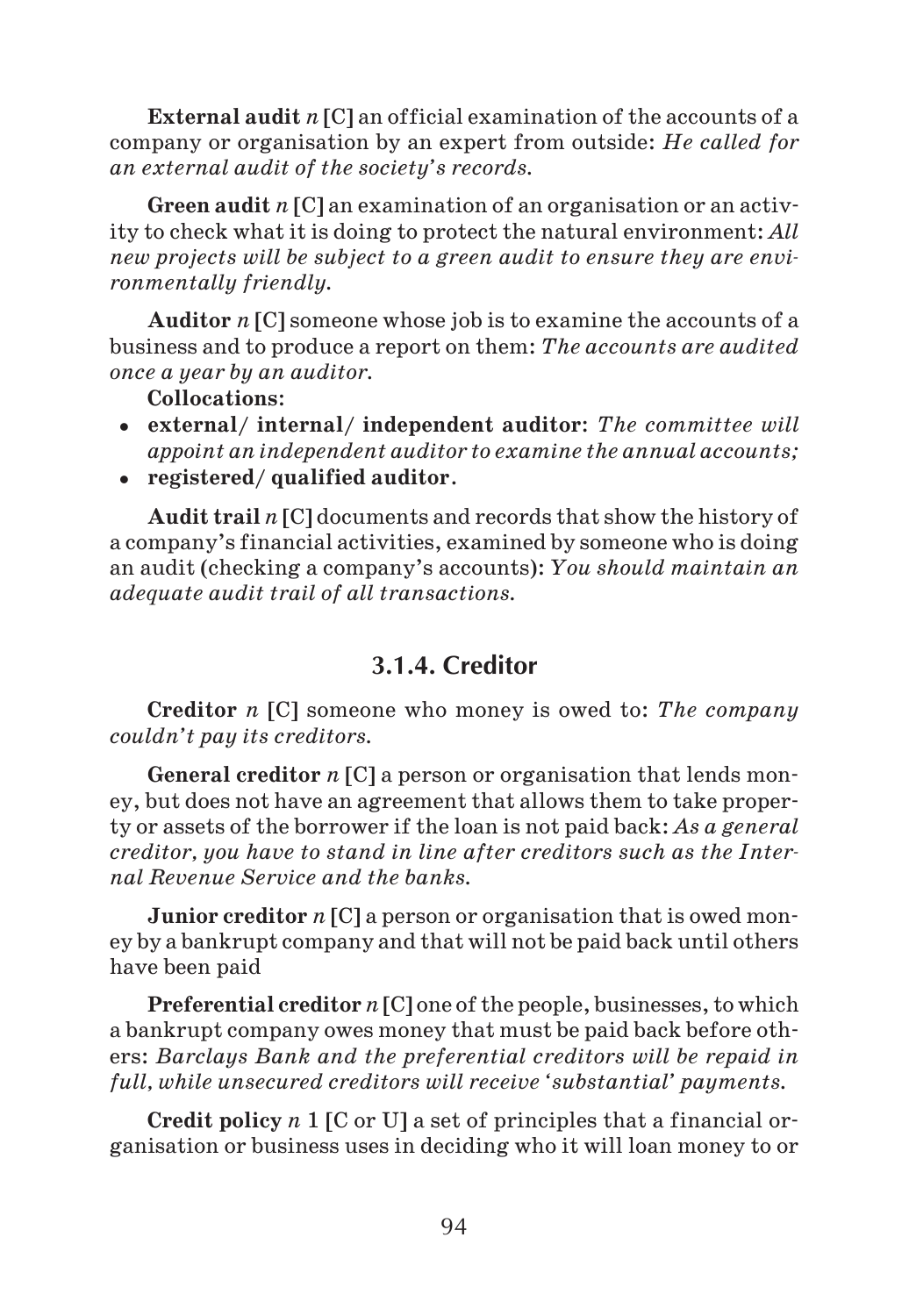**External audit** *n* [C] an official examination of the accounts of a company or organisation by an expert from outside: *He called for an external audit of the society's records.*

**Green audit** *n* [C] an examination of an organisation or an activity to check what it is doing to protect the natural environment: *All new projects will be subject to a green audit to ensure they are environmentally friendly.*

**Auditor** *n* [C] someone whose job is to examine the accounts of a business and to produce a report on them: *The accounts are audited once a year by an auditor.*

**Collocations:**

- **external/ internal/ independent auditor**: *The committee will appoint an independent auditor to examine the annual accounts;*
- **registered/ qualified auditor**.

**Audit trail** *n* [C] documents and records that show the history of a company's financial activities, examined by someone who is doing an audit (checking a company's accounts): *You should maintain an adequate audit trail of all transactions.*

### 3.1.4. Creditor

**Creditor** *n* [C] someone who money is owed to: *The company couldn't pay its creditors.*

**General creditor** *n* [C] a person or organisation that lends money, but does not have an agreement that allows them to take property or assets of the borrower if the loan is not paid back: *As a general creditor, you have to stand in line after creditors such as the Internal Revenue Service and the banks.*

**Junior creditor** *n* [C] a person or organisation that is owed money by a bankrupt company and that will not be paid back until others have been paid

**Preferential creditor** *n* [C] one of the people, businesses, to which a bankrupt company owes money that must be paid back before others: *Barclays Bank and the preferential creditors will be repaid in full, while unsecured creditors will receive 'substantial' payments.*

**Credit policy** *n* 1 [C or U] a set of principles that a financial organisation or business uses in deciding who it will loan money to or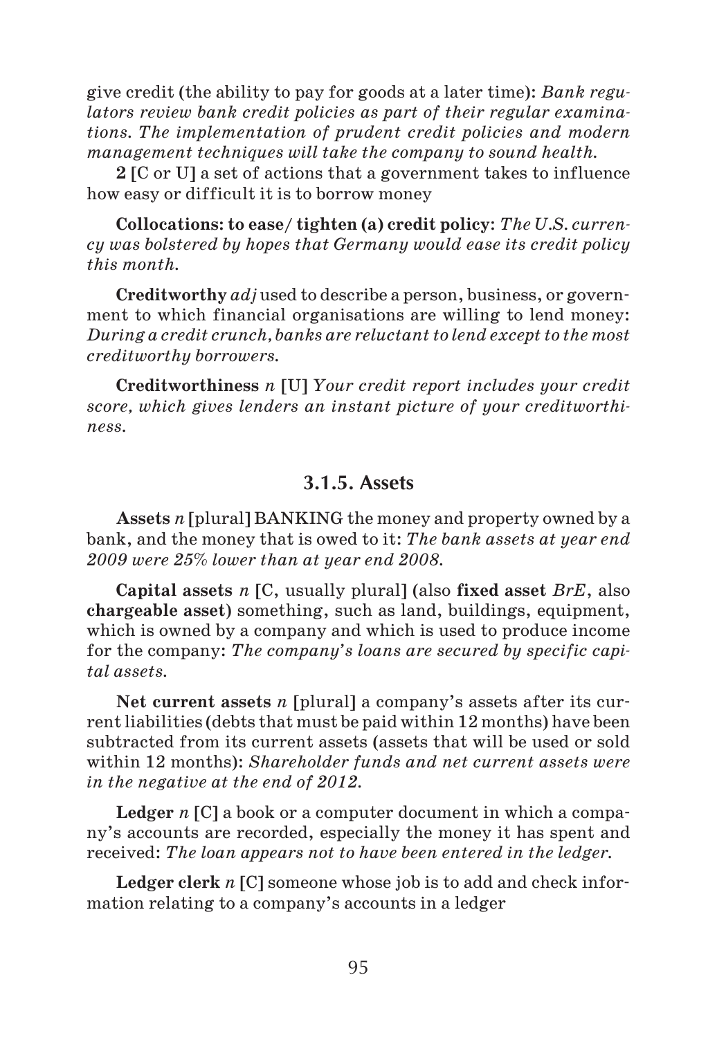give credit (the ability to pay for goods at a later time): *Bank regulators review bank credit policies as part of their regular examinations. The implementation of prudent credit policies and modern management techniques will take the company to sound health.*

**2** [C or U] a set of actions that a government takes to influence how easy or difficult it is to borrow money

**Collocations: to ease/ tighten (a) credit policy:** *The U.S. currency was bolstered by hopes that Germany would ease its credit policy this month.*

**Creditworthy** *adj* used to describe a person, business, or government to which financial organisations are willing to lend money: *During a credit crunch, banks are reluctant to lend except to the most creditworthy borrowers.*

**Creditworthiness** *n* [U] *Your credit report includes your credit score, which gives lenders an instant picture of your creditworthiness.*

### 3.1.5. Assets

**Assets** *n* [plural] BANKING the money and property owned by a bank, and the money that is owed to it: *The bank assets at year end 2009 were 25% lower than at year end 2008.*

**Capital assets** *n* [C, usually plural] (also **fixed asset** *BrE*, also **chargeable asset**) something, such as land, buildings, equipment, which is owned by a company and which is used to produce income for the company: *The company's loans are secured by specific capital assets.*

**Net current assets** *n* [plural] a company's assets after its current liabilities (debts that must be paid within 12 months) have been subtracted from its current assets (assets that will be used or sold within 12 months): *Shareholder funds and net current assets were in the negative at the end of 2012.*

**Ledger** *n* [C] a book or a computer document in which a company's accounts are recorded, especially the money it has spent and received: *The loan appears not to have been entered in the ledger.*

**Ledger clerk** *n* [C] someone whose job is to add and check information relating to a company's accounts in a ledger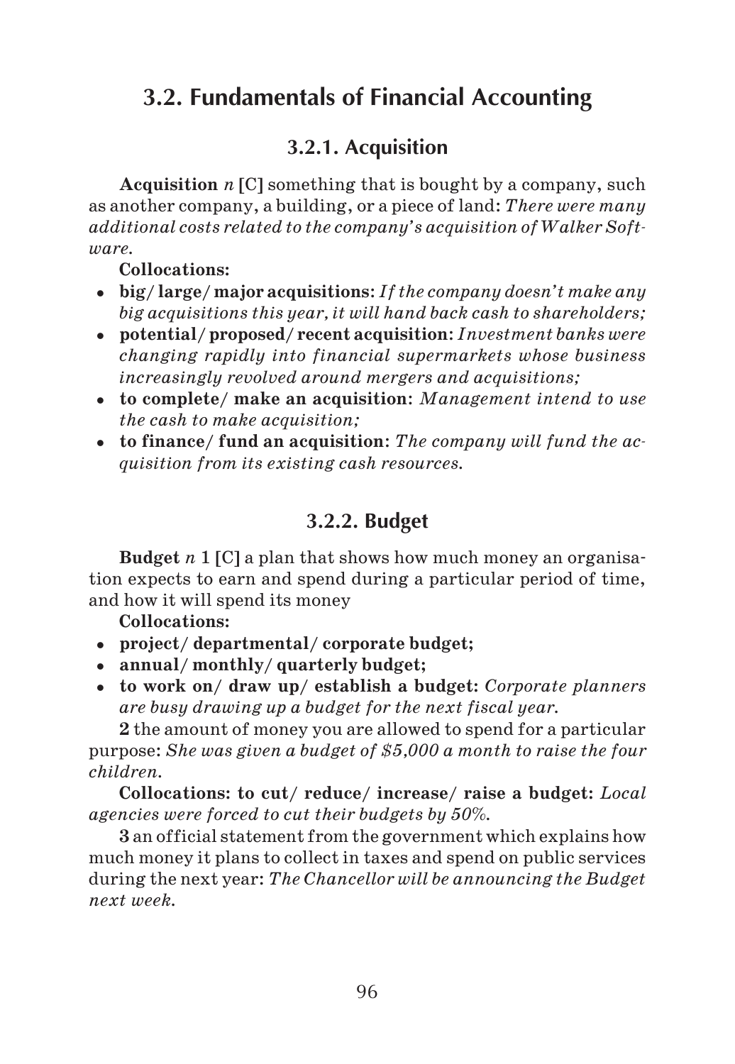## 3.2. Fundamentals of Financial Accounting

### 3.2.1. Acquisition

**Acquisition** *n* [C] something that is bought by a company, such as another company, a building, or a piece of land: *There were many additional costs related to the company's acquisition of Walker Software.*

**Collocations:**

- **big/ large/ major acquisitions**: *If the company doesn't make any big acquisitions this year, it will hand back cash to shareholders;*
- **potential/ proposed/ recent acquisition**: *Investment banks were changing rapidly into financial supermarkets whose business increasingly revolved around mergers and acquisitions;*
- **to complete/ make an acquisition**: *Management intend to use the cash to make acquisition;*
- **to finance/ fund an acquisition**: *The company will fund the acquisition from its existing cash resources.*

### 3.2.2. Budget

**Budget** *n* **1** [C] a plan that shows how much money an organisation expects to earn and spend during a particular period of time, and how it will spend its money

**Collocations:**

- **project/ departmental/ corporate budget;**
- **annual/ monthly/ quarterly budget;**
- **to work on/ draw up/ establish a budget:** *Corporate planners are busy drawing up a budget for the next fiscal year.*

**2** the amount of money you are allowed to spend for a particular purpose: *She was given a budget of $5,000 a month to raise the four children.*

**Collocations: to cut/ reduce/ increase/ raise a budget:** *Local agencies were forced to cut their budgets by 50%.*

**3** an official statement from the government which explains how much money it plans to collect in taxes and spend on public services during the next year: *The Chancellor will be announcing the Budget next week.*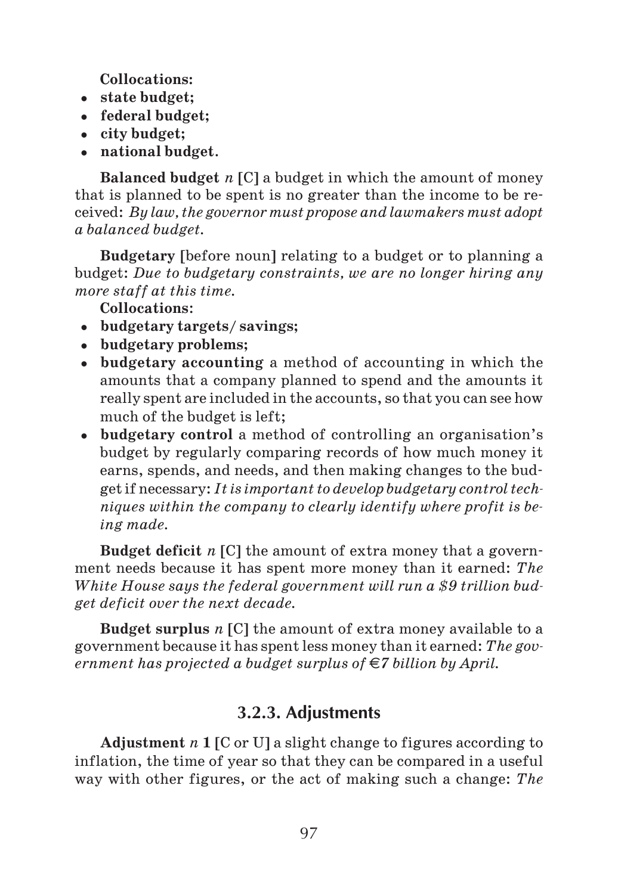**Collocations:**

- **state budget;**
- **federal budget;**
- **city budget;**
- **national budget.**

**Balanced budget** *n* **[**C**]** a budget in which the amount of money that is planned to be spent is no greater than the income to be received: *By law, the governor must propose and lawmakers must adopt a balanced budget.*

**Budgetary [**before noun**]** relating to a budget or to planning a budget: *Due to budgetary constraints, we are no longer hiring any more staff at this time.*

**Collocations:**

- **budgetary targets/ savings;**
- **budgetary problems;**
- **budgetary accounting** a method of accounting in which the amounts that a company planned to spend and the amounts it really spent are included in the accounts, so that you can see how much of the budget is left;
- **budgetary control** a method of controlling an organisation's budget by regularly comparing records of how much money it earns, spends, and needs, and then making changes to the budget if necessary: *It is important to develop budgetary control techniques within the company to clearly identify where profit is being made.*

**Budget deficit** *n* **[**C**]** the amount of extra money that a government needs because it has spent more money than it earned: *The White House says the federal government will run a $9 trillion budget deficit over the next decade.*

**Budget surplus** *n* **[**C**]** the amount of extra money available to a government because it has spent less money than it earned: *The government has projected a budget surplus of €7 billion by April.*

### 3.2.3. Adjustments

**Adjustment** *n* **1 [**C or U**]** a slight change to figures according to inflation, the time of year so that they can be compared in a useful way with other figures, or the act of making such a change: *The*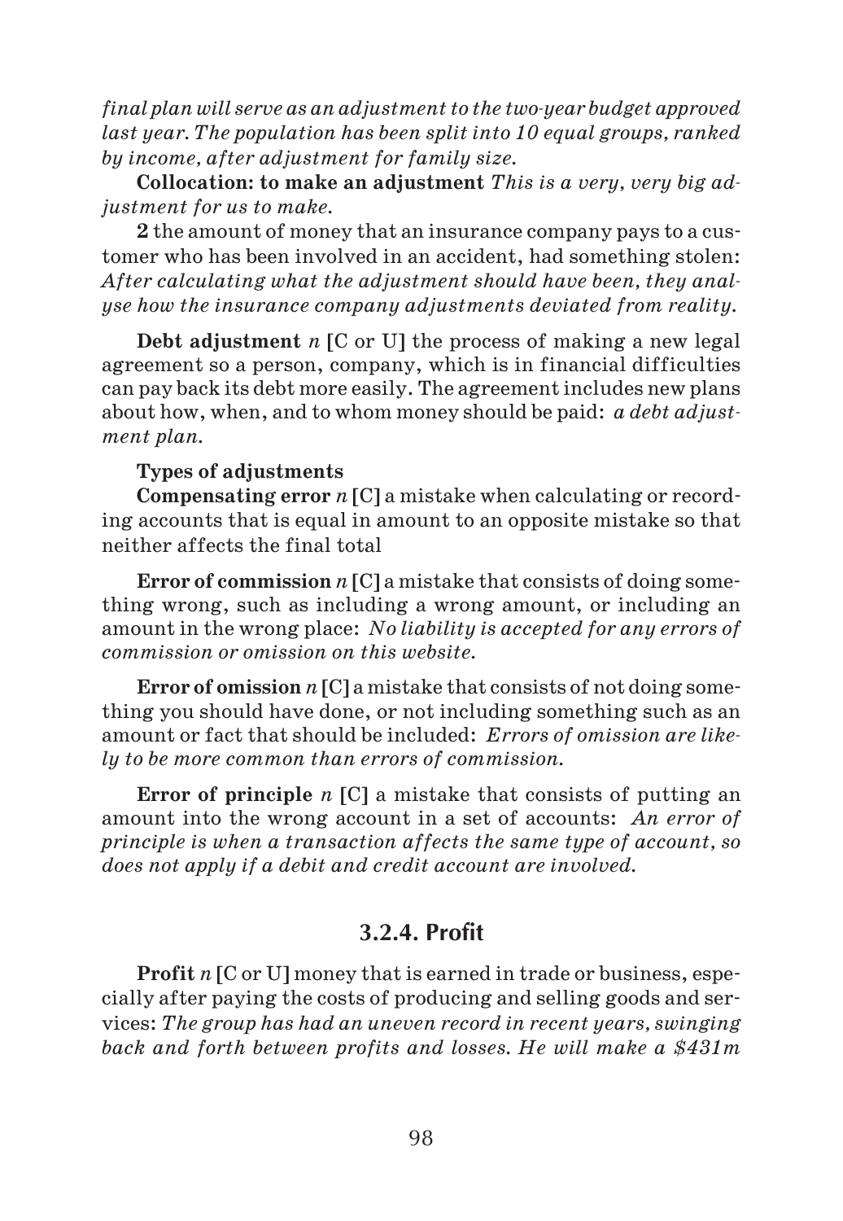*final plan will serve as an adjustment to the two-year budget approved last year. The population has been split into 10 equal groups, ranked by income, after adjustment for family size.*

**Collocation: to make an adjustment** *This is a very, very big adjustment for us to make.*

**2** the amount of money that an insurance company pays to a customer who has been involved in an accident, had something stolen: *After calculating what the adjustment should have been, they analyse how the insurance company adjustments deviated from reality.*

**Debt adjustment** *n* [C or U] the process of making a new legal agreement so a person, company, which is in financial difficulties can pay back its debt more easily. The agreement includes new plans about how, when, and to whom money should be paid: *a debt adjustment plan.*

**Types of adjustments**

**Compensating error** *n* [C] a mistake when calculating or recording accounts that is equal in amount to an opposite mistake so that neither affects the final total

**Error of commission** *n* [C] a mistake that consists of doing something wrong, such as including a wrong amount, or including an amount in the wrong place: *No liability is accepted for any errors of commission or omission on this website.*

**Error of omission** *n* [C] a mistake that consists of not doing something you should have done, or not including something such as an amount or fact that should be included: *Errors of omission are likely to be more common than errors of commission.*

**Error of principle** *n* [C] a mistake that consists of putting an amount into the wrong account in a set of accounts: *An error of principle is when a transaction affects the same type of account, so does not apply if a debit and credit account are involved.*

### 3.2.4. Profit

**Profit** *n* [C or U] money that is earned in trade or business, especially after paying the costs of producing and selling goods and services: *The group has had an uneven record in recent years, swinging back and forth between profits and losses. He will make a $431m*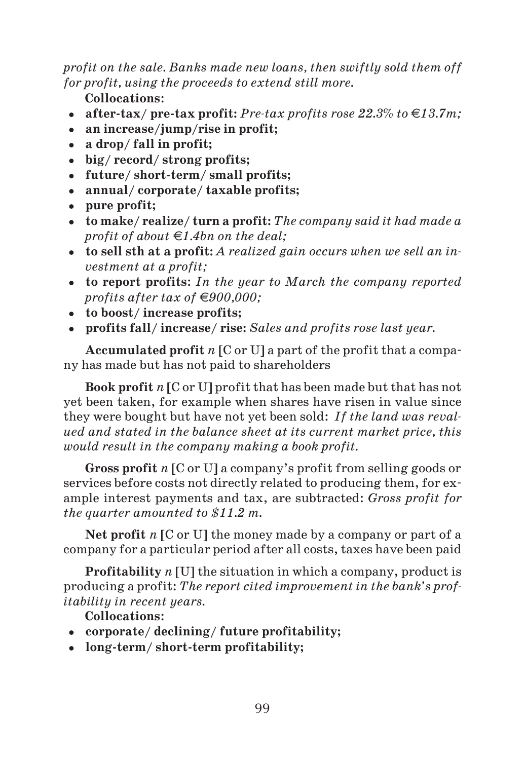*profit on the sale. Banks made new loans, then swiftly sold them off for profit, using the proceeds to extend still more.*

**Collocations:**

- **after-tax/ pre-tax profit:** *Pre-tax profits rose 22.3% to €13.7m;*
- **an increase/jump/rise in profit;**
- **a drop/ fall in profit;**
- **big/ record/ strong profits;**
- **future/ short-term/ small profits;**
- **annual/ corporate/ taxable profits;**
- **pure profit;**
- **to make/ realize/ turn a profit:** *The company said it had made a profit of about €1.4bn on the deal;*
- **to sell sth at a profit:** *A realized gain occurs when we sell an investment at a profit;*
- **to report profits**: *In the year to March the company reported profits after tax of €900,000;*
- **to boost/ increase profits;**
- **profits fall/ increase/ rise:** *Sales and profits rose last year.*

**Accumulated profit** *n* [C or U] a part of the profit that a company has made but has not paid to shareholders

**Book profit** *n* [C or U] profit that has been made but that has not yet been taken, for example when shares have risen in value since they were bought but have not yet been sold: *If the land was revalued and stated in the balance sheet at its current market price, this would result in the company making a book profit.*

**Gross profit** *n* [C or U] a company's profit from selling goods or services before costs not directly related to producing them, for example interest payments and tax, are subtracted: *Gross profit for the quarter amounted to $11.2 m.*

**Net profit** *n* [C or U] the money made by a company or part of a company for a particular period after all costs, taxes have been paid

**Profitability** *n* [U] the situation in which a company, product is producing a profit: *The report cited improvement in the bank's profitability in recent years.*

**Collocations:**

- **corporate/ declining/ future profitability;**
- **long-term/ short-term profitability;**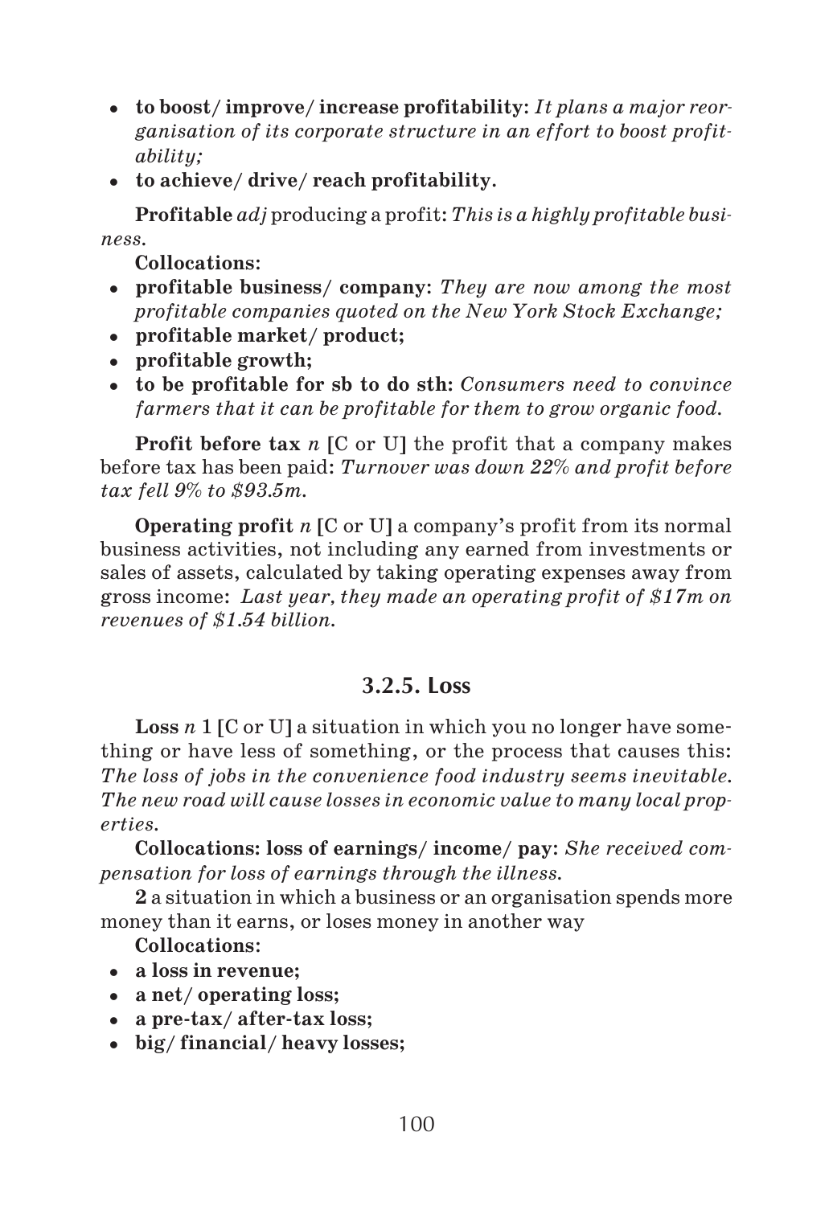- **to boost/ improve/ increase profitability**: *It plans a major reorganisation of its corporate structure in an effort to boost profitability;*
- **to achieve/ drive/ reach profitability**.

**Profitable** *adj* producing a profit: *This is a highly profitable business.*

**Collocations:**

- **profitable business/ company**: *They are now among the most profitable companies quoted on the New York Stock Exchange;*
- **profitable market/ product;**
- **profitable growth;**
- **to be profitable for sb to do sth:** *Consumers need to convince farmers that it can be profitable for them to grow organic food.*

**Profit before tax** *n* [C or U] the profit that a company makes before tax has been paid: *Turnover was down 22% and profit before tax fell 9% to $93.5m.*

**Operating profit** *n* [C or U] a company's profit from its normal business activities, not including any earned from investments or sales of assets, calculated by taking operating expenses away from gross income: *Last year, they made an operating profit of $17m on revenues of $1.54 billion.*

### 3.2.5. Loss

**Loss** *n* 1 [C or U] a situation in which you no longer have something or have less of something, or the process that causes this: *The loss of jobs in the convenience food industry seems inevitable. The new road will cause losses in economic value to many local properties.*

**Collocations: loss of earnings/ income/ pay**: *She received compensation for loss of earnings through the illness.*

**2** a situation in which a business or an organisation spends more money than it earns, or loses money in another way

**Collocations:**

- **a loss in revenue;**
- **a net/ operating loss;**
- **a pre-tax/ after-tax loss;**
- **big/ financial/ heavy losses;**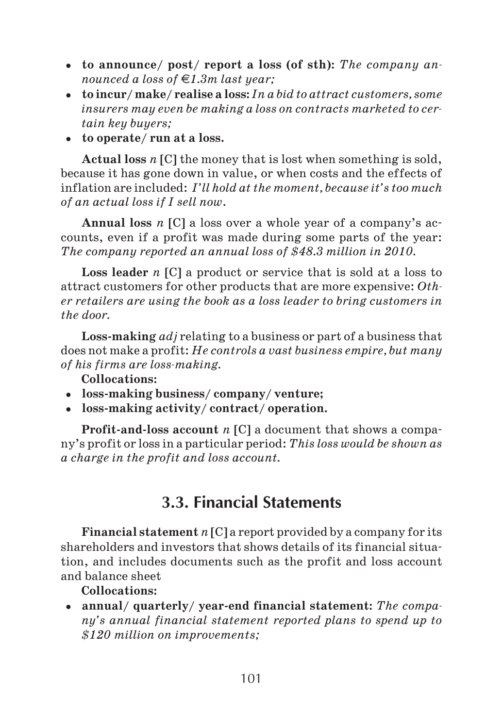- **to announce/ post/ report a loss (of sth):** *The company announced a loss of €1.3m last year;*
- **to incur/ make/ realise a loss:** *In a bid to attract customers, some insurers may even be making a loss on contracts marketed to certain key buyers;*
- **to operate/ run at a loss.**

**Actual loss** *n* [C] the money that is lost when something is sold, because it has gone down in value, or when costs and the effects of inflation are included: *I'll hold at the moment, because it's too much of an actual loss if I sell now.*

**Annual loss** *n* [C] a loss over a whole year of a company's accounts, even if a profit was made during some parts of the year: *The company reported an annual loss of $48.3 million in 2010.*

**Loss leader** *n* [C] a product or service that is sold at a loss to attract customers for other products that are more expensive: *Other retailers are using the book as a loss leader to bring customers in the door.*

**Loss-making** *adj* relating to a business or part of a business that does not make a profit: *He controls a vast business empire, but many of his firms are loss-making.*

**Collocations:**

- **loss-making business/ company/ venture;**
- **loss-making activity/ contract/ operation.**

**Profit-and-loss account** *n* [C] a document that shows a company's profit or loss in a particular period: *This loss would be shown as a charge in the profit and loss account.*

## 3.3. Financial Statements

**Financial statement** *n* [C] a report provided by a company for its shareholders and investors that shows details of its financial situation, and includes documents such as the profit and loss account and balance sheet

**Collocations:**

- **annual/ quarterly/ year-end financial statement:** *The company's annual financial statement reported plans to spend up to $120 million on improvements;*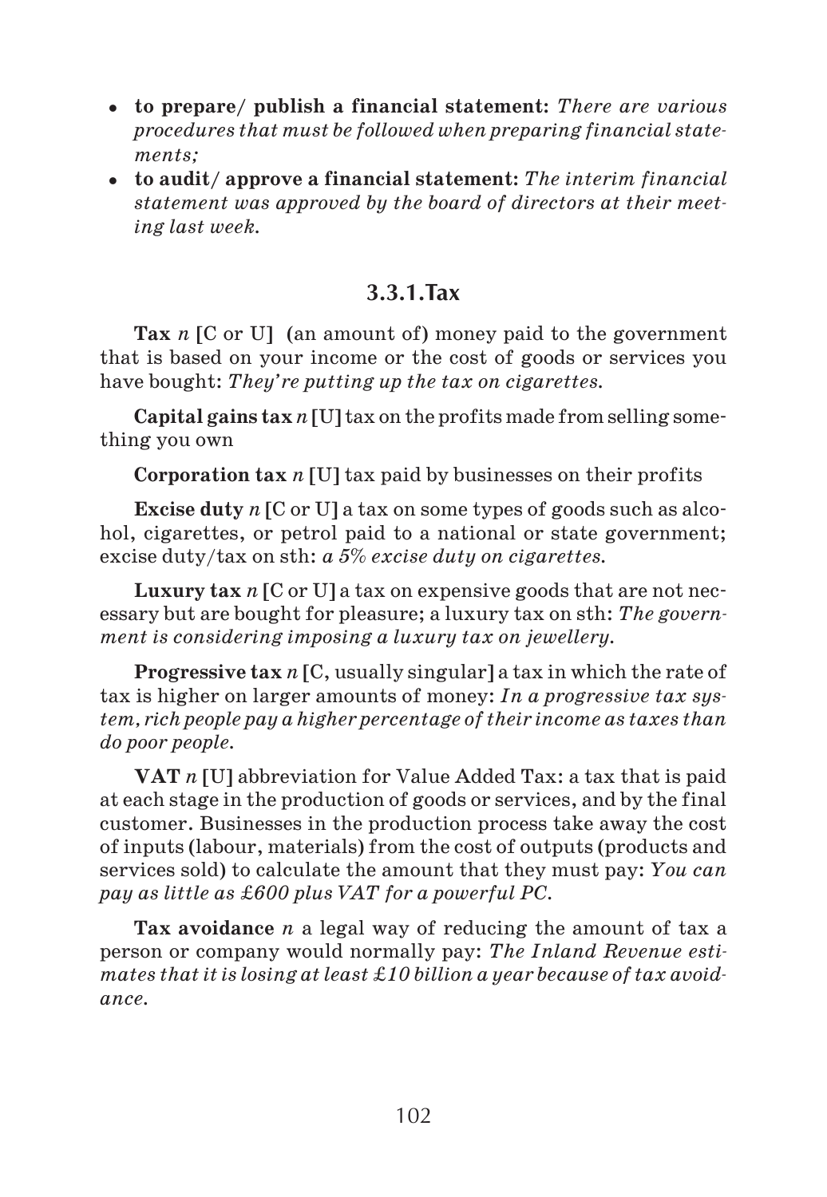- **to prepare/ publish a financial statement:** *There are various procedures that must be followed when preparing financial statements;*
- **to audit/ approve a financial statement:** *The interim financial statement was approved by the board of directors at their meeting last week.*

### 3.3.1. Tax

**Tax** *n* [C or U] (an amount of) money paid to the government that is based on your income or the cost of goods or services you have bought: *They're putting up the tax on cigarettes.*

**Capital gains tax** *n* [U] tax on the profits made from selling something you own

**Corporation tax** *n* [U] tax paid by businesses on their profits

**Excise duty** *n* [C or U] a tax on some types of goods such as alcohol, cigarettes, or petrol paid to a national or state government; excise duty/tax on sth: *a 5% excise duty on cigarettes.*

**Luxury tax** *n* [C or U] a tax on expensive goods that are not necessary but are bought for pleasure; a luxury tax on sth: *The government is considering imposing a luxury tax on jewellery.*

**Progressive tax** *n* [C, usually singular] a tax in which the rate of tax is higher on larger amounts of money: *In a progressive tax system, rich people pay a higher percentage of their income as taxes than do poor people.*

**VAT** *n* [U] abbreviation for Value Added Tax: a tax that is paid at each stage in the production of goods or services, and by the final customer. Businesses in the production process take away the cost of inputs (labour, materials) from the cost of outputs (products and services sold) to calculate the amount that they must pay: *You can pay as little as £600 plus VAT for a powerful PC.*

**Tax avoidance** *n* a legal way of reducing the amount of tax a person or company would normally pay: *The Inland Revenue estimates that it is losing at least £10 billion a year because of tax avoidance.*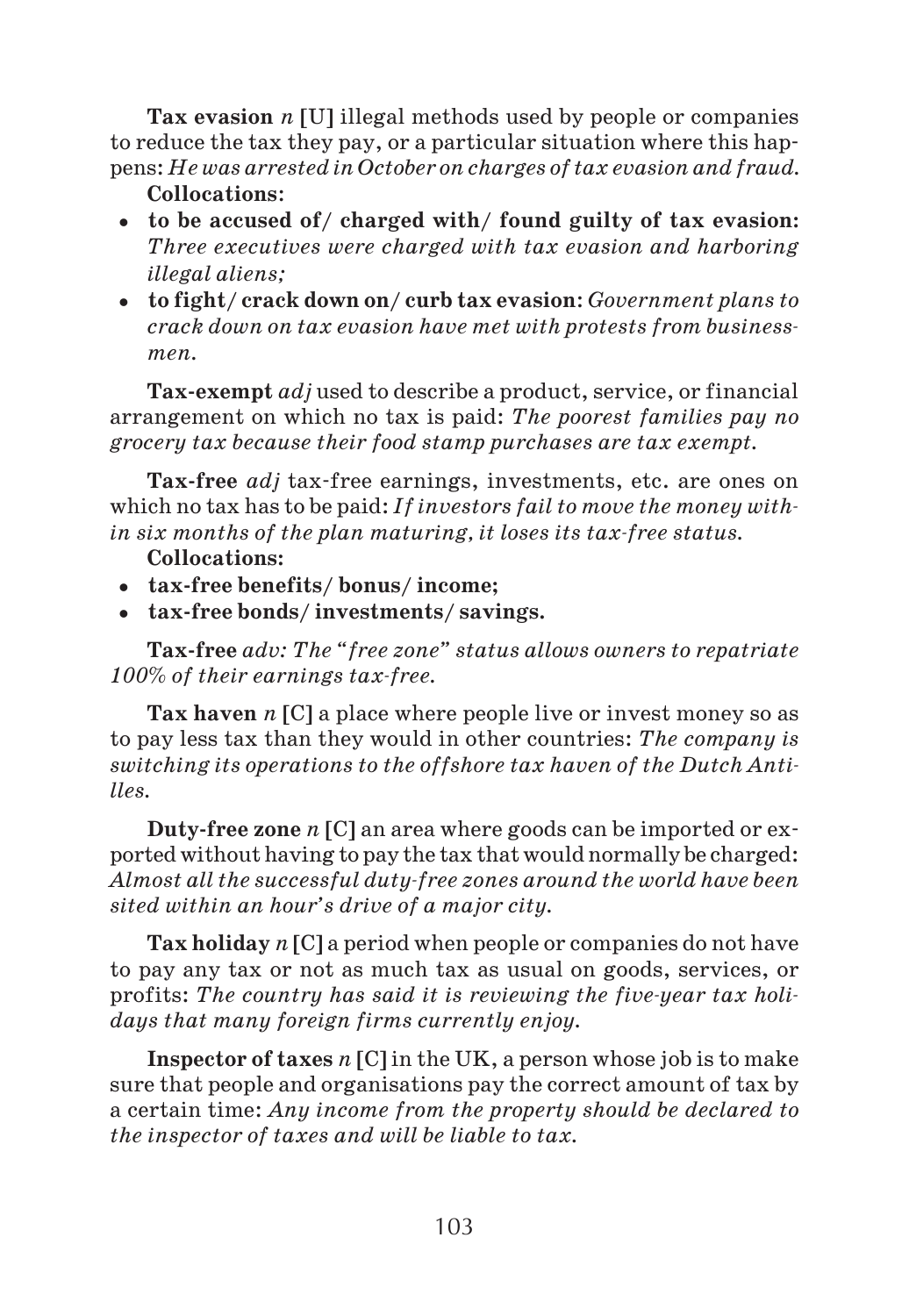**Tax evasion** *n* [U] illegal methods used by people or companies to reduce the tax they pay, or a particular situation where this happens: *He was arrested in October on charges of tax evasion and fraud.*

**Collocations:**

- **to be accused of/ charged with/ found guilty of tax evasion:** *Three executives were charged with tax evasion and harboring illegal aliens;*
- **to fight/ crack down on/ curb tax evasion**: *Government plans to crack down on tax evasion have met with protests from businessmen.*

**Tax-exempt** *adj* used to describe a product, service, or financial arrangement on which no tax is paid: *The poorest families pay no grocery tax because their food stamp purchases are tax exempt.*

**Tax-free** *adj* tax-free earnings, investments, etc. are ones on which no tax has to be paid: *If investors fail to move the money within six months of the plan maturing, it loses its tax-free status.*

**Collocations:**

- **tax-free benefits/ bonus/ income;**
- **tax-free bonds/ investments/ savings.**

**Tax-free** *adv: The "free zone" status allows owners to repatriate 100% of their earnings tax-free.*

**Tax haven** *n* [C] a place where people live or invest money so as to pay less tax than they would in other countries: *The company is switching its operations to the offshore tax haven of the Dutch Antilles.*

**Duty-free zone** *n* [C] an area where goods can be imported or exported without having to pay the tax that would normally be charged: *Almost all the successful duty-free zones around the world have been sited within an hour's drive of a major city.*

**Tax holiday** *n* [C] a period when people or companies do not have to pay any tax or not as much tax as usual on goods, services, or profits: *The country has said it is reviewing the five-year tax holidays that many foreign firms currently enjoy.*

**Inspector of taxes** *n* [C] in the UK, a person whose job is to make sure that people and organisations pay the correct amount of tax by a certain time: *Any income from the property should be declared to the inspector of taxes and will be liable to tax.*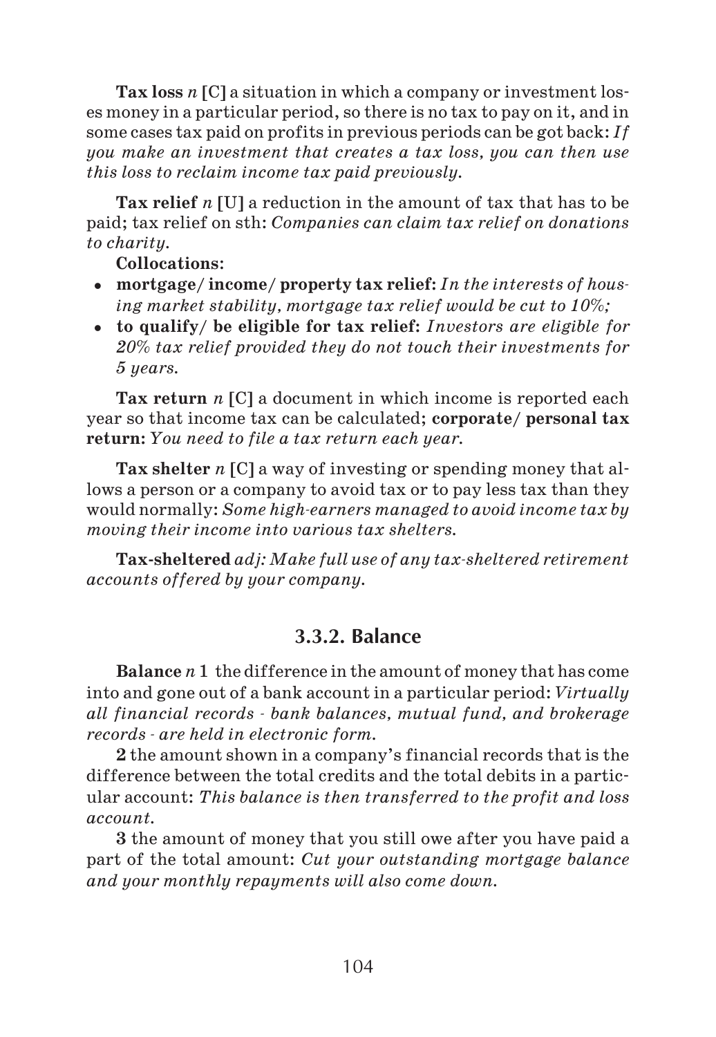**Tax loss** *n* **[C]** a situation in which a company or investment loses money in a particular period, so there is no tax to pay on it, and in some cases tax paid on profits in previous periods can be got back: *If you make an investment that creates a tax loss, you can then use this loss to reclaim income tax paid previously.*

**Tax relief** *n* **[U]** a reduction in the amount of tax that has to be paid; tax relief on sth: *Companies can claim tax relief on donations to charity.*

**Collocations:**

- **mortgage/ income/ property tax relief:** *In the interests of housing market stability, mortgage tax relief would be cut to 10%;*
- **to qualify/ be eligible for tax relief:** *Investors are eligible for 20% tax relief provided they do not touch their investments for 5 years.*

**Tax return** *n* **[C]** a document in which income is reported each year so that income tax can be calculated; **corporate/ personal tax return:** *You need to file a tax return each year.*

**Tax shelter** *n* **[C]** a way of investing or spending money that allows a person or a company to avoid tax or to pay less tax than they would normally: *Some high-earners managed to avoid income tax by moving their income into various tax shelters.*

**Tax-sheltered** *adj: Make full use of any tax-sheltered retirement accounts offered by your company.*

### 3.3.2. Balance

**Balance** *n* **1** the difference in the amount of money that has come into and gone out of a bank account in a particular period: *Virtually all financial records - bank balances, mutual fund, and brokerage records - are held in electronic form.*

**2** the amount shown in a company's financial records that is the difference between the total credits and the total debits in a particular account: *This balance is then transferred to the profit and loss account.*

**3** the amount of money that you still owe after you have paid a part of the total amount: *Cut your outstanding mortgage balance and your monthly repayments will also come down.*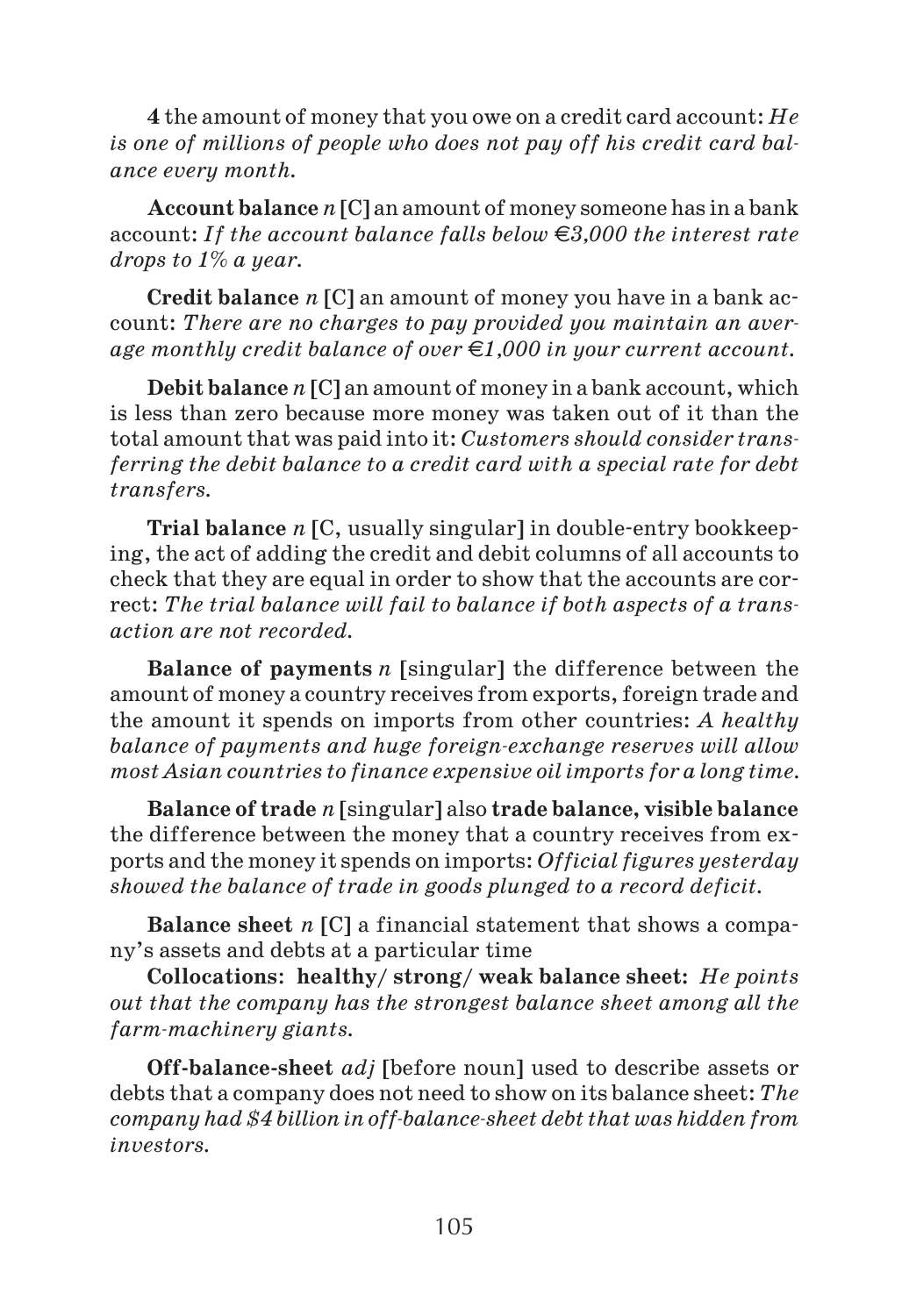**4** the amount of money that you owe on a credit card account: *He is one of millions of people who does not pay off his credit card balance every month.*

**Account balance** *n* [C] an amount of money someone has in a bank account: *If the account balance falls below €3,000 the interest rate drops to 1% a year.*

**Credit balance** *n* [C] an amount of money you have in a bank account: *There are no charges to pay provided you maintain an average monthly credit balance of over €1,000 in your current account.*

**Debit balance** *n* [C] an amount of money in a bank account, which is less than zero because more money was taken out of it than the total amount that was paid into it: *Customers should consider transferring the debit balance to a credit card with a special rate for debt transfers.*

**Trial balance** *n* [C, usually singular] in double-entry bookkeeping, the act of adding the credit and debit columns of all accounts to check that they are equal in order to show that the accounts are correct: *The trial balance will fail to balance if both aspects of a transaction are not recorded.*

**Balance of payments** *n* [singular] the difference between the amount of money a country receives from exports, foreign trade and the amount it spends on imports from other countries: *A healthy balance of payments and huge foreign-exchange reserves will allow most Asian countries to finance expensive oil imports for a long time.*

**Balance of trade** *n* [singular] also **trade balance, visible balance** the difference between the money that a country receives from exports and the money it spends on imports: *Official figures yesterday showed the balance of trade in goods plunged to a record deficit.*

**Balance sheet** *n* [C] a financial statement that shows a company's assets and debts at a particular time

**Collocations: healthy/ strong/ weak balance sheet:** *He points out that the company has the strongest balance sheet among all the farm-machinery giants.*

**Off-balance-sheet** *adj* [before noun] used to describe assets or debts that a company does not need to show on its balance sheet: *The company had $4 billion in off-balance-sheet debt that was hidden from investors.*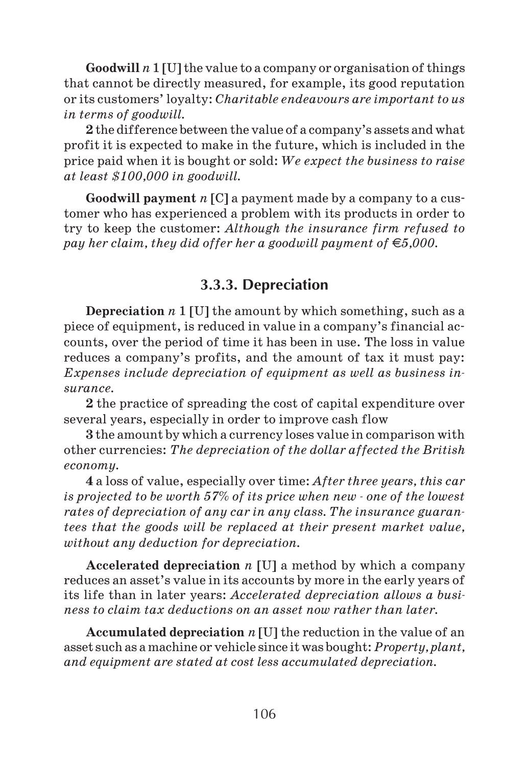**Goodwill** *n* **1 [U]** the value to a company or organisation of things that cannot be directly measured, for example, its good reputation or its customers' loyalty: *Charitable endeavours are important to us in terms of goodwill.*

**2** the difference between the value of a company's assets and what profit it is expected to make in the future, which is included in the price paid when it is bought or sold: *We expect the business to raise at least $100,000 in goodwill.*

**Goodwill payment** *n* **[C]** a payment made by a company to a customer who has experienced a problem with its products in order to try to keep the customer: *Although the insurance firm refused to pay her claim, they did offer her a goodwill payment of €5,000.*

### 3.3.3. Depreciation

**Depreciation** *n* **1 [U]** the amount by which something, such as a piece of equipment, is reduced in value in a company's financial accounts, over the period of time it has been in use. The loss in value reduces a company's profits, and the amount of tax it must pay: *Expenses include depreciation of equipment as well as business insurance.*

**2** the practice of spreading the cost of capital expenditure over several years, especially in order to improve cash flow

**3** the amount by which a currency loses value in comparison with other currencies: *The depreciation of the dollar affected the British economy.*

**4** a loss of value, especially over time: *After three years, this car is projected to be worth 57% of its price when new - one of the lowest rates of depreciation of any car in any class. The insurance guarantees that the goods will be replaced at their present market value, without any deduction for depreciation.*

**Accelerated depreciation** *n* **[U]** a method by which a company reduces an asset's value in its accounts by more in the early years of its life than in later years: *Accelerated depreciation allows a business to claim tax deductions on an asset now rather than later.*

**Accumulated depreciation** *n* **[U]** the reduction in the value of an asset such as a machine or vehicle since it was bought: *Property, plant, and equipment are stated at cost less accumulated depreciation.*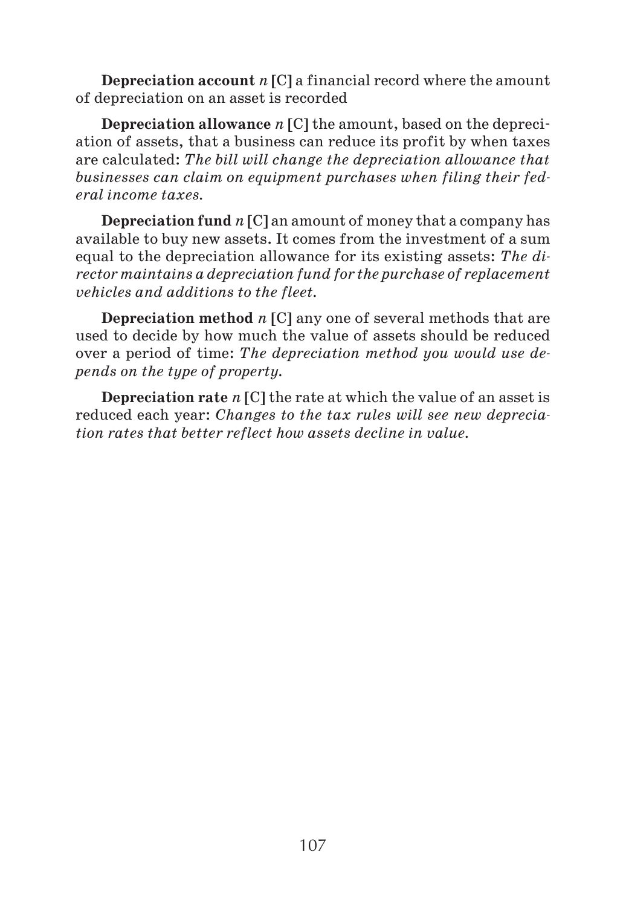**Depreciation account** *n* **[C]** a financial record where the amount of depreciation on an asset is recorded

**Depreciation allowance** *n* **[C]** the amount, based on the depreciation of assets, that a business can reduce its profit by when taxes are calculated: *The bill will change the depreciation allowance that businesses can claim on equipment purchases when filing their federal income taxes.*

**Depreciation fund** *n* **[C]** an amount of money that a company has available to buy new assets. It comes from the investment of a sum equal to the depreciation allowance for its existing assets: *The director maintains a depreciation fund for the purchase of replacement vehicles and additions to the fleet.*

**Depreciation method** *n* **[C]** any one of several methods that are used to decide by how much the value of assets should be reduced over a period of time: *The depreciation method you would use depends on the type of property.*

**Depreciation rate** *n* **[C]** the rate at which the value of an asset is reduced each year: *Changes to the tax rules will see new depreciation rates that better reflect how assets decline in value.*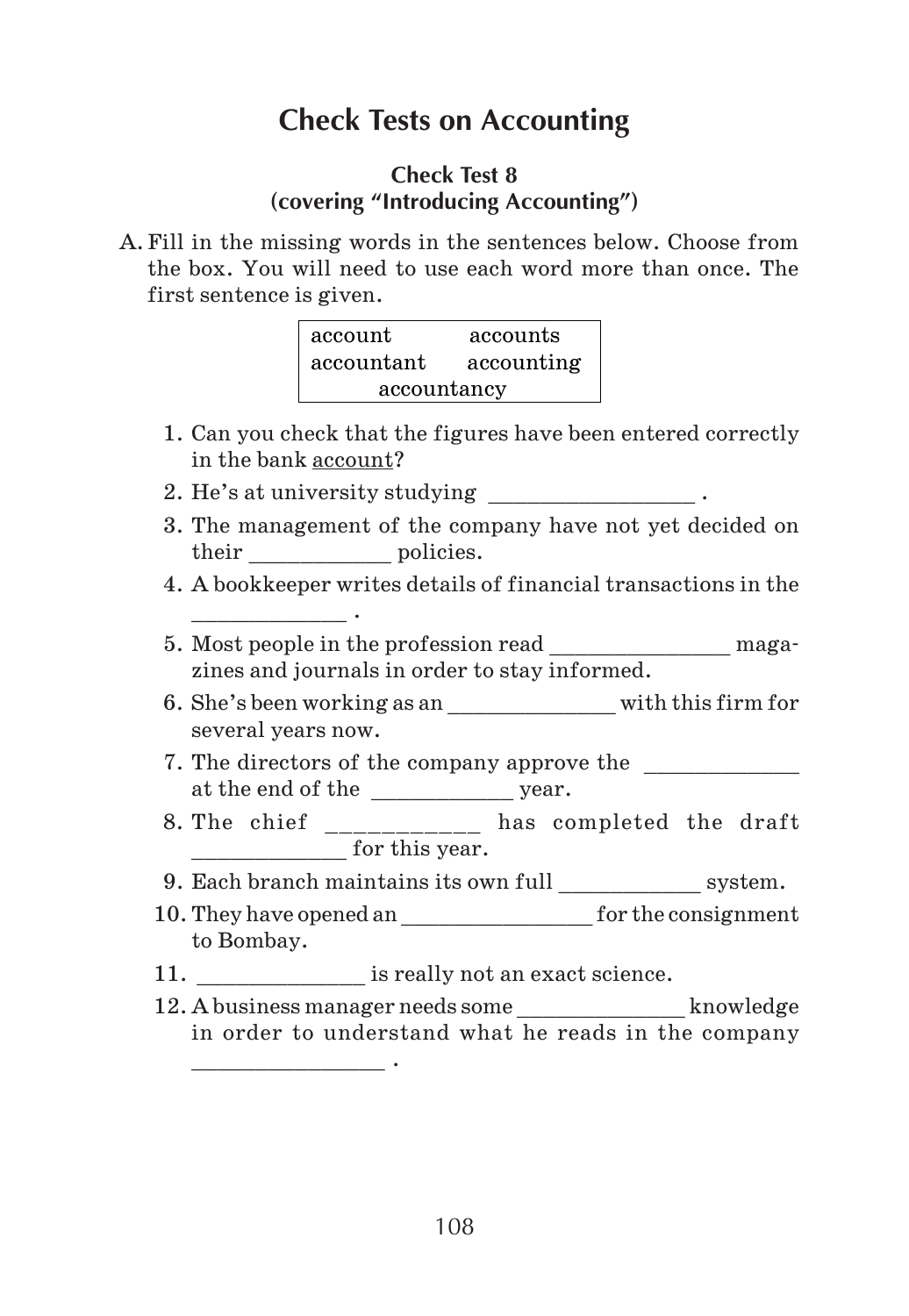# Check Tests on Accounting

## Check Test 8
### (covering "Introducing Accounting")

A. Fill in the missing words in the sentences below. Choose from the box. You will need to use each word more than once. The first sentence is given.

| account | accounts |
|---|---|
| accountant | accounting |
| accountancy | |

1. Can you check that the figures have been entered correctly in the bank <u>account</u>?
2. He's at university studying ________________ .
3. The management of the company have not yet decided on their ____________ policies.
4. A bookkeeper writes details of financial transactions in the _____________ .
5. Most people in the profession read _______________ magazines and journals in order to stay informed.
6. She's been working as an ______________ with this firm for several years now.
7. The directors of the company approve the _____________ at the end of the ____________ year.
8. The chief ____________ has completed the draft _____________ for this year.
9. Each branch maintains its own full ____________ system.
10. They have opened an ________________ for the consignment to Bombay.
11. ______________ is really not an exact science.
12. A business manager needs some ______________ knowledge in order to understand what he reads in the company ________________ .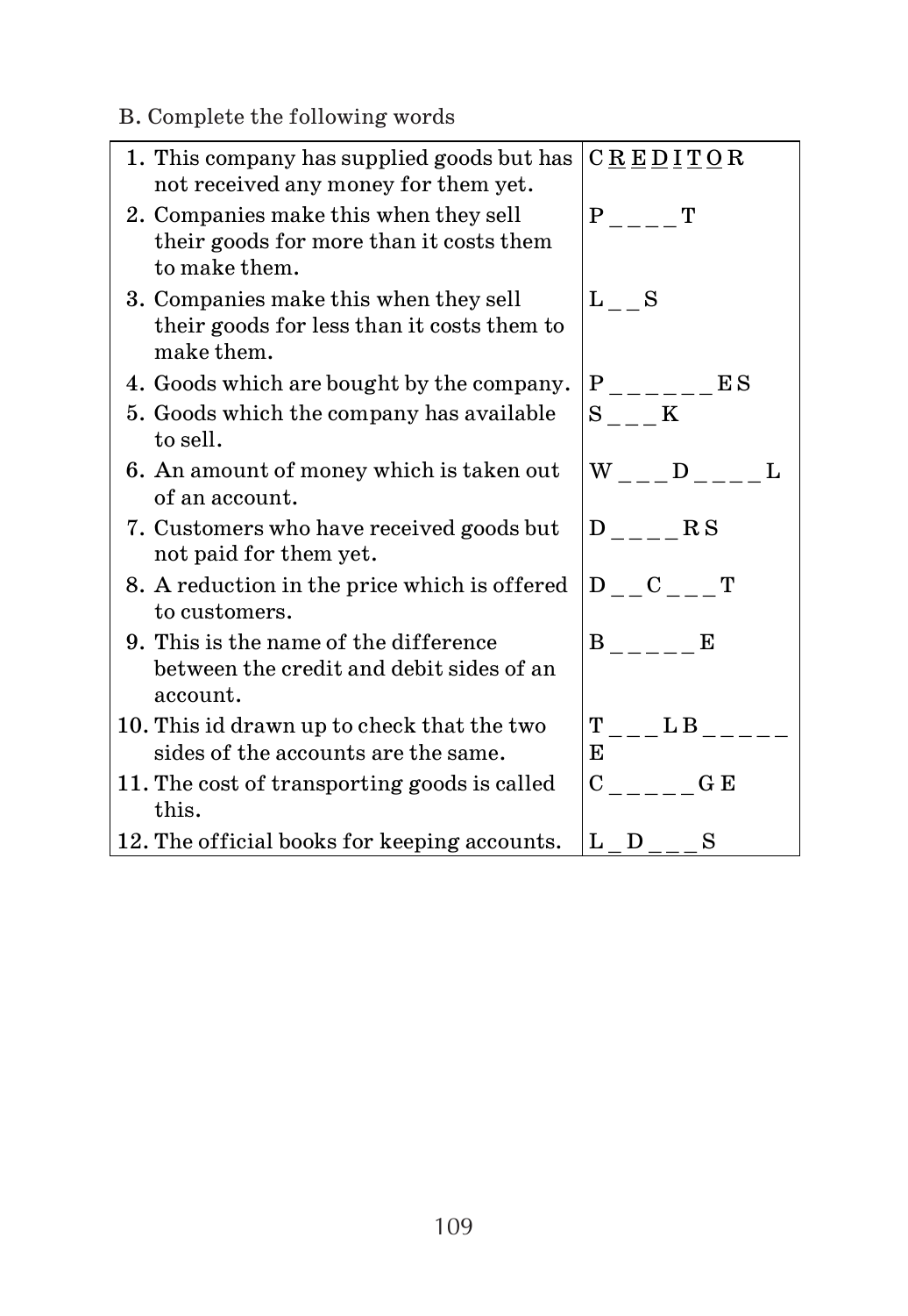B. Complete the following words

| | |
|---|---|
| 1. This company has supplied goods but has not received any money for them yet. | C R E D I T O R |
| 2. Companies make this when they sell their goods for more than it costs them to make them. | P _ _ _ _ T |
| 3. Companies make this when they sell their goods for less than it costs them to make them. | L _ _ S |
| 4. Goods which are bought by the company. | P _ _ _ _ _ _ E S |
| 5. Goods which the company has available to sell. | S _ _ _ K |
| 6. An amount of money which is taken out of an account. | W _ _ _ D _ _ _ _ L |
| 7. Customers who have received goods but not paid for them yet. | D _ _ _ _ R S |
| 8. A reduction in the price which is offered to customers. | D _ _ C _ _ _ T |
| 9. This is the name of the difference between the credit and debit sides of an account. | B _ _ _ _ _ E |
| 10. This id drawn up to check that the two sides of the accounts are the same. | T _ _ _ L B _ _ _ _ _ E |
| 11. The cost of transporting goods is called this. | C _ _ _ _ _ G E |
| 12. The official books for keeping accounts. | L _ D _ _ _ S |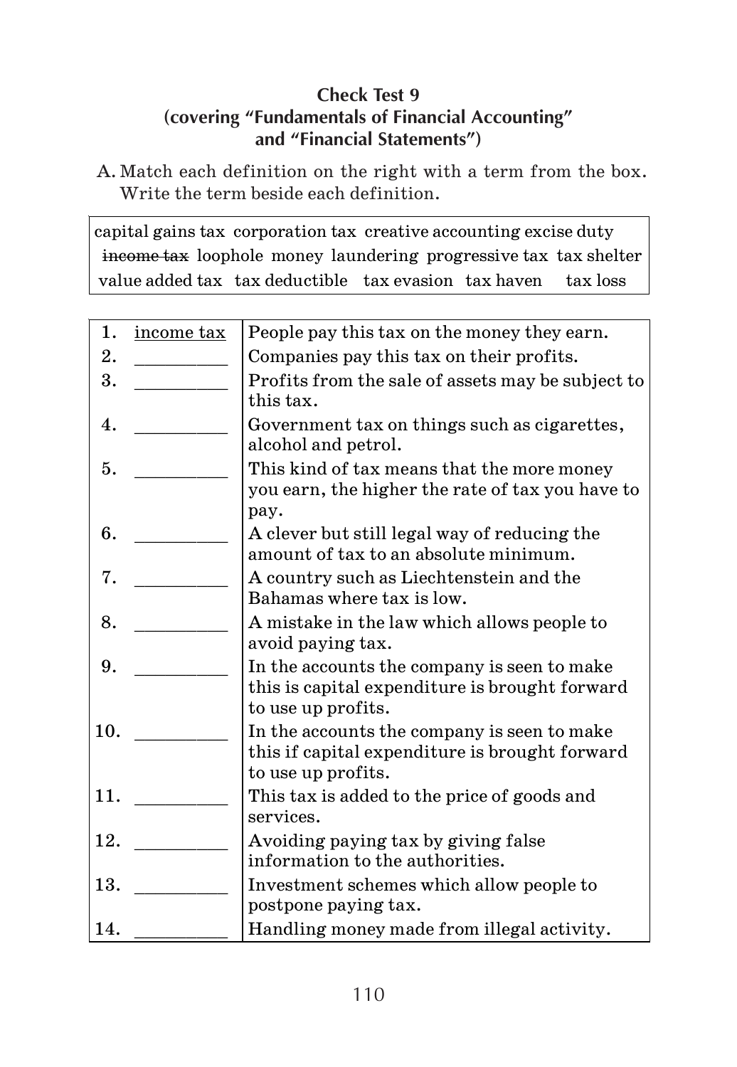**Check Test 9**
**(covering "Fundamentals of Financial Accounting" and "Financial Statements")**

A. Match each definition on the right with a term from the box. Write the term beside each definition.

| capital gains tax corporation tax creative accounting excise duty ~~income tax~~ loophole money laundering progressive tax tax shelter value added tax tax deductible tax evasion tax haven tax loss |
|---|

| | |
|---|---|
| 1. income tax | People pay this tax on the money they earn. |
| 2. __________ | Companies pay this tax on their profits. |
| 3. __________ | Profits from the sale of assets may be subject to this tax. |
| 4. __________ | Government tax on things such as cigarettes, alcohol and petrol. |
| 5. __________ | This kind of tax means that the more money you earn, the higher the rate of tax you have to pay. |
| 6. __________ | A clever but still legal way of reducing the amount of tax to an absolute minimum. |
| 7. __________ | A country such as Liechtenstein and the Bahamas where tax is low. |
| 8. __________ | A mistake in the law which allows people to avoid paying tax. |
| 9. __________ | In the accounts the company is seen to make this is capital expenditure is brought forward to use up profits. |
| 10. __________ | In the accounts the company is seen to make this if capital expenditure is brought forward to use up profits. |
| 11. __________ | This tax is added to the price of goods and services. |
| 12. __________ | Avoiding paying tax by giving false information to the authorities. |
| 13. __________ | Investment schemes which allow people to postpone paying tax. |
| 14. __________ | Handling money made from illegal activity. |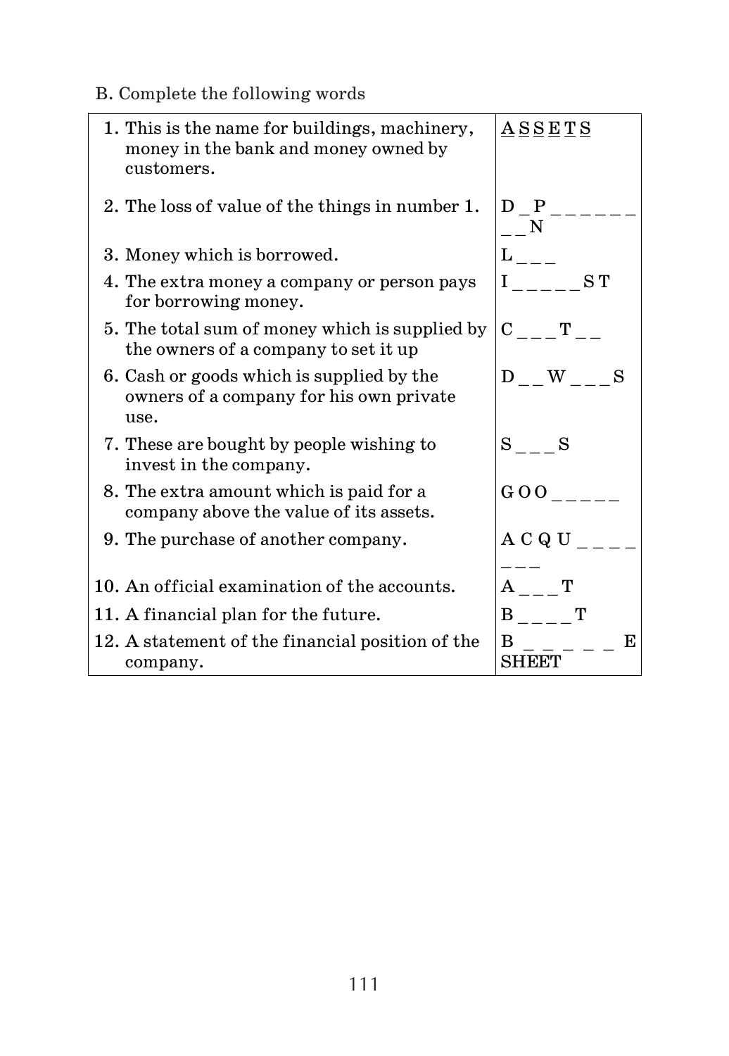B. Complete the following words

| | |
|---|---|
| 1. This is the name for buildings, machinery, money in the bank and money owned by customers. | <u>A S S E T S</u> |
| 2. The loss of value of the things in number 1. | D _ P _ _ _ _ _ _ _ _ N |
| 3. Money which is borrowed. | L _ _ _ |
| 4. The extra money a company or person pays for borrowing money. | I _ _ _ _ _ S T |
| 5. The total sum of money which is supplied by the owners of a company to set it up | C _ _ _ T _ _ |
| 6. Cash or goods which is supplied by the owners of a company for his own private use. | D _ _ W _ _ _ S |
| 7. These are bought by people wishing to invest in the company. | S _ _ _ S |
| 8. The extra amount which is paid for a company above the value of its assets. | G O O _ _ _ _ _ |
| 9. The purchase of another company. | A C Q U _ _ _ _ _ _ _ |
| 10. An official examination of the accounts. | A _ _ _ T |
| 11. A financial plan for the future. | B _ _ _ _ T |
| 12. A statement of the financial position of the company. | B _ _ _ _ _ E SHEET |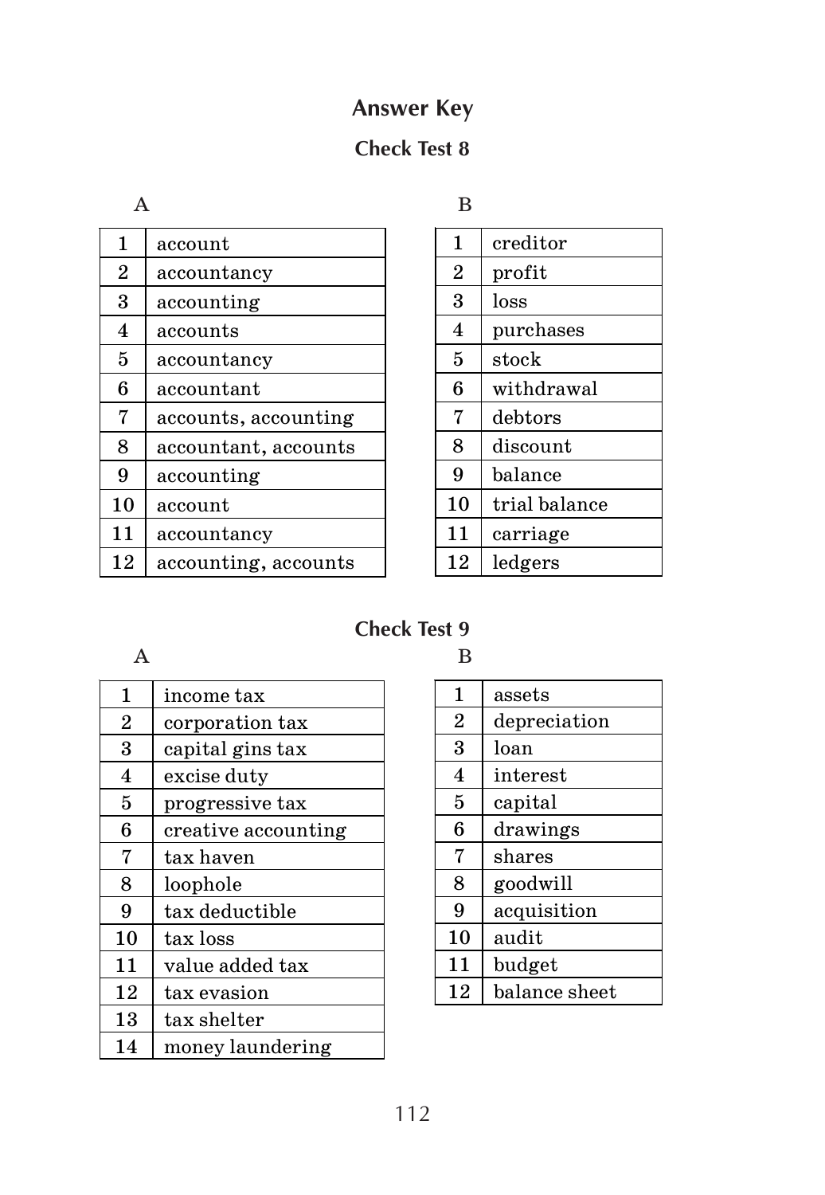# Answer Key

## Check Test 8

A

| | |
|---|---|
| 1 | account |
| 2 | accountancy |
| 3 | accounting |
| 4 | accounts |
| 5 | accountancy |
| 6 | accountant |
| 7 | accounts, accounting |
| 8 | accountant, accounts |
| 9 | accounting |
| 10 | account |
| 11 | accountancy |
| 12 | accounting, accounts |

B

| | |
|---|---|
| 1 | creditor |
| 2 | profit |
| 3 | loss |
| 4 | purchases |
| 5 | stock |
| 6 | withdrawal |
| 7 | debtors |
| 8 | discount |
| 9 | balance |
| 10 | trial balance |
| 11 | carriage |
| 12 | ledgers |

## Check Test 9

A

| | |
|---|---|
| 1 | income tax |
| 2 | corporation tax |
| 3 | capital gins tax |
| 4 | excise duty |
| 5 | progressive tax |
| 6 | creative accounting |
| 7 | tax haven |
| 8 | loophole |
| 9 | tax deductible |
| 10 | tax loss |
| 11 | value added tax |
| 12 | tax evasion |
| 13 | tax shelter |
| 14 | money laundering |

B

| | |
|---|---|
| 1 | assets |
| 2 | depreciation |
| 3 | loan |
| 4 | interest |
| 5 | capital |
| 6 | drawings |
| 7 | shares |
| 8 | goodwill |
| 9 | acquisition |
| 10 | audit |
| 11 | budget |
| 12 | balance sheet |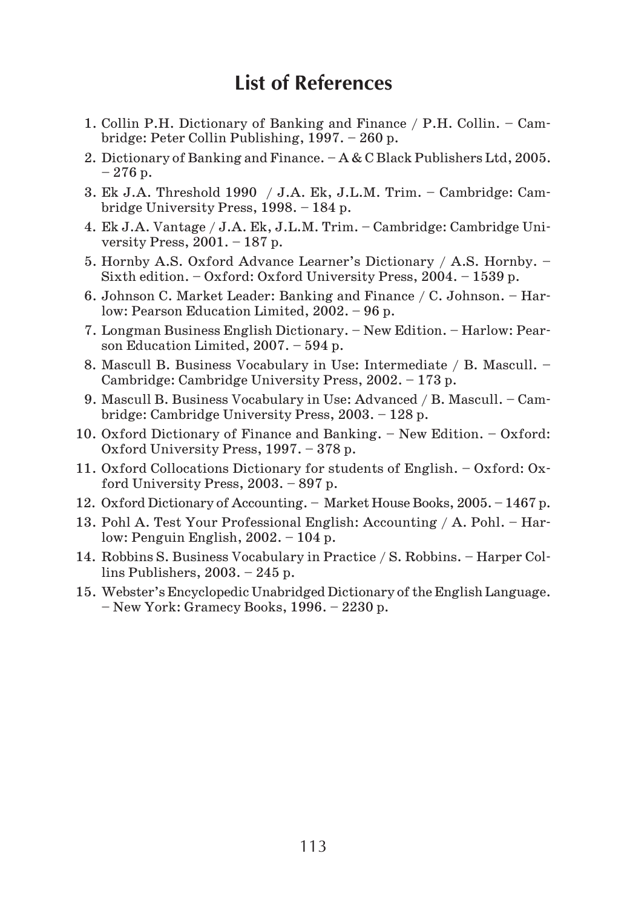# List of References

1. Collin P.H. Dictionary of Banking and Finance / P.H. Collin. – Cambridge: Peter Collin Publishing, 1997. – 260 p.
2. Dictionary of Banking and Finance. – A & C Black Publishers Ltd, 2005. – 276 p.
3. Ek J.A. Threshold 1990 / J.A. Ek, J.L.M. Trim. – Cambridge: Cambridge University Press, 1998. – 184 p.
4. Ek J.A. Vantage / J.A. Ek, J.L.M. Trim. – Cambridge: Cambridge University Press, 2001. – 187 p.
5. Hornby A.S. Oxford Advance Learner's Dictionary / A.S. Hornby. – Sixth edition. – Oxford: Oxford University Press, 2004. – 1539 p.
6. Johnson C. Market Leader: Banking and Finance / C. Johnson. – Harlow: Pearson Education Limited, 2002. – 96 p.
7. Longman Business English Dictionary. – New Edition. – Harlow: Pearson Education Limited, 2007. – 594 p.
8. Mascull B. Business Vocabulary in Use: Intermediate / B. Mascull. – Cambridge: Cambridge University Press, 2002. – 173 p.
9. Mascull B. Business Vocabulary in Use: Advanced / B. Mascull. – Cambridge: Cambridge University Press, 2003. – 128 p.
10. Oxford Dictionary of Finance and Banking. – New Edition. – Oxford: Oxford University Press, 1997. – 378 p.
11. Oxford Collocations Dictionary for students of English. – Oxford: Oxford University Press, 2003. – 897 p.
12. Oxford Dictionary of Accounting. – Market House Books, 2005. – 1467 p.
13. Pohl A. Test Your Professional English: Accounting / A. Pohl. – Harlow: Penguin English, 2002. – 104 p.
14. Robbins S. Business Vocabulary in Practice / S. Robbins. – Harper Collins Publishers, 2003. – 245 p.
15. Webster's Encyclopedic Unabridged Dictionary of the English Language. – New York: Gramecy Books, 1996. – 2230 p.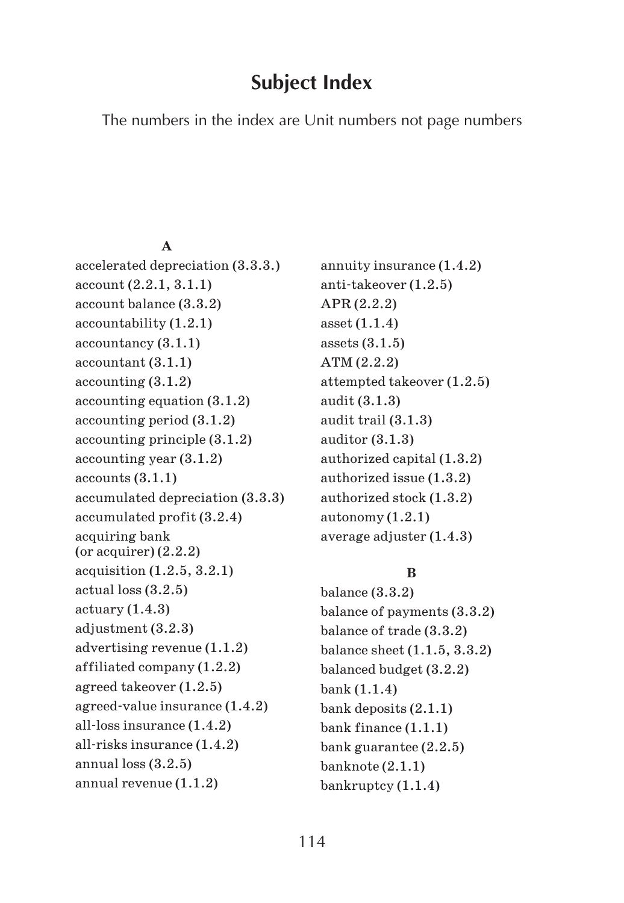# Subject Index

The numbers in the index are Unit numbers not page numbers

**A**

accelerated depreciation (3.3.3.)
account (2.2.1, 3.1.1)
account balance (3.3.2)
accountability (1.2.1)
accountancy (3.1.1)
accountant (3.1.1)
accounting (3.1.2)
accounting equation (3.1.2)
accounting period (3.1.2)
accounting principle (3.1.2)
accounting year (3.1.2)
accounts (3.1.1)
accumulated depreciation (3.3.3)
accumulated profit (3.2.4)
acquiring bank (or acquirer) (2.2.2)
acquisition (1.2.5, 3.2.1)
actual loss (3.2.5)
actuary (1.4.3)
adjustment (3.2.3)
advertising revenue (1.1.2)
affiliated company (1.2.2)
agreed takeover (1.2.5)
agreed-value insurance (1.4.2)
all-loss insurance (1.4.2)
all-risks insurance (1.4.2)
annual loss (3.2.5)
annual revenue (1.1.2)
annuity insurance (1.4.2)
anti-takeover (1.2.5)
APR (2.2.2)
asset (1.1.4)
assets (3.1.5)
ATM (2.2.2)
attempted takeover (1.2.5)
audit (3.1.3)
audit trail (3.1.3)
auditor (3.1.3)
authorized capital (1.3.2)
authorized issue (1.3.2)
authorized stock (1.3.2)
autonomy (1.2.1)
average adjuster (1.4.3)

**B**

balance (3.3.2)
balance of payments (3.3.2)
balance of trade (3.3.2)
balance sheet (1.1.5, 3.3.2)
balanced budget (3.2.2)
bank (1.1.4)
bank deposits (2.1.1)
bank finance (1.1.1)
bank guarantee (2.2.5)
banknote (2.1.1)
bankruptcy (1.1.4)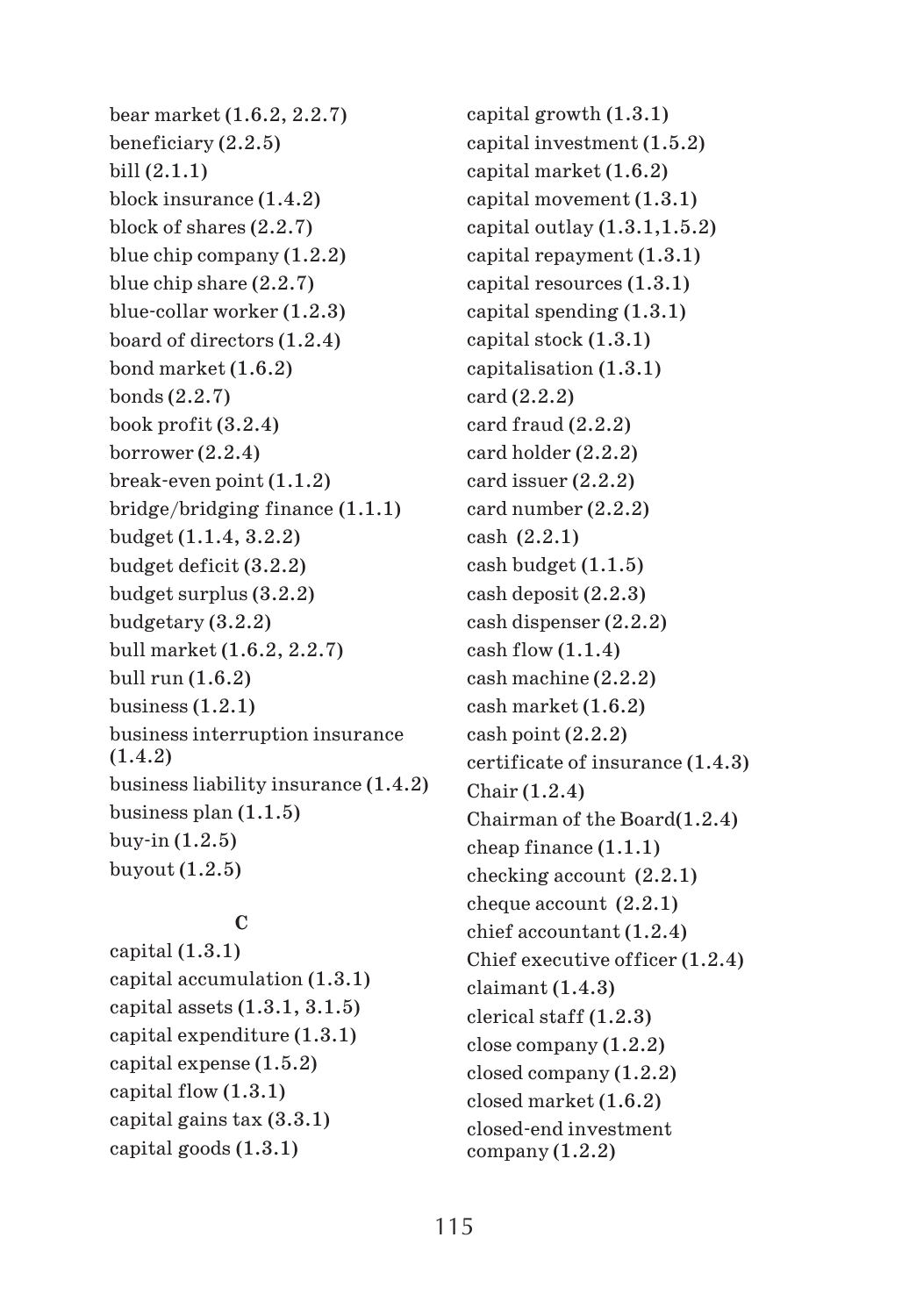bear market (1.6.2, 2.2.7)
beneficiary (2.2.5)
bill (2.1.1)
block insurance (1.4.2)
block of shares (2.2.7)
blue chip company (1.2.2)
blue chip share (2.2.7)
blue-collar worker (1.2.3)
board of directors (1.2.4)
bond market (1.6.2)
bonds (2.2.7)
book profit (3.2.4)
borrower (2.2.4)
break-even point (1.1.2)
bridge/bridging finance (1.1.1)
budget (1.1.4, 3.2.2)
budget deficit (3.2.2)
budget surplus (3.2.2)
budgetary (3.2.2)
bull market (1.6.2, 2.2.7)
bull run (1.6.2)
business (1.2.1)
business interruption insurance (1.4.2)
business liability insurance (1.4.2)
business plan (1.1.5)
buy-in (1.2.5)
buyout (1.2.5)

**C**

capital (1.3.1)
capital accumulation (1.3.1)
capital assets (1.3.1, 3.1.5)
capital expenditure (1.3.1)
capital expense (1.5.2)
capital flow (1.3.1)
capital gains tax (3.3.1)
capital goods (1.3.1)
capital growth (1.3.1)
capital investment (1.5.2)
capital market (1.6.2)
capital movement (1.3.1)
capital outlay (1.3.1,1.5.2)
capital repayment (1.3.1)
capital resources (1.3.1)
capital spending (1.3.1)
capital stock (1.3.1)
capitalisation (1.3.1)
card (2.2.2)
card fraud (2.2.2)
card holder (2.2.2)
card issuer (2.2.2)
card number (2.2.2)
cash (2.2.1)
cash budget (1.1.5)
cash deposit (2.2.3)
cash dispenser (2.2.2)
cash flow (1.1.4)
cash machine (2.2.2)
cash market (1.6.2)
cash point (2.2.2)
certificate of insurance (1.4.3)
Chair (1.2.4)
Chairman of the Board(1.2.4)
cheap finance (1.1.1)
checking account (2.2.1)
cheque account (2.2.1)
chief accountant (1.2.4)
Chief executive officer (1.2.4)
claimant (1.4.3)
clerical staff (1.2.3)
close company (1.2.2)
closed company (1.2.2)
closed market (1.6.2)
closed-end investment company (1.2.2)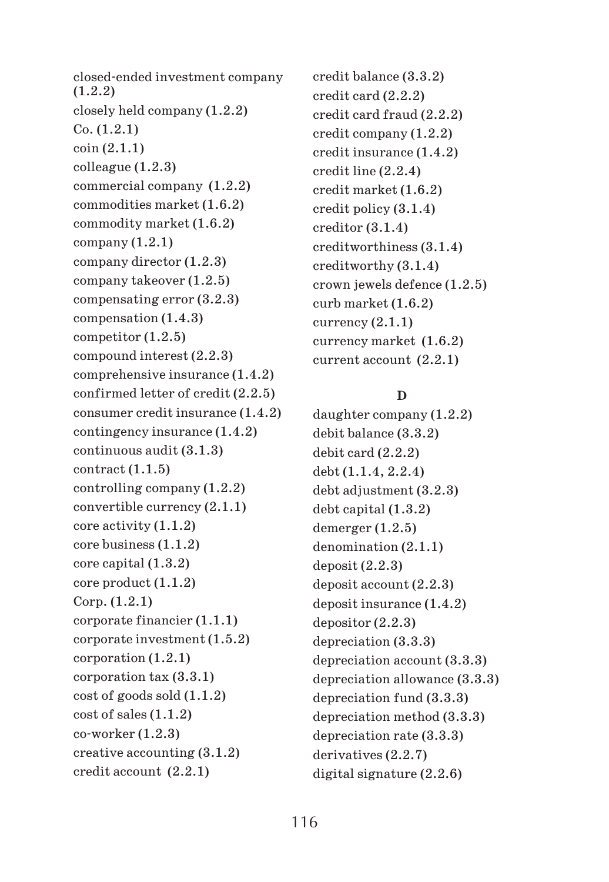closed-ended investment company (1.2.2)
closely held company (1.2.2)
Co. (1.2.1)
coin (2.1.1)
colleague (1.2.3)
commercial company (1.2.2)
commodities market (1.6.2)
commodity market (1.6.2)
company (1.2.1)
company director (1.2.3)
company takeover (1.2.5)
compensating error (3.2.3)
compensation (1.4.3)
competitor (1.2.5)
compound interest (2.2.3)
comprehensive insurance (1.4.2)
confirmed letter of credit (2.2.5)
consumer credit insurance (1.4.2)
contingency insurance (1.4.2)
continuous audit (3.1.3)
contract (1.1.5)
controlling company (1.2.2)
convertible currency (2.1.1)
core activity (1.1.2)
core business (1.1.2)
core capital (1.3.2)
core product (1.1.2)
Corp. (1.2.1)
corporate financier (1.1.1)
corporate investment (1.5.2)
corporation (1.2.1)
corporation tax (3.3.1)
cost of goods sold (1.1.2)
cost of sales (1.1.2)
co-worker (1.2.3)
creative accounting (3.1.2)
credit account (2.2.1)
credit balance (3.3.2)
credit card (2.2.2)
credit card fraud (2.2.2)
credit company (1.2.2)
credit insurance (1.4.2)
credit line (2.2.4)
credit market (1.6.2)
credit policy (3.1.4)
creditor (3.1.4)
creditworthiness (3.1.4)
creditworthy (3.1.4)
crown jewels defence (1.2.5)
curb market (1.6.2)
currency (2.1.1)
currency market (1.6.2)
current account (2.2.1)

**D**

daughter company (1.2.2)
debit balance (3.3.2)
debit card (2.2.2)
debt (1.1.4, 2.2.4)
debt adjustment (3.2.3)
debt capital (1.3.2)
demerger (1.2.5)
denomination (2.1.1)
deposit (2.2.3)
deposit account (2.2.3)
deposit insurance (1.4.2)
depositor (2.2.3)
depreciation (3.3.3)
depreciation account (3.3.3)
depreciation allowance (3.3.3)
depreciation fund (3.3.3)
depreciation method (3.3.3)
depreciation rate (3.3.3)
derivatives (2.2.7)
digital signature (2.2.6)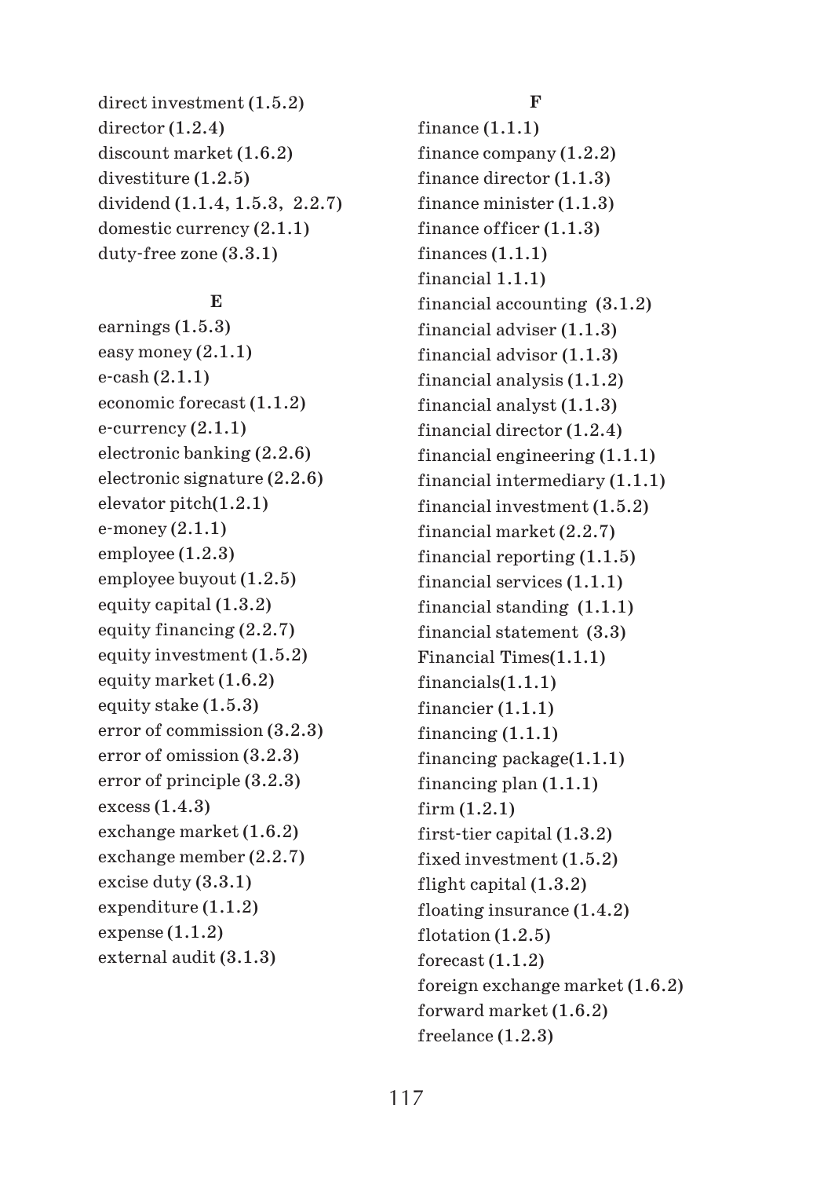direct investment (1.5.2)
director (1.2.4)
discount market (1.6.2)
divestiture (1.2.5)
dividend (1.1.4, 1.5.3, 2.2.7)
domestic currency (2.1.1)
duty-free zone (3.3.1)

**E**

earnings (1.5.3)
easy money (2.1.1)
e-cash (2.1.1)
economic forecast (1.1.2)
e-currency (2.1.1)
electronic banking (2.2.6)
electronic signature (2.2.6)
elevator pitch(1.2.1)
e-money (2.1.1)
employee (1.2.3)
employee buyout (1.2.5)
equity capital (1.3.2)
equity financing (2.2.7)
equity investment (1.5.2)
equity market (1.6.2)
equity stake (1.5.3)
error of commission (3.2.3)
error of omission (3.2.3)
error of principle (3.2.3)
excess (1.4.3)
exchange market (1.6.2)
exchange member (2.2.7)
excise duty (3.3.1)
expenditure (1.1.2)
expense (1.1.2)
external audit (3.1.3)

**F**

finance (1.1.1)
finance company (1.2.2)
finance director (1.1.3)
finance minister (1.1.3)
finance officer (1.1.3)
finances (1.1.1)
financial 1.1.1)
financial accounting (3.1.2)
financial adviser (1.1.3)
financial advisor (1.1.3)
financial analysis (1.1.2)
financial analyst (1.1.3)
financial director (1.2.4)
financial engineering (1.1.1)
financial intermediary (1.1.1)
financial investment (1.5.2)
financial market (2.2.7)
financial reporting (1.1.5)
financial services (1.1.1)
financial standing (1.1.1)
financial statement (3.3)
Financial Times(1.1.1)
financials(1.1.1)
financier (1.1.1)
financing (1.1.1)
financing package(1.1.1)
financing plan (1.1.1)
firm (1.2.1)
first-tier capital (1.3.2)
fixed investment (1.5.2)
flight capital (1.3.2)
floating insurance (1.4.2)
flotation (1.2.5)
forecast (1.1.2)
foreign exchange market (1.6.2)
forward market (1.6.2)
freelance (1.2.3)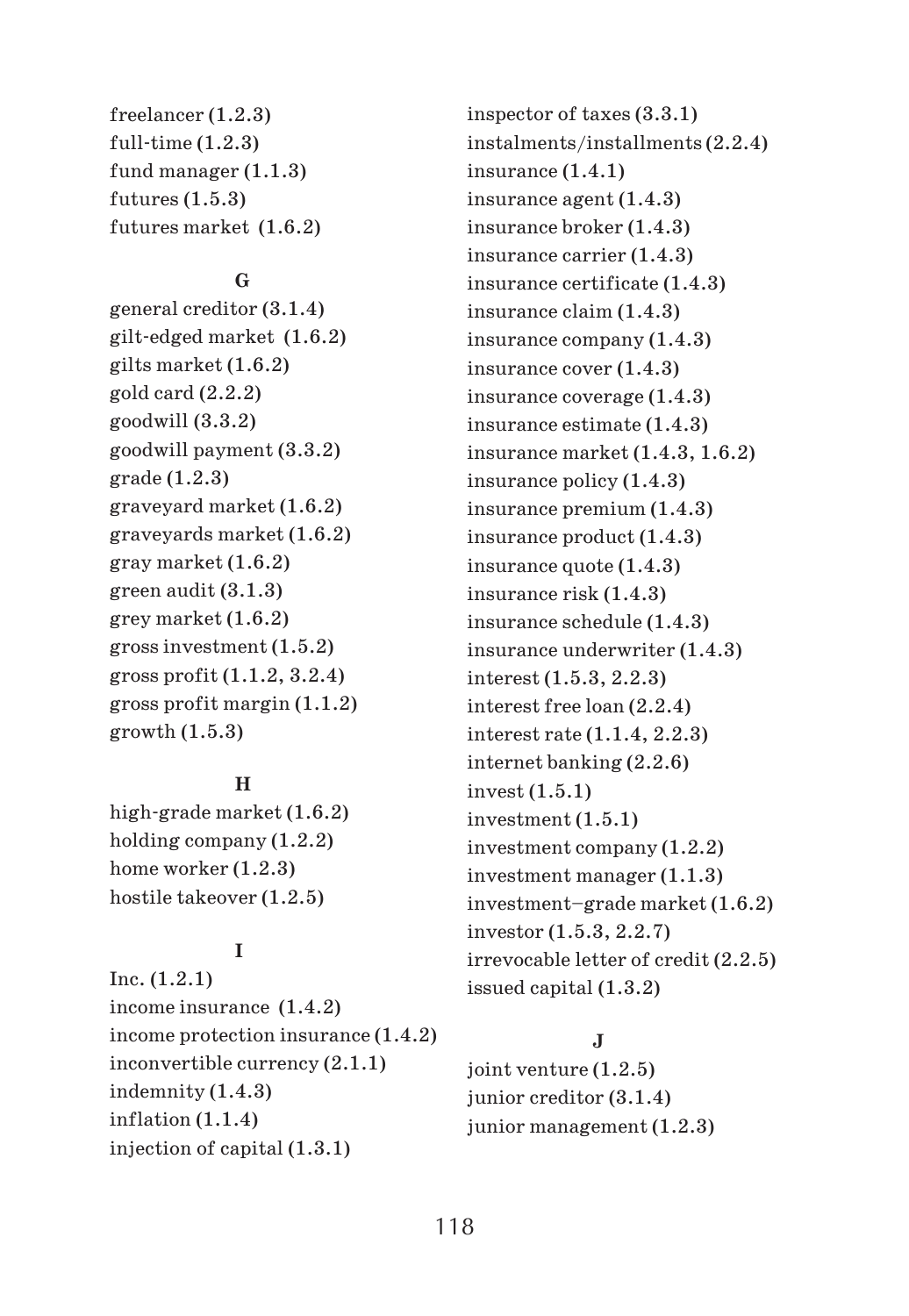freelancer (1.2.3)
full-time (1.2.3)
fund manager (1.1.3)
futures (1.5.3)
futures market (1.6.2)

**G**

general creditor (3.1.4)
gilt-edged market (1.6.2)
gilts market (1.6.2)
gold card (2.2.2)
goodwill (3.3.2)
goodwill payment (3.3.2)
grade (1.2.3)
graveyard market (1.6.2)
graveyards market (1.6.2)
gray market (1.6.2)
green audit (3.1.3)
grey market (1.6.2)
gross investment (1.5.2)
gross profit (1.1.2, 3.2.4)
gross profit margin (1.1.2)
growth (1.5.3)

**H**

high-grade market (1.6.2)
holding company (1.2.2)
home worker (1.2.3)
hostile takeover (1.2.5)

**I**

Inc. (1.2.1)
income insurance (1.4.2)
income protection insurance (1.4.2)
inconvertible currency (2.1.1)
indemnity (1.4.3)
inflation (1.1.4)
injection of capital (1.3.1)
inspector of taxes (3.3.1)
instalments/installments (2.2.4)
insurance (1.4.1)
insurance agent (1.4.3)
insurance broker (1.4.3)
insurance carrier (1.4.3)
insurance certificate (1.4.3)
insurance claim (1.4.3)
insurance company (1.4.3)
insurance cover (1.4.3)
insurance coverage (1.4.3)
insurance estimate (1.4.3)
insurance market (1.4.3, 1.6.2)
insurance policy (1.4.3)
insurance premium (1.4.3)
insurance product (1.4.3)
insurance quote (1.4.3)
insurance risk (1.4.3)
insurance schedule (1.4.3)
insurance underwriter (1.4.3)
interest (1.5.3, 2.2.3)
interest free loan (2.2.4)
interest rate (1.1.4, 2.2.3)
internet banking (2.2.6)
invest (1.5.1)
investment (1.5.1)
investment company (1.2.2)
investment manager (1.1.3)
investment–grade market (1.6.2)
investor (1.5.3, 2.2.7)
irrevocable letter of credit (2.2.5)
issued capital (1.3.2)

**J**

joint venture (1.2.5)
junior creditor (3.1.4)
junior management (1.2.3)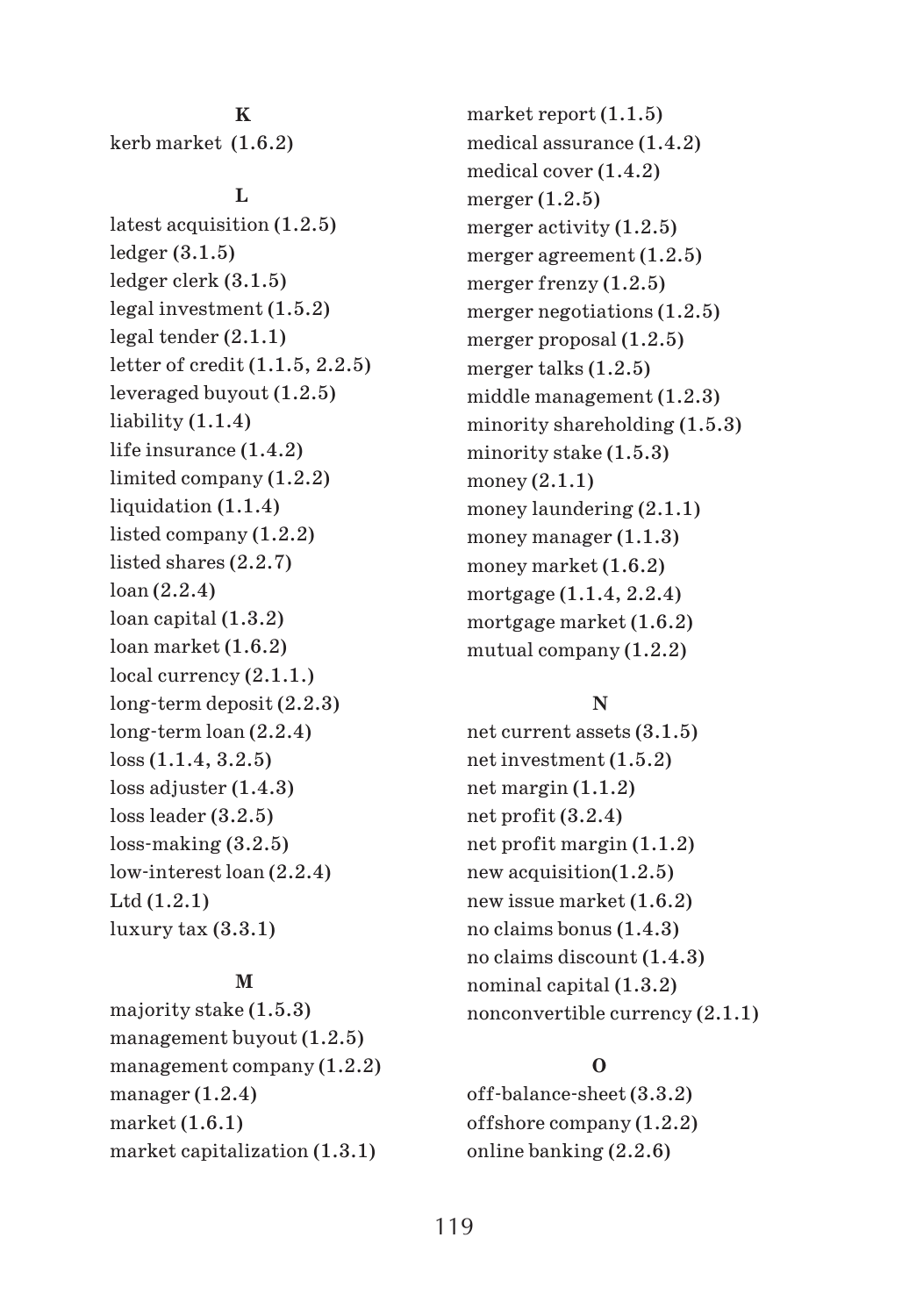**K**

kerb market (1.6.2)

**L**

latest acquisition (1.2.5)
ledger (3.1.5)
ledger clerk (3.1.5)
legal investment (1.5.2)
legal tender (2.1.1)
letter of credit (1.1.5, 2.2.5)
leveraged buyout (1.2.5)
liability (1.1.4)
life insurance (1.4.2)
limited company (1.2.2)
liquidation (1.1.4)
listed company (1.2.2)
listed shares (2.2.7)
loan (2.2.4)
loan capital (1.3.2)
loan market (1.6.2)
local currency (2.1.1.)
long-term deposit (2.2.3)
long-term loan (2.2.4)
loss (1.1.4, 3.2.5)
loss adjuster (1.4.3)
loss leader (3.2.5)
loss-making (3.2.5)
low-interest loan (2.2.4)
Ltd (1.2.1)
luxury tax (3.3.1)

**M**

majority stake (1.5.3)
management buyout (1.2.5)
management company (1.2.2)
manager (1.2.4)
market (1.6.1)
market capitalization (1.3.1)
market report (1.1.5)
medical assurance (1.4.2)
medical cover (1.4.2)
merger (1.2.5)
merger activity (1.2.5)
merger agreement (1.2.5)
merger frenzy (1.2.5)
merger negotiations (1.2.5)
merger proposal (1.2.5)
merger talks (1.2.5)
middle management (1.2.3)
minority shareholding (1.5.3)
minority stake (1.5.3)
money (2.1.1)
money laundering (2.1.1)
money manager (1.1.3)
money market (1.6.2)
mortgage (1.1.4, 2.2.4)
mortgage market (1.6.2)
mutual company (1.2.2)

**N**

net current assets (3.1.5)
net investment (1.5.2)
net margin (1.1.2)
net profit (3.2.4)
net profit margin (1.1.2)
new acquisition(1.2.5)
new issue market (1.6.2)
no claims bonus (1.4.3)
no claims discount (1.4.3)
nominal capital (1.3.2)
nonconvertible currency (2.1.1)

**O**

off-balance-sheet (3.3.2)
offshore company (1.2.2)
online banking (2.2.6)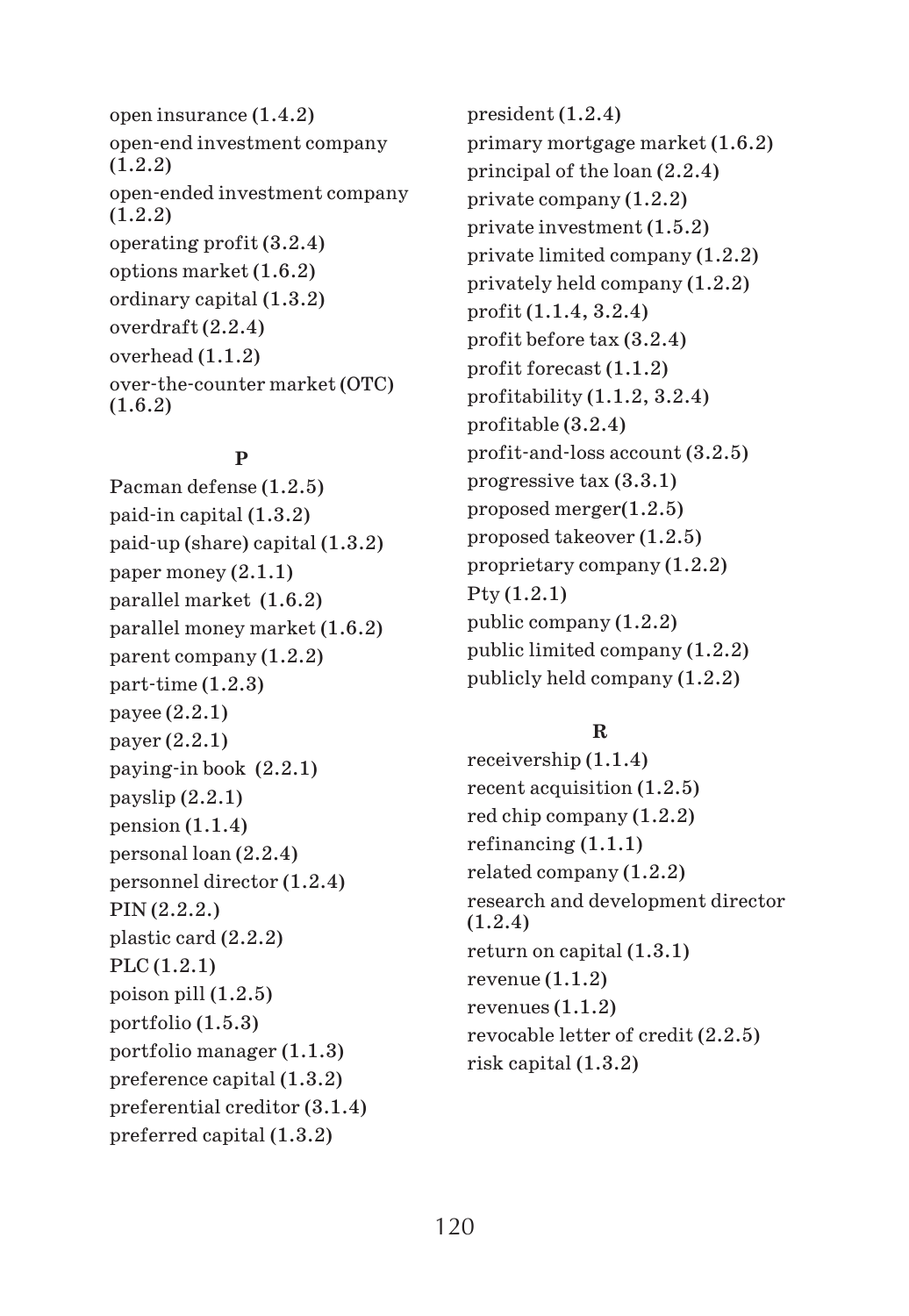open insurance (1.4.2)
open-end investment company (1.2.2)
open-ended investment company (1.2.2)
operating profit (3.2.4)
options market (1.6.2)
ordinary capital (1.3.2)
overdraft (2.2.4)
overhead (1.1.2)
over-the-counter market (OTC) (1.6.2)

**P**

Pacman defense (1.2.5)
paid-in capital (1.3.2)
paid-up (share) capital (1.3.2)
paper money (2.1.1)
parallel market (1.6.2)
parallel money market (1.6.2)
parent company (1.2.2)
part-time (1.2.3)
payee (2.2.1)
payer (2.2.1)
paying-in book (2.2.1)
payslip (2.2.1)
pension (1.1.4)
personal loan (2.2.4)
personnel director (1.2.4)
PIN (2.2.2.)
plastic card (2.2.2)
PLC (1.2.1)
poison pill (1.2.5)
portfolio (1.5.3)
portfolio manager (1.1.3)
preference capital (1.3.2)
preferential creditor (3.1.4)
preferred capital (1.3.2)
president (1.2.4)
primary mortgage market (1.6.2)
principal of the loan (2.2.4)
private company (1.2.2)
private investment (1.5.2)
private limited company (1.2.2)
privately held company (1.2.2)
profit (1.1.4, 3.2.4)
profit before tax (3.2.4)
profit forecast (1.1.2)
profitability (1.1.2, 3.2.4)
profitable (3.2.4)
profit-and-loss account (3.2.5)
progressive tax (3.3.1)
proposed merger(1.2.5)
proposed takeover (1.2.5)
proprietary company (1.2.2)
Pty (1.2.1)
public company (1.2.2)
public limited company (1.2.2)
publicly held company (1.2.2)

**R**

receivership (1.1.4)
recent acquisition (1.2.5)
red chip company (1.2.2)
refinancing (1.1.1)
related company (1.2.2)
research and development director (1.2.4)
return on capital (1.3.1)
revenue (1.1.2)
revenues (1.1.2)
revocable letter of credit (2.2.5)
risk capital (1.3.2)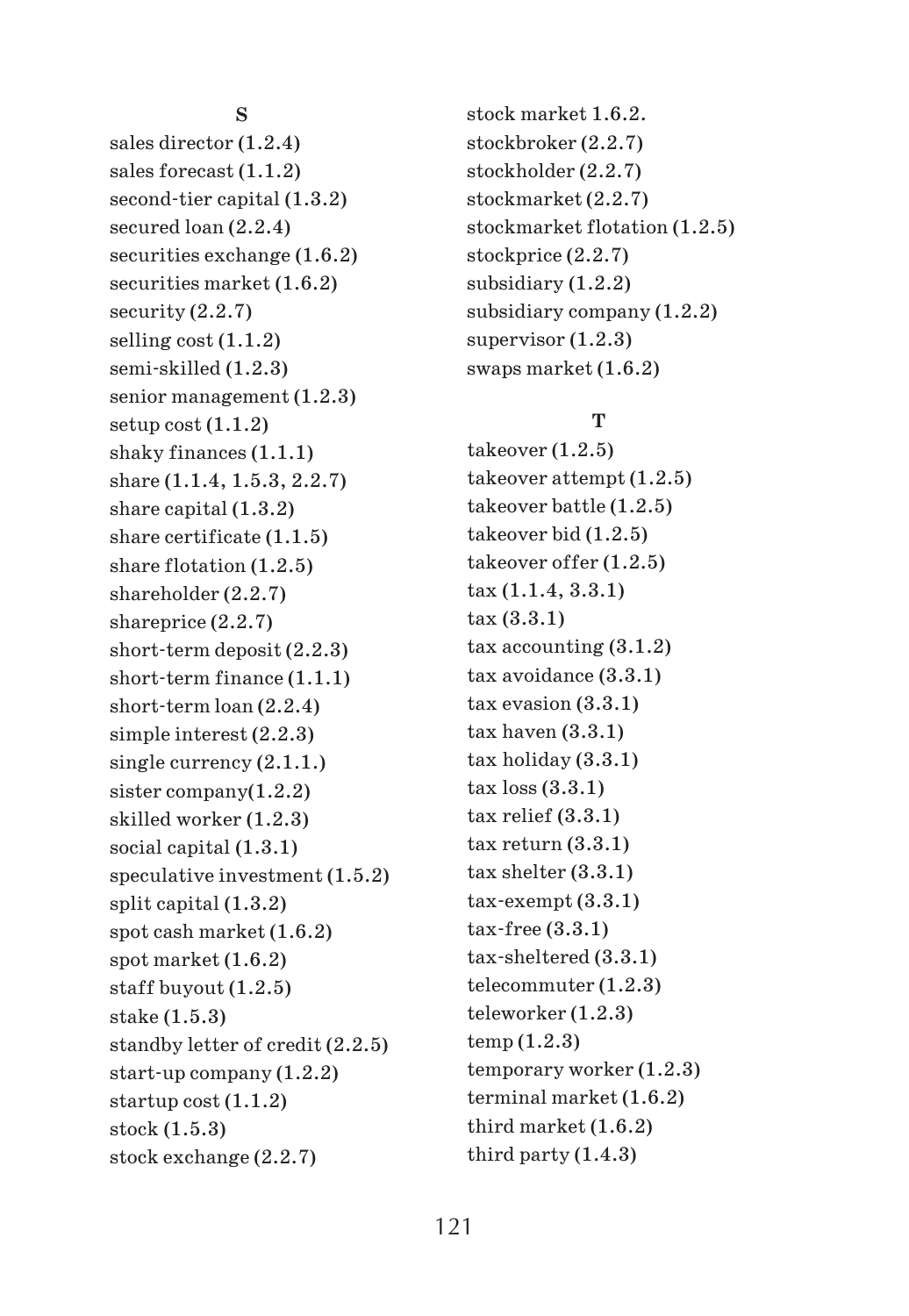**S**

sales director (1.2.4)
sales forecast (1.1.2)
second-tier capital (1.3.2)
secured loan (2.2.4)
securities exchange (1.6.2)
securities market (1.6.2)
security (2.2.7)
selling cost (1.1.2)
semi-skilled (1.2.3)
senior management (1.2.3)
setup cost (1.1.2)
shaky finances (1.1.1)
share (1.1.4, 1.5.3, 2.2.7)
share capital (1.3.2)
share certificate (1.1.5)
share flotation (1.2.5)
shareholder (2.2.7)
shareprice (2.2.7)
short-term deposit (2.2.3)
short-term finance (1.1.1)
short-term loan (2.2.4)
simple interest (2.2.3)
single currency (2.1.1.)
sister company(1.2.2)
skilled worker (1.2.3)
social capital (1.3.1)
speculative investment (1.5.2)
split capital (1.3.2)
spot cash market (1.6.2)
spot market (1.6.2)
staff buyout (1.2.5)
stake (1.5.3)
standby letter of credit (2.2.5)
start-up company (1.2.2)
startup cost (1.1.2)
stock (1.5.3)
stock exchange (2.2.7)
stock market 1.6.2.
stockbroker (2.2.7)
stockholder (2.2.7)
stockmarket (2.2.7)
stockmarket flotation (1.2.5)
stockprice (2.2.7)
subsidiary (1.2.2)
subsidiary company (1.2.2)
supervisor (1.2.3)
swaps market (1.6.2)

**T**

takeover (1.2.5)
takeover attempt (1.2.5)
takeover battle (1.2.5)
takeover bid (1.2.5)
takeover offer (1.2.5)
tax (1.1.4, 3.3.1)
tax (3.3.1)
tax accounting (3.1.2)
tax avoidance (3.3.1)
tax evasion (3.3.1)
tax haven (3.3.1)
tax holiday (3.3.1)
tax loss (3.3.1)
tax relief (3.3.1)
tax return (3.3.1)
tax shelter (3.3.1)
tax-exempt (3.3.1)
tax-free (3.3.1)
tax-sheltered (3.3.1)
telecommuter (1.2.3)
teleworker (1.2.3)
temp (1.2.3)
temporary worker (1.2.3)
terminal market (1.6.2)
third market (1.6.2)
third party (1.4.3)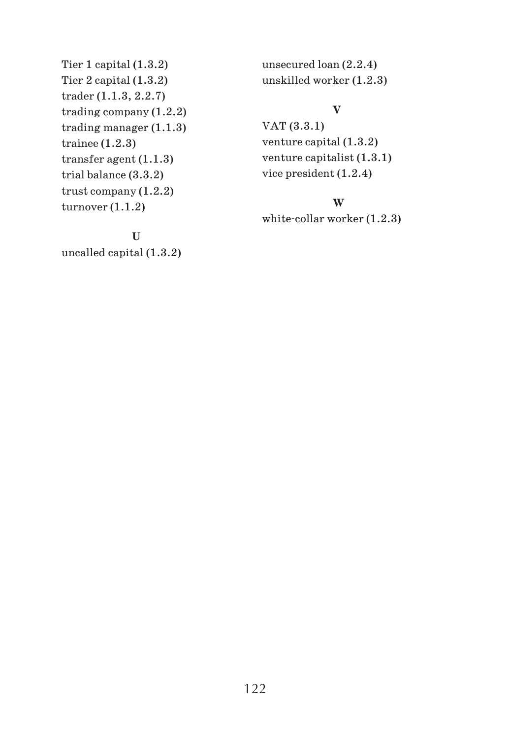Tier 1 capital (1.3.2)
Tier 2 capital (1.3.2)
trader (1.1.3, 2.2.7)
trading company (1.2.2)
trading manager (1.1.3)
trainee (1.2.3)
transfer agent (1.1.3)
trial balance (3.3.2)
trust company (1.2.2)
turnover (1.1.2)

**U**

uncalled capital (1.3.2)
unsecured loan (2.2.4)
unskilled worker (1.2.3)

**V**

VAT (3.3.1)
venture capital (1.3.2)
venture capitalist (1.3.1)
vice president (1.2.4)

**W**

white-collar worker (1.2.3)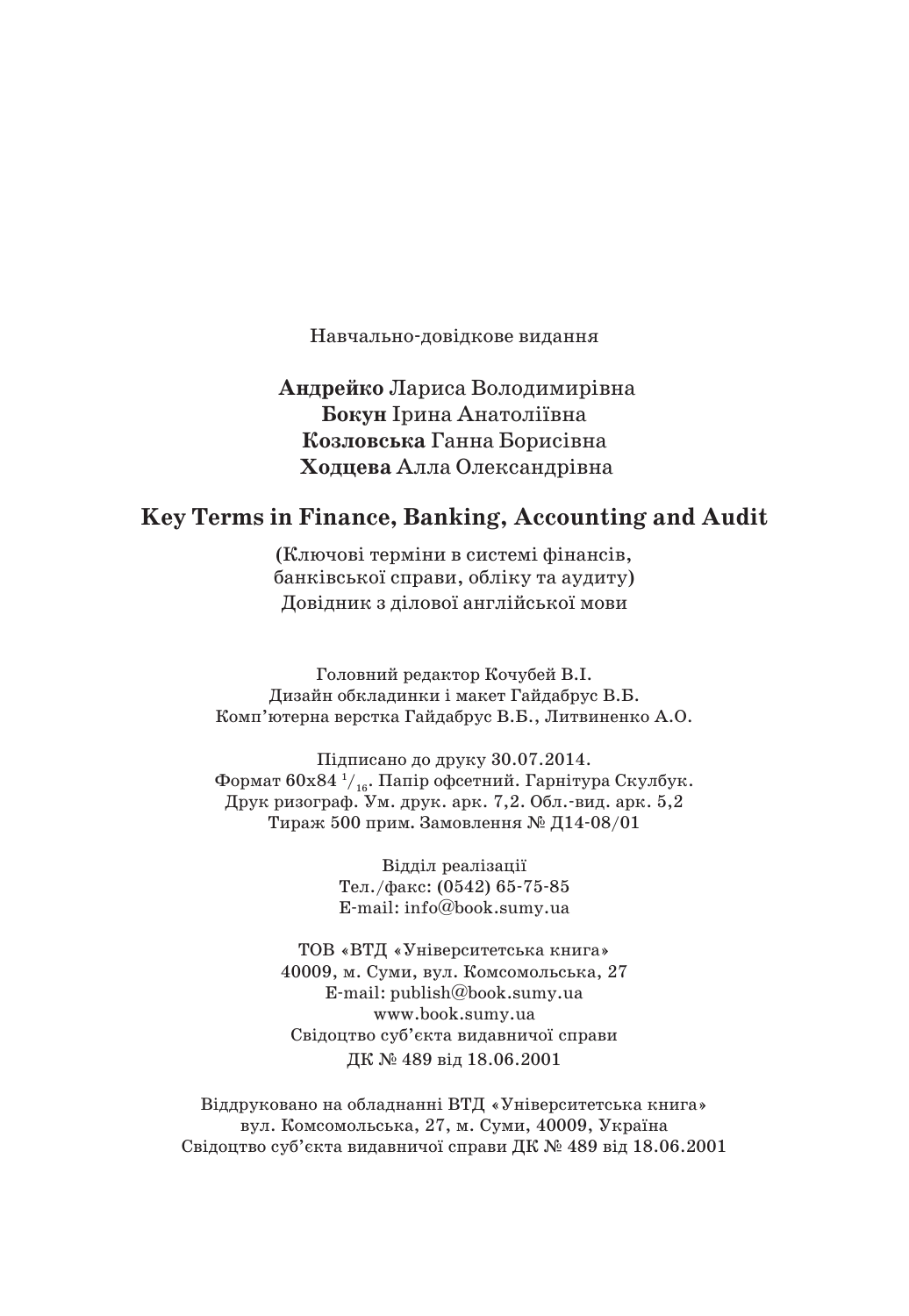Навчально-довідкове видання

**Андрейко** Лариса Володимирівна
**Бокун** Ірина Анатоліївна
**Козловська** Ганна Борисівна
**Ходцева** Алла Олександрівна

## Key Terms in Finance, Banking, Accounting and Audit

(Ключові терміни в системі фінансів,
банківської справи, обліку та аудиту)
Довідник з ділової англійської мови

Головний редактор Кочубей В.І.
Дизайн обкладинки і макет Гайдабрус В.Б.
Комп'ютерна верстка Гайдабрус В.Б., Литвиненко А.О.

Підписано до друку 30.07.2014.
Формат 60x84 $^{1}/_{16}$. Папір офсетний. Гарнітура Скулбук.
Друк ризограф. Ум. друк. арк. 7,2. Обл.-вид. арк. 5,2
Тираж 500 прим. Замовлення № Д14-08/01

Відділ реалізації
Тел./факс: (0542) 65-75-85
E-mail: info@book.sumy.ua

ТОВ «ВТД «Університетська книга»
40009, м. Суми, вул. Комсомольська, 27
E-mail: publish@book.sumy.ua
www.book.sumy.ua
Свідоцтво суб'єкта видавничої справи
ДК № 489 від 18.06.2001

Віддруковано на обладнанні ВТД «Університетська книга»
вул. Комсомольська, 27, м. Суми, 40009, Україна
Свідоцтво суб'єкта видавничої справи ДК № 489 від 18.06.2001